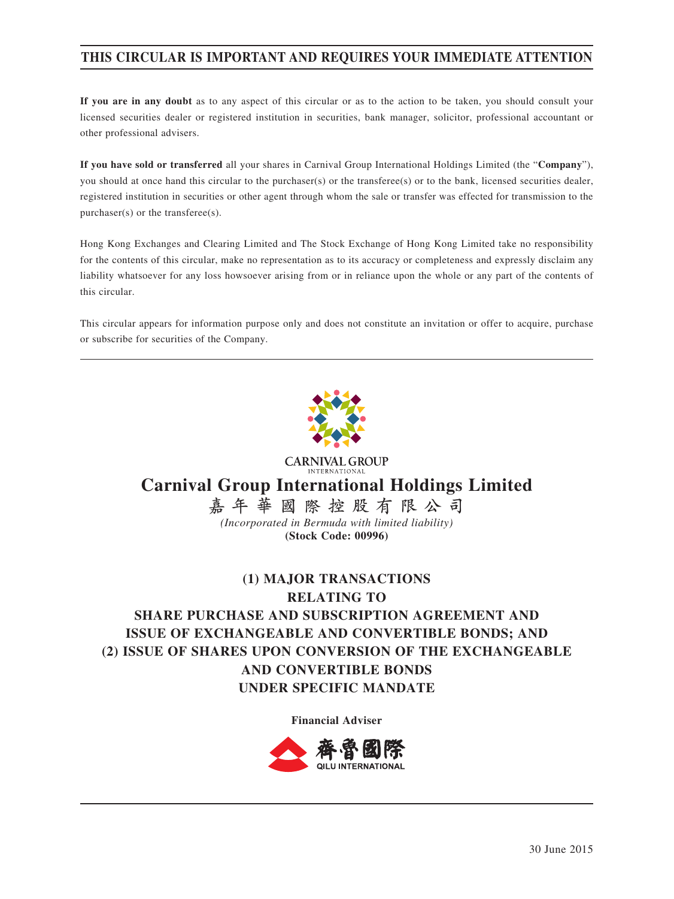**THIS CIRCULAR IS IMPORTANT AND REQUIRES YOUR IMMEDIATE ATTENTION**

**If you are in any doubt** as to any aspect of this circular or as to the action to be taken, you should consult your licensed securities dealer or registered institution in securities, bank manager, solicitor, professional accountant or other professional advisers.

**If you have sold or transferred** all your shares in Carnival Group International Holdings Limited (the "**Company**"), you should at once hand this circular to the purchaser(s) or the transferee(s) or to the bank, licensed securities dealer, registered institution in securities or other agent through whom the sale or transfer was effected for transmission to the purchaser(s) or the transferee(s).

Hong Kong Exchanges and Clearing Limited and The Stock Exchange of Hong Kong Limited take no responsibility for the contents of this circular, make no representation as to its accuracy or completeness and expressly disclaim any liability whatsoever for any loss howsoever arising from or in reliance upon the whole or any part of the contents of this circular.

This circular appears for information purpose only and does not constitute an invitation or offer to acquire, purchase or subscribe for securities of the Company.

CARNIVAL GROUP
INTERNATIONAL

# Carnival Group International Holdings Limited

嘉年華國際控股有限公司

*(Incorporated in Bermuda with limited liability)*

**(Stock Code: 00996)**

## (1) MAJOR TRANSACTIONS RELATING TO SHARE PURCHASE AND SUBSCRIPTION AGREEMENT AND ISSUE OF EXCHANGEABLE AND CONVERTIBLE BONDS; AND (2) ISSUE OF SHARES UPON CONVERSION OF THE EXCHANGEABLE AND CONVERTIBLE BONDS UNDER SPECIFIC MANDATE

**Financial Adviser**

齊魯國際
QILU INTERNATIONAL

30 June 2015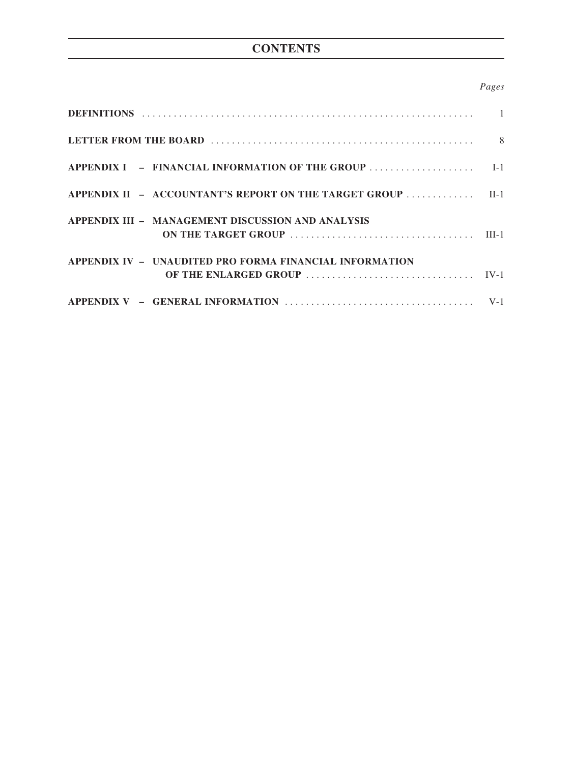# CONTENTS

| | *Pages* |
|---|---|
| **DEFINITIONS** | 1 |
| **LETTER FROM THE BOARD** | 8 |
| **APPENDIX I – FINANCIAL INFORMATION OF THE GROUP** | I-1 |
| **APPENDIX II – ACCOUNTANT'S REPORT ON THE TARGET GROUP** | II-1 |
| **APPENDIX III – MANAGEMENT DISCUSSION AND ANALYSIS ON THE TARGET GROUP** | III-1 |
| **APPENDIX IV – UNAUDITED PRO FORMA FINANCIAL INFORMATION OF THE ENLARGED GROUP** | IV-1 |
| **APPENDIX V – GENERAL INFORMATION** | V-1 |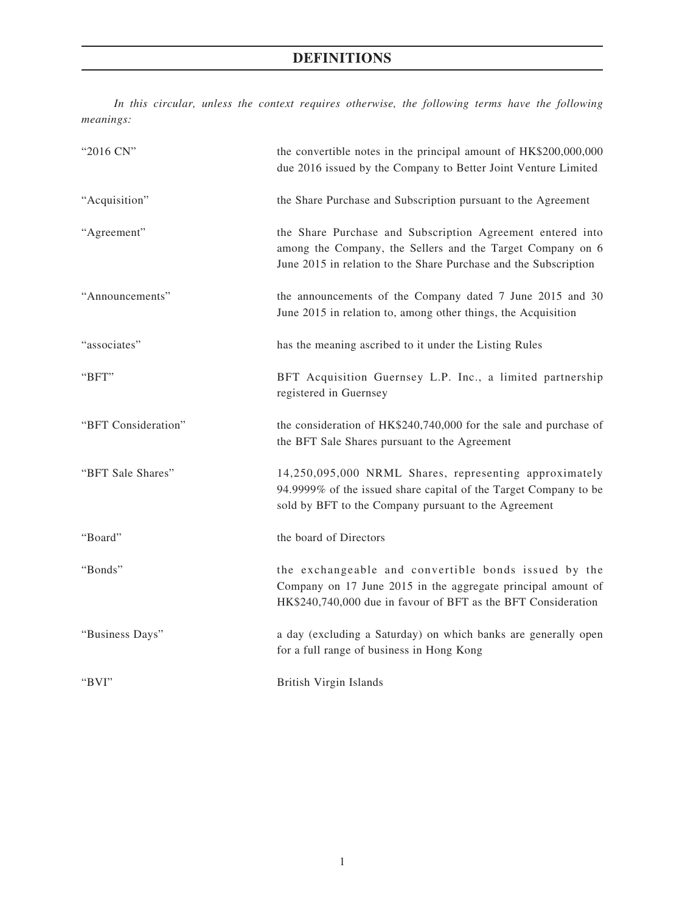# DEFINITIONS

*In this circular, unless the context requires otherwise, the following terms have the following meanings:*

| | |
|---|---|
| "2016 CN" | the convertible notes in the principal amount of HK$200,000,000 due 2016 issued by the Company to Better Joint Venture Limited |
| "Acquisition" | the Share Purchase and Subscription pursuant to the Agreement |
| "Agreement" | the Share Purchase and Subscription Agreement entered into among the Company, the Sellers and the Target Company on 6 June 2015 in relation to the Share Purchase and the Subscription |
| "Announcements" | the announcements of the Company dated 7 June 2015 and 30 June 2015 in relation to, among other things, the Acquisition |
| "associates" | has the meaning ascribed to it under the Listing Rules |
| "BFT" | BFT Acquisition Guernsey L.P. Inc., a limited partnership registered in Guernsey |
| "BFT Consideration" | the consideration of HK$240,740,000 for the sale and purchase of the BFT Sale Shares pursuant to the Agreement |
| "BFT Sale Shares" | 14,250,095,000 NRML Shares, representing approximately 94.9999% of the issued share capital of the Target Company to be sold by BFT to the Company pursuant to the Agreement |
| "Board" | the board of Directors |
| "Bonds" | the exchangeable and convertible bonds issued by the Company on 17 June 2015 in the aggregate principal amount of HK$240,740,000 due in favour of BFT as the BFT Consideration |
| "Business Days" | a day (excluding a Saturday) on which banks are generally open for a full range of business in Hong Kong |
| "BVI" | British Virgin Islands |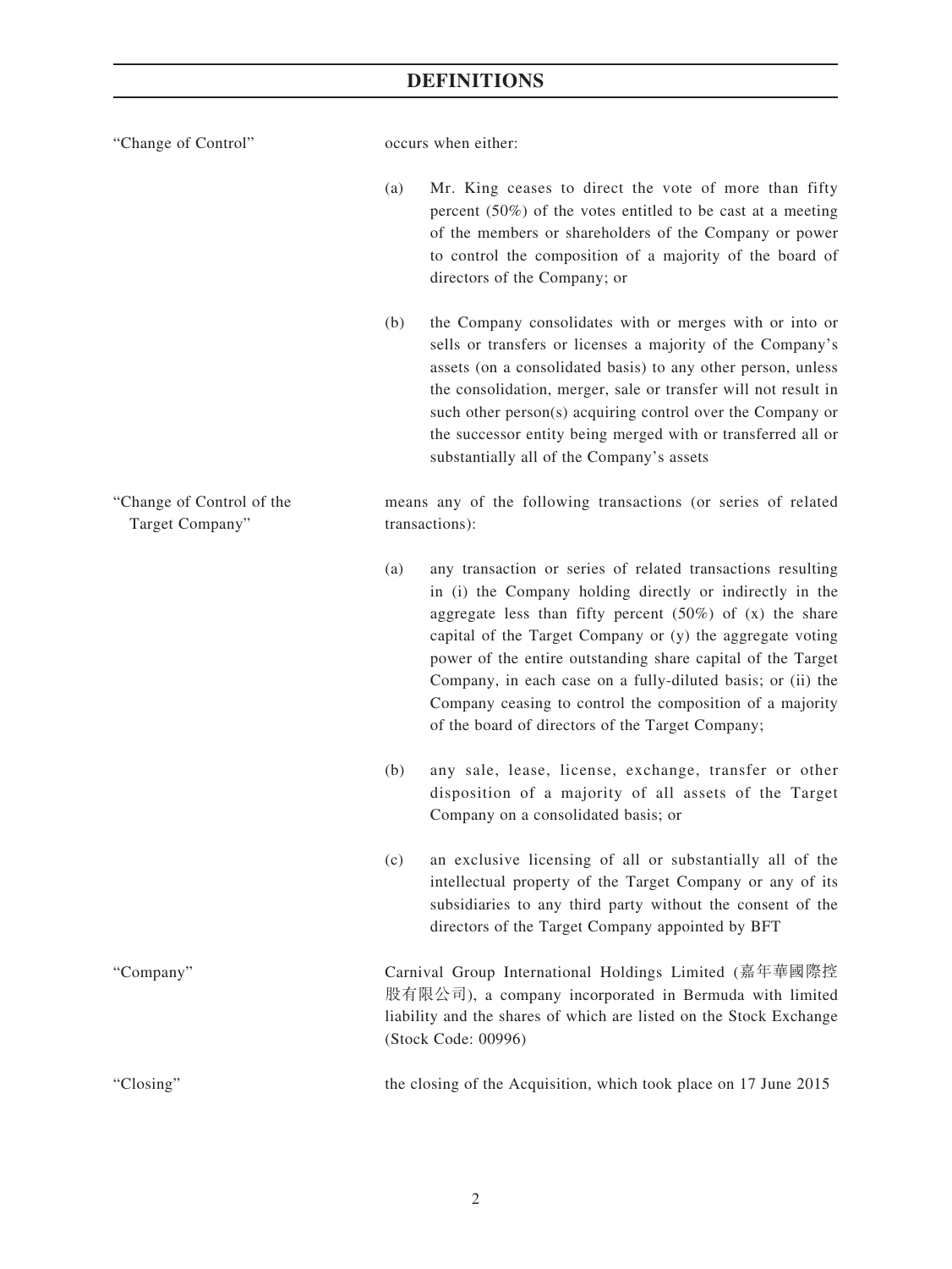## DEFINITIONS

| | |
|---|---|
| "Change of Control" | occurs when either:<br><br>(a) Mr. King ceases to direct the vote of more than fifty percent (50%) of the votes entitled to be cast at a meeting of the members or shareholders of the Company or power to control the composition of a majority of the board of directors of the Company; or<br><br>(b) the Company consolidates with or merges with or into or sells or transfers or licenses a majority of the Company's assets (on a consolidated basis) to any other person, unless the consolidation, merger, sale or transfer will not result in such other person(s) acquiring control over the Company or the successor entity being merged with or transferred all or substantially all of the Company's assets |
| "Change of Control of the Target Company" | means any of the following transactions (or series of related transactions):<br><br>(a) any transaction or series of related transactions resulting in (i) the Company holding directly or indirectly in the aggregate less than fifty percent (50%) of (x) the share capital of the Target Company or (y) the aggregate voting power of the entire outstanding share capital of the Target Company, in each case on a fully-diluted basis; or (ii) the Company ceasing to control the composition of a majority of the board of directors of the Target Company;<br><br>(b) any sale, lease, license, exchange, transfer or other disposition of a majority of all assets of the Target Company on a consolidated basis; or<br><br>(c) an exclusive licensing of all or substantially all of the intellectual property of the Target Company or any of its subsidiaries to any third party without the consent of the directors of the Target Company appointed by BFT |
| "Company" | Carnival Group International Holdings Limited (嘉年華國際控股有限公司), a company incorporated in Bermuda with limited liability and the shares of which are listed on the Stock Exchange (Stock Code: 00996) |
| "Closing" | the closing of the Acquisition, which took place on 17 June 2015 |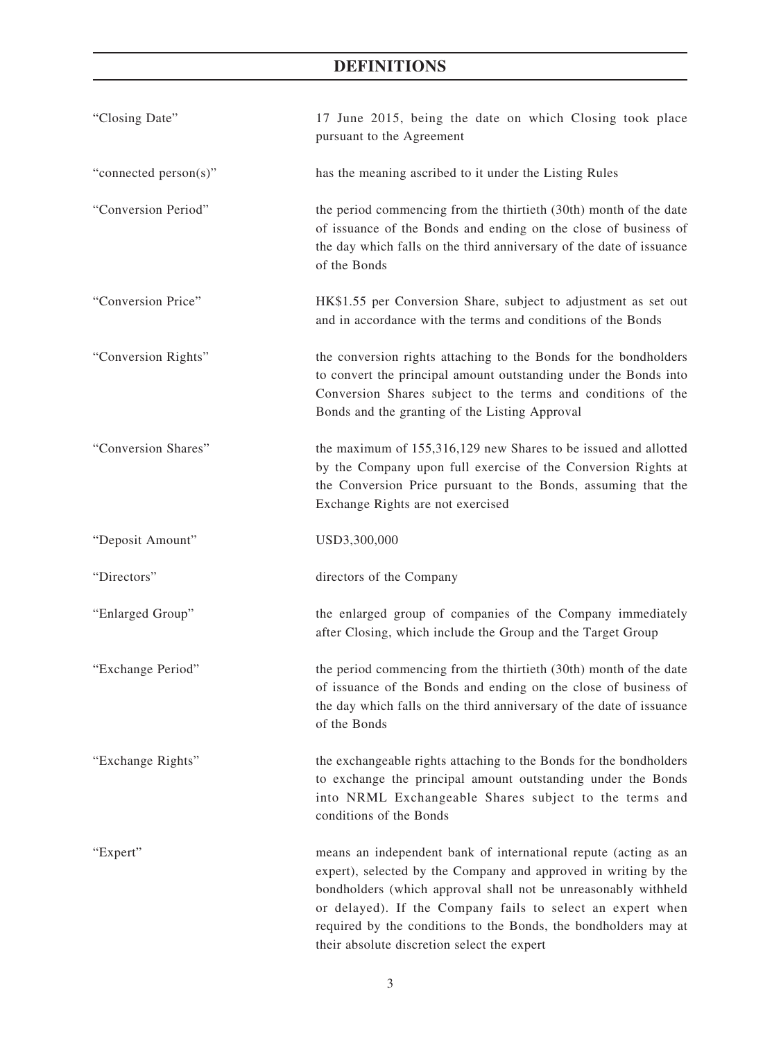# DEFINITIONS

| | |
|---|---|
| "Closing Date" | 17 June 2015, being the date on which Closing took place pursuant to the Agreement |
| "connected person(s)" | has the meaning ascribed to it under the Listing Rules |
| "Conversion Period" | the period commencing from the thirtieth (30th) month of the date of issuance of the Bonds and ending on the close of business of the day which falls on the third anniversary of the date of issuance of the Bonds |
| "Conversion Price" | HK$1.55 per Conversion Share, subject to adjustment as set out and in accordance with the terms and conditions of the Bonds |
| "Conversion Rights" | the conversion rights attaching to the Bonds for the bondholders to convert the principal amount outstanding under the Bonds into Conversion Shares subject to the terms and conditions of the Bonds and the granting of the Listing Approval |
| "Conversion Shares" | the maximum of 155,316,129 new Shares to be issued and allotted by the Company upon full exercise of the Conversion Rights at the Conversion Price pursuant to the Bonds, assuming that the Exchange Rights are not exercised |
| "Deposit Amount" | USD3,300,000 |
| "Directors" | directors of the Company |
| "Enlarged Group" | the enlarged group of companies of the Company immediately after Closing, which include the Group and the Target Group |
| "Exchange Period" | the period commencing from the thirtieth (30th) month of the date of issuance of the Bonds and ending on the close of business of the day which falls on the third anniversary of the date of issuance of the Bonds |
| "Exchange Rights" | the exchangeable rights attaching to the Bonds for the bondholders to exchange the principal amount outstanding under the Bonds into NRML Exchangeable Shares subject to the terms and conditions of the Bonds |
| "Expert" | means an independent bank of international repute (acting as an expert), selected by the Company and approved in writing by the bondholders (which approval shall not be unreasonably withheld or delayed). If the Company fails to select an expert when required by the conditions to the Bonds, the bondholders may at their absolute discretion select the expert |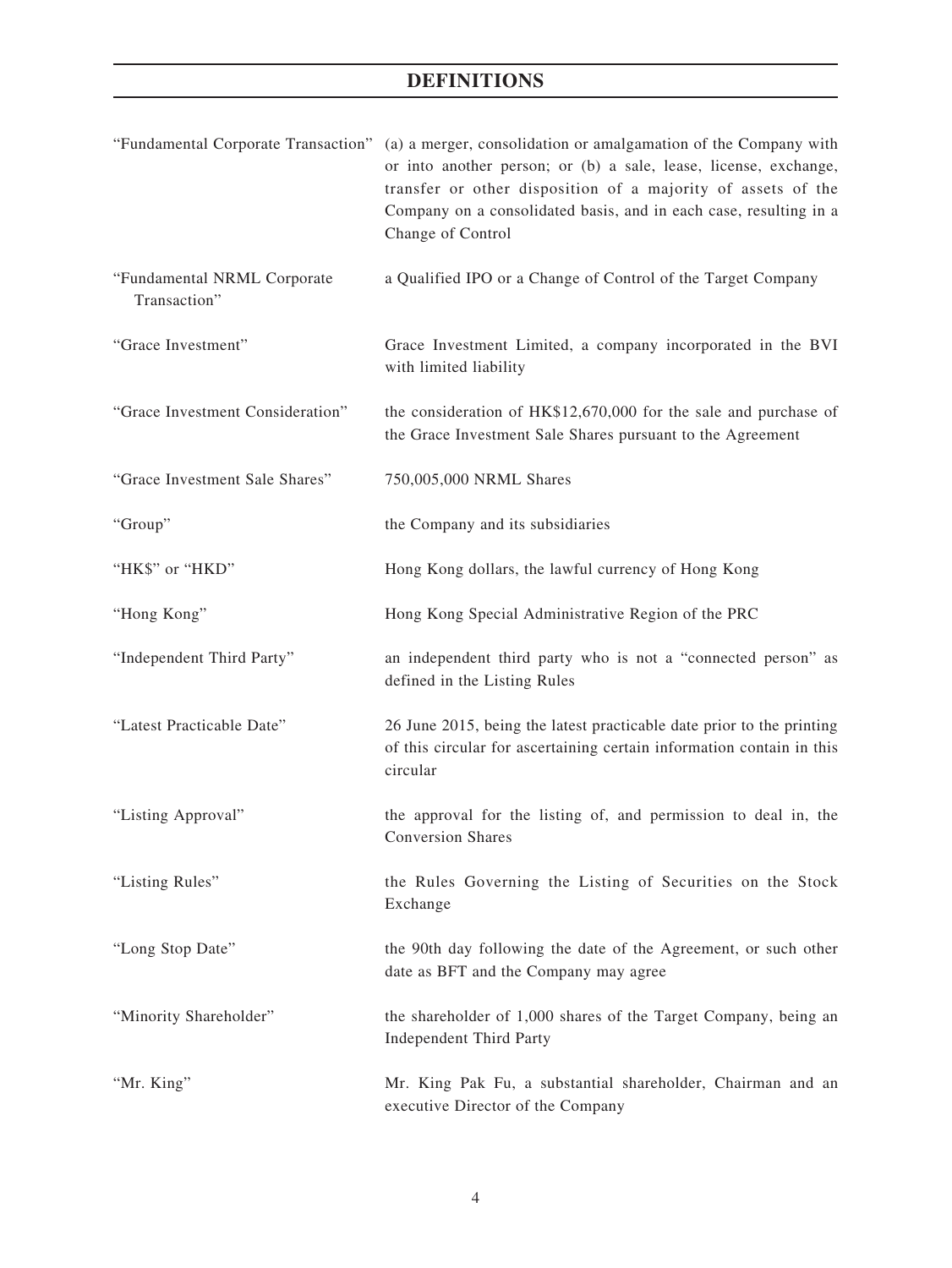# DEFINITIONS

| | |
|---|---|
| "Fundamental Corporate Transaction" | (a) a merger, consolidation or amalgamation of the Company with or into another person; or (b) a sale, lease, license, exchange, transfer or other disposition of a majority of assets of the Company on a consolidated basis, and in each case, resulting in a Change of Control |
| "Fundamental NRML Corporate Transaction" | a Qualified IPO or a Change of Control of the Target Company |
| "Grace Investment" | Grace Investment Limited, a company incorporated in the BVI with limited liability |
| "Grace Investment Consideration" | the consideration of HK$12,670,000 for the sale and purchase of the Grace Investment Sale Shares pursuant to the Agreement |
| "Grace Investment Sale Shares" | 750,005,000 NRML Shares |
| "Group" | the Company and its subsidiaries |
| "HK$" or "HKD" | Hong Kong dollars, the lawful currency of Hong Kong |
| "Hong Kong" | Hong Kong Special Administrative Region of the PRC |
| "Independent Third Party" | an independent third party who is not a "connected person" as defined in the Listing Rules |
| "Latest Practicable Date" | 26 June 2015, being the latest practicable date prior to the printing of this circular for ascertaining certain information contain in this circular |
| "Listing Approval" | the approval for the listing of, and permission to deal in, the Conversion Shares |
| "Listing Rules" | the Rules Governing the Listing of Securities on the Stock Exchange |
| "Long Stop Date" | the 90th day following the date of the Agreement, or such other date as BFT and the Company may agree |
| "Minority Shareholder" | the shareholder of 1,000 shares of the Target Company, being an Independent Third Party |
| "Mr. King" | Mr. King Pak Fu, a substantial shareholder, Chairman and an executive Director of the Company |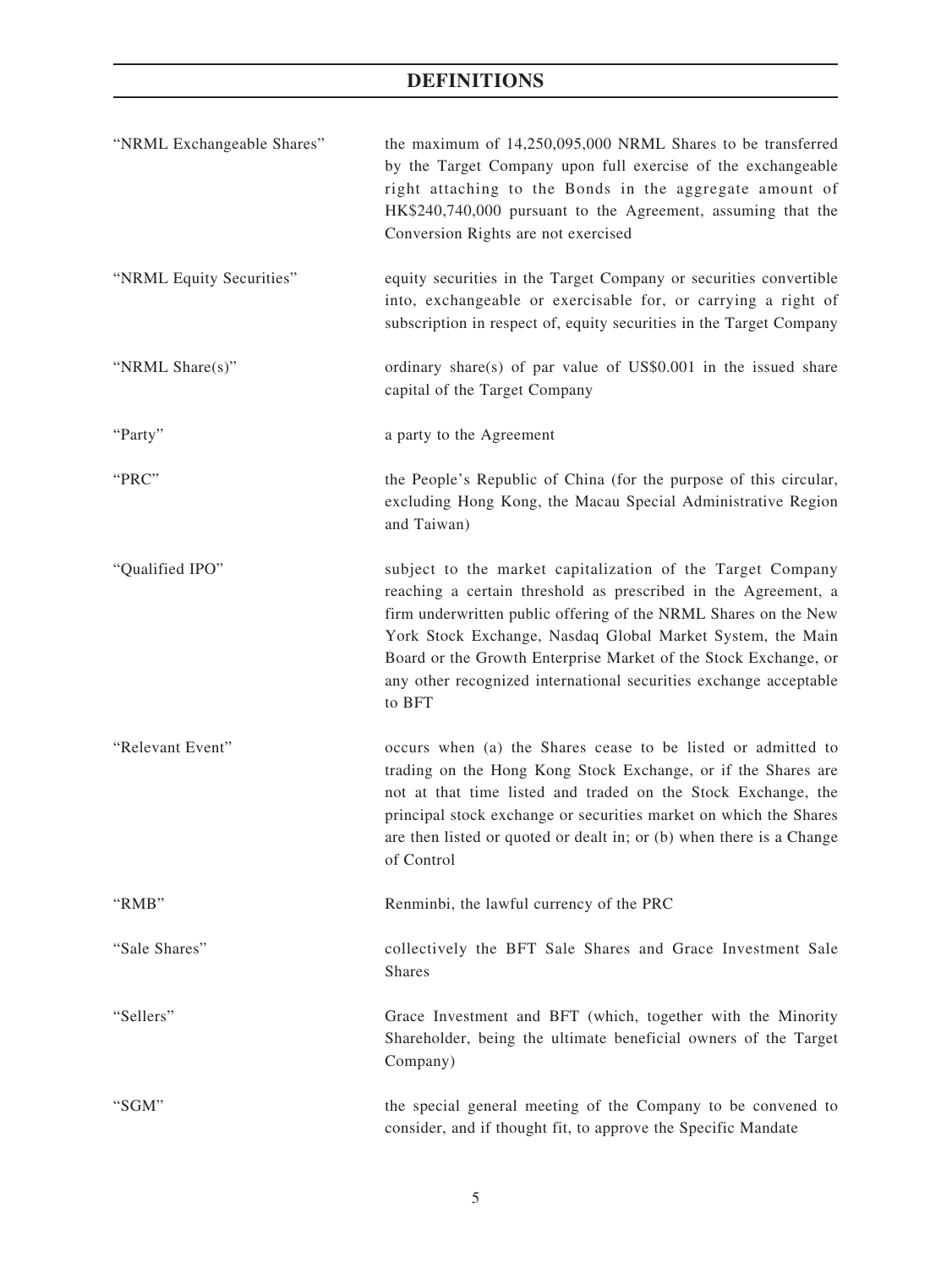# DEFINITIONS

| | |
|---|---|
| "NRML Exchangeable Shares" | the maximum of 14,250,095,000 NRML Shares to be transferred by the Target Company upon full exercise of the exchangeable right attaching to the Bonds in the aggregate amount of HK$240,740,000 pursuant to the Agreement, assuming that the Conversion Rights are not exercised |
| "NRML Equity Securities" | equity securities in the Target Company or securities convertible into, exchangeable or exercisable for, or carrying a right of subscription in respect of, equity securities in the Target Company |
| "NRML Share(s)" | ordinary share(s) of par value of US$0.001 in the issued share capital of the Target Company |
| "Party" | a party to the Agreement |
| "PRC" | the People's Republic of China (for the purpose of this circular, excluding Hong Kong, the Macau Special Administrative Region and Taiwan) |
| "Qualified IPO" | subject to the market capitalization of the Target Company reaching a certain threshold as prescribed in the Agreement, a firm underwritten public offering of the NRML Shares on the New York Stock Exchange, Nasdaq Global Market System, the Main Board or the Growth Enterprise Market of the Stock Exchange, or any other recognized international securities exchange acceptable to BFT |
| "Relevant Event" | occurs when (a) the Shares cease to be listed or admitted to trading on the Hong Kong Stock Exchange, or if the Shares are not at that time listed and traded on the Stock Exchange, the principal stock exchange or securities market on which the Shares are then listed or quoted or dealt in; or (b) when there is a Change of Control |
| "RMB" | Renminbi, the lawful currency of the PRC |
| "Sale Shares" | collectively the BFT Sale Shares and Grace Investment Sale Shares |
| "Sellers" | Grace Investment and BFT (which, together with the Minority Shareholder, being the ultimate beneficial owners of the Target Company) |
| "SGM" | the special general meeting of the Company to be convened to consider, and if thought fit, to approve the Specific Mandate |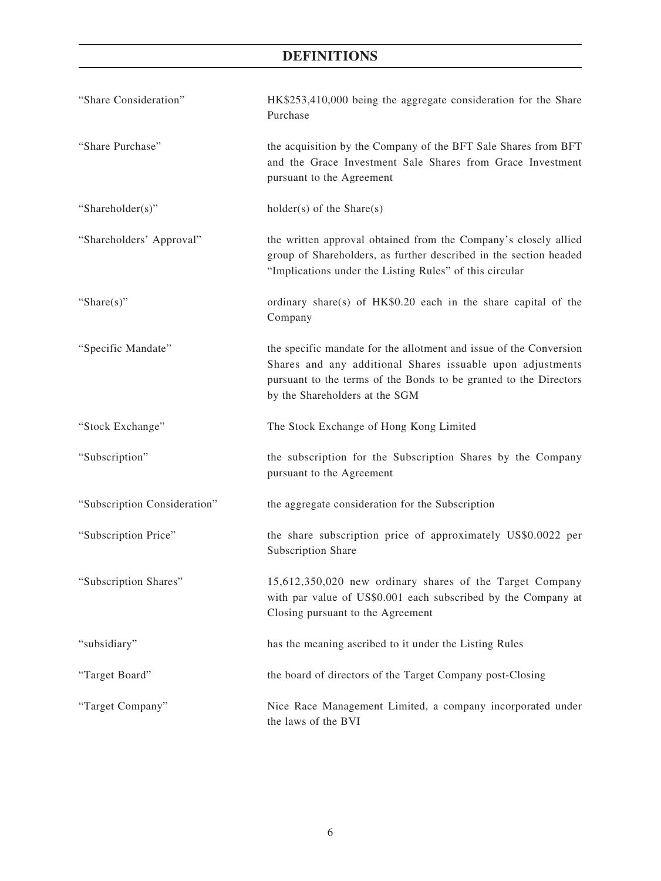# DEFINITIONS

| | |
|---|---|
| "Share Consideration" | HK$253,410,000 being the aggregate consideration for the Share Purchase |
| "Share Purchase" | the acquisition by the Company of the BFT Sale Shares from BFT and the Grace Investment Sale Shares from Grace Investment pursuant to the Agreement |
| "Shareholder(s)" | holder(s) of the Share(s) |
| "Shareholders' Approval" | the written approval obtained from the Company's closely allied group of Shareholders, as further described in the section headed "Implications under the Listing Rules" of this circular |
| "Share(s)" | ordinary share(s) of HK$0.20 each in the share capital of the Company |
| "Specific Mandate" | the specific mandate for the allotment and issue of the Conversion Shares and any additional Shares issuable upon adjustments pursuant to the terms of the Bonds to be granted to the Directors by the Shareholders at the SGM |
| "Stock Exchange" | The Stock Exchange of Hong Kong Limited |
| "Subscription" | the subscription for the Subscription Shares by the Company pursuant to the Agreement |
| "Subscription Consideration" | the aggregate consideration for the Subscription |
| "Subscription Price" | the share subscription price of approximately US$0.0022 per Subscription Share |
| "Subscription Shares" | 15,612,350,020 new ordinary shares of the Target Company with par value of US$0.001 each subscribed by the Company at Closing pursuant to the Agreement |
| "subsidiary" | has the meaning ascribed to it under the Listing Rules |
| "Target Board" | the board of directors of the Target Company post-Closing |
| "Target Company" | Nice Race Management Limited, a company incorporated under the laws of the BVI |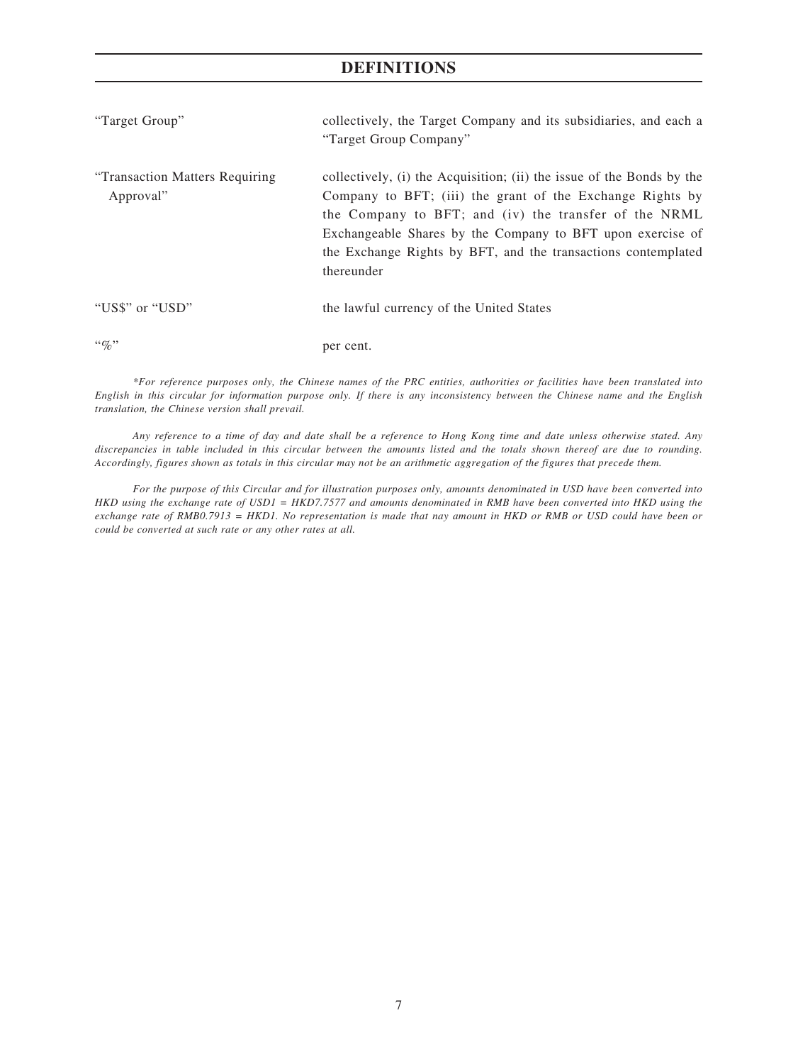# DEFINITIONS

| | |
|---|---|
| "Target Group" | collectively, the Target Company and its subsidiaries, and each a "Target Group Company" |
| "Transaction Matters Requiring Approval" | collectively, (i) the Acquisition; (ii) the issue of the Bonds by the Company to BFT; (iii) the grant of the Exchange Rights by the Company to BFT; and (iv) the transfer of the NRML Exchangeable Shares by the Company to BFT upon exercise of the Exchange Rights by BFT, and the transactions contemplated thereunder |
| "US$" or "USD" | the lawful currency of the United States |
| "%" | per cent. |

*\*For reference purposes only, the Chinese names of the PRC entities, authorities or facilities have been translated into English in this circular for information purpose only. If there is any inconsistency between the Chinese name and the English translation, the Chinese version shall prevail.*

*Any reference to a time of day and date shall be a reference to Hong Kong time and date unless otherwise stated. Any discrepancies in table included in this circular between the amounts listed and the totals shown thereof are due to rounding. Accordingly, figures shown as totals in this circular may not be an arithmetic aggregation of the figures that precede them.*

*For the purpose of this Circular and for illustration purposes only, amounts denominated in USD have been converted into HKD using the exchange rate of USD1 = HKD7.7577 and amounts denominated in RMB have been converted into HKD using the exchange rate of RMB0.7913 = HKD1. No representation is made that nay amount in HKD or RMB or USD could have been or could be converted at such rate or any other rates at all.*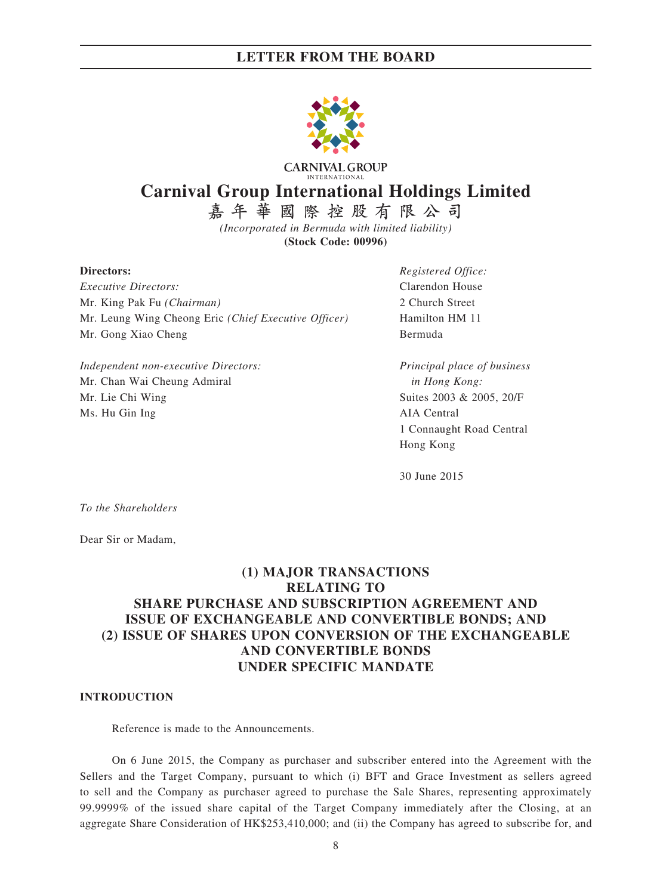CARNIVAL GROUP
INTERNATIONAL

# Carnival Group International Holdings Limited

嘉年華國際控股有限公司

*(Incorporated in Bermuda with limited liability)*

**(Stock Code: 00996)**

**Directors:**

*Executive Directors:*
Mr. King Pak Fu *(Chairman)*
Mr. Leung Wing Cheong Eric *(Chief Executive Officer)*
Mr. Gong Xiao Cheng

*Independent non-executive Directors:*
Mr. Chan Wai Cheung Admiral
Mr. Lie Chi Wing
Ms. Hu Gin Ing

*Registered Office:*
Clarendon House
2 Church Street
Hamilton HM 11
Bermuda

*Principal place of business in Hong Kong:*
Suites 2003 & 2005, 20/F
AIA Central
1 Connaught Road Central
Hong Kong

30 June 2015

*To the Shareholders*

Dear Sir or Madam,

## (1) MAJOR TRANSACTIONS RELATING TO SHARE PURCHASE AND SUBSCRIPTION AGREEMENT AND ISSUE OF EXCHANGEABLE AND CONVERTIBLE BONDS; AND (2) ISSUE OF SHARES UPON CONVERSION OF THE EXCHANGEABLE AND CONVERTIBLE BONDS UNDER SPECIFIC MANDATE

### INTRODUCTION

Reference is made to the Announcements.

On 6 June 2015, the Company as purchaser and subscriber entered into the Agreement with the Sellers and the Target Company, pursuant to which (i) BFT and Grace Investment as sellers agreed to sell and the Company as purchaser agreed to purchase the Sale Shares, representing approximately 99.9999% of the issued share capital of the Target Company immediately after the Closing, at an aggregate Share Consideration of HK$253,410,000; and (ii) the Company has agreed to subscribe for, and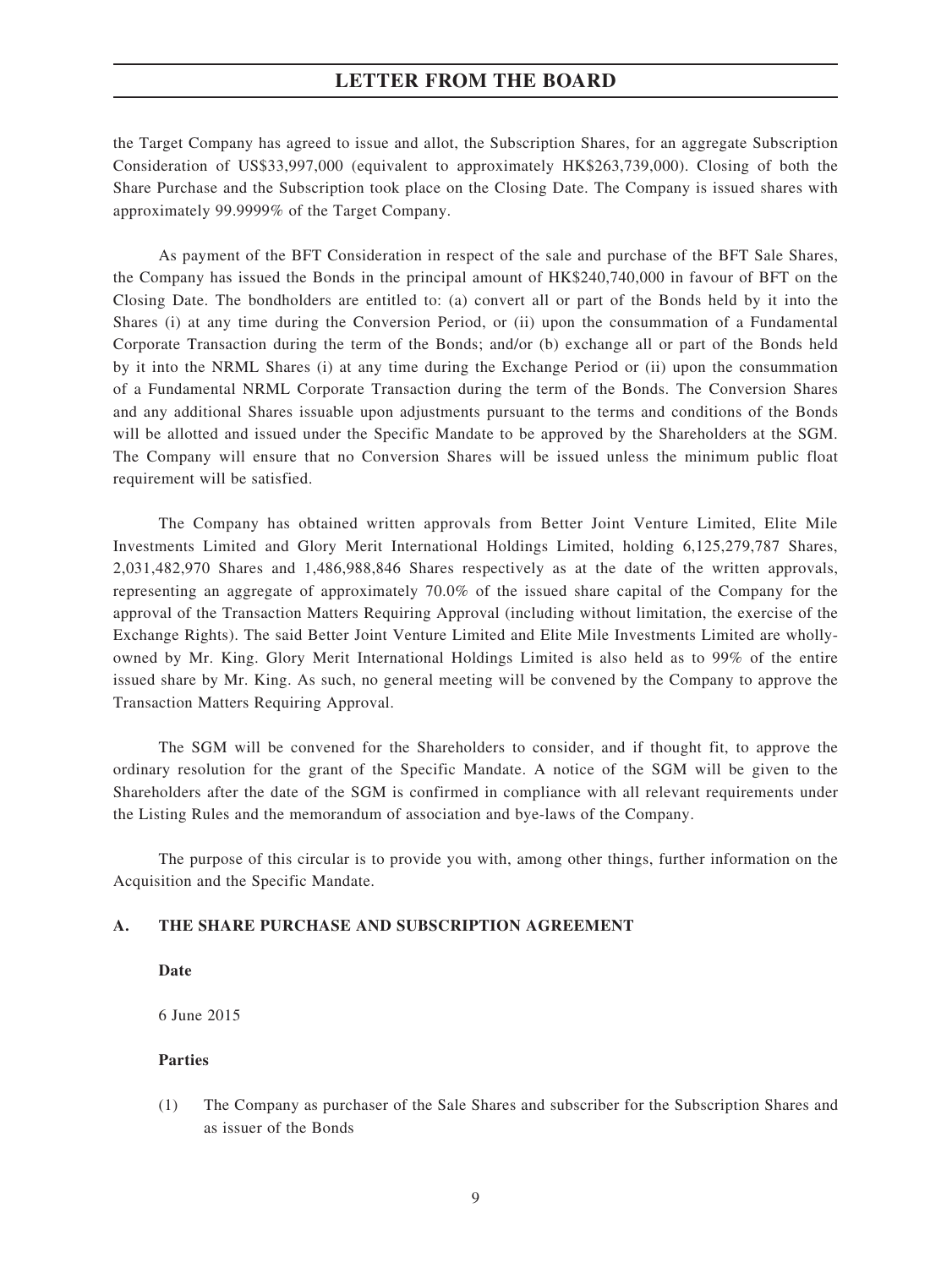the Target Company has agreed to issue and allot, the Subscription Shares, for an aggregate Subscription Consideration of US$33,997,000 (equivalent to approximately HK$263,739,000). Closing of both the Share Purchase and the Subscription took place on the Closing Date. The Company is issued shares with approximately 99.9999% of the Target Company.

As payment of the BFT Consideration in respect of the sale and purchase of the BFT Sale Shares, the Company has issued the Bonds in the principal amount of HK$240,740,000 in favour of BFT on the Closing Date. The bondholders are entitled to: (a) convert all or part of the Bonds held by it into the Shares (i) at any time during the Conversion Period, or (ii) upon the consummation of a Fundamental Corporate Transaction during the term of the Bonds; and/or (b) exchange all or part of the Bonds held by it into the NRML Shares (i) at any time during the Exchange Period or (ii) upon the consummation of a Fundamental NRML Corporate Transaction during the term of the Bonds. The Conversion Shares and any additional Shares issuable upon adjustments pursuant to the terms and conditions of the Bonds will be allotted and issued under the Specific Mandate to be approved by the Shareholders at the SGM. The Company will ensure that no Conversion Shares will be issued unless the minimum public float requirement will be satisfied.

The Company has obtained written approvals from Better Joint Venture Limited, Elite Mile Investments Limited and Glory Merit International Holdings Limited, holding 6,125,279,787 Shares, 2,031,482,970 Shares and 1,486,988,846 Shares respectively as at the date of the written approvals, representing an aggregate of approximately 70.0% of the issued share capital of the Company for the approval of the Transaction Matters Requiring Approval (including without limitation, the exercise of the Exchange Rights). The said Better Joint Venture Limited and Elite Mile Investments Limited are wholly-owned by Mr. King. Glory Merit International Holdings Limited is also held as to 99% of the entire issued share by Mr. King. As such, no general meeting will be convened by the Company to approve the Transaction Matters Requiring Approval.

The SGM will be convened for the Shareholders to consider, and if thought fit, to approve the ordinary resolution for the grant of the Specific Mandate. A notice of the SGM will be given to the Shareholders after the date of the SGM is confirmed in compliance with all relevant requirements under the Listing Rules and the memorandum of association and bye-laws of the Company.

The purpose of this circular is to provide you with, among other things, further information on the Acquisition and the Specific Mandate.

## A. THE SHARE PURCHASE AND SUBSCRIPTION AGREEMENT

**Date**

6 June 2015

**Parties**

(1) The Company as purchaser of the Sale Shares and subscriber for the Subscription Shares and as issuer of the Bonds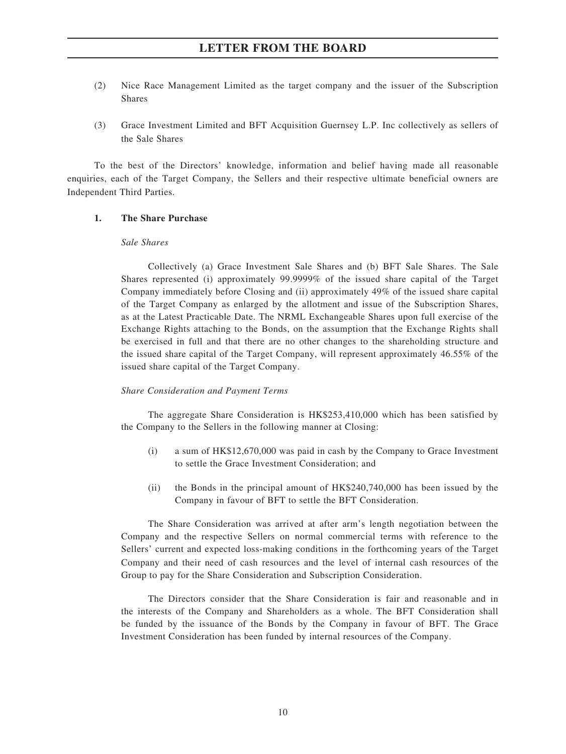(2) Nice Race Management Limited as the target company and the issuer of the Subscription Shares

(3) Grace Investment Limited and BFT Acquisition Guernsey L.P. Inc collectively as sellers of the Sale Shares

To the best of the Directors' knowledge, information and belief having made all reasonable enquiries, each of the Target Company, the Sellers and their respective ultimate beneficial owners are Independent Third Parties.

### 1. The Share Purchase

*Sale Shares*

Collectively (a) Grace Investment Sale Shares and (b) BFT Sale Shares. The Sale Shares represented (i) approximately 99.9999% of the issued share capital of the Target Company immediately before Closing and (ii) approximately 49% of the issued share capital of the Target Company as enlarged by the allotment and issue of the Subscription Shares, as at the Latest Practicable Date. The NRML Exchangeable Shares upon full exercise of the Exchange Rights attaching to the Bonds, on the assumption that the Exchange Rights shall be exercised in full and that there are no other changes to the shareholding structure and the issued share capital of the Target Company, will represent approximately 46.55% of the issued share capital of the Target Company.

*Share Consideration and Payment Terms*

The aggregate Share Consideration is HK$253,410,000 which has been satisfied by the Company to the Sellers in the following manner at Closing:

(i) a sum of HK$12,670,000 was paid in cash by the Company to Grace Investment to settle the Grace Investment Consideration; and

(ii) the Bonds in the principal amount of HK$240,740,000 has been issued by the Company in favour of BFT to settle the BFT Consideration.

The Share Consideration was arrived at after arm's length negotiation between the Company and the respective Sellers on normal commercial terms with reference to the Sellers' current and expected loss-making conditions in the forthcoming years of the Target Company and their need of cash resources and the level of internal cash resources of the Group to pay for the Share Consideration and Subscription Consideration.

The Directors consider that the Share Consideration is fair and reasonable and in the interests of the Company and Shareholders as a whole. The BFT Consideration shall be funded by the issuance of the Bonds by the Company in favour of BFT. The Grace Investment Consideration has been funded by internal resources of the Company.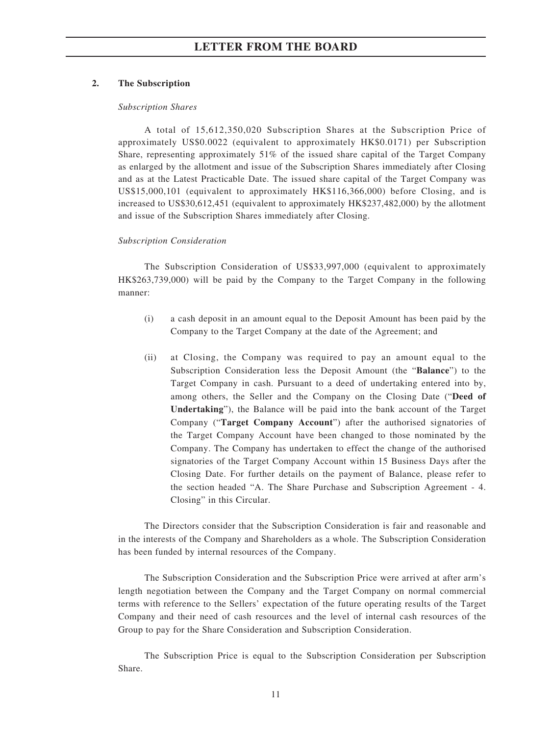## 2. The Subscription

*Subscription Shares*

A total of 15,612,350,020 Subscription Shares at the Subscription Price of approximately US$0.0022 (equivalent to approximately HK$0.0171) per Subscription Share, representing approximately 51% of the issued share capital of the Target Company as enlarged by the allotment and issue of the Subscription Shares immediately after Closing and as at the Latest Practicable Date. The issued share capital of the Target Company was US$15,000,101 (equivalent to approximately HK$116,366,000) before Closing, and is increased to US$30,612,451 (equivalent to approximately HK$237,482,000) by the allotment and issue of the Subscription Shares immediately after Closing.

*Subscription Consideration*

The Subscription Consideration of US$33,997,000 (equivalent to approximately HK$263,739,000) will be paid by the Company to the Target Company in the following manner:

(i) a cash deposit in an amount equal to the Deposit Amount has been paid by the Company to the Target Company at the date of the Agreement; and

(ii) at Closing, the Company was required to pay an amount equal to the Subscription Consideration less the Deposit Amount (the "**Balance**") to the Target Company in cash. Pursuant to a deed of undertaking entered into by, among others, the Seller and the Company on the Closing Date ("**Deed of Undertaking**"), the Balance will be paid into the bank account of the Target Company ("**Target Company Account**") after the authorised signatories of the Target Company Account have been changed to those nominated by the Company. The Company has undertaken to effect the change of the authorised signatories of the Target Company Account within 15 Business Days after the Closing Date. For further details on the payment of Balance, please refer to the section headed "A. The Share Purchase and Subscription Agreement - 4. Closing" in this Circular.

The Directors consider that the Subscription Consideration is fair and reasonable and in the interests of the Company and Shareholders as a whole. The Subscription Consideration has been funded by internal resources of the Company.

The Subscription Consideration and the Subscription Price were arrived at after arm's length negotiation between the Company and the Target Company on normal commercial terms with reference to the Sellers' expectation of the future operating results of the Target Company and their need of cash resources and the level of internal cash resources of the Group to pay for the Share Consideration and Subscription Consideration.

The Subscription Price is equal to the Subscription Consideration per Subscription Share.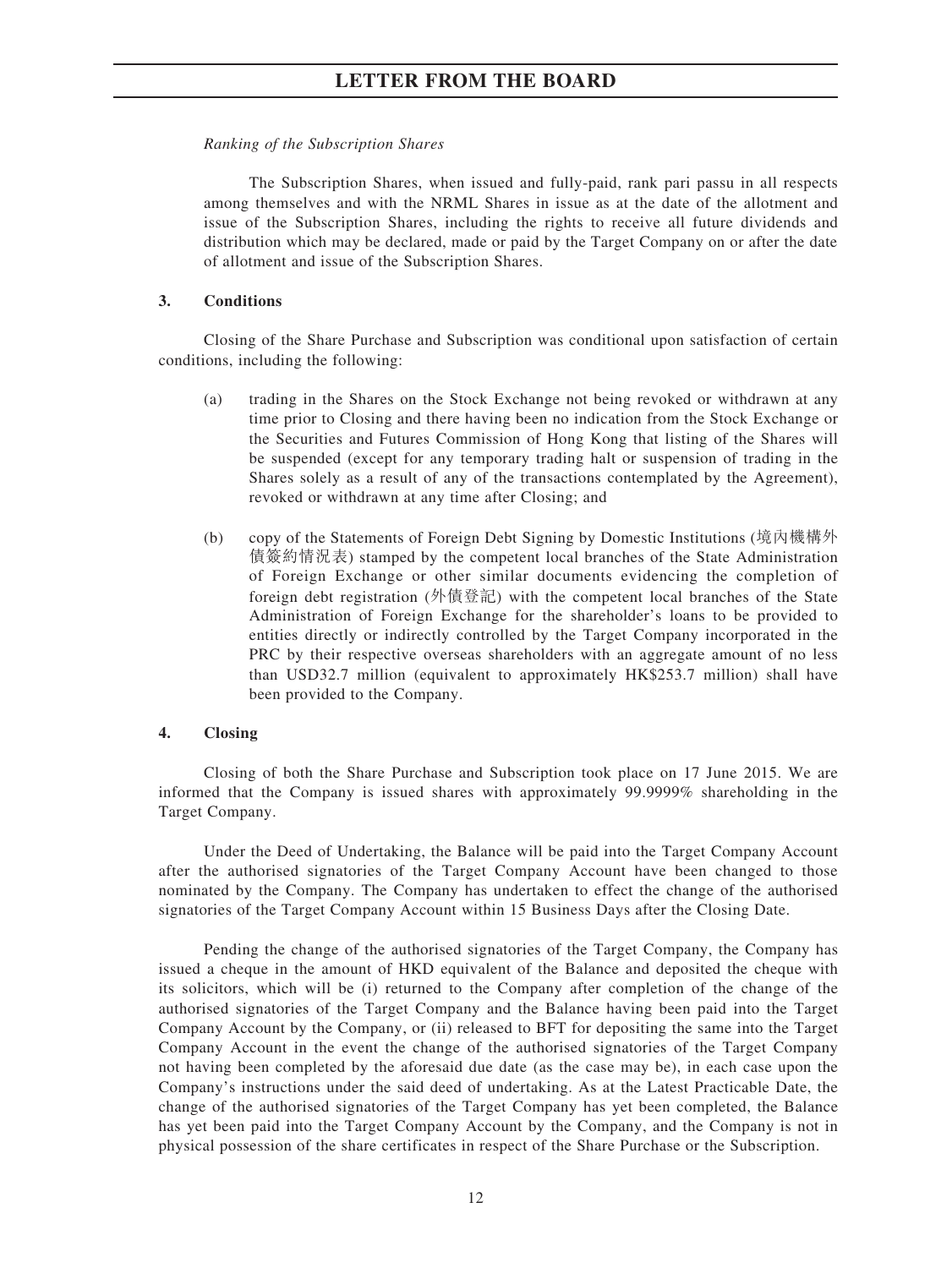*Ranking of the Subscription Shares*

The Subscription Shares, when issued and fully-paid, rank pari passu in all respects among themselves and with the NRML Shares in issue as at the date of the allotment and issue of the Subscription Shares, including the rights to receive all future dividends and distribution which may be declared, made or paid by the Target Company on or after the date of allotment and issue of the Subscription Shares.

**3. Conditions**

Closing of the Share Purchase and Subscription was conditional upon satisfaction of certain conditions, including the following:

(a) trading in the Shares on the Stock Exchange not being revoked or withdrawn at any time prior to Closing and there having been no indication from the Stock Exchange or the Securities and Futures Commission of Hong Kong that listing of the Shares will be suspended (except for any temporary trading halt or suspension of trading in the Shares solely as a result of any of the transactions contemplated by the Agreement), revoked or withdrawn at any time after Closing; and

(b) copy of the Statements of Foreign Debt Signing by Domestic Institutions (境內機構外債簽約情況表) stamped by the competent local branches of the State Administration of Foreign Exchange or other similar documents evidencing the completion of foreign debt registration (外債登記) with the competent local branches of the State Administration of Foreign Exchange for the shareholder's loans to be provided to entities directly or indirectly controlled by the Target Company incorporated in the PRC by their respective overseas shareholders with an aggregate amount of no less than USD32.7 million (equivalent to approximately HK$253.7 million) shall have been provided to the Company.

**4. Closing**

Closing of both the Share Purchase and Subscription took place on 17 June 2015. We are informed that the Company is issued shares with approximately 99.9999% shareholding in the Target Company.

Under the Deed of Undertaking, the Balance will be paid into the Target Company Account after the authorised signatories of the Target Company Account have been changed to those nominated by the Company. The Company has undertaken to effect the change of the authorised signatories of the Target Company Account within 15 Business Days after the Closing Date.

Pending the change of the authorised signatories of the Target Company, the Company has issued a cheque in the amount of HKD equivalent of the Balance and deposited the cheque with its solicitors, which will be (i) returned to the Company after completion of the change of the authorised signatories of the Target Company and the Balance having been paid into the Target Company Account by the Company, or (ii) released to BFT for depositing the same into the Target Company Account in the event the change of the authorised signatories of the Target Company not having been completed by the aforesaid due date (as the case may be), in each case upon the Company's instructions under the said deed of undertaking. As at the Latest Practicable Date, the change of the authorised signatories of the Target Company has yet been completed, the Balance has yet been paid into the Target Company Account by the Company, and the Company is not in physical possession of the share certificates in respect of the Share Purchase or the Subscription.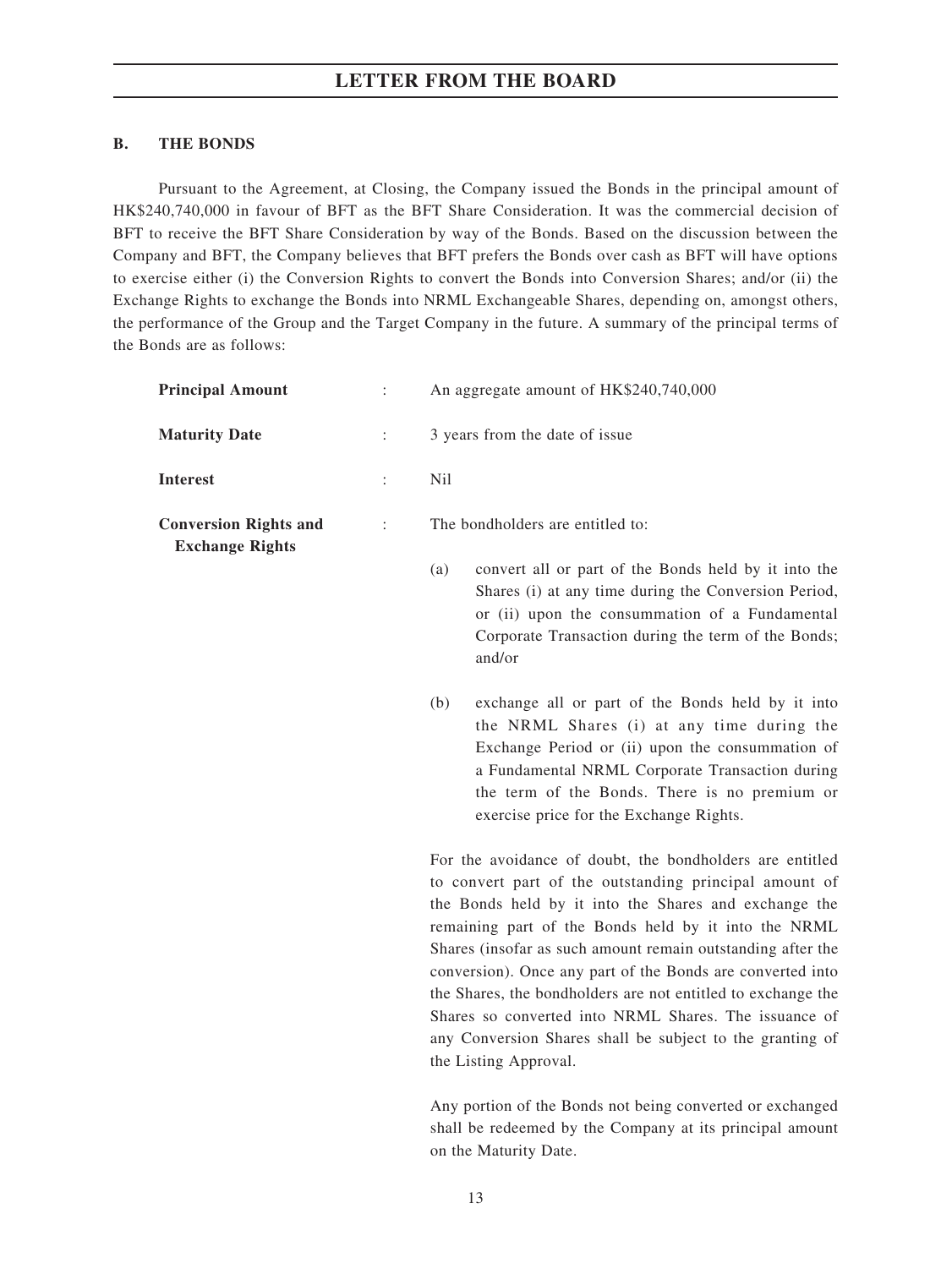### B. THE BONDS

Pursuant to the Agreement, at Closing, the Company issued the Bonds in the principal amount of HK$240,740,000 in favour of BFT as the BFT Share Consideration. It was the commercial decision of BFT to receive the BFT Share Consideration by way of the Bonds. Based on the discussion between the Company and BFT, the Company believes that BFT prefers the Bonds over cash as BFT will have options to exercise either (i) the Conversion Rights to convert the Bonds into Conversion Shares; and/or (ii) the Exchange Rights to exchange the Bonds into NRML Exchangeable Shares, depending on, amongst others, the performance of the Group and the Target Company in the future. A summary of the principal terms of the Bonds are as follows:

**Principal Amount** : An aggregate amount of HK$240,740,000

**Maturity Date** : 3 years from the date of issue

**Interest** : Nil

**Conversion Rights and Exchange Rights** : The bondholders are entitled to:

(a) convert all or part of the Bonds held by it into the Shares (i) at any time during the Conversion Period, or (ii) upon the consummation of a Fundamental Corporate Transaction during the term of the Bonds; and/or

(b) exchange all or part of the Bonds held by it into the NRML Shares (i) at any time during the Exchange Period or (ii) upon the consummation of a Fundamental NRML Corporate Transaction during the term of the Bonds. There is no premium or exercise price for the Exchange Rights.

For the avoidance of doubt, the bondholders are entitled to convert part of the outstanding principal amount of the Bonds held by it into the Shares and exchange the remaining part of the Bonds held by it into the NRML Shares (insofar as such amount remain outstanding after the conversion). Once any part of the Bonds are converted into the Shares, the bondholders are not entitled to exchange the Shares so converted into NRML Shares. The issuance of any Conversion Shares shall be subject to the granting of the Listing Approval.

Any portion of the Bonds not being converted or exchanged shall be redeemed by the Company at its principal amount on the Maturity Date.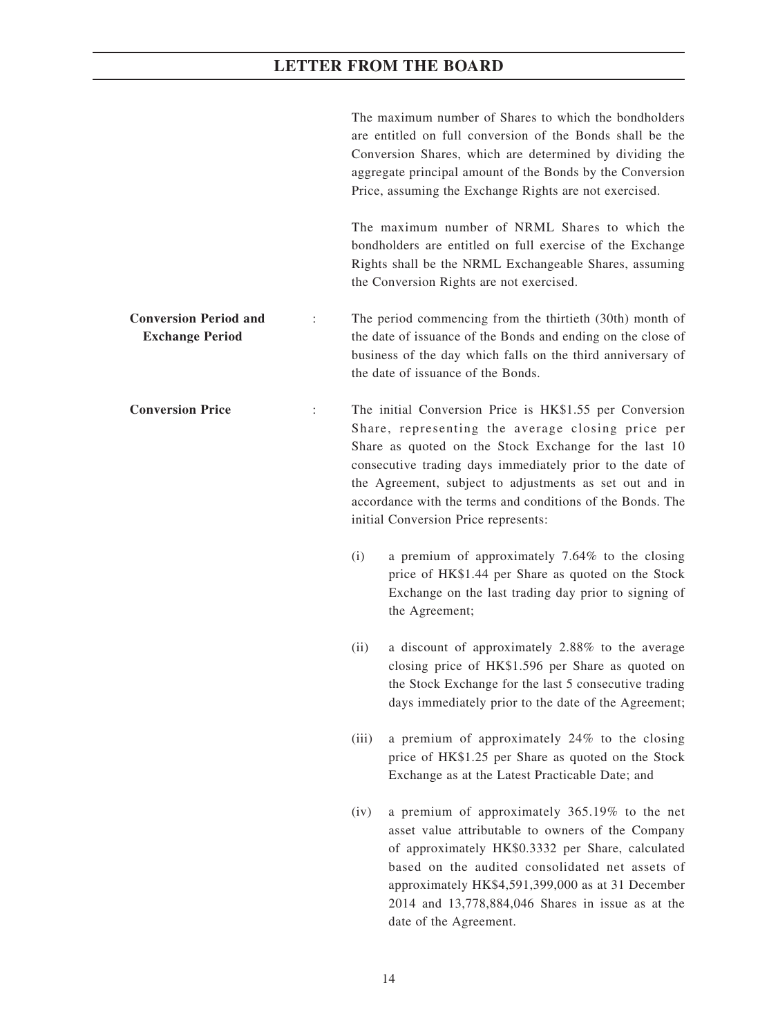The maximum number of Shares to which the bondholders are entitled on full conversion of the Bonds shall be the Conversion Shares, which are determined by dividing the aggregate principal amount of the Bonds by the Conversion Price, assuming the Exchange Rights are not exercised.

The maximum number of NRML Shares to which the bondholders are entitled on full exercise of the Exchange Rights shall be the NRML Exchangeable Shares, assuming the Conversion Rights are not exercised.

**Conversion Period and Exchange Period** : The period commencing from the thirtieth (30th) month of the date of issuance of the Bonds and ending on the close of business of the day which falls on the third anniversary of the date of issuance of the Bonds.

**Conversion Price** : The initial Conversion Price is HK$1.55 per Conversion Share, representing the average closing price per Share as quoted on the Stock Exchange for the last 10 consecutive trading days immediately prior to the date of the Agreement, subject to adjustments as set out and in accordance with the terms and conditions of the Bonds. The initial Conversion Price represents:

(i) a premium of approximately 7.64% to the closing price of HK$1.44 per Share as quoted on the Stock Exchange on the last trading day prior to signing of the Agreement;

(ii) a discount of approximately 2.88% to the average closing price of HK$1.596 per Share as quoted on the Stock Exchange for the last 5 consecutive trading days immediately prior to the date of the Agreement;

(iii) a premium of approximately 24% to the closing price of HK$1.25 per Share as quoted on the Stock Exchange as at the Latest Practicable Date; and

(iv) a premium of approximately 365.19% to the net asset value attributable to owners of the Company of approximately HK$0.3332 per Share, calculated based on the audited consolidated net assets of approximately HK$4,591,399,000 as at 31 December 2014 and 13,778,884,046 Shares in issue as at the date of the Agreement.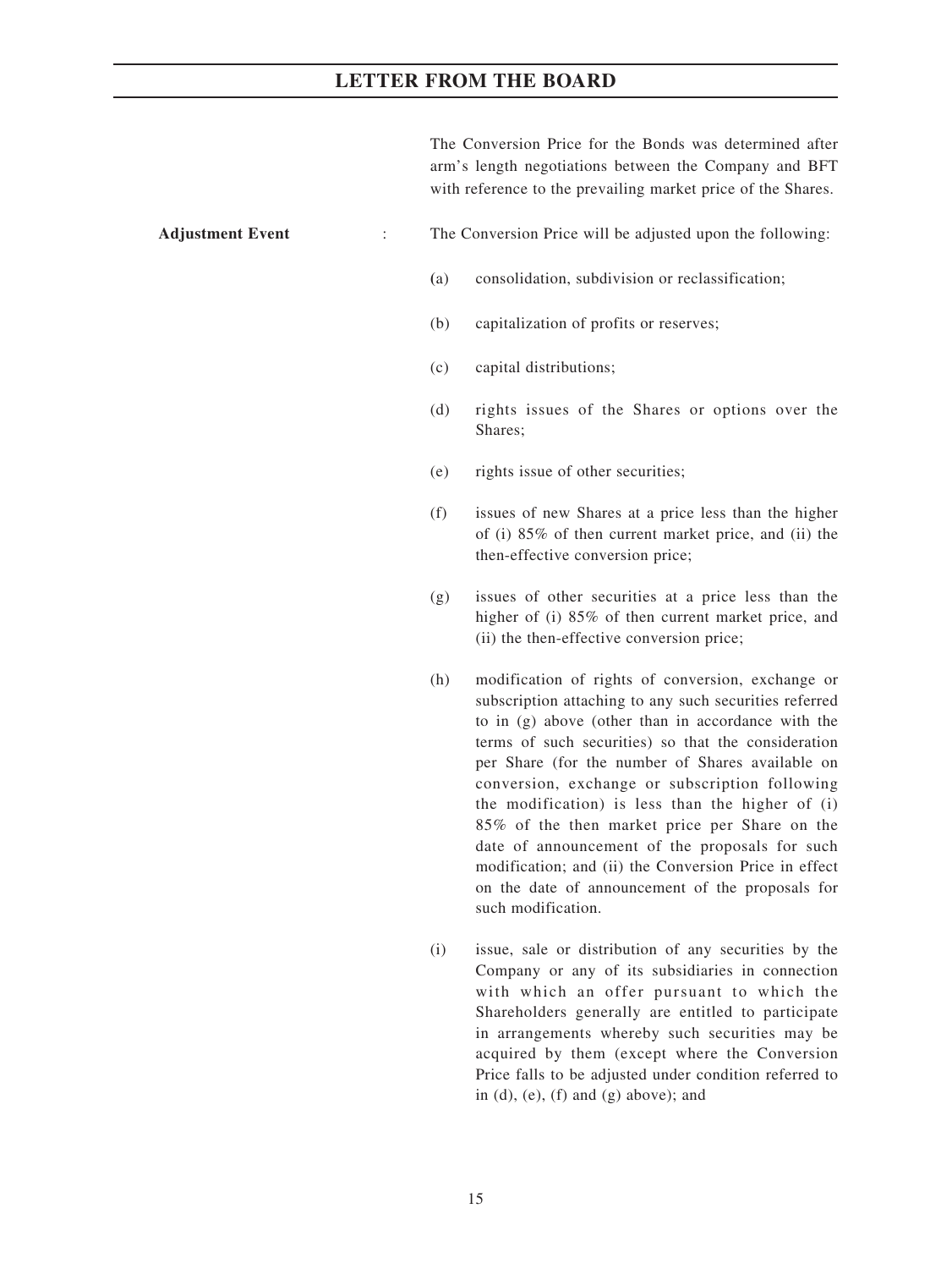The Conversion Price for the Bonds was determined after arm's length negotiations between the Company and BFT with reference to the prevailing market price of the Shares.

**Adjustment Event** : The Conversion Price will be adjusted upon the following:

(a) consolidation, subdivision or reclassification;

(b) capitalization of profits or reserves;

(c) capital distributions;

(d) rights issues of the Shares or options over the Shares;

(e) rights issue of other securities;

(f) issues of new Shares at a price less than the higher of (i) 85% of then current market price, and (ii) the then-effective conversion price;

(g) issues of other securities at a price less than the higher of (i) 85% of then current market price, and (ii) the then-effective conversion price;

(h) modification of rights of conversion, exchange or subscription attaching to any such securities referred to in (g) above (other than in accordance with the terms of such securities) so that the consideration per Share (for the number of Shares available on conversion, exchange or subscription following the modification) is less than the higher of (i) 85% of the then market price per Share on the date of announcement of the proposals for such modification; and (ii) the Conversion Price in effect on the date of announcement of the proposals for such modification.

(i) issue, sale or distribution of any securities by the Company or any of its subsidiaries in connection with which an offer pursuant to which the Shareholders generally are entitled to participate in arrangements whereby such securities may be acquired by them (except where the Conversion Price falls to be adjusted under condition referred to in (d), (e), (f) and (g) above); and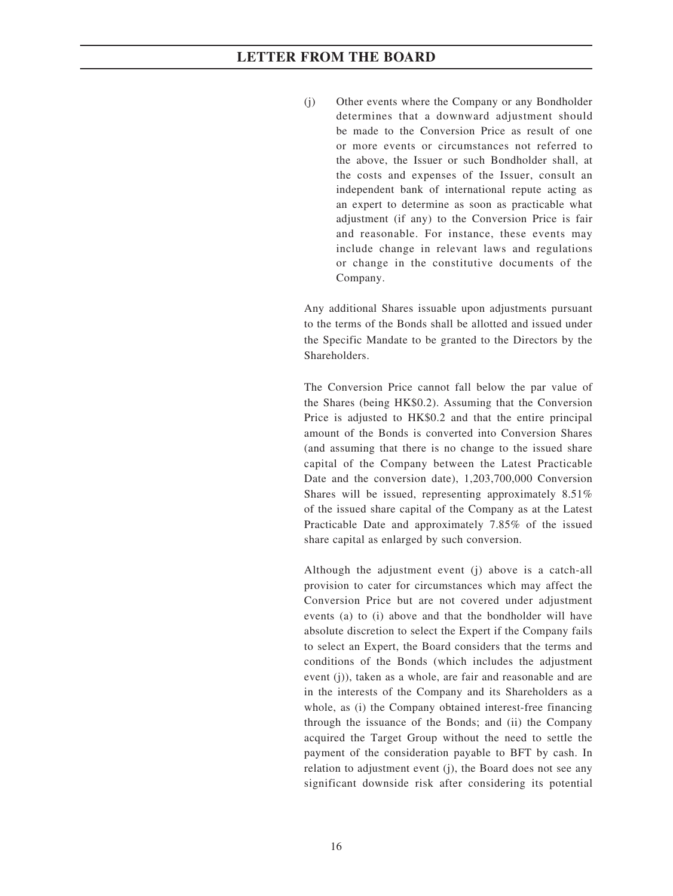(j) Other events where the Company or any Bondholder determines that a downward adjustment should be made to the Conversion Price as result of one or more events or circumstances not referred to the above, the Issuer or such Bondholder shall, at the costs and expenses of the Issuer, consult an independent bank of international repute acting as an expert to determine as soon as practicable what adjustment (if any) to the Conversion Price is fair and reasonable. For instance, these events may include change in relevant laws and regulations or change in the constitutive documents of the Company.

Any additional Shares issuable upon adjustments pursuant to the terms of the Bonds shall be allotted and issued under the Specific Mandate to be granted to the Directors by the Shareholders.

The Conversion Price cannot fall below the par value of the Shares (being HK$0.2). Assuming that the Conversion Price is adjusted to HK$0.2 and that the entire principal amount of the Bonds is converted into Conversion Shares (and assuming that there is no change to the issued share capital of the Company between the Latest Practicable Date and the conversion date), 1,203,700,000 Conversion Shares will be issued, representing approximately 8.51% of the issued share capital of the Company as at the Latest Practicable Date and approximately 7.85% of the issued share capital as enlarged by such conversion.

Although the adjustment event (j) above is a catch-all provision to cater for circumstances which may affect the Conversion Price but are not covered under adjustment events (a) to (i) above and that the bondholder will have absolute discretion to select the Expert if the Company fails to select an Expert, the Board considers that the terms and conditions of the Bonds (which includes the adjustment event (j)), taken as a whole, are fair and reasonable and are in the interests of the Company and its Shareholders as a whole, as (i) the Company obtained interest-free financing through the issuance of the Bonds; and (ii) the Company acquired the Target Group without the need to settle the payment of the consideration payable to BFT by cash. In relation to adjustment event (j), the Board does not see any significant downside risk after considering its potential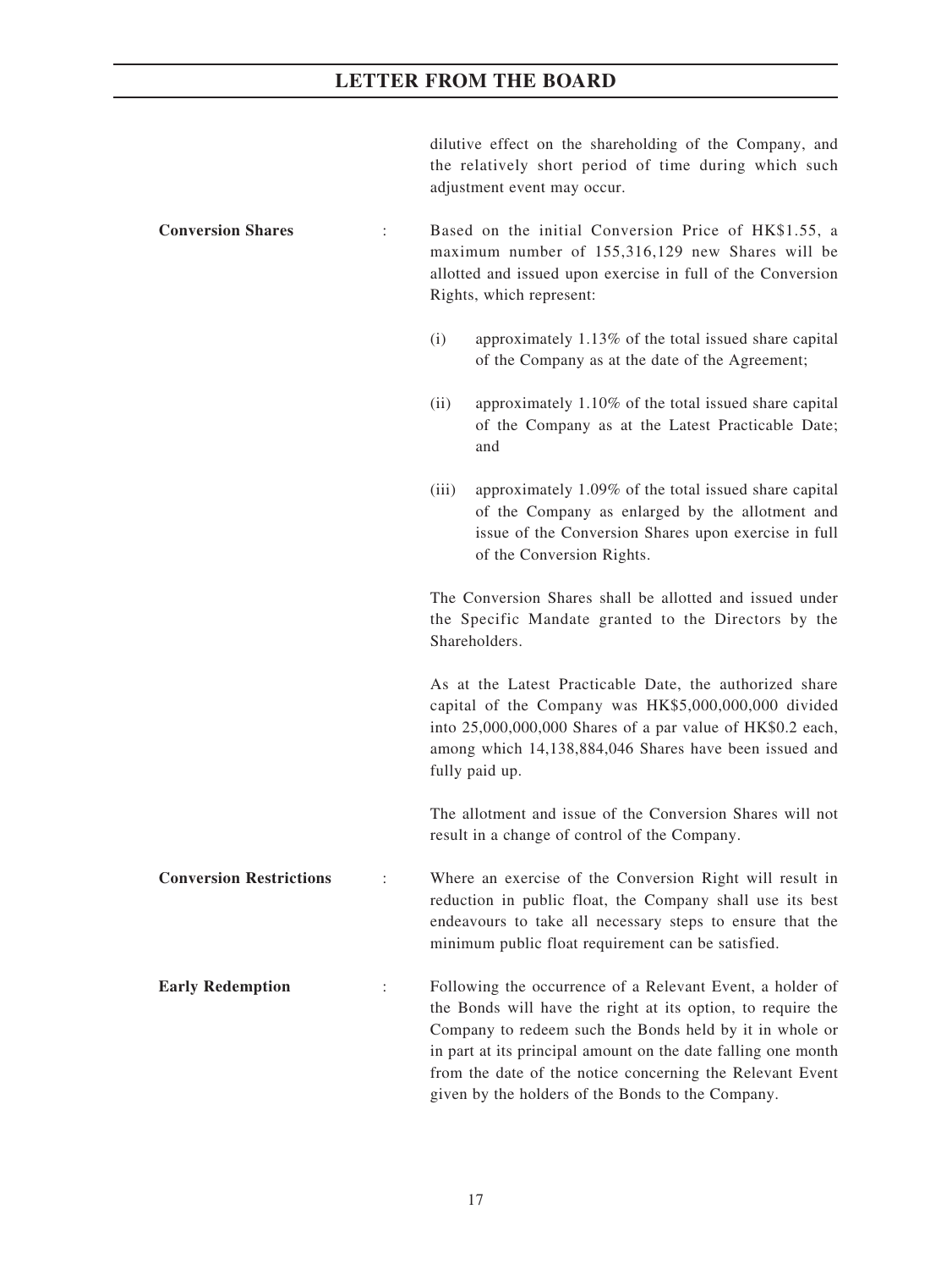dilutive effect on the shareholding of the Company, and the relatively short period of time during which such adjustment event may occur.

**Conversion Shares** : Based on the initial Conversion Price of HK$1.55, a maximum number of 155,316,129 new Shares will be allotted and issued upon exercise in full of the Conversion Rights, which represent:

(i) approximately 1.13% of the total issued share capital of the Company as at the date of the Agreement;

(ii) approximately 1.10% of the total issued share capital of the Company as at the Latest Practicable Date; and

(iii) approximately 1.09% of the total issued share capital of the Company as enlarged by the allotment and issue of the Conversion Shares upon exercise in full of the Conversion Rights.

The Conversion Shares shall be allotted and issued under the Specific Mandate granted to the Directors by the Shareholders.

As at the Latest Practicable Date, the authorized share capital of the Company was HK$5,000,000,000 divided into 25,000,000,000 Shares of a par value of HK$0.2 each, among which 14,138,884,046 Shares have been issued and fully paid up.

The allotment and issue of the Conversion Shares will not result in a change of control of the Company.

**Conversion Restrictions** : Where an exercise of the Conversion Right will result in reduction in public float, the Company shall use its best endeavours to take all necessary steps to ensure that the minimum public float requirement can be satisfied.

**Early Redemption** : Following the occurrence of a Relevant Event, a holder of the Bonds will have the right at its option, to require the Company to redeem such the Bonds held by it in whole or in part at its principal amount on the date falling one month from the date of the notice concerning the Relevant Event given by the holders of the Bonds to the Company.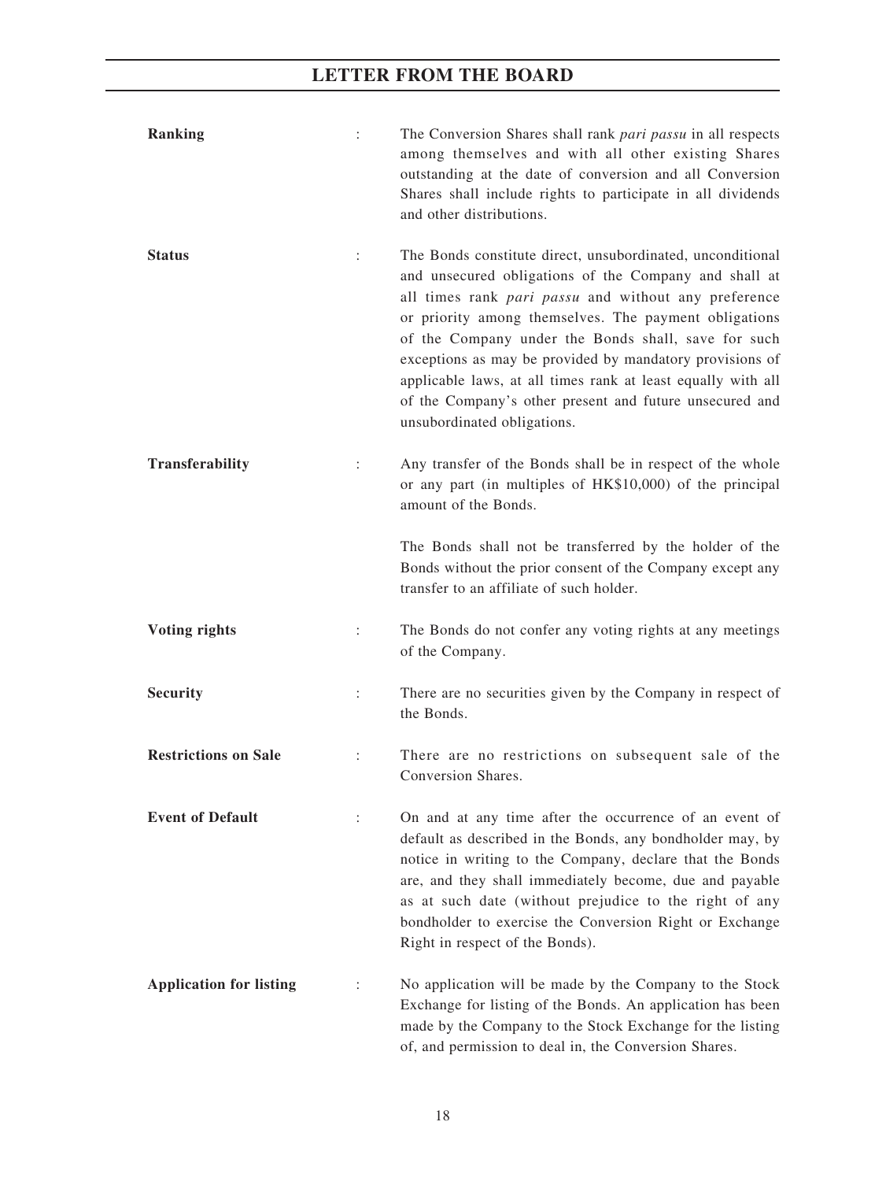| | | |
|---|---|---|
| **Ranking** | : | The Conversion Shares shall rank *pari passu* in all respects among themselves and with all other existing Shares outstanding at the date of conversion and all Conversion Shares shall include rights to participate in all dividends and other distributions. |
| **Status** | : | The Bonds constitute direct, unsubordinated, unconditional and unsecured obligations of the Company and shall at all times rank *pari passu* and without any preference or priority among themselves. The payment obligations of the Company under the Bonds shall, save for such exceptions as may be provided by mandatory provisions of applicable laws, at all times rank at least equally with all of the Company's other present and future unsecured and unsubordinated obligations. |
| **Transferability** | : | Any transfer of the Bonds shall be in respect of the whole or any part (in multiples of HK$10,000) of the principal amount of the Bonds.<br><br>The Bonds shall not be transferred by the holder of the Bonds without the prior consent of the Company except any transfer to an affiliate of such holder. |
| **Voting rights** | : | The Bonds do not confer any voting rights at any meetings of the Company. |
| **Security** | : | There are no securities given by the Company in respect of the Bonds. |
| **Restrictions on Sale** | : | There are no restrictions on subsequent sale of the Conversion Shares. |
| **Event of Default** | : | On and at any time after the occurrence of an event of default as described in the Bonds, any bondholder may, by notice in writing to the Company, declare that the Bonds are, and they shall immediately become, due and payable as at such date (without prejudice to the right of any bondholder to exercise the Conversion Right or Exchange Right in respect of the Bonds). |
| **Application for listing** | : | No application will be made by the Company to the Stock Exchange for listing of the Bonds. An application has been made by the Company to the Stock Exchange for the listing of, and permission to deal in, the Conversion Shares. |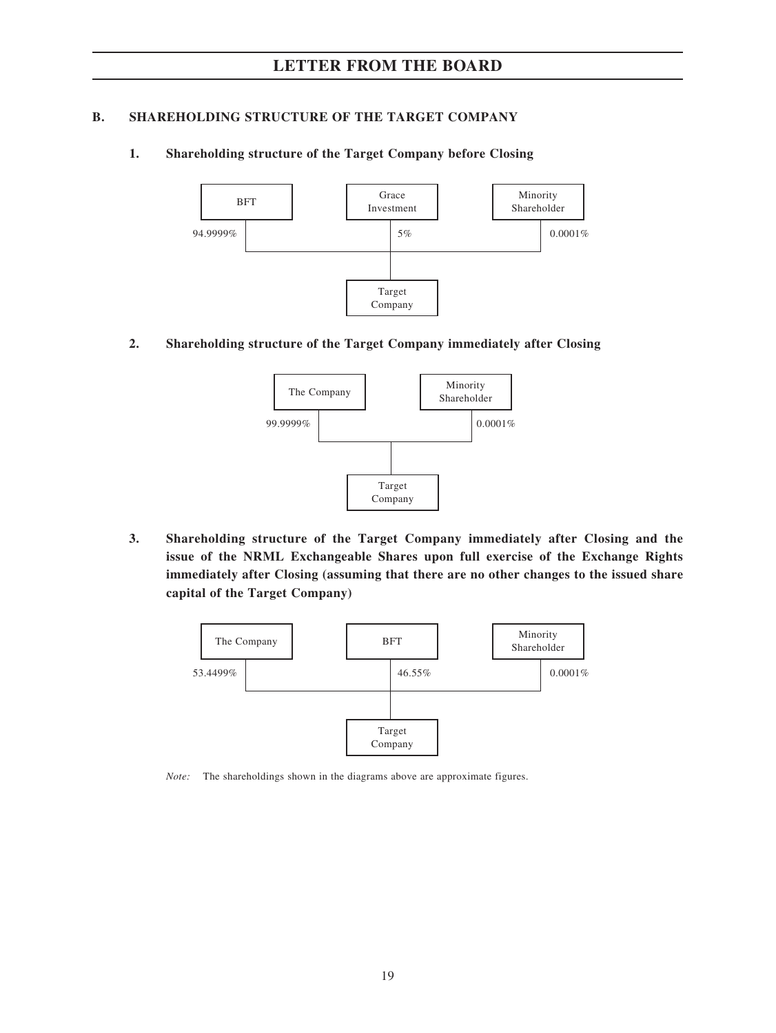## B. SHAREHOLDING STRUCTURE OF THE TARGET COMPANY

### 1. Shareholding structure of the Target Company before Closing

BFT — 94.9999% → Target Company

Grace Investment — 5% → Target Company

Minority Shareholder — 0.0001% → Target Company

### 2. Shareholding structure of the Target Company immediately after Closing

The Company — 99.9999% → Target Company

Minority Shareholder — 0.0001% → Target Company

### 3. Shareholding structure of the Target Company immediately after Closing and the issue of the NRML Exchangeable Shares upon full exercise of the Exchange Rights immediately after Closing (assuming that there are no other changes to the issued share capital of the Target Company)

The Company — 53.4499% → Target Company

BFT — 46.55% → Target Company

Minority Shareholder — 0.0001% → Target Company

*Note:* The shareholdings shown in the diagrams above are approximate figures.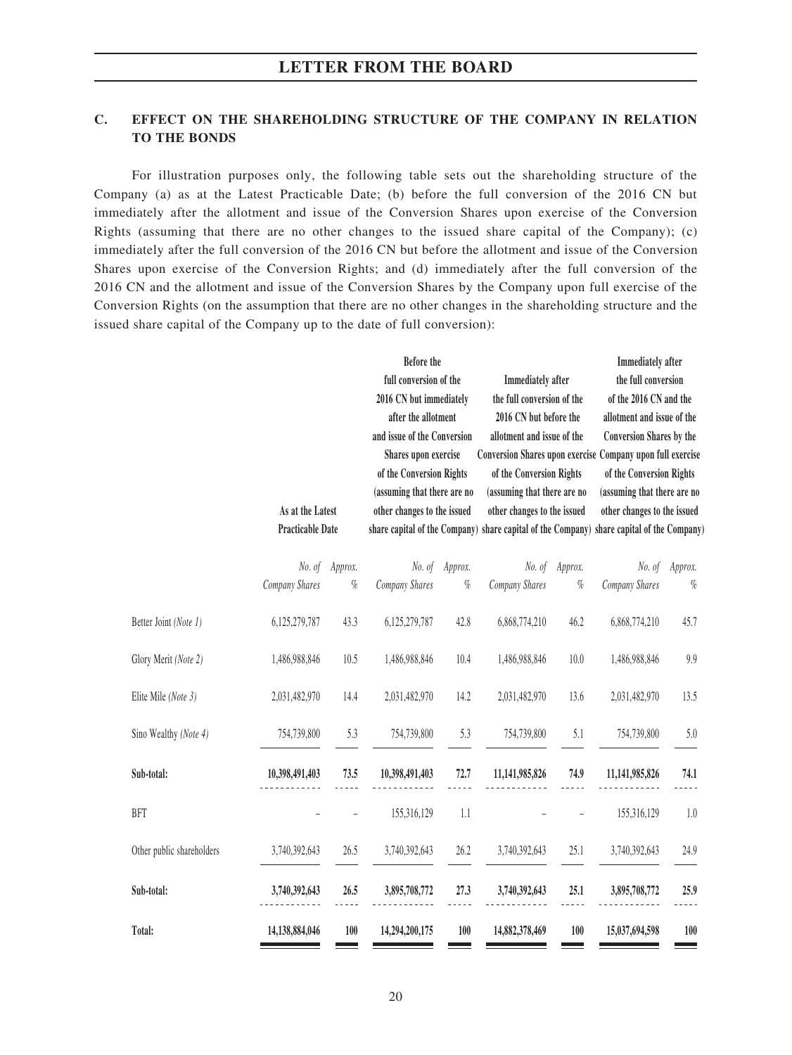## C. EFFECT ON THE SHAREHOLDING STRUCTURE OF THE COMPANY IN RELATION TO THE BONDS

For illustration purposes only, the following table sets out the shareholding structure of the Company (a) as at the Latest Practicable Date; (b) before the full conversion of the 2016 CN but immediately after the allotment and issue of the Conversion Shares upon exercise of the Conversion Rights (assuming that there are no other changes to the issued share capital of the Company); (c) immediately after the full conversion of the 2016 CN but before the allotment and issue of the Conversion Shares upon exercise of the Conversion Rights; and (d) immediately after the full conversion of the 2016 CN and the allotment and issue of the Conversion Shares by the Company upon full exercise of the Conversion Rights (on the assumption that there are no other changes in the shareholding structure and the issued share capital of the Company up to the date of full conversion):

| | As at the Latest Practicable Date | | Before the full conversion of the 2016 CN but immediately after the allotment and issue of the Conversion Shares upon exercise of the Conversion Rights (assuming that there are no other changes to the issued share capital of the Company) | | Immediately after the full conversion of the 2016 CN but before the allotment and issue of the Conversion Shares upon exercise of the Conversion Rights (assuming that there are no other changes to the issued share capital of the Company) | | Immediately after the full conversion of the 2016 CN and the allotment and issue of the Conversion Shares by the Company upon full exercise of the Conversion Rights (assuming that there are no other changes to the issued share capital of the Company) | |
|---|---|---|---|---|---|---|---|---|
| | *No. of Company Shares* | *Approx. %* | *No. of Company Shares* | *Approx. %* | *No. of Company Shares* | *Approx. %* | *No. of Company Shares* | *Approx. %* |
| Better Joint *(Note 1)* | 6,125,279,787 | 43.3 | 6,125,279,787 | 42.8 | 6,868,774,210 | 46.2 | 6,868,774,210 | 45.7 |
| Glory Merit *(Note 2)* | 1,486,988,846 | 10.5 | 1,486,988,846 | 10.4 | 1,486,988,846 | 10.0 | 1,486,988,846 | 9.9 |
| Elite Mile *(Note 3)* | 2,031,482,970 | 14.4 | 2,031,482,970 | 14.2 | 2,031,482,970 | 13.6 | 2,031,482,970 | 13.5 |
| Sino Wealthy *(Note 4)* | 754,739,800 | 5.3 | 754,739,800 | 5.3 | 754,739,800 | 5.1 | 754,739,800 | 5.0 |
| **Sub-total:** | **10,398,491,403** | **73.5** | **10,398,491,403** | **72.7** | **11,141,985,826** | **74.9** | **11,141,985,826** | **74.1** |
| BFT | – | – | 155,316,129 | 1.1 | – | – | 155,316,129 | 1.0 |
| Other public shareholders | 3,740,392,643 | 26.5 | 3,740,392,643 | 26.2 | 3,740,392,643 | 25.1 | 3,740,392,643 | 24.9 |
| **Sub-total:** | **3,740,392,643** | **26.5** | **3,895,708,772** | **27.3** | **3,740,392,643** | **25.1** | **3,895,708,772** | **25.9** |
| **Total:** | **14,138,884,046** | **100** | **14,294,200,175** | **100** | **14,882,378,469** | **100** | **15,037,694,598** | **100** |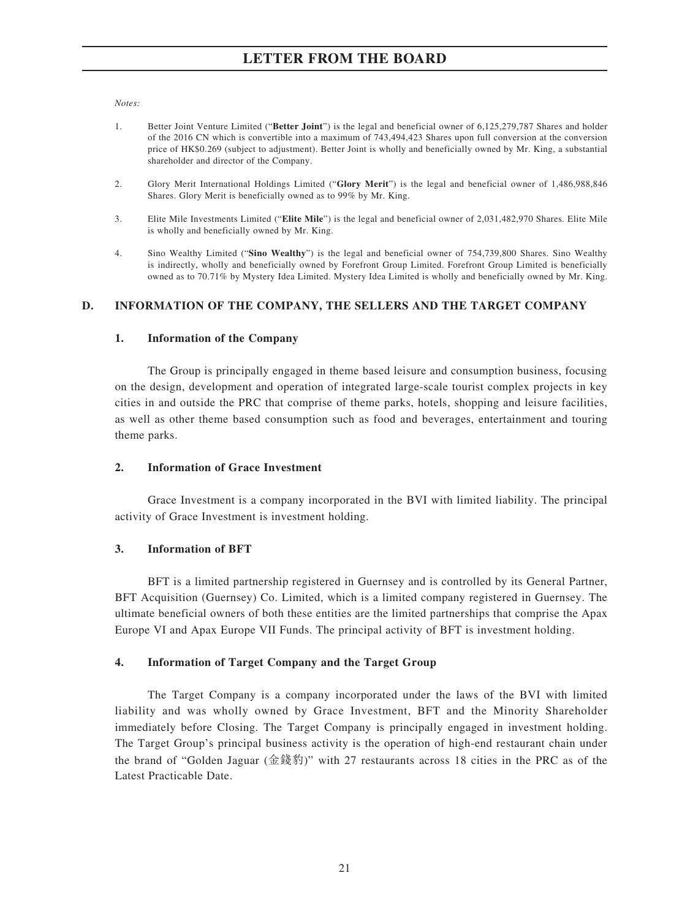*Notes:*

1. Better Joint Venture Limited ("**Better Joint**") is the legal and beneficial owner of 6,125,279,787 Shares and holder of the 2016 CN which is convertible into a maximum of 743,494,423 Shares upon full conversion at the conversion price of HK$0.269 (subject to adjustment). Better Joint is wholly and beneficially owned by Mr. King, a substantial shareholder and director of the Company.

2. Glory Merit International Holdings Limited ("**Glory Merit**") is the legal and beneficial owner of 1,486,988,846 Shares. Glory Merit is beneficially owned as to 99% by Mr. King.

3. Elite Mile Investments Limited ("**Elite Mile**") is the legal and beneficial owner of 2,031,482,970 Shares. Elite Mile is wholly and beneficially owned by Mr. King.

4. Sino Wealthy Limited ("**Sino Wealthy**") is the legal and beneficial owner of 754,739,800 Shares. Sino Wealthy is indirectly, wholly and beneficially owned by Forefront Group Limited. Forefront Group Limited is beneficially owned as to 70.71% by Mystery Idea Limited. Mystery Idea Limited is wholly and beneficially owned by Mr. King.

## D. INFORMATION OF THE COMPANY, THE SELLERS AND THE TARGET COMPANY

### 1. Information of the Company

The Group is principally engaged in theme based leisure and consumption business, focusing on the design, development and operation of integrated large-scale tourist complex projects in key cities in and outside the PRC that comprise of theme parks, hotels, shopping and leisure facilities, as well as other theme based consumption such as food and beverages, entertainment and touring theme parks.

### 2. Information of Grace Investment

Grace Investment is a company incorporated in the BVI with limited liability. The principal activity of Grace Investment is investment holding.

### 3. Information of BFT

BFT is a limited partnership registered in Guernsey and is controlled by its General Partner, BFT Acquisition (Guernsey) Co. Limited, which is a limited company registered in Guernsey. The ultimate beneficial owners of both these entities are the limited partnerships that comprise the Apax Europe VI and Apax Europe VII Funds. The principal activity of BFT is investment holding.

### 4. Information of Target Company and the Target Group

The Target Company is a company incorporated under the laws of the BVI with limited liability and was wholly owned by Grace Investment, BFT and the Minority Shareholder immediately before Closing. The Target Company is principally engaged in investment holding. The Target Group's principal business activity is the operation of high-end restaurant chain under the brand of "Golden Jaguar (金錢豹)" with 27 restaurants across 18 cities in the PRC as of the Latest Practicable Date.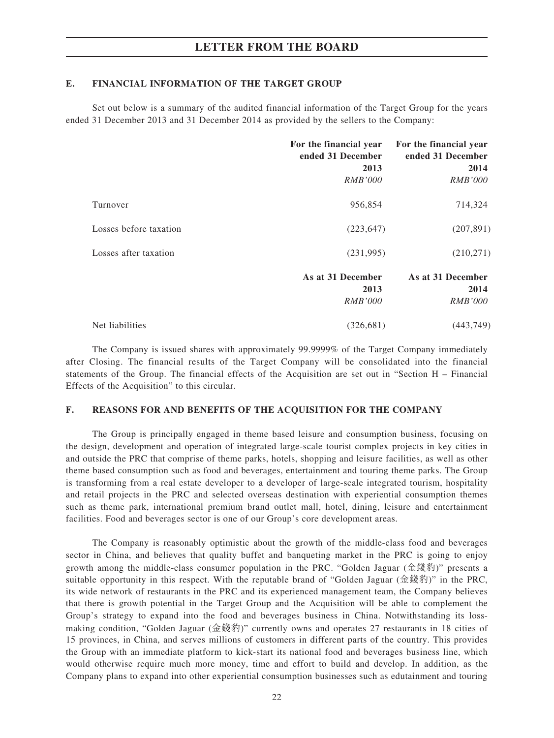### E. FINANCIAL INFORMATION OF THE TARGET GROUP

Set out below is a summary of the audited financial information of the Target Group for the years ended 31 December 2013 and 31 December 2014 as provided by the sellers to the Company:

| | For the financial year ended 31 December 2013 *RMB'000* | For the financial year ended 31 December 2014 *RMB'000* |
|---|---|---|
| Turnover | 956,854 | 714,324 |
| Losses before taxation | (223,647) | (207,891) |
| Losses after taxation | (231,995) | (210,271) |
| | **As at 31 December 2013** *RMB'000* | **As at 31 December 2014** *RMB'000* |
| Net liabilities | (326,681) | (443,749) |

The Company is issued shares with approximately 99.9999% of the Target Company immediately after Closing. The financial results of the Target Company will be consolidated into the financial statements of the Group. The financial effects of the Acquisition are set out in "Section H – Financial Effects of the Acquisition" to this circular.

### F. REASONS FOR AND BENEFITS OF THE ACQUISITION FOR THE COMPANY

The Group is principally engaged in theme based leisure and consumption business, focusing on the design, development and operation of integrated large-scale tourist complex projects in key cities in and outside the PRC that comprise of theme parks, hotels, shopping and leisure facilities, as well as other theme based consumption such as food and beverages, entertainment and touring theme parks. The Group is transforming from a real estate developer to a developer of large-scale integrated tourism, hospitality and retail projects in the PRC and selected overseas destination with experiential consumption themes such as theme park, international premium brand outlet mall, hotel, dining, leisure and entertainment facilities. Food and beverages sector is one of our Group's core development areas.

The Company is reasonably optimistic about the growth of the middle-class food and beverages sector in China, and believes that quality buffet and banqueting market in the PRC is going to enjoy growth among the middle-class consumer population in the PRC. "Golden Jaguar (金錢豹)" presents a suitable opportunity in this respect. With the reputable brand of "Golden Jaguar (金錢豹)" in the PRC, its wide network of restaurants in the PRC and its experienced management team, the Company believes that there is growth potential in the Target Group and the Acquisition will be able to complement the Group's strategy to expand into the food and beverages business in China. Notwithstanding its loss-making condition, "Golden Jaguar (金錢豹)" currently owns and operates 27 restaurants in 18 cities of 15 provinces, in China, and serves millions of customers in different parts of the country. This provides the Group with an immediate platform to kick-start its national food and beverages business line, which would otherwise require much more money, time and effort to build and develop. In addition, as the Company plans to expand into other experiential consumption businesses such as edutainment and touring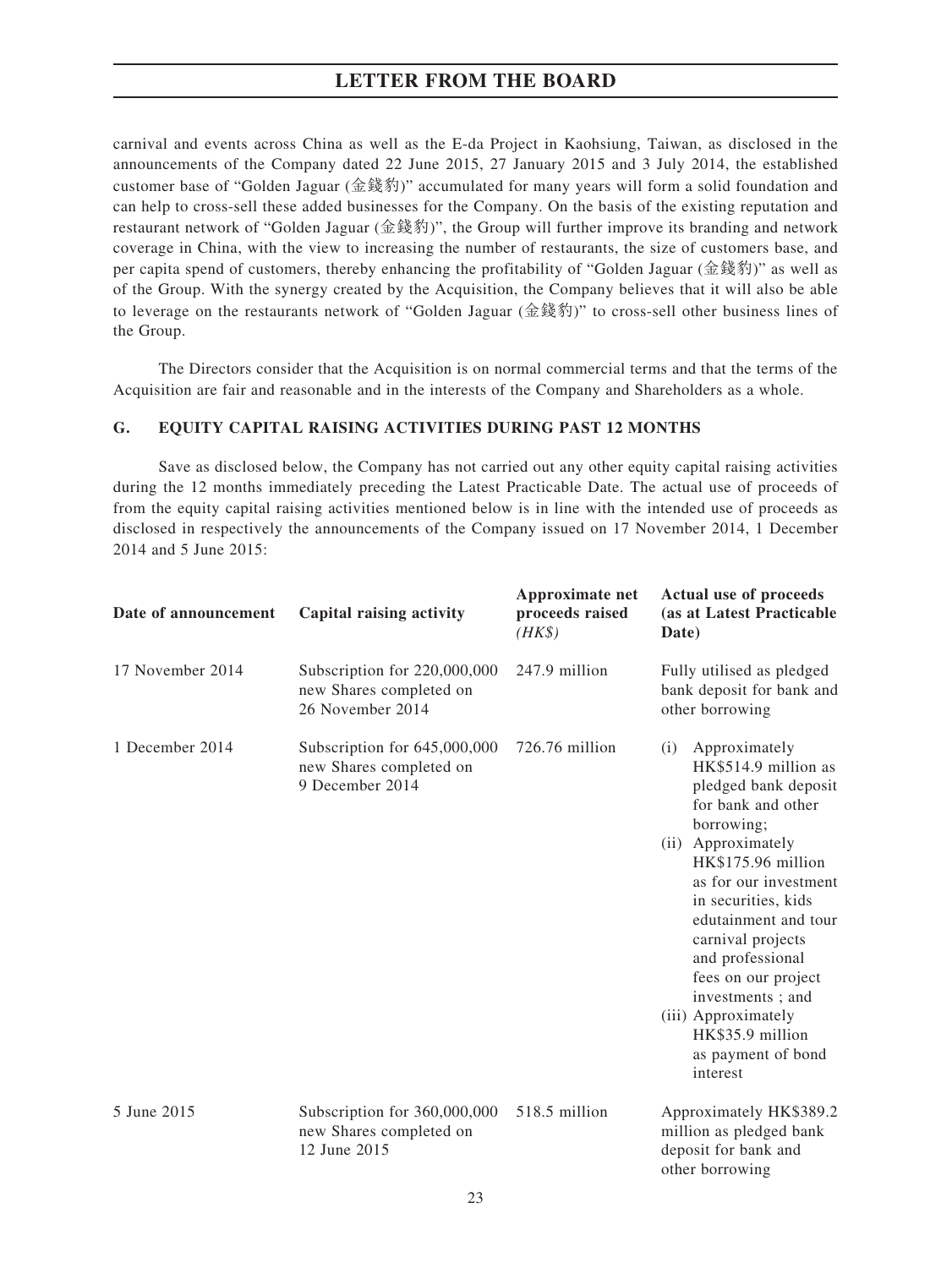carnival and events across China as well as the E-da Project in Kaohsiung, Taiwan, as disclosed in the announcements of the Company dated 22 June 2015, 27 January 2015 and 3 July 2014, the established customer base of "Golden Jaguar (金錢豹)" accumulated for many years will form a solid foundation and can help to cross-sell these added businesses for the Company. On the basis of the existing reputation and restaurant network of "Golden Jaguar (金錢豹)", the Group will further improve its branding and network coverage in China, with the view to increasing the number of restaurants, the size of customers base, and per capita spend of customers, thereby enhancing the profitability of "Golden Jaguar (金錢豹)" as well as of the Group. With the synergy created by the Acquisition, the Company believes that it will also be able to leverage on the restaurants network of "Golden Jaguar (金錢豹)" to cross-sell other business lines of the Group.

The Directors consider that the Acquisition is on normal commercial terms and that the terms of the Acquisition are fair and reasonable and in the interests of the Company and Shareholders as a whole.

### G. EQUITY CAPITAL RAISING ACTIVITIES DURING PAST 12 MONTHS

Save as disclosed below, the Company has not carried out any other equity capital raising activities during the 12 months immediately preceding the Latest Practicable Date. The actual use of proceeds of from the equity capital raising activities mentioned below is in line with the intended use of proceeds as disclosed in respectively the announcements of the Company issued on 17 November 2014, 1 December 2014 and 5 June 2015:

| Date of announcement | Capital raising activity | Approximate net proceeds raised *(HK$)* | Actual use of proceeds (as at Latest Practicable Date) |
|---|---|---|---|
| 17 November 2014 | Subscription for 220,000,000 new Shares completed on 26 November 2014 | 247.9 million | Fully utilised as pledged bank deposit for bank and other borrowing |
| 1 December 2014 | Subscription for 645,000,000 new Shares completed on 9 December 2014 | 726.76 million | (i) Approximately HK$514.9 million as pledged bank deposit for bank and other borrowing; (ii) Approximately HK$175.96 million as for our investment in securities, kids edutainment and tour carnival projects and professional fees on our project investments ; and (iii) Approximately HK$35.9 million as payment of bond interest |
| 5 June 2015 | Subscription for 360,000,000 new Shares completed on 12 June 2015 | 518.5 million | Approximately HK$389.2 million as pledged bank deposit for bank and other borrowing |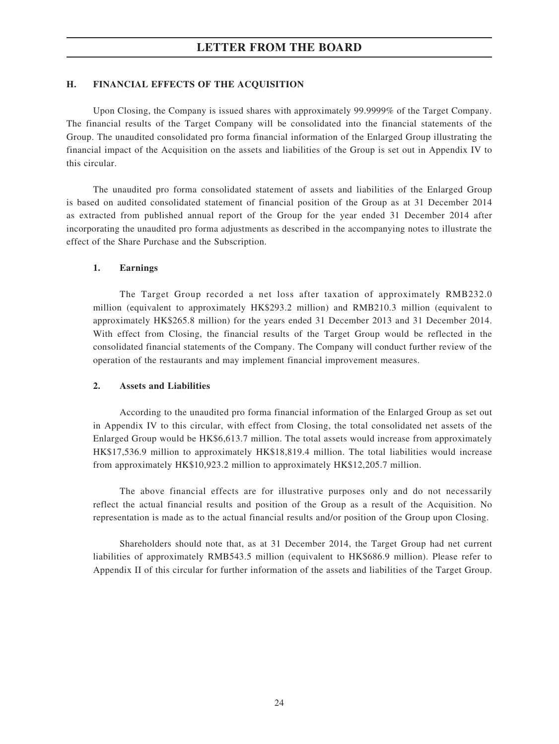## H. FINANCIAL EFFECTS OF THE ACQUISITION

Upon Closing, the Company is issued shares with approximately 99.9999% of the Target Company. The financial results of the Target Company will be consolidated into the financial statements of the Group. The unaudited consolidated pro forma financial information of the Enlarged Group illustrating the financial impact of the Acquisition on the assets and liabilities of the Group is set out in Appendix IV to this circular.

The unaudited pro forma consolidated statement of assets and liabilities of the Enlarged Group is based on audited consolidated statement of financial position of the Group as at 31 December 2014 as extracted from published annual report of the Group for the year ended 31 December 2014 after incorporating the unaudited pro forma adjustments as described in the accompanying notes to illustrate the effect of the Share Purchase and the Subscription.

### 1. Earnings

The Target Group recorded a net loss after taxation of approximately RMB232.0 million (equivalent to approximately HK$293.2 million) and RMB210.3 million (equivalent to approximately HK$265.8 million) for the years ended 31 December 2013 and 31 December 2014. With effect from Closing, the financial results of the Target Group would be reflected in the consolidated financial statements of the Company. The Company will conduct further review of the operation of the restaurants and may implement financial improvement measures.

### 2. Assets and Liabilities

According to the unaudited pro forma financial information of the Enlarged Group as set out in Appendix IV to this circular, with effect from Closing, the total consolidated net assets of the Enlarged Group would be HK$6,613.7 million. The total assets would increase from approximately HK$17,536.9 million to approximately HK$18,819.4 million. The total liabilities would increase from approximately HK$10,923.2 million to approximately HK$12,205.7 million.

The above financial effects are for illustrative purposes only and do not necessarily reflect the actual financial results and position of the Group as a result of the Acquisition. No representation is made as to the actual financial results and/or position of the Group upon Closing.

Shareholders should note that, as at 31 December 2014, the Target Group had net current liabilities of approximately RMB543.5 million (equivalent to HK$686.9 million). Please refer to Appendix II of this circular for further information of the assets and liabilities of the Target Group.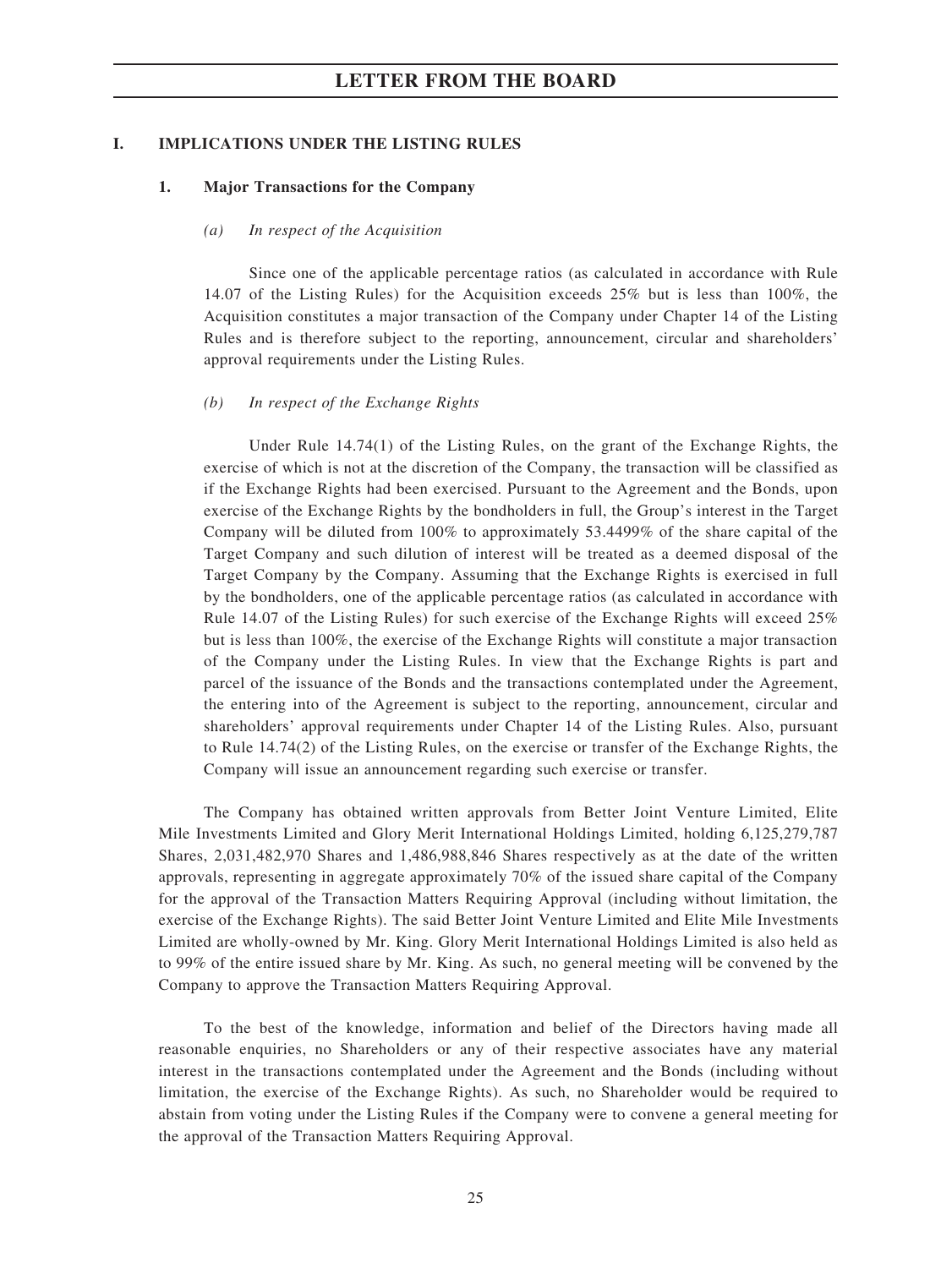## I. IMPLICATIONS UNDER THE LISTING RULES

### 1. Major Transactions for the Company

*(a) In respect of the Acquisition*

Since one of the applicable percentage ratios (as calculated in accordance with Rule 14.07 of the Listing Rules) for the Acquisition exceeds 25% but is less than 100%, the Acquisition constitutes a major transaction of the Company under Chapter 14 of the Listing Rules and is therefore subject to the reporting, announcement, circular and shareholders' approval requirements under the Listing Rules.

*(b) In respect of the Exchange Rights*

Under Rule 14.74(1) of the Listing Rules, on the grant of the Exchange Rights, the exercise of which is not at the discretion of the Company, the transaction will be classified as if the Exchange Rights had been exercised. Pursuant to the Agreement and the Bonds, upon exercise of the Exchange Rights by the bondholders in full, the Group's interest in the Target Company will be diluted from 100% to approximately 53.4499% of the share capital of the Target Company and such dilution of interest will be treated as a deemed disposal of the Target Company by the Company. Assuming that the Exchange Rights is exercised in full by the bondholders, one of the applicable percentage ratios (as calculated in accordance with Rule 14.07 of the Listing Rules) for such exercise of the Exchange Rights will exceed 25% but is less than 100%, the exercise of the Exchange Rights will constitute a major transaction of the Company under the Listing Rules. In view that the Exchange Rights is part and parcel of the issuance of the Bonds and the transactions contemplated under the Agreement, the entering into of the Agreement is subject to the reporting, announcement, circular and shareholders' approval requirements under Chapter 14 of the Listing Rules. Also, pursuant to Rule 14.74(2) of the Listing Rules, on the exercise or transfer of the Exchange Rights, the Company will issue an announcement regarding such exercise or transfer.

The Company has obtained written approvals from Better Joint Venture Limited, Elite Mile Investments Limited and Glory Merit International Holdings Limited, holding 6,125,279,787 Shares, 2,031,482,970 Shares and 1,486,988,846 Shares respectively as at the date of the written approvals, representing in aggregate approximately 70% of the issued share capital of the Company for the approval of the Transaction Matters Requiring Approval (including without limitation, the exercise of the Exchange Rights). The said Better Joint Venture Limited and Elite Mile Investments Limited are wholly-owned by Mr. King. Glory Merit International Holdings Limited is also held as to 99% of the entire issued share by Mr. King. As such, no general meeting will be convened by the Company to approve the Transaction Matters Requiring Approval.

To the best of the knowledge, information and belief of the Directors having made all reasonable enquiries, no Shareholders or any of their respective associates have any material interest in the transactions contemplated under the Agreement and the Bonds (including without limitation, the exercise of the Exchange Rights). As such, no Shareholder would be required to abstain from voting under the Listing Rules if the Company were to convene a general meeting for the approval of the Transaction Matters Requiring Approval.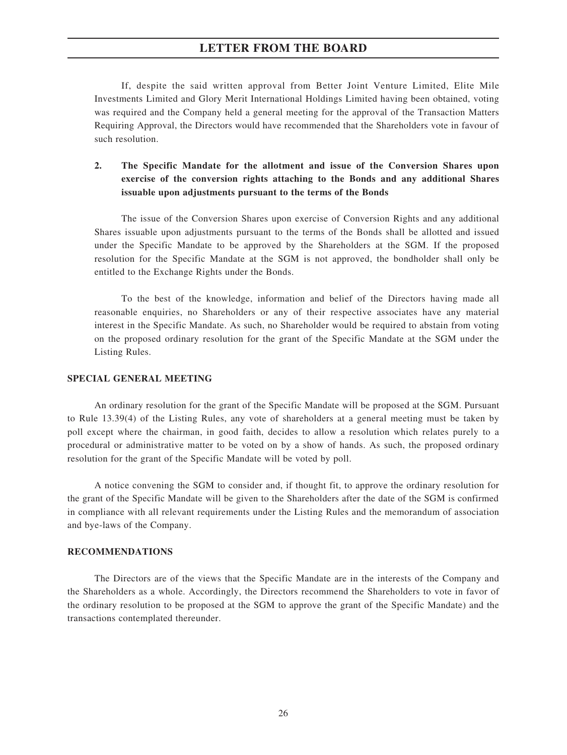If, despite the said written approval from Better Joint Venture Limited, Elite Mile Investments Limited and Glory Merit International Holdings Limited having been obtained, voting was required and the Company held a general meeting for the approval of the Transaction Matters Requiring Approval, the Directors would have recommended that the Shareholders vote in favour of such resolution.

**2. The Specific Mandate for the allotment and issue of the Conversion Shares upon exercise of the conversion rights attaching to the Bonds and any additional Shares issuable upon adjustments pursuant to the terms of the Bonds**

The issue of the Conversion Shares upon exercise of Conversion Rights and any additional Shares issuable upon adjustments pursuant to the terms of the Bonds shall be allotted and issued under the Specific Mandate to be approved by the Shareholders at the SGM. If the proposed resolution for the Specific Mandate at the SGM is not approved, the bondholder shall only be entitled to the Exchange Rights under the Bonds.

To the best of the knowledge, information and belief of the Directors having made all reasonable enquiries, no Shareholders or any of their respective associates have any material interest in the Specific Mandate. As such, no Shareholder would be required to abstain from voting on the proposed ordinary resolution for the grant of the Specific Mandate at the SGM under the Listing Rules.

## SPECIAL GENERAL MEETING

An ordinary resolution for the grant of the Specific Mandate will be proposed at the SGM. Pursuant to Rule 13.39(4) of the Listing Rules, any vote of shareholders at a general meeting must be taken by poll except where the chairman, in good faith, decides to allow a resolution which relates purely to a procedural or administrative matter to be voted on by a show of hands. As such, the proposed ordinary resolution for the grant of the Specific Mandate will be voted by poll.

A notice convening the SGM to consider and, if thought fit, to approve the ordinary resolution for the grant of the Specific Mandate will be given to the Shareholders after the date of the SGM is confirmed in compliance with all relevant requirements under the Listing Rules and the memorandum of association and bye-laws of the Company.

## RECOMMENDATIONS

The Directors are of the views that the Specific Mandate are in the interests of the Company and the Shareholders as a whole. Accordingly, the Directors recommend the Shareholders to vote in favor of the ordinary resolution to be proposed at the SGM to approve the grant of the Specific Mandate) and the transactions contemplated thereunder.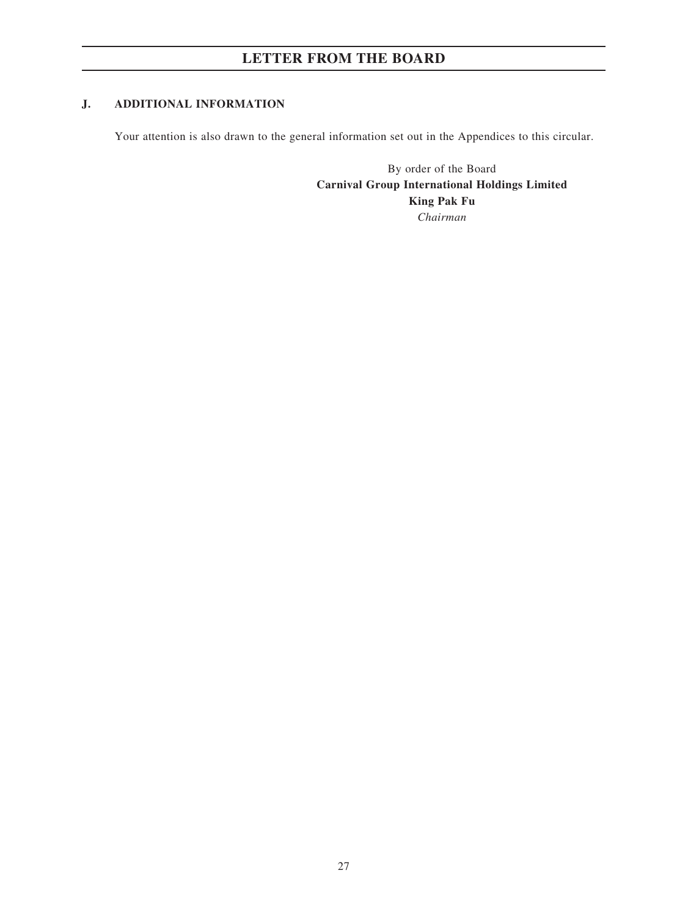## J. ADDITIONAL INFORMATION

Your attention is also drawn to the general information set out in the Appendices to this circular.

By order of the Board
**Carnival Group International Holdings Limited**
**King Pak Fu**
*Chairman*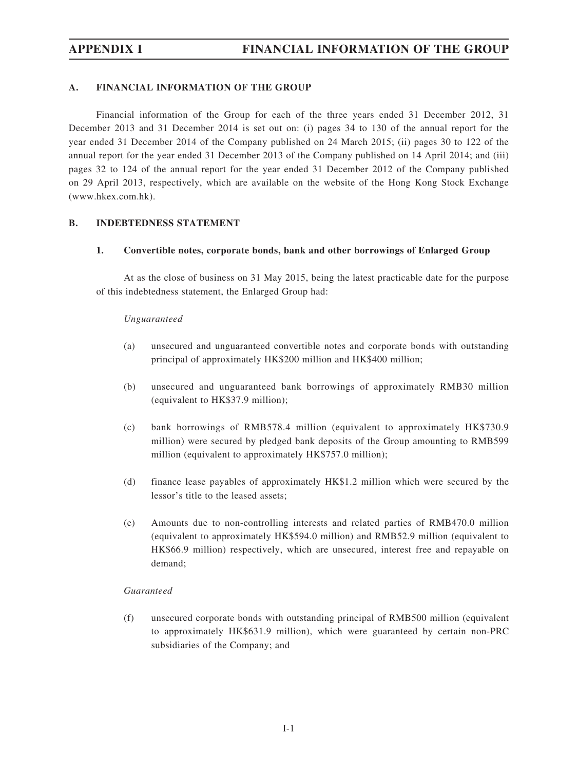# APPENDIX I FINANCIAL INFORMATION OF THE GROUP

## A. FINANCIAL INFORMATION OF THE GROUP

Financial information of the Group for each of the three years ended 31 December 2012, 31 December 2013 and 31 December 2014 is set out on: (i) pages 34 to 130 of the annual report for the year ended 31 December 2014 of the Company published on 24 March 2015; (ii) pages 30 to 122 of the annual report for the year ended 31 December 2013 of the Company published on 14 April 2014; and (iii) pages 32 to 124 of the annual report for the year ended 31 December 2012 of the Company published on 29 April 2013, respectively, which are available on the website of the Hong Kong Stock Exchange (www.hkex.com.hk).

## B. INDEBTEDNESS STATEMENT

### 1. Convertible notes, corporate bonds, bank and other borrowings of Enlarged Group

At as the close of business on 31 May 2015, being the latest practicable date for the purpose of this indebtedness statement, the Enlarged Group had:

*Unguaranteed*

(a) unsecured and unguaranteed convertible notes and corporate bonds with outstanding principal of approximately HK$200 million and HK$400 million;

(b) unsecured and unguaranteed bank borrowings of approximately RMB30 million (equivalent to HK$37.9 million);

(c) bank borrowings of RMB578.4 million (equivalent to approximately HK$730.9 million) were secured by pledged bank deposits of the Group amounting to RMB599 million (equivalent to approximately HK$757.0 million);

(d) finance lease payables of approximately HK$1.2 million which were secured by the lessor's title to the leased assets;

(e) Amounts due to non-controlling interests and related parties of RMB470.0 million (equivalent to approximately HK$594.0 million) and RMB52.9 million (equivalent to HK$66.9 million) respectively, which are unsecured, interest free and repayable on demand;

*Guaranteed*

(f) unsecured corporate bonds with outstanding principal of RMB500 million (equivalent to approximately HK$631.9 million), which were guaranteed by certain non-PRC subsidiaries of the Company; and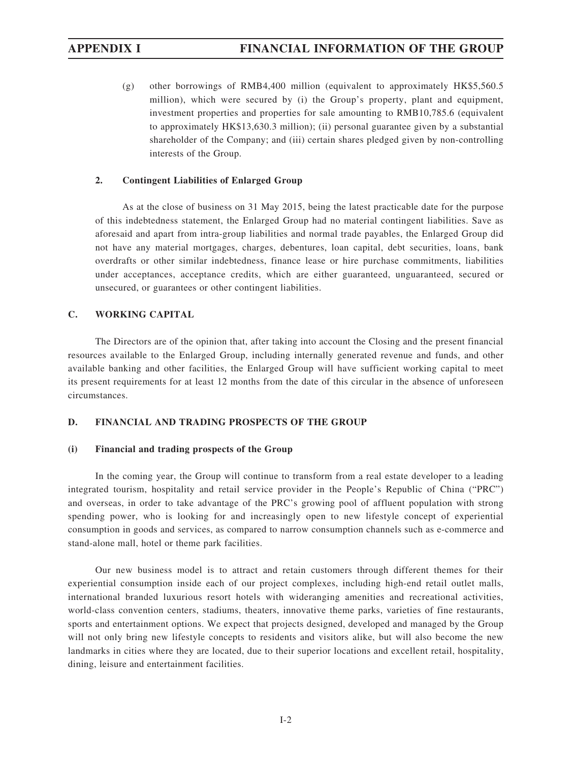(g) other borrowings of RMB4,400 million (equivalent to approximately HK$5,560.5 million), which were secured by (i) the Group's property, plant and equipment, investment properties and properties for sale amounting to RMB10,785.6 (equivalent to approximately HK$13,630.3 million); (ii) personal guarantee given by a substantial shareholder of the Company; and (iii) certain shares pledged given by non-controlling interests of the Group.

### 2. Contingent Liabilities of Enlarged Group

As at the close of business on 31 May 2015, being the latest practicable date for the purpose of this indebtedness statement, the Enlarged Group had no material contingent liabilities. Save as aforesaid and apart from intra-group liabilities and normal trade payables, the Enlarged Group did not have any material mortgages, charges, debentures, loan capital, debt securities, loans, bank overdrafts or other similar indebtedness, finance lease or hire purchase commitments, liabilities under acceptances, acceptance credits, which are either guaranteed, unguaranteed, secured or unsecured, or guarantees or other contingent liabilities.

## C. WORKING CAPITAL

The Directors are of the opinion that, after taking into account the Closing and the present financial resources available to the Enlarged Group, including internally generated revenue and funds, and other available banking and other facilities, the Enlarged Group will have sufficient working capital to meet its present requirements for at least 12 months from the date of this circular in the absence of unforeseen circumstances.

## D. FINANCIAL AND TRADING PROSPECTS OF THE GROUP

### (i) Financial and trading prospects of the Group

In the coming year, the Group will continue to transform from a real estate developer to a leading integrated tourism, hospitality and retail service provider in the People's Republic of China ("PRC") and overseas, in order to take advantage of the PRC's growing pool of affluent population with strong spending power, who is looking for and increasingly open to new lifestyle concept of experiential consumption in goods and services, as compared to narrow consumption channels such as e-commerce and stand-alone mall, hotel or theme park facilities.

Our new business model is to attract and retain customers through different themes for their experiential consumption inside each of our project complexes, including high-end retail outlet malls, international branded luxurious resort hotels with wideranging amenities and recreational activities, world-class convention centers, stadiums, theaters, innovative theme parks, varieties of fine restaurants, sports and entertainment options. We expect that projects designed, developed and managed by the Group will not only bring new lifestyle concepts to residents and visitors alike, but will also become the new landmarks in cities where they are located, due to their superior locations and excellent retail, hospitality, dining, leisure and entertainment facilities.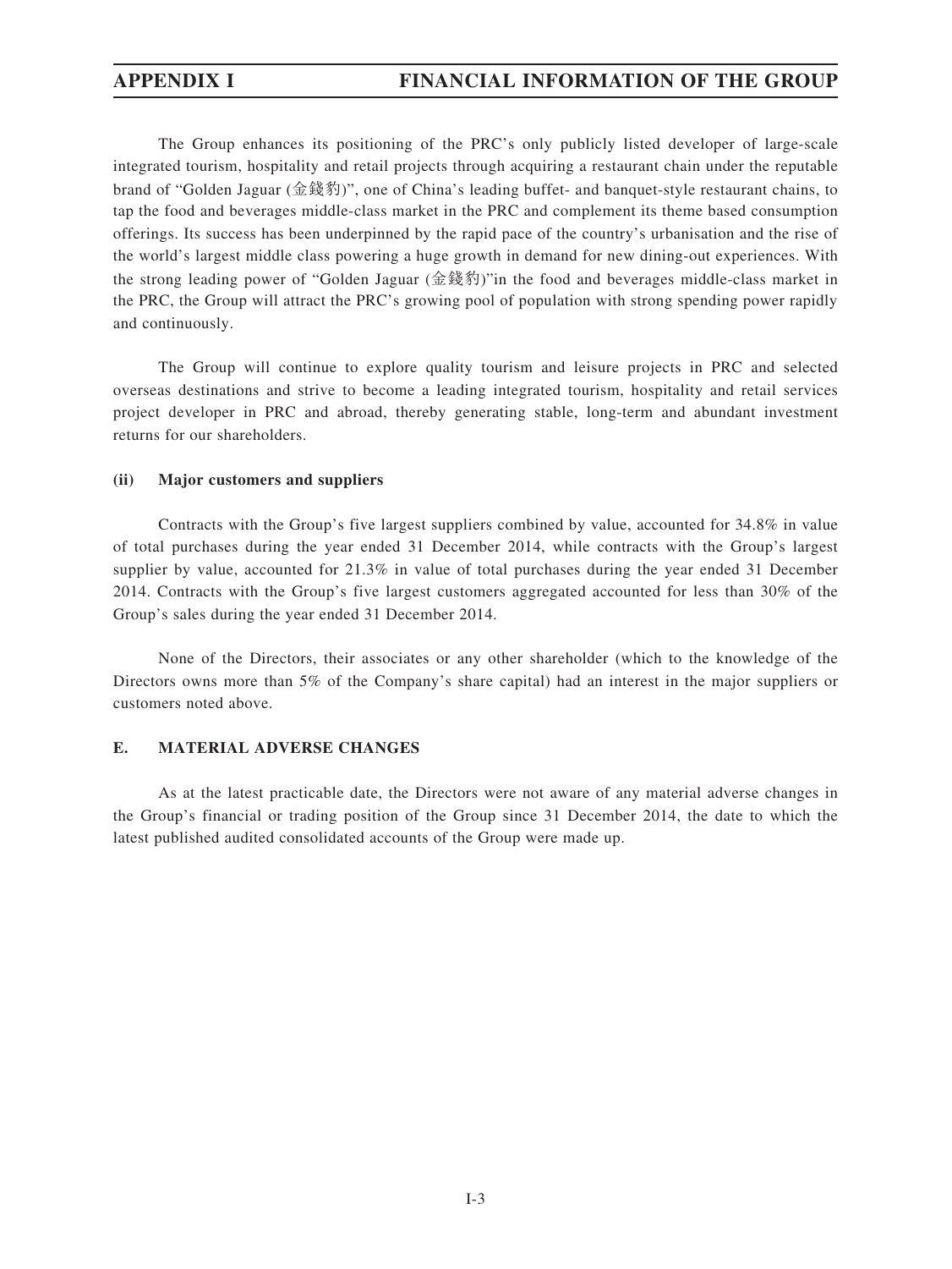The Group enhances its positioning of the PRC's only publicly listed developer of large-scale integrated tourism, hospitality and retail projects through acquiring a restaurant chain under the reputable brand of "Golden Jaguar (金錢豹)", one of China's leading buffet- and banquet-style restaurant chains, to tap the food and beverages middle-class market in the PRC and complement its theme based consumption offerings. Its success has been underpinned by the rapid pace of the country's urbanisation and the rise of the world's largest middle class powering a huge growth in demand for new dining-out experiences. With the strong leading power of "Golden Jaguar (金錢豹)"in the food and beverages middle-class market in the PRC, the Group will attract the PRC's growing pool of population with strong spending power rapidly and continuously.

The Group will continue to explore quality tourism and leisure projects in PRC and selected overseas destinations and strive to become a leading integrated tourism, hospitality and retail services project developer in PRC and abroad, thereby generating stable, long-term and abundant investment returns for our shareholders.

**(ii) Major customers and suppliers**

Contracts with the Group's five largest suppliers combined by value, accounted for 34.8% in value of total purchases during the year ended 31 December 2014, while contracts with the Group's largest supplier by value, accounted for 21.3% in value of total purchases during the year ended 31 December 2014. Contracts with the Group's five largest customers aggregated accounted for less than 30% of the Group's sales during the year ended 31 December 2014.

None of the Directors, their associates or any other shareholder (which to the knowledge of the Directors owns more than 5% of the Company's share capital) had an interest in the major suppliers or customers noted above.

## E. MATERIAL ADVERSE CHANGES

As at the latest practicable date, the Directors were not aware of any material adverse changes in the Group's financial or trading position of the Group since 31 December 2014, the date to which the latest published audited consolidated accounts of the Group were made up.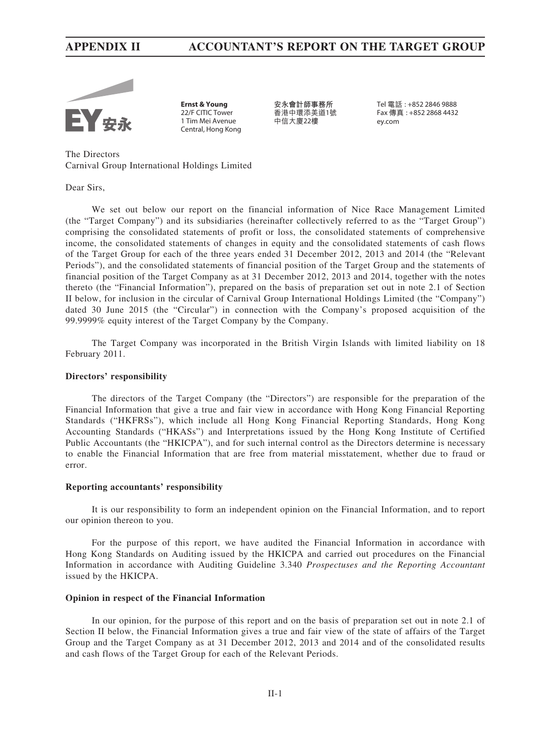Ernst & Young
22/F CITIC Tower
1 Tim Mei Avenue
Central, Hong Kong

安永會計師事務所
香港中環添美道1號
中信大廈22樓

Tel 電話 : +852 2846 9888
Fax 傳真 : +852 2868 4432
ey.com

The Directors
Carnival Group International Holdings Limited

Dear Sirs,

We set out below our report on the financial information of Nice Race Management Limited (the "Target Company") and its subsidiaries (hereinafter collectively referred to as the "Target Group") comprising the consolidated statements of profit or loss, the consolidated statements of comprehensive income, the consolidated statements of changes in equity and the consolidated statements of cash flows of the Target Group for each of the three years ended 31 December 2012, 2013 and 2014 (the "Relevant Periods"), and the consolidated statements of financial position of the Target Group and the statements of financial position of the Target Company as at 31 December 2012, 2013 and 2014, together with the notes thereto (the "Financial Information"), prepared on the basis of preparation set out in note 2.1 of Section II below, for inclusion in the circular of Carnival Group International Holdings Limited (the "Company") dated 30 June 2015 (the "Circular") in connection with the Company's proposed acquisition of the 99.9999% equity interest of the Target Company by the Company.

The Target Company was incorporated in the British Virgin Islands with limited liability on 18 February 2011.

**Directors' responsibility**

The directors of the Target Company (the "Directors") are responsible for the preparation of the Financial Information that give a true and fair view in accordance with Hong Kong Financial Reporting Standards ("HKFRSs"), which include all Hong Kong Financial Reporting Standards, Hong Kong Accounting Standards ("HKASs") and Interpretations issued by the Hong Kong Institute of Certified Public Accountants (the "HKICPA"), and for such internal control as the Directors determine is necessary to enable the Financial Information that are free from material misstatement, whether due to fraud or error.

**Reporting accountants' responsibility**

It is our responsibility to form an independent opinion on the Financial Information, and to report our opinion thereon to you.

For the purpose of this report, we have audited the Financial Information in accordance with Hong Kong Standards on Auditing issued by the HKICPA and carried out procedures on the Financial Information in accordance with Auditing Guideline 3.340 *Prospectuses and the Reporting Accountant* issued by the HKICPA.

**Opinion in respect of the Financial Information**

In our opinion, for the purpose of this report and on the basis of preparation set out in note 2.1 of Section II below, the Financial Information gives a true and fair view of the state of affairs of the Target Group and the Target Company as at 31 December 2012, 2013 and 2014 and of the consolidated results and cash flows of the Target Group for each of the Relevant Periods.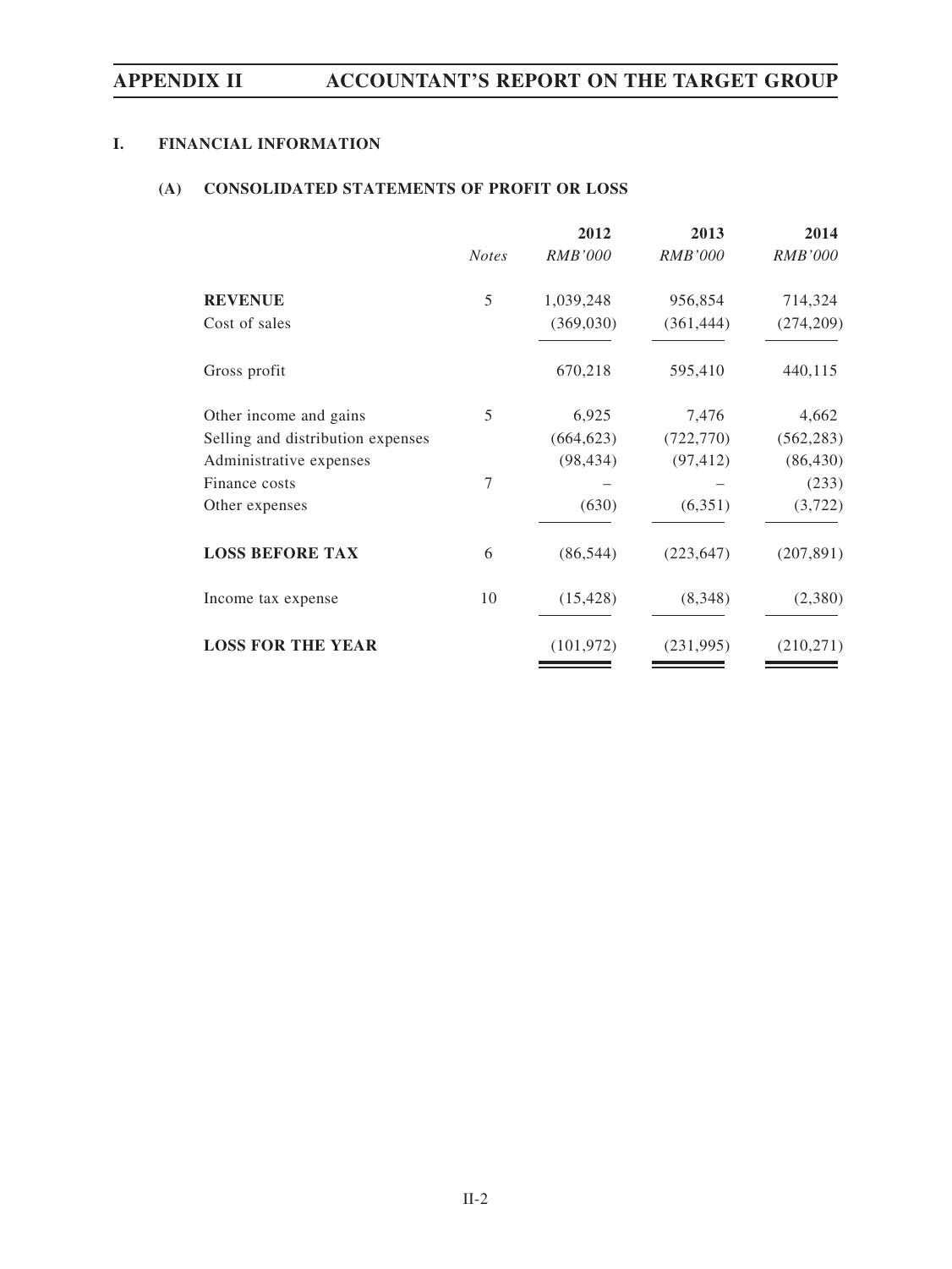## I. FINANCIAL INFORMATION

### (A) CONSOLIDATED STATEMENTS OF PROFIT OR LOSS

| | *Notes* | **2012** *RMB'000* | **2013** *RMB'000* | **2014** *RMB'000* |
|---|---|---|---|---|
| **REVENUE** | 5 | 1,039,248 | 956,854 | 714,324 |
| Cost of sales | | (369,030) | (361,444) | (274,209) |
| Gross profit | | 670,218 | 595,410 | 440,115 |
| Other income and gains | 5 | 6,925 | 7,476 | 4,662 |
| Selling and distribution expenses | | (664,623) | (722,770) | (562,283) |
| Administrative expenses | | (98,434) | (97,412) | (86,430) |
| Finance costs | 7 | – | – | (233) |
| Other expenses | | (630) | (6,351) | (3,722) |
| **LOSS BEFORE TAX** | 6 | (86,544) | (223,647) | (207,891) |
| Income tax expense | 10 | (15,428) | (8,348) | (2,380) |
| **LOSS FOR THE YEAR** | | (101,972) | (231,995) | (210,271) |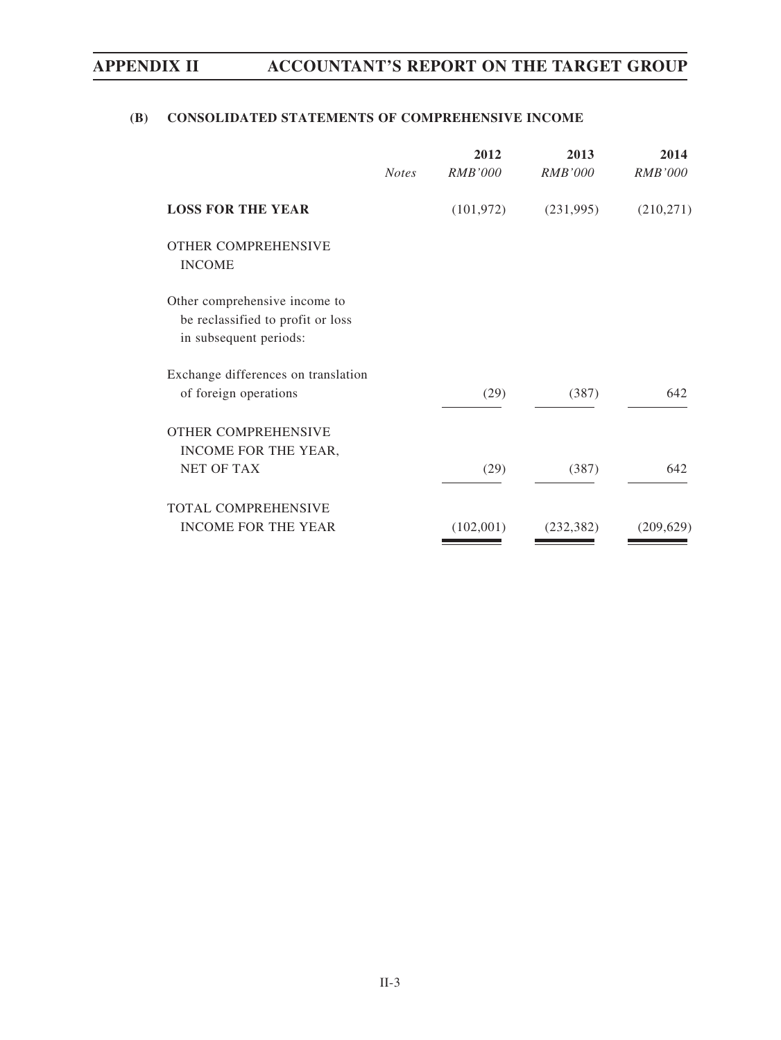## (B) CONSOLIDATED STATEMENTS OF COMPREHENSIVE INCOME

| | *Notes* | **2012** *RMB'000* | **2013** *RMB'000* | **2014** *RMB'000* |
|---|---|---|---|---|
| **LOSS FOR THE YEAR** | | (101,972) | (231,995) | (210,271) |
| OTHER COMPREHENSIVE INCOME | | | | |
| Other comprehensive income to be reclassified to profit or loss in subsequent periods: | | | | |
| Exchange differences on translation of foreign operations | | (29) | (387) | 642 |
| OTHER COMPREHENSIVE INCOME FOR THE YEAR, NET OF TAX | | (29) | (387) | 642 |
| TOTAL COMPREHENSIVE INCOME FOR THE YEAR | | (102,001) | (232,382) | (209,629) |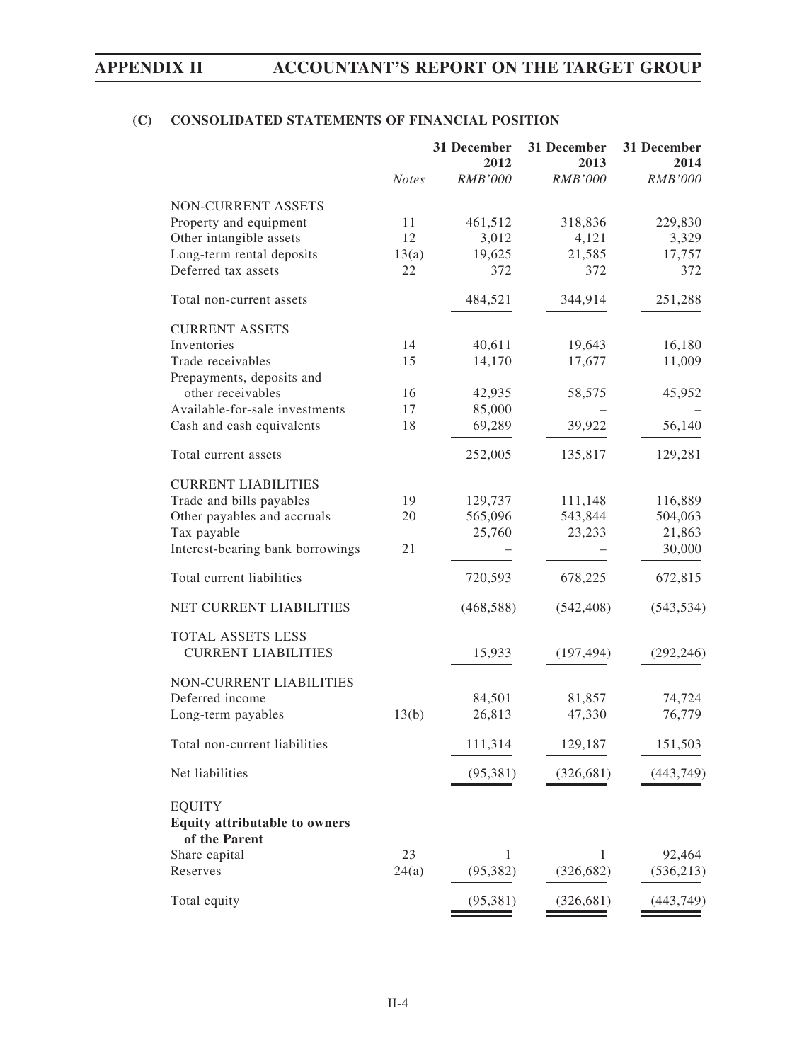## (C) CONSOLIDATED STATEMENTS OF FINANCIAL POSITION

| | Notes | 31 December 2012 RMB'000 | 31 December 2013 RMB'000 | 31 December 2014 RMB'000 |
|---|---|---|---|---|
| NON-CURRENT ASSETS | | | | |
| Property and equipment | 11 | 461,512 | 318,836 | 229,830 |
| Other intangible assets | 12 | 3,012 | 4,121 | 3,329 |
| Long-term rental deposits | 13(a) | 19,625 | 21,585 | 17,757 |
| Deferred tax assets | 22 | 372 | 372 | 372 |
| Total non-current assets | | 484,521 | 344,914 | 251,288 |
| CURRENT ASSETS | | | | |
| Inventories | 14 | 40,611 | 19,643 | 16,180 |
| Trade receivables | 15 | 14,170 | 17,677 | 11,009 |
| Prepayments, deposits and other receivables | 16 | 42,935 | 58,575 | 45,952 |
| Available-for-sale investments | 17 | 85,000 | – | – |
| Cash and cash equivalents | 18 | 69,289 | 39,922 | 56,140 |
| Total current assets | | 252,005 | 135,817 | 129,281 |
| CURRENT LIABILITIES | | | | |
| Trade and bills payables | 19 | 129,737 | 111,148 | 116,889 |
| Other payables and accruals | 20 | 565,096 | 543,844 | 504,063 |
| Tax payable | | 25,760 | 23,233 | 21,863 |
| Interest-bearing bank borrowings | 21 | – | – | 30,000 |
| Total current liabilities | | 720,593 | 678,225 | 672,815 |
| NET CURRENT LIABILITIES | | (468,588) | (542,408) | (543,534) |
| TOTAL ASSETS LESS CURRENT LIABILITIES | | 15,933 | (197,494) | (292,246) |
| NON-CURRENT LIABILITIES | | | | |
| Deferred income | | 84,501 | 81,857 | 74,724 |
| Long-term payables | 13(b) | 26,813 | 47,330 | 76,779 |
| Total non-current liabilities | | 111,314 | 129,187 | 151,503 |
| Net liabilities | | (95,381) | (326,681) | (443,749) |
| EQUITY | | | | |
| **Equity attributable to owners of the Parent** | | | | |
| Share capital | 23 | 1 | 1 | 92,464 |
| Reserves | 24(a) | (95,382) | (326,682) | (536,213) |
| Total equity | | (95,381) | (326,681) | (443,749) |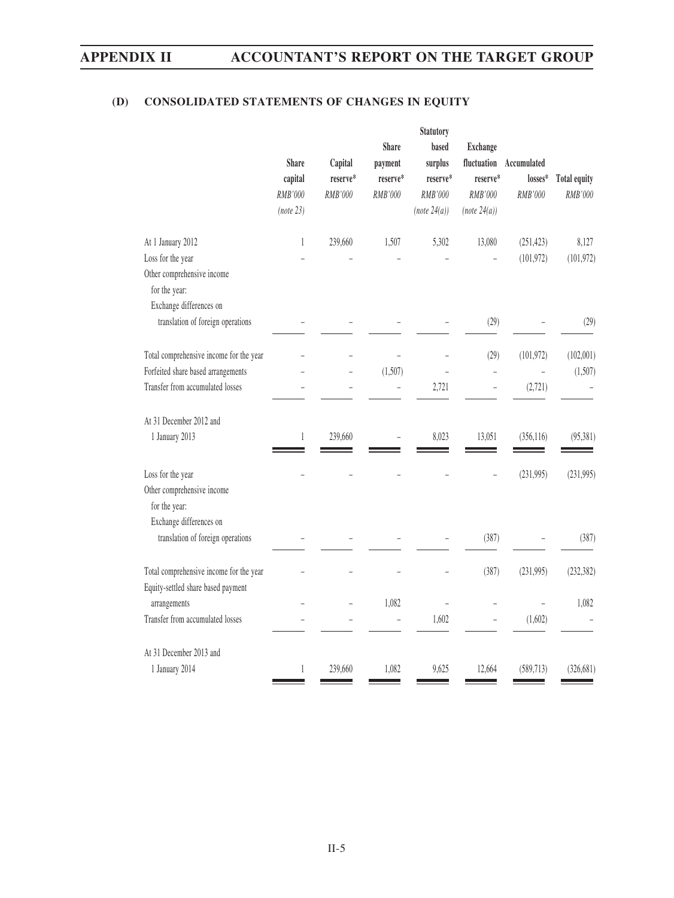## (D) CONSOLIDATED STATEMENTS OF CHANGES IN EQUITY

| | Share capital | Capital reserve* | Share payment reserve* | Statutory based surplus reserve* | Exchange fluctuation reserve* | Accumulated losses* | Total equity |
|---|---|---|---|---|---|---|---|
| | *RMB'000* | *RMB'000* | *RMB'000* | *RMB'000* | *RMB'000* | *RMB'000* | *RMB'000* |
| | *(note 23)* | | | *(note 24(a))* | *(note 24(a))* | | |
| At 1 January 2012 | 1 | 239,660 | 1,507 | 5,302 | 13,080 | (251,423) | 8,127 |
| Loss for the year | – | – | – | – | – | (101,972) | (101,972) |
| Other comprehensive income for the year: | | | | | | | |
| Exchange differences on translation of foreign operations | – | – | – | – | (29) | – | (29) |
| Total comprehensive income for the year | – | – | – | – | (29) | (101,972) | (102,001) |
| Forfeited share based arrangements | – | – | (1,507) | – | – | – | (1,507) |
| Transfer from accumulated losses | – | – | – | 2,721 | – | (2,721) | – |
| At 31 December 2012 and 1 January 2013 | 1 | 239,660 | – | 8,023 | 13,051 | (356,116) | (95,381) |
| Loss for the year | – | – | – | – | – | (231,995) | (231,995) |
| Other comprehensive income for the year: | | | | | | | |
| Exchange differences on translation of foreign operations | – | – | – | – | (387) | – | (387) |
| Total comprehensive income for the year | – | – | – | – | (387) | (231,995) | (232,382) |
| Equity-settled share based payment arrangements | – | – | 1,082 | – | – | – | 1,082 |
| Transfer from accumulated losses | – | – | – | 1,602 | – | (1,602) | – |
| At 31 December 2013 and 1 January 2014 | 1 | 239,660 | 1,082 | 9,625 | 12,664 | (589,713) | (326,681) |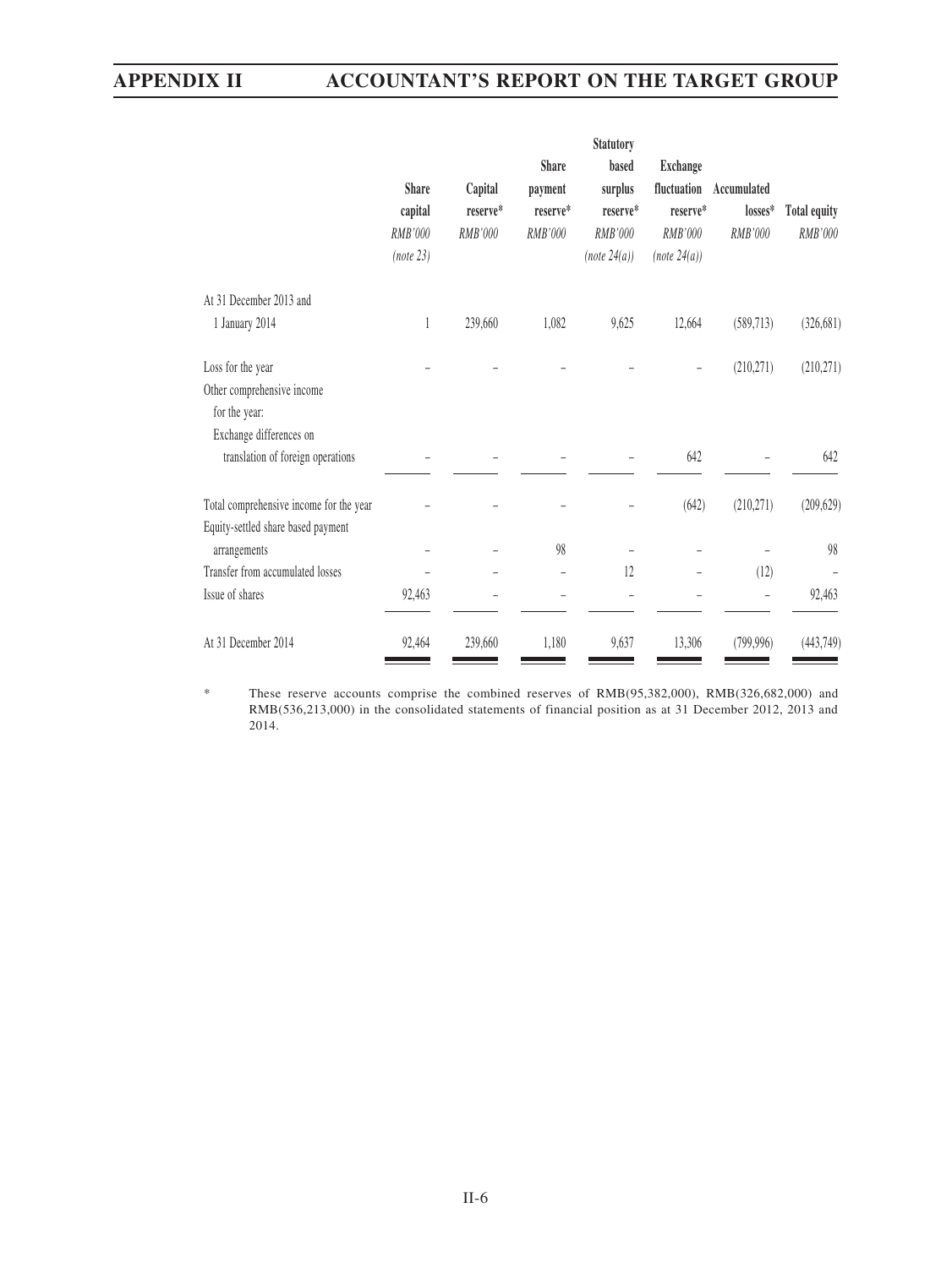| | Share capital RMB'000 (note 23) | Capital reserve* RMB'000 | Share payment reserve* RMB'000 | Statutory based surplus reserve* RMB'000 (note 24(a)) | Exchange fluctuation reserve* RMB'000 (note 24(a)) | Accumulated losses* RMB'000 | Total equity RMB'000 |
|---|---|---|---|---|---|---|---|
| At 31 December 2013 and 1 January 2014 | 1 | 239,660 | 1,082 | 9,625 | 12,664 | (589,713) | (326,681) |
| Loss for the year | – | – | – | – | – | (210,271) | (210,271) |
| Other comprehensive income for the year: | | | | | | | |
| Exchange differences on translation of foreign operations | – | – | – | – | 642 | – | 642 |
| Total comprehensive income for the year | – | – | – | – | (642) | (210,271) | (209,629) |
| Equity-settled share based payment arrangements | – | – | 98 | – | – | – | 98 |
| Transfer from accumulated losses | – | – | – | 12 | – | (12) | – |
| Issue of shares | 92,463 | – | – | – | – | – | 92,463 |
| At 31 December 2014 | 92,464 | 239,660 | 1,180 | 9,637 | 13,306 | (799,996) | (443,749) |

\* These reserve accounts comprise the combined reserves of RMB(95,382,000), RMB(326,682,000) and RMB(536,213,000) in the consolidated statements of financial position as at 31 December 2012, 2013 and 2014.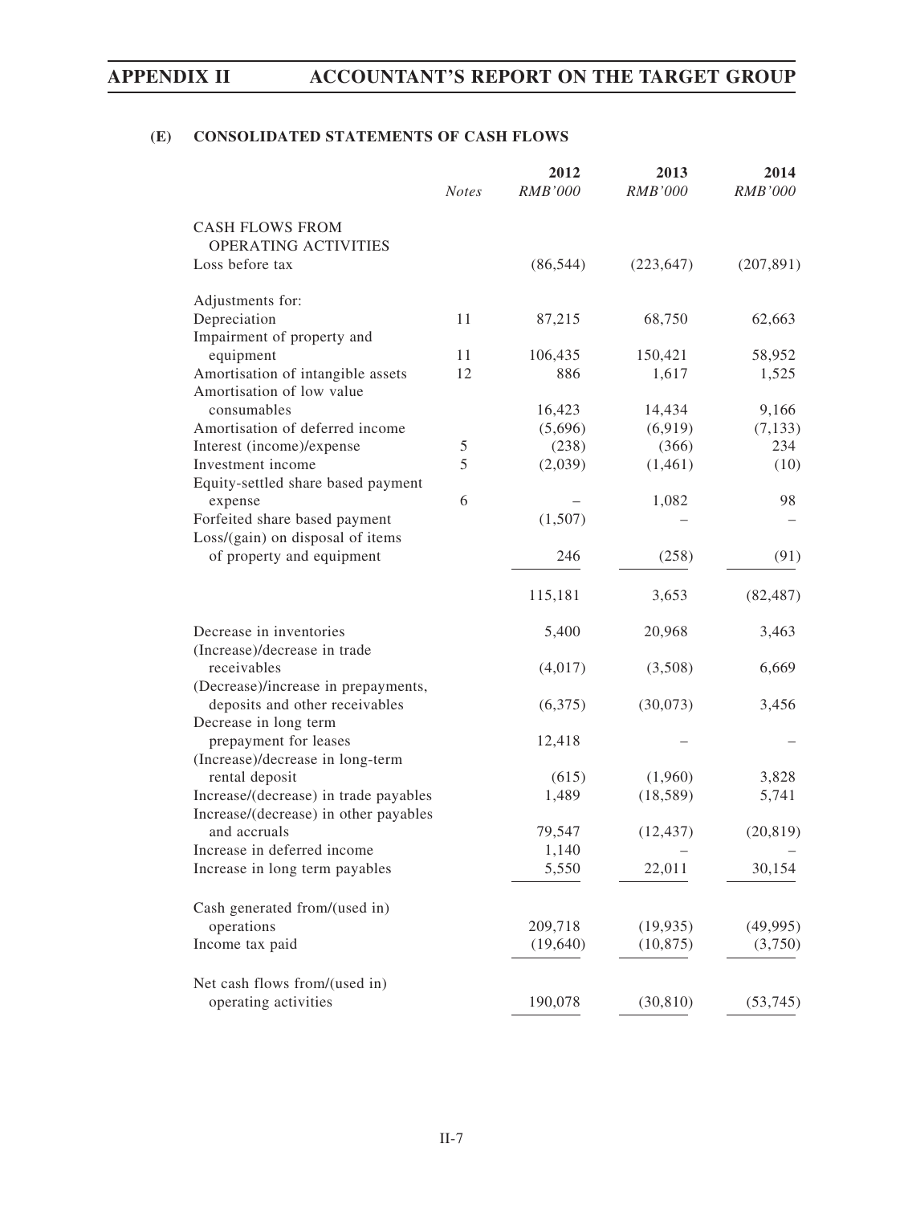### (E) CONSOLIDATED STATEMENTS OF CASH FLOWS

| | Notes | 2012 RMB'000 | 2013 RMB'000 | 2014 RMB'000 |
|---|---|---|---|---|
| **CASH FLOWS FROM OPERATING ACTIVITIES** | | | | |
| Loss before tax | | (86,544) | (223,647) | (207,891) |
| Adjustments for: | | | | |
| Depreciation | 11 | 87,215 | 68,750 | 62,663 |
| Impairment of property and equipment | 11 | 106,435 | 150,421 | 58,952 |
| Amortisation of intangible assets | 12 | 886 | 1,617 | 1,525 |
| Amortisation of low value consumables | | 16,423 | 14,434 | 9,166 |
| Amortisation of deferred income | | (5,696) | (6,919) | (7,133) |
| Interest (income)/expense | 5 | (238) | (366) | 234 |
| Investment income | 5 | (2,039) | (1,461) | (10) |
| Equity-settled share based payment expense | 6 | – | 1,082 | 98 |
| Forfeited share based payment | | (1,507) | – | – |
| Loss/(gain) on disposal of items of property and equipment | | 246 | (258) | (91) |
| | | 115,181 | 3,653 | (82,487) |
| Decrease in inventories | | 5,400 | 20,968 | 3,463 |
| (Increase)/decrease in trade receivables | | (4,017) | (3,508) | 6,669 |
| (Decrease)/increase in prepayments, deposits and other receivables | | (6,375) | (30,073) | 3,456 |
| Decrease in long term prepayment for leases | | 12,418 | – | – |
| (Increase)/decrease in long-term rental deposit | | (615) | (1,960) | 3,828 |
| Increase/(decrease) in trade payables | | 1,489 | (18,589) | 5,741 |
| Increase/(decrease) in other payables and accruals | | 79,547 | (12,437) | (20,819) |
| Increase in deferred income | | 1,140 | – | – |
| Increase in long term payables | | 5,550 | 22,011 | 30,154 |
| Cash generated from/(used in) operations | | 209,718 | (19,935) | (49,995) |
| Income tax paid | | (19,640) | (10,875) | (3,750) |
| Net cash flows from/(used in) operating activities | | 190,078 | (30,810) | (53,745) |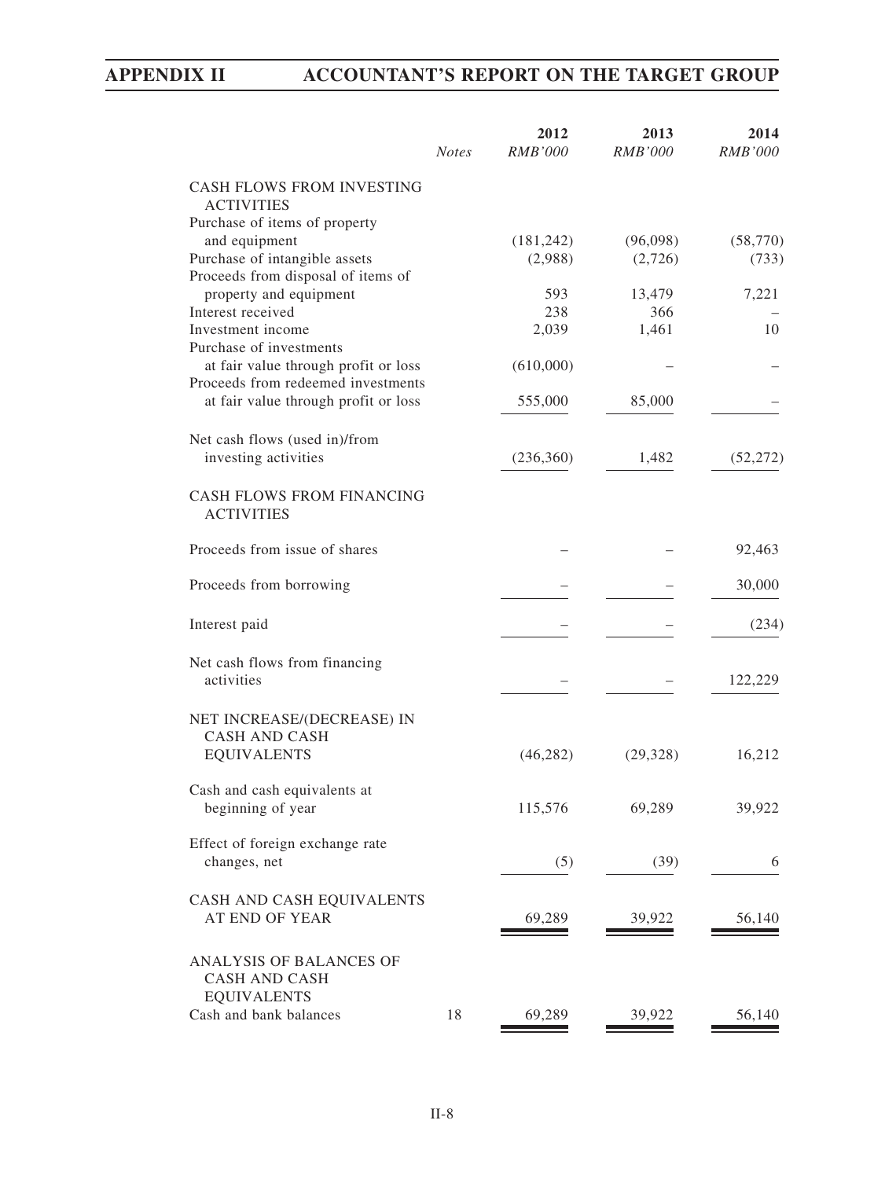| | Notes | 2012 RMB'000 | 2013 RMB'000 | 2014 RMB'000 |
|---|---|---|---|---|
| **CASH FLOWS FROM INVESTING ACTIVITIES** | | | | |
| Purchase of items of property and equipment | | (181,242) | (96,098) | (58,770) |
| Purchase of intangible assets | | (2,988) | (2,726) | (733) |
| Proceeds from disposal of items of property and equipment | | 593 | 13,479 | 7,221 |
| Interest received | | 238 | 366 | – |
| Investment income | | 2,039 | 1,461 | 10 |
| Purchase of investments at fair value through profit or loss | | (610,000) | – | – |
| Proceeds from redeemed investments at fair value through profit or loss | | 555,000 | 85,000 | – |
| Net cash flows (used in)/from investing activities | | (236,360) | 1,482 | (52,272) |
| **CASH FLOWS FROM FINANCING ACTIVITIES** | | | | |
| Proceeds from issue of shares | | – | – | 92,463 |
| Proceeds from borrowing | | – | – | 30,000 |
| Interest paid | | – | – | (234) |
| Net cash flows from financing activities | | – | – | 122,229 |
| NET INCREASE/(DECREASE) IN CASH AND CASH EQUIVALENTS | | (46,282) | (29,328) | 16,212 |
| Cash and cash equivalents at beginning of year | | 115,576 | 69,289 | 39,922 |
| Effect of foreign exchange rate changes, net | | (5) | (39) | 6 |
| CASH AND CASH EQUIVALENTS AT END OF YEAR | | 69,289 | 39,922 | 56,140 |
| **ANALYSIS OF BALANCES OF CASH AND CASH EQUIVALENTS** | | | | |
| Cash and bank balances | 18 | 69,289 | 39,922 | 56,140 |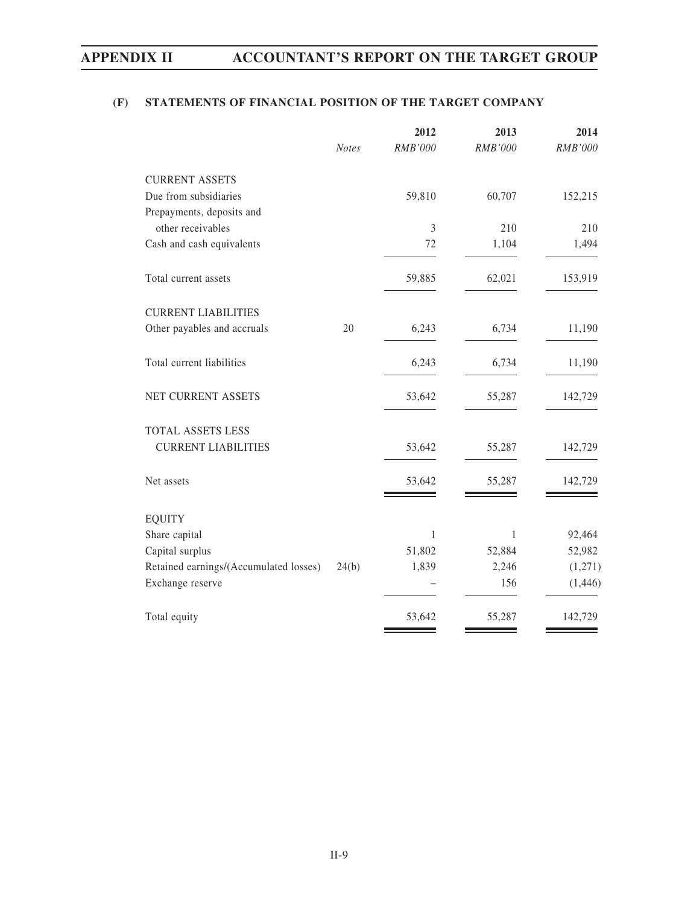## (F) STATEMENTS OF FINANCIAL POSITION OF THE TARGET COMPANY

| | Notes | 2012 | 2013 | 2014 |
|---|---|---|---|---|
| | | *RMB'000* | *RMB'000* | *RMB'000* |
| CURRENT ASSETS | | | | |
| Due from subsidiaries | | 59,810 | 60,707 | 152,215 |
| Prepayments, deposits and other receivables | | 3 | 210 | 210 |
| Cash and cash equivalents | | 72 | 1,104 | 1,494 |
| Total current assets | | 59,885 | 62,021 | 153,919 |
| CURRENT LIABILITIES | | | | |
| Other payables and accruals | 20 | 6,243 | 6,734 | 11,190 |
| Total current liabilities | | 6,243 | 6,734 | 11,190 |
| NET CURRENT ASSETS | | 53,642 | 55,287 | 142,729 |
| TOTAL ASSETS LESS CURRENT LIABILITIES | | 53,642 | 55,287 | 142,729 |
| Net assets | | 53,642 | 55,287 | 142,729 |
| EQUITY | | | | |
| Share capital | | 1 | 1 | 92,464 |
| Capital surplus | | 51,802 | 52,884 | 52,982 |
| Retained earnings/(Accumulated losses) | 24(b) | 1,839 | 2,246 | (1,271) |
| Exchange reserve | | – | 156 | (1,446) |
| Total equity | | 53,642 | 55,287 | 142,729 |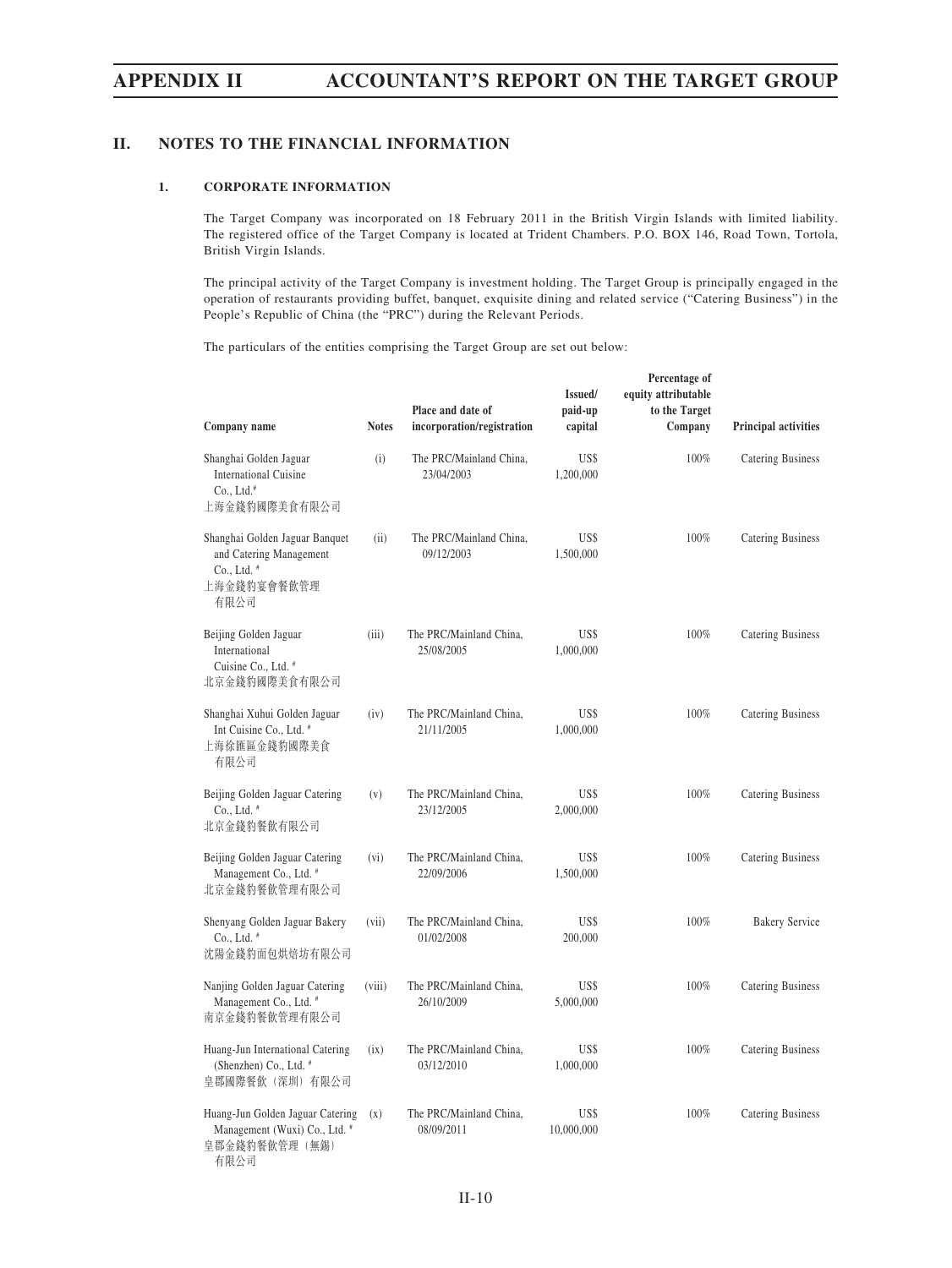## II. NOTES TO THE FINANCIAL INFORMATION

### 1. CORPORATE INFORMATION

The Target Company was incorporated on 18 February 2011 in the British Virgin Islands with limited liability. The registered office of the Target Company is located at Trident Chambers. P.O. BOX 146, Road Town, Tortola, British Virgin Islands.

The principal activity of the Target Company is investment holding. The Target Group is principally engaged in the operation of restaurants providing buffet, banquet, exquisite dining and related service ("Catering Business") in the People's Republic of China (the "PRC") during the Relevant Periods.

The particulars of the entities comprising the Target Group are set out below:

| Company name | Notes | Place and date of incorporation/registration | Issued/ paid-up capital | Percentage of equity attributable to the Target Company | Principal activities |
|---|---|---|---|---|---|
| Shanghai Golden Jaguar International Cuisine Co., Ltd.# 上海金錢豹國際美食有限公司 | (i) | The PRC/Mainland China, 23/04/2003 | US$ 1,200,000 | 100% | Catering Business |
| Shanghai Golden Jaguar Banquet and Catering Management Co., Ltd. # 上海金錢豹宴會餐飲管理有限公司 | (ii) | The PRC/Mainland China, 09/12/2003 | US$ 1,500,000 | 100% | Catering Business |
| Beijing Golden Jaguar International Cuisine Co., Ltd. # 北京金錢豹國際美食有限公司 | (iii) | The PRC/Mainland China, 25/08/2005 | US$ 1,000,000 | 100% | Catering Business |
| Shanghai Xuhui Golden Jaguar Int Cuisine Co., Ltd. # 上海徐匯區金錢豹國際美食有限公司 | (iv) | The PRC/Mainland China, 21/11/2005 | US$ 1,000,000 | 100% | Catering Business |
| Beijing Golden Jaguar Catering Co., Ltd. # 北京金錢豹餐飲有限公司 | (v) | The PRC/Mainland China, 23/12/2005 | US$ 2,000,000 | 100% | Catering Business |
| Beijing Golden Jaguar Catering Management Co., Ltd. # 北京金錢豹餐飲管理有限公司 | (vi) | The PRC/Mainland China, 22/09/2006 | US$ 1,500,000 | 100% | Catering Business |
| Shenyang Golden Jaguar Bakery Co., Ltd. # 沈陽金錢豹面包烘焙坊有限公司 | (vii) | The PRC/Mainland China, 01/02/2008 | US$ 200,000 | 100% | Bakery Service |
| Nanjing Golden Jaguar Catering Management Co., Ltd. # 南京金錢豹餐飲管理有限公司 | (viii) | The PRC/Mainland China, 26/10/2009 | US$ 5,000,000 | 100% | Catering Business |
| Huang-Jun International Catering (Shenzhen) Co., Ltd. # 皇郡國際餐飲（深圳）有限公司 | (ix) | The PRC/Mainland China, 03/12/2010 | US$ 1,000,000 | 100% | Catering Business |
| Huang-Jun Golden Jaguar Catering Management (Wuxi) Co., Ltd. # 皇郡金錢豹餐飲管理（無錫）有限公司 | (x) | The PRC/Mainland China, 08/09/2011 | US$ 10,000,000 | 100% | Catering Business |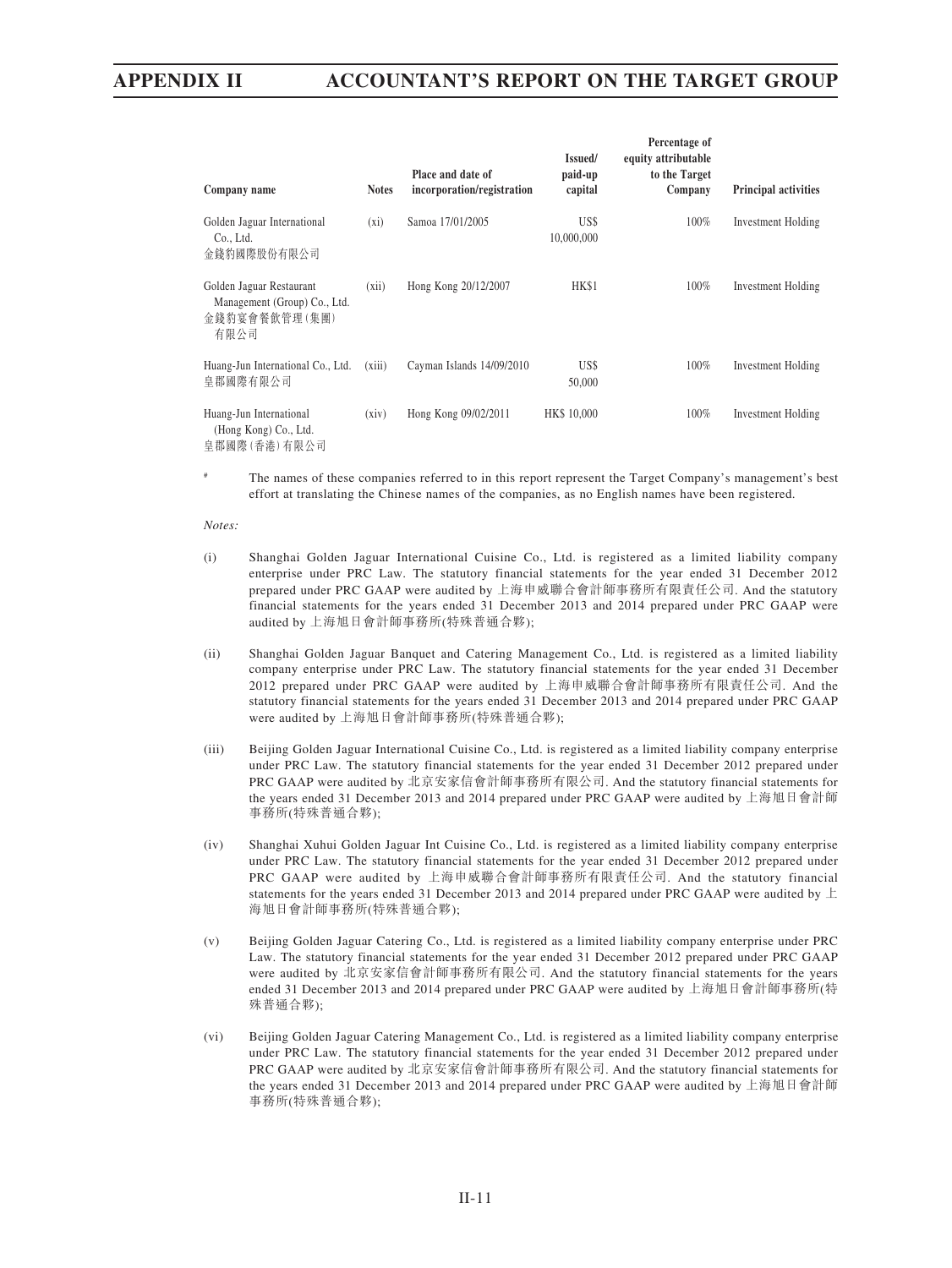| Company name | Notes | Place and date of incorporation/registration | Issued/ paid-up capital | Percentage of equity attributable to the Target Company | Principal activities |
|---|---|---|---|---|---|
| Golden Jaguar International Co., Ltd. 金錢豹國際股份有限公司 | (xi) | Samoa 17/01/2005 | US$ 10,000,000 | 100% | Investment Holding |
| Golden Jaguar Restaurant Management (Group) Co., Ltd. 金錢豹宴會餐飲管理(集團)有限公司 | (xii) | Hong Kong 20/12/2007 | HK$1 | 100% | Investment Holding |
| Huang-Jun International Co., Ltd. 皇郡國際有限公司 | (xiii) | Cayman Islands 14/09/2010 | US$ 50,000 | 100% | Investment Holding |
| Huang-Jun International (Hong Kong) Co., Ltd. 皇郡國際(香港)有限公司 | (xiv) | Hong Kong 09/02/2011 | HK$ 10,000 | 100% | Investment Holding |

# The names of these companies referred to in this report represent the Target Company's management's best effort at translating the Chinese names of the companies, as no English names have been registered.

*Notes:*

(i) Shanghai Golden Jaguar International Cuisine Co., Ltd. is registered as a limited liability company enterprise under PRC Law. The statutory financial statements for the year ended 31 December 2012 prepared under PRC GAAP were audited by 上海申威聯合會計師事務所有限責任公司. And the statutory financial statements for the years ended 31 December 2013 and 2014 prepared under PRC GAAP were audited by 上海旭日會計師事務所(特殊普通合夥);

(ii) Shanghai Golden Jaguar Banquet and Catering Management Co., Ltd. is registered as a limited liability company enterprise under PRC Law. The statutory financial statements for the year ended 31 December 2012 prepared under PRC GAAP were audited by 上海申威聯合會計師事務所有限責任公司. And the statutory financial statements for the years ended 31 December 2013 and 2014 prepared under PRC GAAP were audited by 上海旭日會計師事務所(特殊普通合夥);

(iii) Beijing Golden Jaguar International Cuisine Co., Ltd. is registered as a limited liability company enterprise under PRC Law. The statutory financial statements for the year ended 31 December 2012 prepared under PRC GAAP were audited by 北京安家信會計師事務所有限公司. And the statutory financial statements for the years ended 31 December 2013 and 2014 prepared under PRC GAAP were audited by 上海旭日會計師事務所(特殊普通合夥);

(iv) Shanghai Xuhui Golden Jaguar Int Cuisine Co., Ltd. is registered as a limited liability company enterprise under PRC Law. The statutory financial statements for the year ended 31 December 2012 prepared under PRC GAAP were audited by 上海申威聯合會計師事務所有限責任公司. And the statutory financial statements for the years ended 31 December 2013 and 2014 prepared under PRC GAAP were audited by 上海旭日會計師事務所(特殊普通合夥);

(v) Beijing Golden Jaguar Catering Co., Ltd. is registered as a limited liability company enterprise under PRC Law. The statutory financial statements for the year ended 31 December 2012 prepared under PRC GAAP were audited by 北京安家信會計師事務所有限公司. And the statutory financial statements for the years ended 31 December 2013 and 2014 prepared under PRC GAAP were audited by 上海旭日會計師事務所(特殊普通合夥);

(vi) Beijing Golden Jaguar Catering Management Co., Ltd. is registered as a limited liability company enterprise under PRC Law. The statutory financial statements for the year ended 31 December 2012 prepared under PRC GAAP were audited by 北京安家信會計師事務所有限公司. And the statutory financial statements for the years ended 31 December 2013 and 2014 prepared under PRC GAAP were audited by 上海旭日會計師事務所(特殊普通合夥);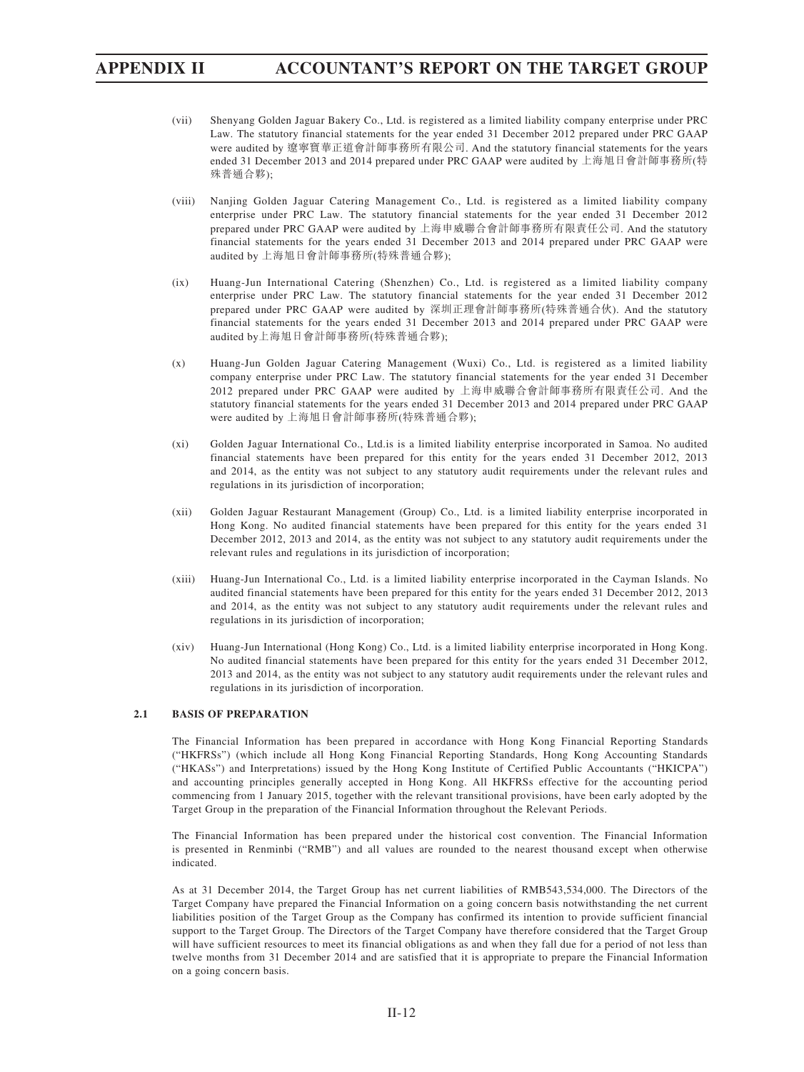(vii) Shenyang Golden Jaguar Bakery Co., Ltd. is registered as a limited liability company enterprise under PRC Law. The statutory financial statements for the year ended 31 December 2012 prepared under PRC GAAP were audited by 遼寧寶華正道會計師事務所有限公司. And the statutory financial statements for the years ended 31 December 2013 and 2014 prepared under PRC GAAP were audited by 上海旭日會計師事務所(特殊普通合夥);

(viii) Nanjing Golden Jaguar Catering Management Co., Ltd. is registered as a limited liability company enterprise under PRC Law. The statutory financial statements for the year ended 31 December 2012 prepared under PRC GAAP were audited by 上海申威聯合會計師事務所有限責任公司. And the statutory financial statements for the years ended 31 December 2013 and 2014 prepared under PRC GAAP were audited by 上海旭日會計師事務所(特殊普通合夥);

(ix) Huang-Jun International Catering (Shenzhen) Co., Ltd. is registered as a limited liability company enterprise under PRC Law. The statutory financial statements for the year ended 31 December 2012 prepared under PRC GAAP were audited by 深圳正理會計師事務所(特殊普通合伙). And the statutory financial statements for the years ended 31 December 2013 and 2014 prepared under PRC GAAP were audited by上海旭日會計師事務所(特殊普通合夥);

(x) Huang-Jun Golden Jaguar Catering Management (Wuxi) Co., Ltd. is registered as a limited liability company enterprise under PRC Law. The statutory financial statements for the year ended 31 December 2012 prepared under PRC GAAP were audited by 上海申威聯合會計師事務所有限責任公司. And the statutory financial statements for the years ended 31 December 2013 and 2014 prepared under PRC GAAP were audited by 上海旭日會計師事務所(特殊普通合夥);

(xi) Golden Jaguar International Co., Ltd.is is a limited liability enterprise incorporated in Samoa. No audited financial statements have been prepared for this entity for the years ended 31 December 2012, 2013 and 2014, as the entity was not subject to any statutory audit requirements under the relevant rules and regulations in its jurisdiction of incorporation;

(xii) Golden Jaguar Restaurant Management (Group) Co., Ltd. is a limited liability enterprise incorporated in Hong Kong. No audited financial statements have been prepared for this entity for the years ended 31 December 2012, 2013 and 2014, as the entity was not subject to any statutory audit requirements under the relevant rules and regulations in its jurisdiction of incorporation;

(xiii) Huang-Jun International Co., Ltd. is a limited liability enterprise incorporated in the Cayman Islands. No audited financial statements have been prepared for this entity for the years ended 31 December 2012, 2013 and 2014, as the entity was not subject to any statutory audit requirements under the relevant rules and regulations in its jurisdiction of incorporation;

(xiv) Huang-Jun International (Hong Kong) Co., Ltd. is a limited liability enterprise incorporated in Hong Kong. No audited financial statements have been prepared for this entity for the years ended 31 December 2012, 2013 and 2014, as the entity was not subject to any statutory audit requirements under the relevant rules and regulations in its jurisdiction of incorporation.

## 2.1 BASIS OF PREPARATION

The Financial Information has been prepared in accordance with Hong Kong Financial Reporting Standards ("HKFRSs") (which include all Hong Kong Financial Reporting Standards, Hong Kong Accounting Standards ("HKASs") and Interpretations) issued by the Hong Kong Institute of Certified Public Accountants ("HKICPA") and accounting principles generally accepted in Hong Kong. All HKFRSs effective for the accounting period commencing from 1 January 2015, together with the relevant transitional provisions, have been early adopted by the Target Group in the preparation of the Financial Information throughout the Relevant Periods.

The Financial Information has been prepared under the historical cost convention. The Financial Information is presented in Renminbi ("RMB") and all values are rounded to the nearest thousand except when otherwise indicated.

As at 31 December 2014, the Target Group has net current liabilities of RMB543,534,000. The Directors of the Target Company have prepared the Financial Information on a going concern basis notwithstanding the net current liabilities position of the Target Group as the Company has confirmed its intention to provide sufficient financial support to the Target Group. The Directors of the Target Company have therefore considered that the Target Group will have sufficient resources to meet its financial obligations as and when they fall due for a period of not less than twelve months from 31 December 2014 and are satisfied that it is appropriate to prepare the Financial Information on a going concern basis.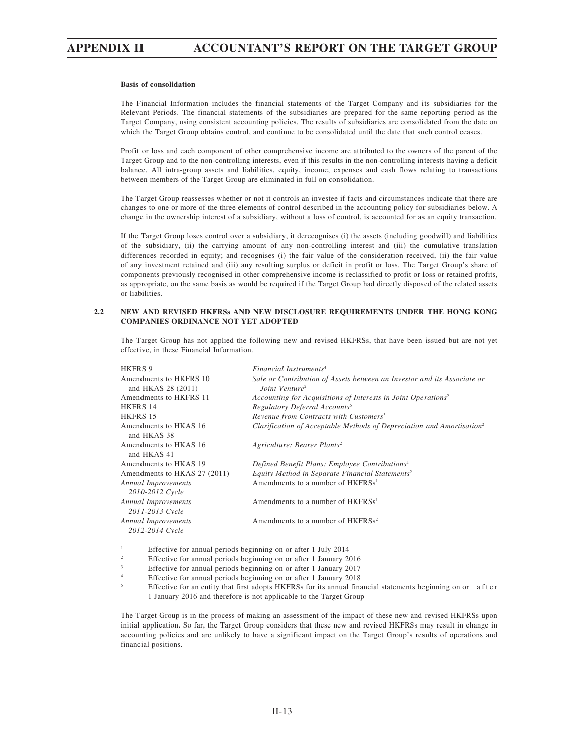**Basis of consolidation**

The Financial Information includes the financial statements of the Target Company and its subsidiaries for the Relevant Periods. The financial statements of the subsidiaries are prepared for the same reporting period as the Target Company, using consistent accounting policies. The results of subsidiaries are consolidated from the date on which the Target Group obtains control, and continue to be consolidated until the date that such control ceases.

Profit or loss and each component of other comprehensive income are attributed to the owners of the parent of the Target Group and to the non-controlling interests, even if this results in the non-controlling interests having a deficit balance. All intra-group assets and liabilities, equity, income, expenses and cash flows relating to transactions between members of the Target Group are eliminated in full on consolidation.

The Target Group reassesses whether or not it controls an investee if facts and circumstances indicate that there are changes to one or more of the three elements of control described in the accounting policy for subsidiaries below. A change in the ownership interest of a subsidiary, without a loss of control, is accounted for as an equity transaction.

If the Target Group loses control over a subsidiary, it derecognises (i) the assets (including goodwill) and liabilities of the subsidiary, (ii) the carrying amount of any non-controlling interest and (iii) the cumulative translation differences recorded in equity; and recognises (i) the fair value of the consideration received, (ii) the fair value of any investment retained and (iii) any resulting surplus or deficit in profit or loss. The Target Group's share of components previously recognised in other comprehensive income is reclassified to profit or loss or retained profits, as appropriate, on the same basis as would be required if the Target Group had directly disposed of the related assets or liabilities.

## 2.2 NEW AND REVISED HKFRSs AND NEW DISCLOSURE REQUIREMENTS UNDER THE HONG KONG COMPANIES ORDINANCE NOT YET ADOPTED

The Target Group has not applied the following new and revised HKFRSs, that have been issued but are not yet effective, in these Financial Information.

| | |
|---|---|
| HKFRS 9 | *Financial Instruments*[4] |
| Amendments to HKFRS 10 and HKAS 28 (2011) | *Sale or Contribution of Assets between an Investor and its Associate or Joint Venture*[2] |
| Amendments to HKFRS 11 | *Accounting for Acquisitions of Interests in Joint Operations*[2] |
| HKFRS 14 | *Regulatory Deferral Accounts*[5] |
| HKFRS 15 | *Revenue from Contracts with Customers*[3] |
| Amendments to HKAS 16 and HKAS 38 | *Clarification of Acceptable Methods of Depreciation and Amortisation*[2] |
| Amendments to HKAS 16 and HKAS 41 | *Agriculture: Bearer Plants*[2] |
| Amendments to HKAS 19 | *Defined Benefit Plans: Employee Contributions*[1] |
| Amendments to HKAS 27 (2011) | *Equity Method in Separate Financial Statements*[2] |
| *Annual Improvements 2010-2012 Cycle* | Amendments to a number of HKFRSs[1] |
| *Annual Improvements 2011-2013 Cycle* | Amendments to a number of HKFRSs[1] |
| *Annual Improvements 2012-2014 Cycle* | Amendments to a number of HKFRSs[2] |

1 Effective for annual periods beginning on or after 1 July 2014

2 Effective for annual periods beginning on or after 1 January 2016

3 Effective for annual periods beginning on or after 1 January 2017

4 Effective for annual periods beginning on or after 1 January 2018

5 Effective for an entity that first adopts HKFRSs for its annual financial statements beginning on or after 1 January 2016 and therefore is not applicable to the Target Group

The Target Group is in the process of making an assessment of the impact of these new and revised HKFRSs upon initial application. So far, the Target Group considers that these new and revised HKFRSs may result in change in accounting policies and are unlikely to have a significant impact on the Target Group's results of operations and financial positions.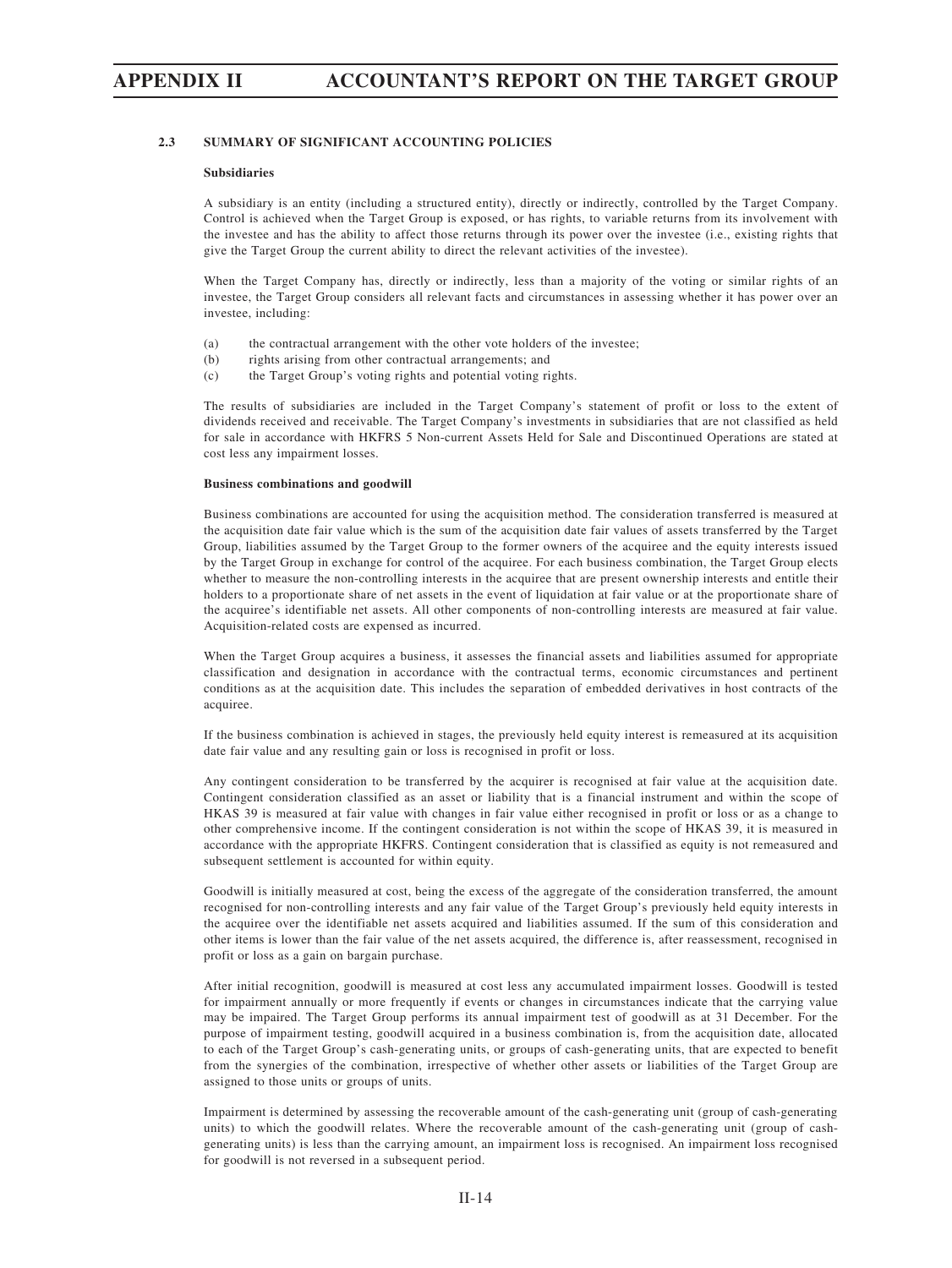## 2.3 SUMMARY OF SIGNIFICANT ACCOUNTING POLICIES

### Subsidiaries

A subsidiary is an entity (including a structured entity), directly or indirectly, controlled by the Target Company. Control is achieved when the Target Group is exposed, or has rights, to variable returns from its involvement with the investee and has the ability to affect those returns through its power over the investee (i.e., existing rights that give the Target Group the current ability to direct the relevant activities of the investee).

When the Target Company has, directly or indirectly, less than a majority of the voting or similar rights of an investee, the Target Group considers all relevant facts and circumstances in assessing whether it has power over an investee, including:

(a) the contractual arrangement with the other vote holders of the investee;
(b) rights arising from other contractual arrangements; and
(c) the Target Group's voting rights and potential voting rights.

The results of subsidiaries are included in the Target Company's statement of profit or loss to the extent of dividends received and receivable. The Target Company's investments in subsidiaries that are not classified as held for sale in accordance with HKFRS 5 Non-current Assets Held for Sale and Discontinued Operations are stated at cost less any impairment losses.

### Business combinations and goodwill

Business combinations are accounted for using the acquisition method. The consideration transferred is measured at the acquisition date fair value which is the sum of the acquisition date fair values of assets transferred by the Target Group, liabilities assumed by the Target Group to the former owners of the acquiree and the equity interests issued by the Target Group in exchange for control of the acquiree. For each business combination, the Target Group elects whether to measure the non-controlling interests in the acquiree that are present ownership interests and entitle their holders to a proportionate share of net assets in the event of liquidation at fair value or at the proportionate share of the acquiree's identifiable net assets. All other components of non-controlling interests are measured at fair value. Acquisition-related costs are expensed as incurred.

When the Target Group acquires a business, it assesses the financial assets and liabilities assumed for appropriate classification and designation in accordance with the contractual terms, economic circumstances and pertinent conditions as at the acquisition date. This includes the separation of embedded derivatives in host contracts of the acquiree.

If the business combination is achieved in stages, the previously held equity interest is remeasured at its acquisition date fair value and any resulting gain or loss is recognised in profit or loss.

Any contingent consideration to be transferred by the acquirer is recognised at fair value at the acquisition date. Contingent consideration classified as an asset or liability that is a financial instrument and within the scope of HKAS 39 is measured at fair value with changes in fair value either recognised in profit or loss or as a change to other comprehensive income. If the contingent consideration is not within the scope of HKAS 39, it is measured in accordance with the appropriate HKFRS. Contingent consideration that is classified as equity is not remeasured and subsequent settlement is accounted for within equity.

Goodwill is initially measured at cost, being the excess of the aggregate of the consideration transferred, the amount recognised for non-controlling interests and any fair value of the Target Group's previously held equity interests in the acquiree over the identifiable net assets acquired and liabilities assumed. If the sum of this consideration and other items is lower than the fair value of the net assets acquired, the difference is, after reassessment, recognised in profit or loss as a gain on bargain purchase.

After initial recognition, goodwill is measured at cost less any accumulated impairment losses. Goodwill is tested for impairment annually or more frequently if events or changes in circumstances indicate that the carrying value may be impaired. The Target Group performs its annual impairment test of goodwill as at 31 December. For the purpose of impairment testing, goodwill acquired in a business combination is, from the acquisition date, allocated to each of the Target Group's cash-generating units, or groups of cash-generating units, that are expected to benefit from the synergies of the combination, irrespective of whether other assets or liabilities of the Target Group are assigned to those units or groups of units.

Impairment is determined by assessing the recoverable amount of the cash-generating unit (group of cash-generating units) to which the goodwill relates. Where the recoverable amount of the cash-generating unit (group of cash-generating units) is less than the carrying amount, an impairment loss is recognised. An impairment loss recognised for goodwill is not reversed in a subsequent period.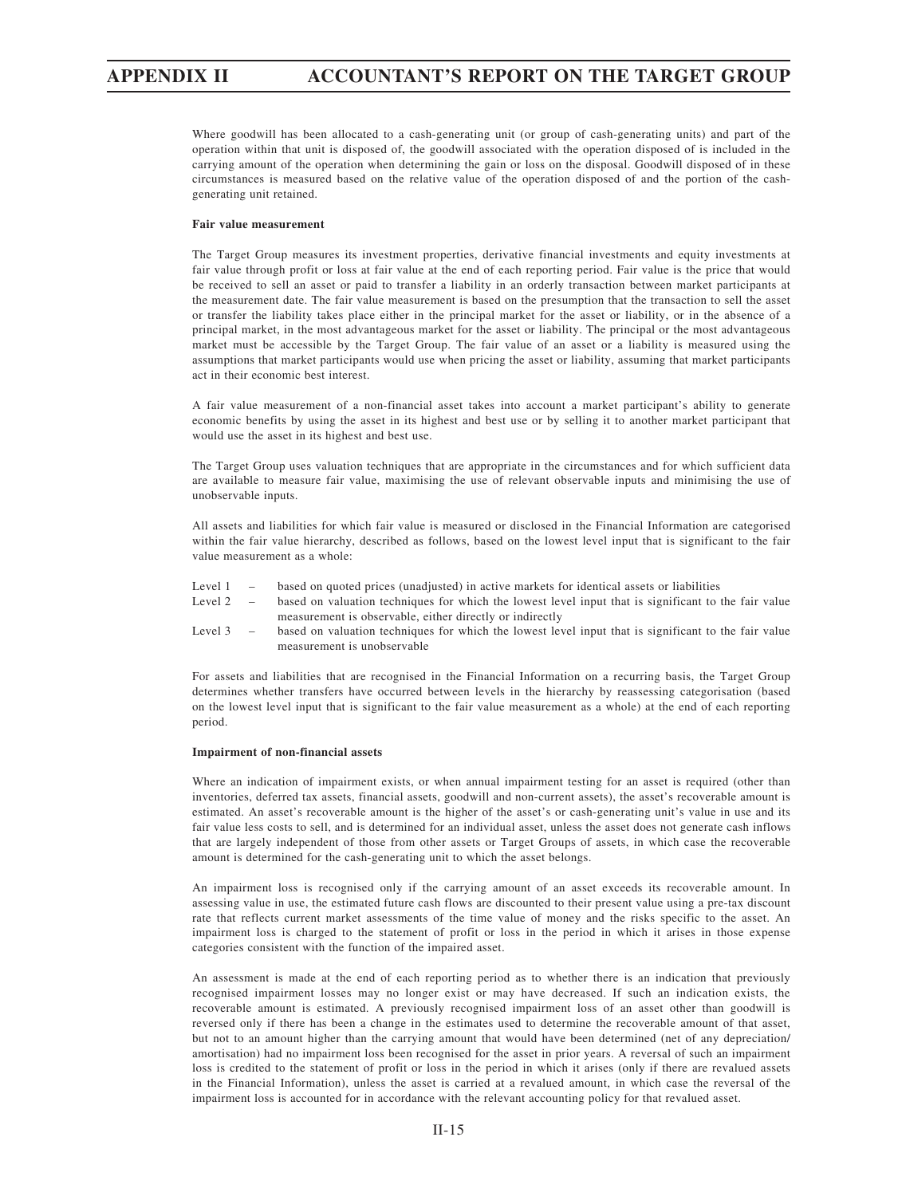Where goodwill has been allocated to a cash-generating unit (or group of cash-generating units) and part of the operation within that unit is disposed of, the goodwill associated with the operation disposed of is included in the carrying amount of the operation when determining the gain or loss on the disposal. Goodwill disposed of in these circumstances is measured based on the relative value of the operation disposed of and the portion of the cash-generating unit retained.

**Fair value measurement**

The Target Group measures its investment properties, derivative financial investments and equity investments at fair value through profit or loss at fair value at the end of each reporting period. Fair value is the price that would be received to sell an asset or paid to transfer a liability in an orderly transaction between market participants at the measurement date. The fair value measurement is based on the presumption that the transaction to sell the asset or transfer the liability takes place either in the principal market for the asset or liability, or in the absence of a principal market, in the most advantageous market for the asset or liability. The principal or the most advantageous market must be accessible by the Target Group. The fair value of an asset or a liability is measured using the assumptions that market participants would use when pricing the asset or liability, assuming that market participants act in their economic best interest.

A fair value measurement of a non-financial asset takes into account a market participant's ability to generate economic benefits by using the asset in its highest and best use or by selling it to another market participant that would use the asset in its highest and best use.

The Target Group uses valuation techniques that are appropriate in the circumstances and for which sufficient data are available to measure fair value, maximising the use of relevant observable inputs and minimising the use of unobservable inputs.

All assets and liabilities for which fair value is measured or disclosed in the Financial Information are categorised within the fair value hierarchy, described as follows, based on the lowest level input that is significant to the fair value measurement as a whole:

- Level 1 – based on quoted prices (unadjusted) in active markets for identical assets or liabilities
- Level 2 – based on valuation techniques for which the lowest level input that is significant to the fair value measurement is observable, either directly or indirectly
- Level 3 – based on valuation techniques for which the lowest level input that is significant to the fair value measurement is unobservable

For assets and liabilities that are recognised in the Financial Information on a recurring basis, the Target Group determines whether transfers have occurred between levels in the hierarchy by reassessing categorisation (based on the lowest level input that is significant to the fair value measurement as a whole) at the end of each reporting period.

**Impairment of non-financial assets**

Where an indication of impairment exists, or when annual impairment testing for an asset is required (other than inventories, deferred tax assets, financial assets, goodwill and non-current assets), the asset's recoverable amount is estimated. An asset's recoverable amount is the higher of the asset's or cash-generating unit's value in use and its fair value less costs to sell, and is determined for an individual asset, unless the asset does not generate cash inflows that are largely independent of those from other assets or Target Groups of assets, in which case the recoverable amount is determined for the cash-generating unit to which the asset belongs.

An impairment loss is recognised only if the carrying amount of an asset exceeds its recoverable amount. In assessing value in use, the estimated future cash flows are discounted to their present value using a pre-tax discount rate that reflects current market assessments of the time value of money and the risks specific to the asset. An impairment loss is charged to the statement of profit or loss in the period in which it arises in those expense categories consistent with the function of the impaired asset.

An assessment is made at the end of each reporting period as to whether there is an indication that previously recognised impairment losses may no longer exist or may have decreased. If such an indication exists, the recoverable amount is estimated. A previously recognised impairment loss of an asset other than goodwill is reversed only if there has been a change in the estimates used to determine the recoverable amount of that asset, but not to an amount higher than the carrying amount that would have been determined (net of any depreciation/amortisation) had no impairment loss been recognised for the asset in prior years. A reversal of such an impairment loss is credited to the statement of profit or loss in the period in which it arises (only if there are revalued assets in the Financial Information), unless the asset is carried at a revalued amount, in which case the reversal of the impairment loss is accounted for in accordance with the relevant accounting policy for that revalued asset.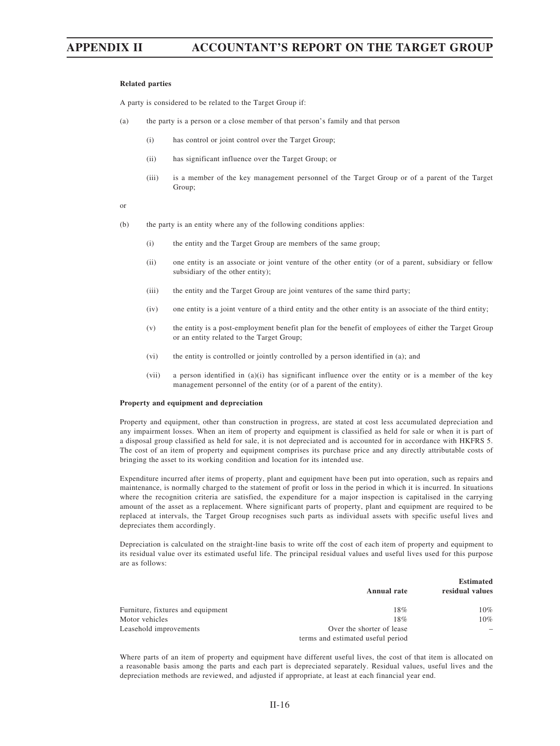**Related parties**

A party is considered to be related to the Target Group if:

(a) the party is a person or a close member of that person's family and that person

  (i) has control or joint control over the Target Group;

  (ii) has significant influence over the Target Group; or

  (iii) is a member of the key management personnel of the Target Group or of a parent of the Target Group;

or

(b) the party is an entity where any of the following conditions applies:

  (i) the entity and the Target Group are members of the same group;

  (ii) one entity is an associate or joint venture of the other entity (or of a parent, subsidiary or fellow subsidiary of the other entity);

  (iii) the entity and the Target Group are joint ventures of the same third party;

  (iv) one entity is a joint venture of a third entity and the other entity is an associate of the third entity;

  (v) the entity is a post-employment benefit plan for the benefit of employees of either the Target Group or an entity related to the Target Group;

  (vi) the entity is controlled or jointly controlled by a person identified in (a); and

  (vii) a person identified in (a)(i) has significant influence over the entity or is a member of the key management personnel of the entity (or of a parent of the entity).

**Property and equipment and depreciation**

Property and equipment, other than construction in progress, are stated at cost less accumulated depreciation and any impairment losses. When an item of property and equipment is classified as held for sale or when it is part of a disposal group classified as held for sale, it is not depreciated and is accounted for in accordance with HKFRS 5. The cost of an item of property and equipment comprises its purchase price and any directly attributable costs of bringing the asset to its working condition and location for its intended use.

Expenditure incurred after items of property, plant and equipment have been put into operation, such as repairs and maintenance, is normally charged to the statement of profit or loss in the period in which it is incurred. In situations where the recognition criteria are satisfied, the expenditure for a major inspection is capitalised in the carrying amount of the asset as a replacement. Where significant parts of property, plant and equipment are required to be replaced at intervals, the Target Group recognises such parts as individual assets with specific useful lives and depreciates them accordingly.

Depreciation is calculated on the straight-line basis to write off the cost of each item of property and equipment to its residual value over its estimated useful life. The principal residual values and useful lives used for this purpose are as follows:

| | Annual rate | Estimated residual values |
|---|---|---|
| Furniture, fixtures and equipment | 18% | 10% |
| Motor vehicles | 18% | 10% |
| Leasehold improvements | Over the shorter of lease terms and estimated useful period | – |

Where parts of an item of property and equipment have different useful lives, the cost of that item is allocated on a reasonable basis among the parts and each part is depreciated separately. Residual values, useful lives and the depreciation methods are reviewed, and adjusted if appropriate, at least at each financial year end.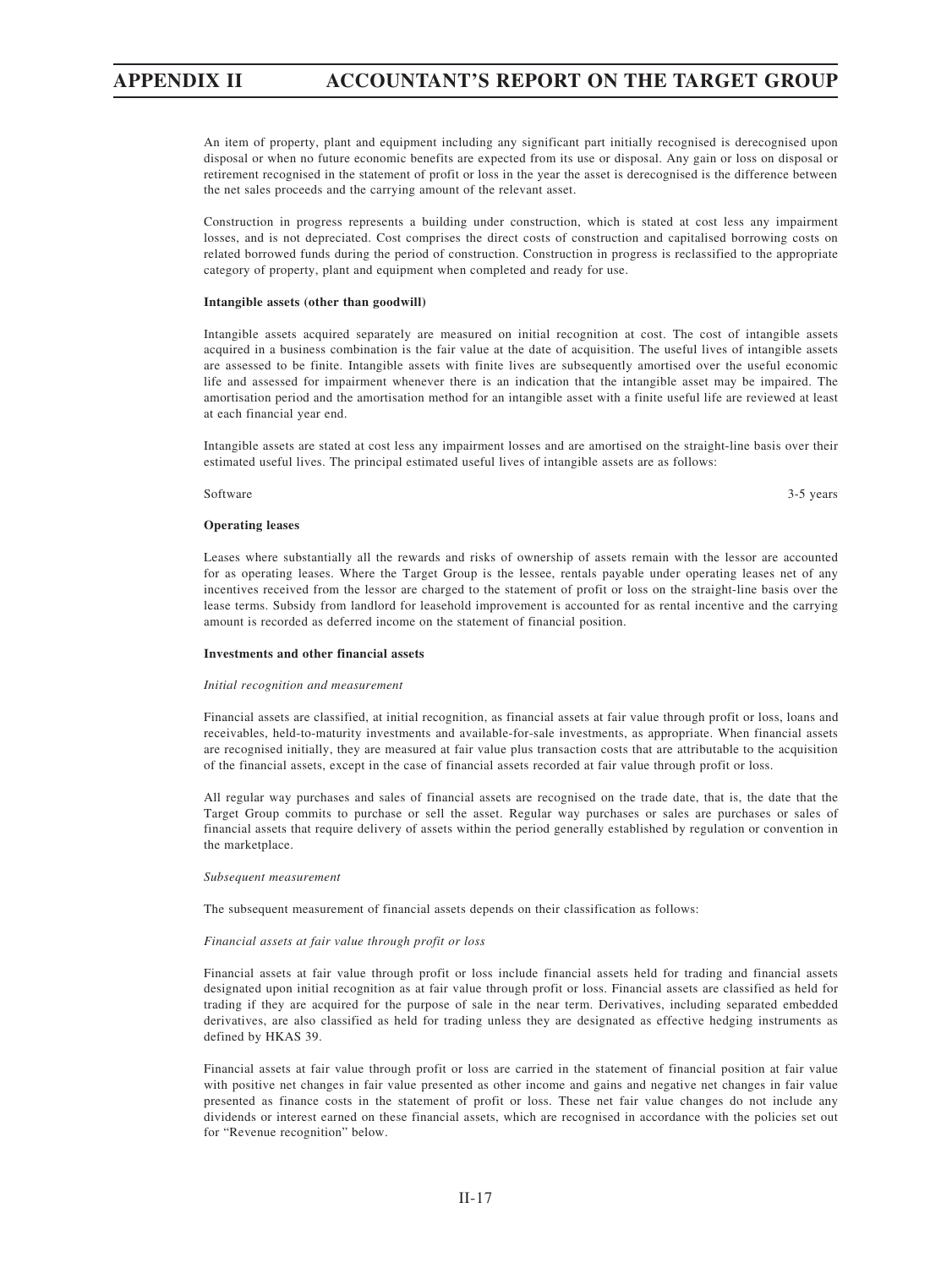An item of property, plant and equipment including any significant part initially recognised is derecognised upon disposal or when no future economic benefits are expected from its use or disposal. Any gain or loss on disposal or retirement recognised in the statement of profit or loss in the year the asset is derecognised is the difference between the net sales proceeds and the carrying amount of the relevant asset.

Construction in progress represents a building under construction, which is stated at cost less any impairment losses, and is not depreciated. Cost comprises the direct costs of construction and capitalised borrowing costs on related borrowed funds during the period of construction. Construction in progress is reclassified to the appropriate category of property, plant and equipment when completed and ready for use.

**Intangible assets (other than goodwill)**

Intangible assets acquired separately are measured on initial recognition at cost. The cost of intangible assets acquired in a business combination is the fair value at the date of acquisition. The useful lives of intangible assets are assessed to be finite. Intangible assets with finite lives are subsequently amortised over the useful economic life and assessed for impairment whenever there is an indication that the intangible asset may be impaired. The amortisation period and the amortisation method for an intangible asset with a finite useful life are reviewed at least at each financial year end.

Intangible assets are stated at cost less any impairment losses and are amortised on the straight-line basis over their estimated useful lives. The principal estimated useful lives of intangible assets are as follows:

| | |
|---|---|
| Software | 3-5 years |

**Operating leases**

Leases where substantially all the rewards and risks of ownership of assets remain with the lessor are accounted for as operating leases. Where the Target Group is the lessee, rentals payable under operating leases net of any incentives received from the lessor are charged to the statement of profit or loss on the straight-line basis over the lease terms. Subsidy from landlord for leasehold improvement is accounted for as rental incentive and the carrying amount is recorded as deferred income on the statement of financial position.

**Investments and other financial assets**

*Initial recognition and measurement*

Financial assets are classified, at initial recognition, as financial assets at fair value through profit or loss, loans and receivables, held-to-maturity investments and available-for-sale investments, as appropriate. When financial assets are recognised initially, they are measured at fair value plus transaction costs that are attributable to the acquisition of the financial assets, except in the case of financial assets recorded at fair value through profit or loss.

All regular way purchases and sales of financial assets are recognised on the trade date, that is, the date that the Target Group commits to purchase or sell the asset. Regular way purchases or sales are purchases or sales of financial assets that require delivery of assets within the period generally established by regulation or convention in the marketplace.

*Subsequent measurement*

The subsequent measurement of financial assets depends on their classification as follows:

*Financial assets at fair value through profit or loss*

Financial assets at fair value through profit or loss include financial assets held for trading and financial assets designated upon initial recognition as at fair value through profit or loss. Financial assets are classified as held for trading if they are acquired for the purpose of sale in the near term. Derivatives, including separated embedded derivatives, are also classified as held for trading unless they are designated as effective hedging instruments as defined by HKAS 39.

Financial assets at fair value through profit or loss are carried in the statement of financial position at fair value with positive net changes in fair value presented as other income and gains and negative net changes in fair value presented as finance costs in the statement of profit or loss. These net fair value changes do not include any dividends or interest earned on these financial assets, which are recognised in accordance with the policies set out for "Revenue recognition" below.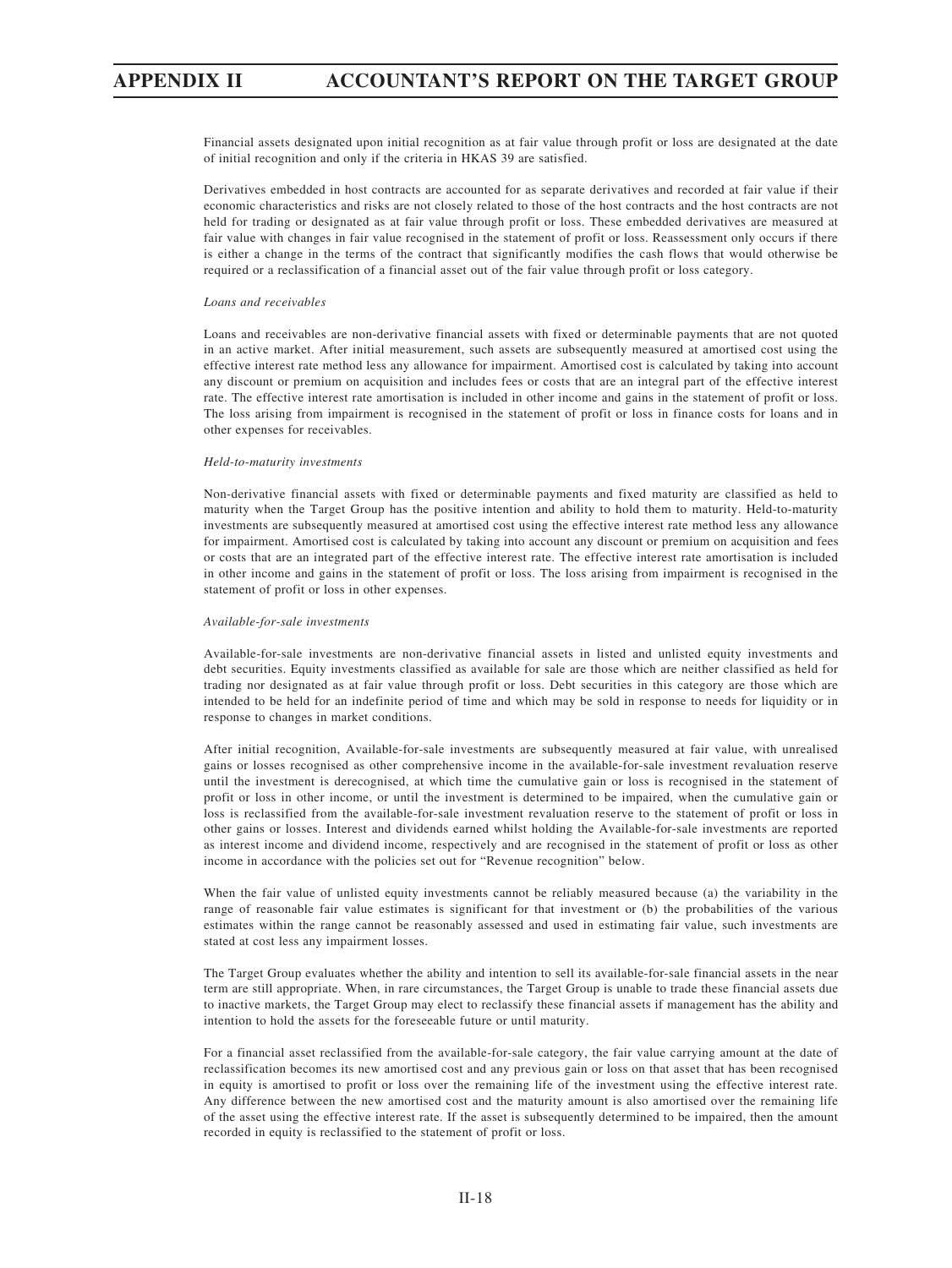Financial assets designated upon initial recognition as at fair value through profit or loss are designated at the date of initial recognition and only if the criteria in HKAS 39 are satisfied.

Derivatives embedded in host contracts are accounted for as separate derivatives and recorded at fair value if their economic characteristics and risks are not closely related to those of the host contracts and the host contracts are not held for trading or designated as at fair value through profit or loss. These embedded derivatives are measured at fair value with changes in fair value recognised in the statement of profit or loss. Reassessment only occurs if there is either a change in the terms of the contract that significantly modifies the cash flows that would otherwise be required or a reclassification of a financial asset out of the fair value through profit or loss category.

*Loans and receivables*

Loans and receivables are non-derivative financial assets with fixed or determinable payments that are not quoted in an active market. After initial measurement, such assets are subsequently measured at amortised cost using the effective interest rate method less any allowance for impairment. Amortised cost is calculated by taking into account any discount or premium on acquisition and includes fees or costs that are an integral part of the effective interest rate. The effective interest rate amortisation is included in other income and gains in the statement of profit or loss. The loss arising from impairment is recognised in the statement of profit or loss in finance costs for loans and in other expenses for receivables.

*Held-to-maturity investments*

Non-derivative financial assets with fixed or determinable payments and fixed maturity are classified as held to maturity when the Target Group has the positive intention and ability to hold them to maturity. Held-to-maturity investments are subsequently measured at amortised cost using the effective interest rate method less any allowance for impairment. Amortised cost is calculated by taking into account any discount or premium on acquisition and fees or costs that are an integrated part of the effective interest rate. The effective interest rate amortisation is included in other income and gains in the statement of profit or loss. The loss arising from impairment is recognised in the statement of profit or loss in other expenses.

*Available-for-sale investments*

Available-for-sale investments are non-derivative financial assets in listed and unlisted equity investments and debt securities. Equity investments classified as available for sale are those which are neither classified as held for trading nor designated as at fair value through profit or loss. Debt securities in this category are those which are intended to be held for an indefinite period of time and which may be sold in response to needs for liquidity or in response to changes in market conditions.

After initial recognition, Available-for-sale investments are subsequently measured at fair value, with unrealised gains or losses recognised as other comprehensive income in the available-for-sale investment revaluation reserve until the investment is derecognised, at which time the cumulative gain or loss is recognised in the statement of profit or loss in other income, or until the investment is determined to be impaired, when the cumulative gain or loss is reclassified from the available-for-sale investment revaluation reserve to the statement of profit or loss in other gains or losses. Interest and dividends earned whilst holding the Available-for-sale investments are reported as interest income and dividend income, respectively and are recognised in the statement of profit or loss as other income in accordance with the policies set out for "Revenue recognition" below.

When the fair value of unlisted equity investments cannot be reliably measured because (a) the variability in the range of reasonable fair value estimates is significant for that investment or (b) the probabilities of the various estimates within the range cannot be reasonably assessed and used in estimating fair value, such investments are stated at cost less any impairment losses.

The Target Group evaluates whether the ability and intention to sell its available-for-sale financial assets in the near term are still appropriate. When, in rare circumstances, the Target Group is unable to trade these financial assets due to inactive markets, the Target Group may elect to reclassify these financial assets if management has the ability and intention to hold the assets for the foreseeable future or until maturity.

For a financial asset reclassified from the available-for-sale category, the fair value carrying amount at the date of reclassification becomes its new amortised cost and any previous gain or loss on that asset that has been recognised in equity is amortised to profit or loss over the remaining life of the investment using the effective interest rate. Any difference between the new amortised cost and the maturity amount is also amortised over the remaining life of the asset using the effective interest rate. If the asset is subsequently determined to be impaired, then the amount recorded in equity is reclassified to the statement of profit or loss.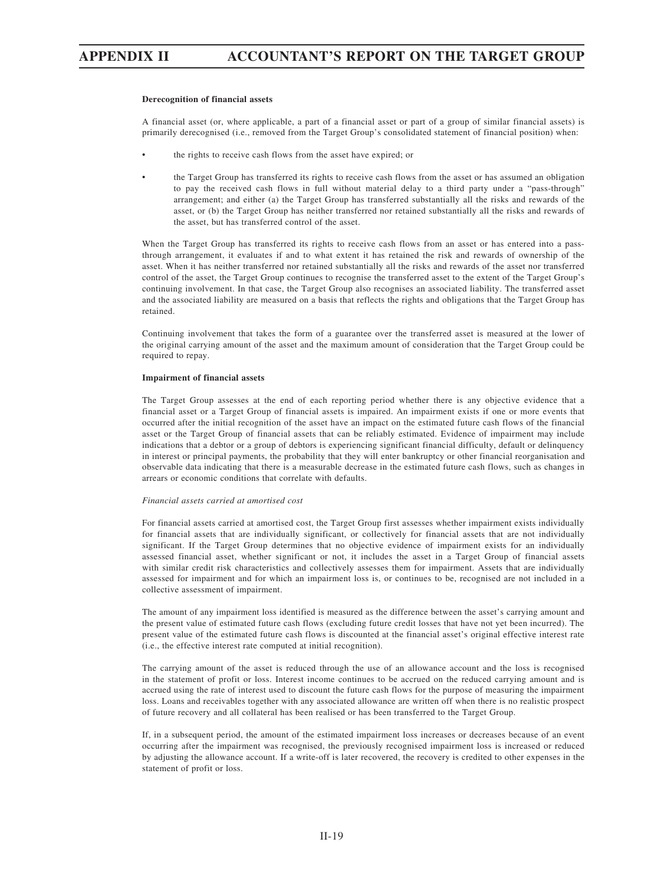**Derecognition of financial assets**

A financial asset (or, where applicable, a part of a financial asset or part of a group of similar financial assets) is primarily derecognised (i.e., removed from the Target Group's consolidated statement of financial position) when:

- the rights to receive cash flows from the asset have expired; or
- the Target Group has transferred its rights to receive cash flows from the asset or has assumed an obligation to pay the received cash flows in full without material delay to a third party under a "pass-through" arrangement; and either (a) the Target Group has transferred substantially all the risks and rewards of the asset, or (b) the Target Group has neither transferred nor retained substantially all the risks and rewards of the asset, but has transferred control of the asset.

When the Target Group has transferred its rights to receive cash flows from an asset or has entered into a pass-through arrangement, it evaluates if and to what extent it has retained the risk and rewards of ownership of the asset. When it has neither transferred nor retained substantially all the risks and rewards of the asset nor transferred control of the asset, the Target Group continues to recognise the transferred asset to the extent of the Target Group's continuing involvement. In that case, the Target Group also recognises an associated liability. The transferred asset and the associated liability are measured on a basis that reflects the rights and obligations that the Target Group has retained.

Continuing involvement that takes the form of a guarantee over the transferred asset is measured at the lower of the original carrying amount of the asset and the maximum amount of consideration that the Target Group could be required to repay.

**Impairment of financial assets**

The Target Group assesses at the end of each reporting period whether there is any objective evidence that a financial asset or a Target Group of financial assets is impaired. An impairment exists if one or more events that occurred after the initial recognition of the asset have an impact on the estimated future cash flows of the financial asset or the Target Group of financial assets that can be reliably estimated. Evidence of impairment may include indications that a debtor or a group of debtors is experiencing significant financial difficulty, default or delinquency in interest or principal payments, the probability that they will enter bankruptcy or other financial reorganisation and observable data indicating that there is a measurable decrease in the estimated future cash flows, such as changes in arrears or economic conditions that correlate with defaults.

*Financial assets carried at amortised cost*

For financial assets carried at amortised cost, the Target Group first assesses whether impairment exists individually for financial assets that are individually significant, or collectively for financial assets that are not individually significant. If the Target Group determines that no objective evidence of impairment exists for an individually assessed financial asset, whether significant or not, it includes the asset in a Target Group of financial assets with similar credit risk characteristics and collectively assesses them for impairment. Assets that are individually assessed for impairment and for which an impairment loss is, or continues to be, recognised are not included in a collective assessment of impairment.

The amount of any impairment loss identified is measured as the difference between the asset's carrying amount and the present value of estimated future cash flows (excluding future credit losses that have not yet been incurred). The present value of the estimated future cash flows is discounted at the financial asset's original effective interest rate (i.e., the effective interest rate computed at initial recognition).

The carrying amount of the asset is reduced through the use of an allowance account and the loss is recognised in the statement of profit or loss. Interest income continues to be accrued on the reduced carrying amount and is accrued using the rate of interest used to discount the future cash flows for the purpose of measuring the impairment loss. Loans and receivables together with any associated allowance are written off when there is no realistic prospect of future recovery and all collateral has been realised or has been transferred to the Target Group.

If, in a subsequent period, the amount of the estimated impairment loss increases or decreases because of an event occurring after the impairment was recognised, the previously recognised impairment loss is increased or reduced by adjusting the allowance account. If a write-off is later recovered, the recovery is credited to other expenses in the statement of profit or loss.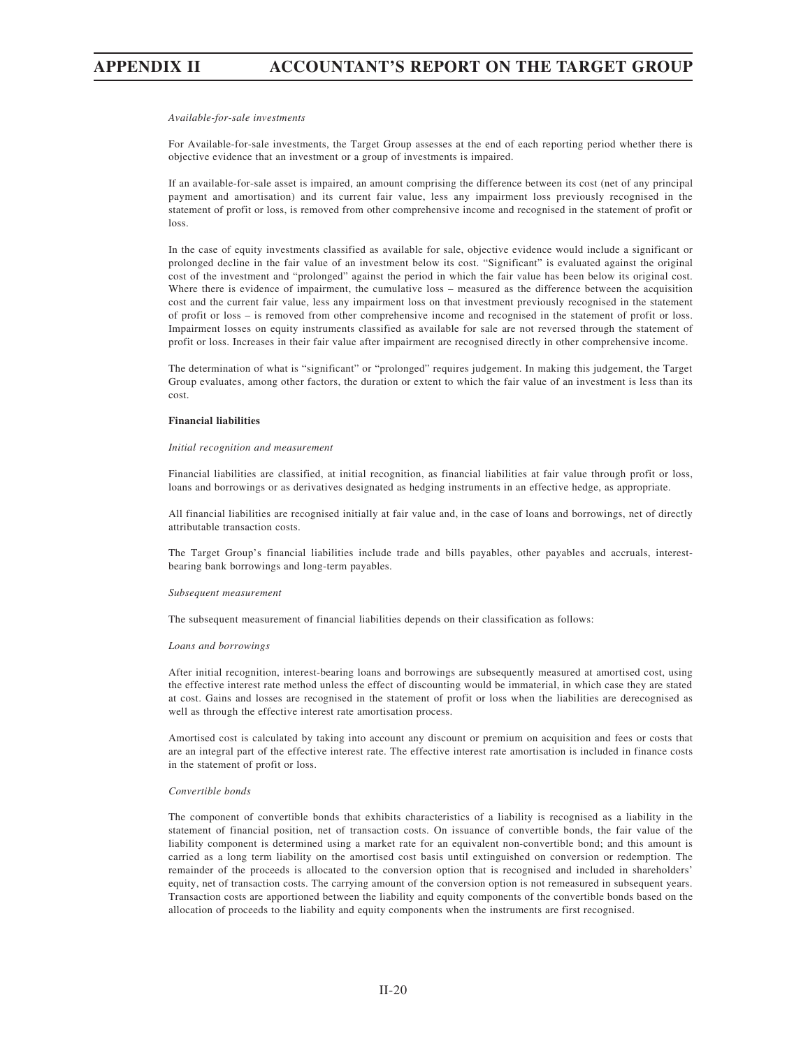*Available-for-sale investments*

For Available-for-sale investments, the Target Group assesses at the end of each reporting period whether there is objective evidence that an investment or a group of investments is impaired.

If an available-for-sale asset is impaired, an amount comprising the difference between its cost (net of any principal payment and amortisation) and its current fair value, less any impairment loss previously recognised in the statement of profit or loss, is removed from other comprehensive income and recognised in the statement of profit or loss.

In the case of equity investments classified as available for sale, objective evidence would include a significant or prolonged decline in the fair value of an investment below its cost. "Significant" is evaluated against the original cost of the investment and "prolonged" against the period in which the fair value has been below its original cost. Where there is evidence of impairment, the cumulative loss – measured as the difference between the acquisition cost and the current fair value, less any impairment loss on that investment previously recognised in the statement of profit or loss – is removed from other comprehensive income and recognised in the statement of profit or loss. Impairment losses on equity instruments classified as available for sale are not reversed through the statement of profit or loss. Increases in their fair value after impairment are recognised directly in other comprehensive income.

The determination of what is "significant" or "prolonged" requires judgement. In making this judgement, the Target Group evaluates, among other factors, the duration or extent to which the fair value of an investment is less than its cost.

**Financial liabilities**

*Initial recognition and measurement*

Financial liabilities are classified, at initial recognition, as financial liabilities at fair value through profit or loss, loans and borrowings or as derivatives designated as hedging instruments in an effective hedge, as appropriate.

All financial liabilities are recognised initially at fair value and, in the case of loans and borrowings, net of directly attributable transaction costs.

The Target Group's financial liabilities include trade and bills payables, other payables and accruals, interest-bearing bank borrowings and long-term payables.

*Subsequent measurement*

The subsequent measurement of financial liabilities depends on their classification as follows:

*Loans and borrowings*

After initial recognition, interest-bearing loans and borrowings are subsequently measured at amortised cost, using the effective interest rate method unless the effect of discounting would be immaterial, in which case they are stated at cost. Gains and losses are recognised in the statement of profit or loss when the liabilities are derecognised as well as through the effective interest rate amortisation process.

Amortised cost is calculated by taking into account any discount or premium on acquisition and fees or costs that are an integral part of the effective interest rate. The effective interest rate amortisation is included in finance costs in the statement of profit or loss.

*Convertible bonds*

The component of convertible bonds that exhibits characteristics of a liability is recognised as a liability in the statement of financial position, net of transaction costs. On issuance of convertible bonds, the fair value of the liability component is determined using a market rate for an equivalent non-convertible bond; and this amount is carried as a long term liability on the amortised cost basis until extinguished on conversion or redemption. The remainder of the proceeds is allocated to the conversion option that is recognised and included in shareholders' equity, net of transaction costs. The carrying amount of the conversion option is not remeasured in subsequent years. Transaction costs are apportioned between the liability and equity components of the convertible bonds based on the allocation of proceeds to the liability and equity components when the instruments are first recognised.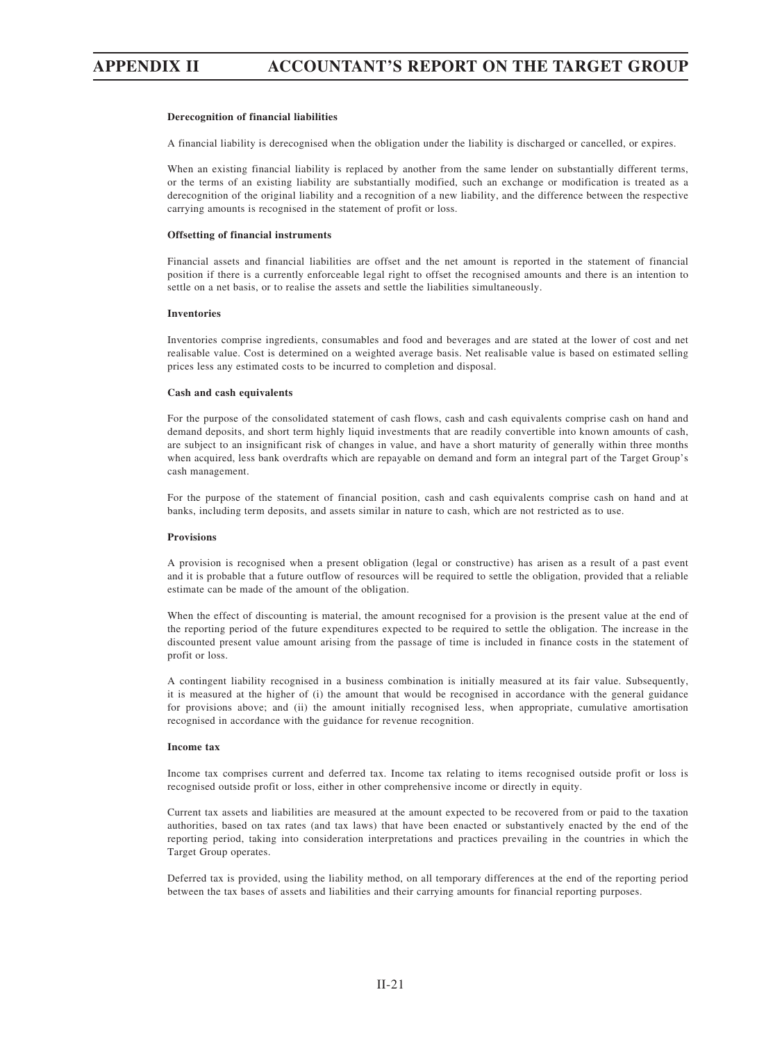**Derecognition of financial liabilities**

A financial liability is derecognised when the obligation under the liability is discharged or cancelled, or expires.

When an existing financial liability is replaced by another from the same lender on substantially different terms, or the terms of an existing liability are substantially modified, such an exchange or modification is treated as a derecognition of the original liability and a recognition of a new liability, and the difference between the respective carrying amounts is recognised in the statement of profit or loss.

**Offsetting of financial instruments**

Financial assets and financial liabilities are offset and the net amount is reported in the statement of financial position if there is a currently enforceable legal right to offset the recognised amounts and there is an intention to settle on a net basis, or to realise the assets and settle the liabilities simultaneously.

**Inventories**

Inventories comprise ingredients, consumables and food and beverages and are stated at the lower of cost and net realisable value. Cost is determined on a weighted average basis. Net realisable value is based on estimated selling prices less any estimated costs to be incurred to completion and disposal.

**Cash and cash equivalents**

For the purpose of the consolidated statement of cash flows, cash and cash equivalents comprise cash on hand and demand deposits, and short term highly liquid investments that are readily convertible into known amounts of cash, are subject to an insignificant risk of changes in value, and have a short maturity of generally within three months when acquired, less bank overdrafts which are repayable on demand and form an integral part of the Target Group's cash management.

For the purpose of the statement of financial position, cash and cash equivalents comprise cash on hand and at banks, including term deposits, and assets similar in nature to cash, which are not restricted as to use.

**Provisions**

A provision is recognised when a present obligation (legal or constructive) has arisen as a result of a past event and it is probable that a future outflow of resources will be required to settle the obligation, provided that a reliable estimate can be made of the amount of the obligation.

When the effect of discounting is material, the amount recognised for a provision is the present value at the end of the reporting period of the future expenditures expected to be required to settle the obligation. The increase in the discounted present value amount arising from the passage of time is included in finance costs in the statement of profit or loss.

A contingent liability recognised in a business combination is initially measured at its fair value. Subsequently, it is measured at the higher of (i) the amount that would be recognised in accordance with the general guidance for provisions above; and (ii) the amount initially recognised less, when appropriate, cumulative amortisation recognised in accordance with the guidance for revenue recognition.

**Income tax**

Income tax comprises current and deferred tax. Income tax relating to items recognised outside profit or loss is recognised outside profit or loss, either in other comprehensive income or directly in equity.

Current tax assets and liabilities are measured at the amount expected to be recovered from or paid to the taxation authorities, based on tax rates (and tax laws) that have been enacted or substantively enacted by the end of the reporting period, taking into consideration interpretations and practices prevailing in the countries in which the Target Group operates.

Deferred tax is provided, using the liability method, on all temporary differences at the end of the reporting period between the tax bases of assets and liabilities and their carrying amounts for financial reporting purposes.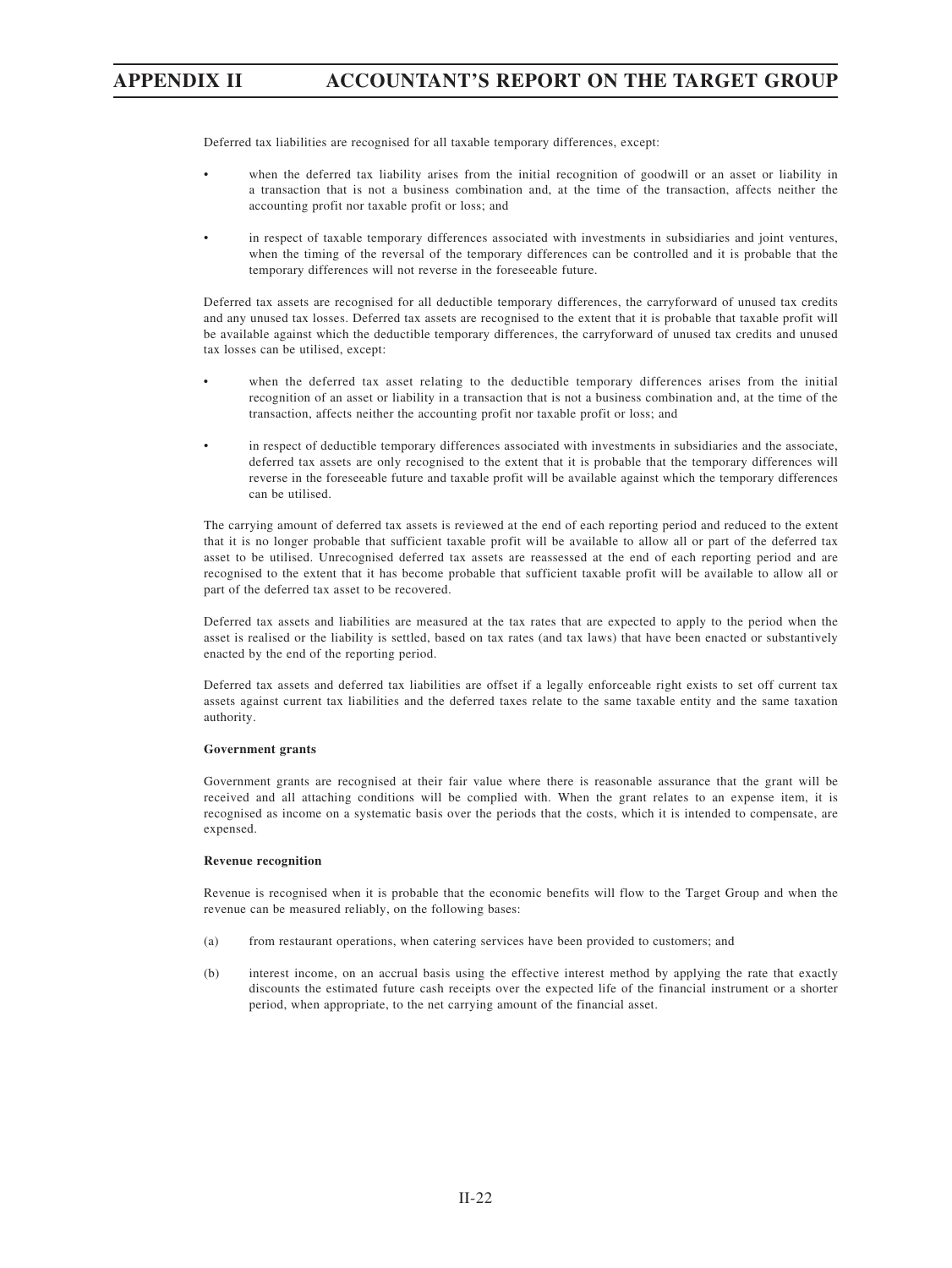Deferred tax liabilities are recognised for all taxable temporary differences, except:

- when the deferred tax liability arises from the initial recognition of goodwill or an asset or liability in a transaction that is not a business combination and, at the time of the transaction, affects neither the accounting profit nor taxable profit or loss; and

- in respect of taxable temporary differences associated with investments in subsidiaries and joint ventures, when the timing of the reversal of the temporary differences can be controlled and it is probable that the temporary differences will not reverse in the foreseeable future.

Deferred tax assets are recognised for all deductible temporary differences, the carryforward of unused tax credits and any unused tax losses. Deferred tax assets are recognised to the extent that it is probable that taxable profit will be available against which the deductible temporary differences, the carryforward of unused tax credits and unused tax losses can be utilised, except:

- when the deferred tax asset relating to the deductible temporary differences arises from the initial recognition of an asset or liability in a transaction that is not a business combination and, at the time of the transaction, affects neither the accounting profit nor taxable profit or loss; and

- in respect of deductible temporary differences associated with investments in subsidiaries and the associate, deferred tax assets are only recognised to the extent that it is probable that the temporary differences will reverse in the foreseeable future and taxable profit will be available against which the temporary differences can be utilised.

The carrying amount of deferred tax assets is reviewed at the end of each reporting period and reduced to the extent that it is no longer probable that sufficient taxable profit will be available to allow all or part of the deferred tax asset to be utilised. Unrecognised deferred tax assets are reassessed at the end of each reporting period and are recognised to the extent that it has become probable that sufficient taxable profit will be available to allow all or part of the deferred tax asset to be recovered.

Deferred tax assets and liabilities are measured at the tax rates that are expected to apply to the period when the asset is realised or the liability is settled, based on tax rates (and tax laws) that have been enacted or substantively enacted by the end of the reporting period.

Deferred tax assets and deferred tax liabilities are offset if a legally enforceable right exists to set off current tax assets against current tax liabilities and the deferred taxes relate to the same taxable entity and the same taxation authority.

**Government grants**

Government grants are recognised at their fair value where there is reasonable assurance that the grant will be received and all attaching conditions will be complied with. When the grant relates to an expense item, it is recognised as income on a systematic basis over the periods that the costs, which it is intended to compensate, are expensed.

**Revenue recognition**

Revenue is recognised when it is probable that the economic benefits will flow to the Target Group and when the revenue can be measured reliably, on the following bases:

(a) from restaurant operations, when catering services have been provided to customers; and

(b) interest income, on an accrual basis using the effective interest method by applying the rate that exactly discounts the estimated future cash receipts over the expected life of the financial instrument or a shorter period, when appropriate, to the net carrying amount of the financial asset.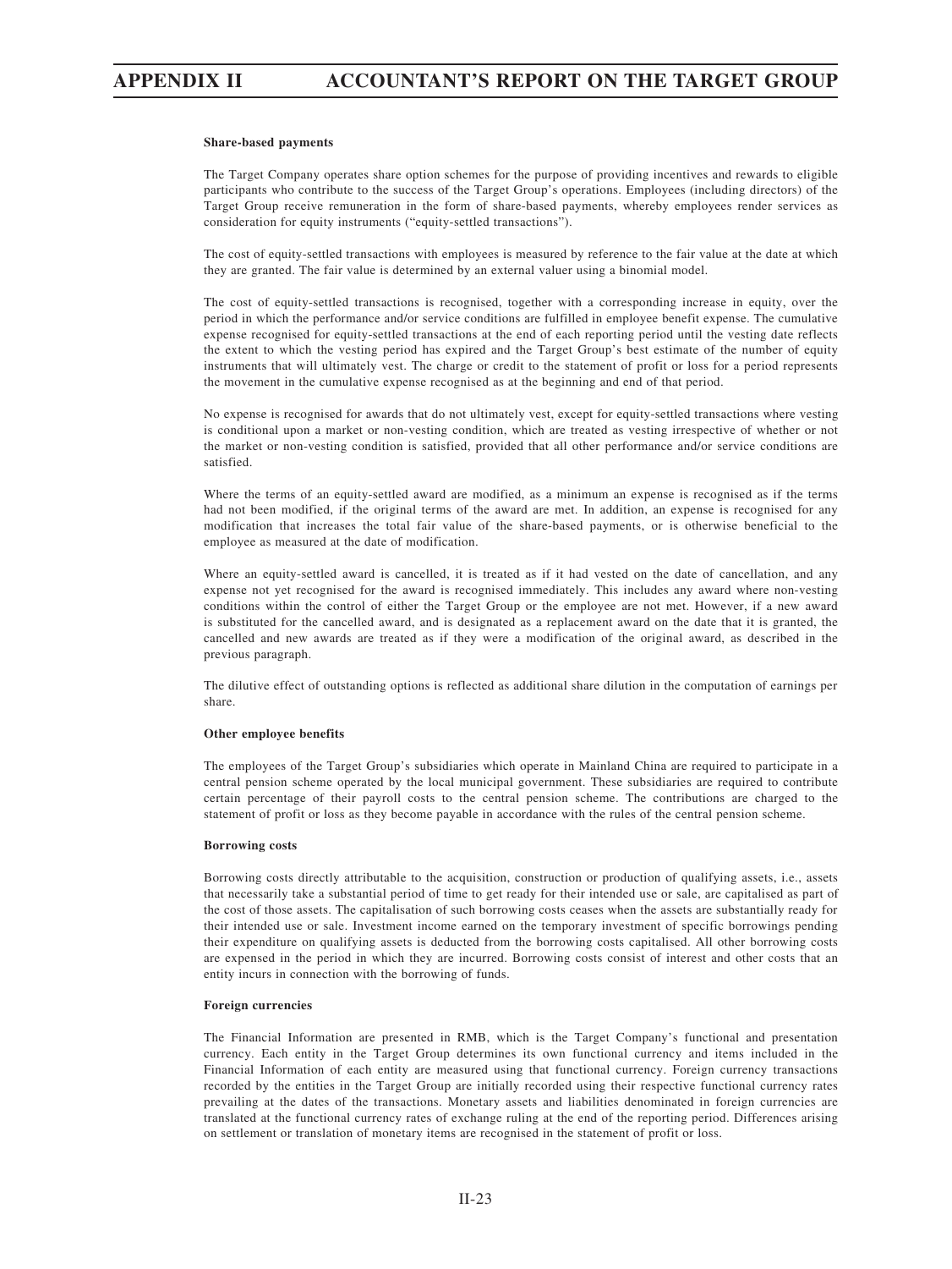**Share-based payments**

The Target Company operates share option schemes for the purpose of providing incentives and rewards to eligible participants who contribute to the success of the Target Group's operations. Employees (including directors) of the Target Group receive remuneration in the form of share-based payments, whereby employees render services as consideration for equity instruments ("equity-settled transactions").

The cost of equity-settled transactions with employees is measured by reference to the fair value at the date at which they are granted. The fair value is determined by an external valuer using a binomial model.

The cost of equity-settled transactions is recognised, together with a corresponding increase in equity, over the period in which the performance and/or service conditions are fulfilled in employee benefit expense. The cumulative expense recognised for equity-settled transactions at the end of each reporting period until the vesting date reflects the extent to which the vesting period has expired and the Target Group's best estimate of the number of equity instruments that will ultimately vest. The charge or credit to the statement of profit or loss for a period represents the movement in the cumulative expense recognised as at the beginning and end of that period.

No expense is recognised for awards that do not ultimately vest, except for equity-settled transactions where vesting is conditional upon a market or non-vesting condition, which are treated as vesting irrespective of whether or not the market or non-vesting condition is satisfied, provided that all other performance and/or service conditions are satisfied.

Where the terms of an equity-settled award are modified, as a minimum an expense is recognised as if the terms had not been modified, if the original terms of the award are met. In addition, an expense is recognised for any modification that increases the total fair value of the share-based payments, or is otherwise beneficial to the employee as measured at the date of modification.

Where an equity-settled award is cancelled, it is treated as if it had vested on the date of cancellation, and any expense not yet recognised for the award is recognised immediately. This includes any award where non-vesting conditions within the control of either the Target Group or the employee are not met. However, if a new award is substituted for the cancelled award, and is designated as a replacement award on the date that it is granted, the cancelled and new awards are treated as if they were a modification of the original award, as described in the previous paragraph.

The dilutive effect of outstanding options is reflected as additional share dilution in the computation of earnings per share.

**Other employee benefits**

The employees of the Target Group's subsidiaries which operate in Mainland China are required to participate in a central pension scheme operated by the local municipal government. These subsidiaries are required to contribute certain percentage of their payroll costs to the central pension scheme. The contributions are charged to the statement of profit or loss as they become payable in accordance with the rules of the central pension scheme.

**Borrowing costs**

Borrowing costs directly attributable to the acquisition, construction or production of qualifying assets, i.e., assets that necessarily take a substantial period of time to get ready for their intended use or sale, are capitalised as part of the cost of those assets. The capitalisation of such borrowing costs ceases when the assets are substantially ready for their intended use or sale. Investment income earned on the temporary investment of specific borrowings pending their expenditure on qualifying assets is deducted from the borrowing costs capitalised. All other borrowing costs are expensed in the period in which they are incurred. Borrowing costs consist of interest and other costs that an entity incurs in connection with the borrowing of funds.

**Foreign currencies**

The Financial Information are presented in RMB, which is the Target Company's functional and presentation currency. Each entity in the Target Group determines its own functional currency and items included in the Financial Information of each entity are measured using that functional currency. Foreign currency transactions recorded by the entities in the Target Group are initially recorded using their respective functional currency rates prevailing at the dates of the transactions. Monetary assets and liabilities denominated in foreign currencies are translated at the functional currency rates of exchange ruling at the end of the reporting period. Differences arising on settlement or translation of monetary items are recognised in the statement of profit or loss.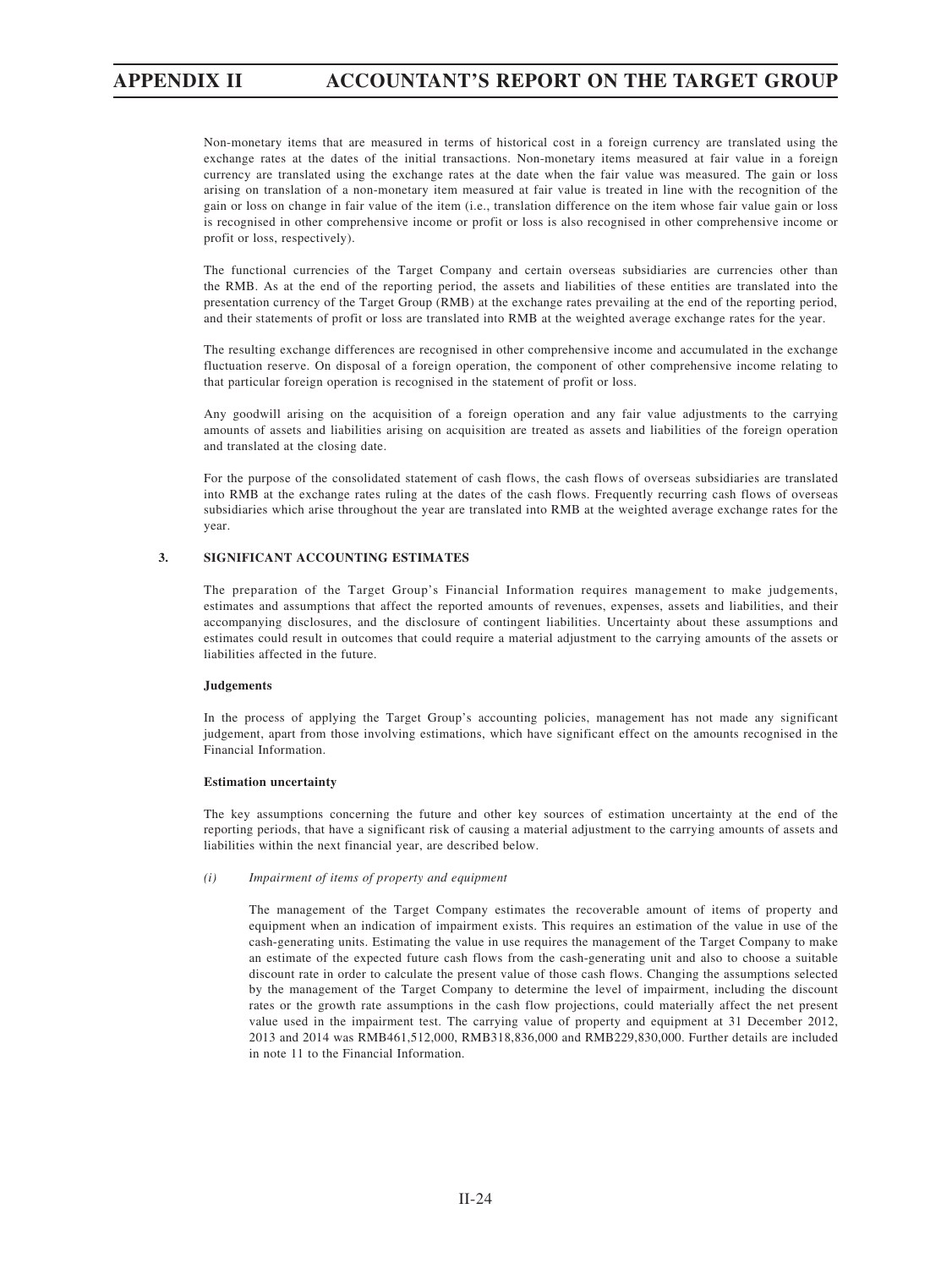Non-monetary items that are measured in terms of historical cost in a foreign currency are translated using the exchange rates at the dates of the initial transactions. Non-monetary items measured at fair value in a foreign currency are translated using the exchange rates at the date when the fair value was measured. The gain or loss arising on translation of a non-monetary item measured at fair value is treated in line with the recognition of the gain or loss on change in fair value of the item (i.e., translation difference on the item whose fair value gain or loss is recognised in other comprehensive income or profit or loss is also recognised in other comprehensive income or profit or loss, respectively).

The functional currencies of the Target Company and certain overseas subsidiaries are currencies other than the RMB. As at the end of the reporting period, the assets and liabilities of these entities are translated into the presentation currency of the Target Group (RMB) at the exchange rates prevailing at the end of the reporting period, and their statements of profit or loss are translated into RMB at the weighted average exchange rates for the year.

The resulting exchange differences are recognised in other comprehensive income and accumulated in the exchange fluctuation reserve. On disposal of a foreign operation, the component of other comprehensive income relating to that particular foreign operation is recognised in the statement of profit or loss.

Any goodwill arising on the acquisition of a foreign operation and any fair value adjustments to the carrying amounts of assets and liabilities arising on acquisition are treated as assets and liabilities of the foreign operation and translated at the closing date.

For the purpose of the consolidated statement of cash flows, the cash flows of overseas subsidiaries are translated into RMB at the exchange rates ruling at the dates of the cash flows. Frequently recurring cash flows of overseas subsidiaries which arise throughout the year are translated into RMB at the weighted average exchange rates for the year.

## 3. SIGNIFICANT ACCOUNTING ESTIMATES

The preparation of the Target Group's Financial Information requires management to make judgements, estimates and assumptions that affect the reported amounts of revenues, expenses, assets and liabilities, and their accompanying disclosures, and the disclosure of contingent liabilities. Uncertainty about these assumptions and estimates could result in outcomes that could require a material adjustment to the carrying amounts of the assets or liabilities affected in the future.

**Judgements**

In the process of applying the Target Group's accounting policies, management has not made any significant judgement, apart from those involving estimations, which have significant effect on the amounts recognised in the Financial Information.

**Estimation uncertainty**

The key assumptions concerning the future and other key sources of estimation uncertainty at the end of the reporting periods, that have a significant risk of causing a material adjustment to the carrying amounts of assets and liabilities within the next financial year, are described below.

*(i) Impairment of items of property and equipment*

The management of the Target Company estimates the recoverable amount of items of property and equipment when an indication of impairment exists. This requires an estimation of the value in use of the cash-generating units. Estimating the value in use requires the management of the Target Company to make an estimate of the expected future cash flows from the cash-generating unit and also to choose a suitable discount rate in order to calculate the present value of those cash flows. Changing the assumptions selected by the management of the Target Company to determine the level of impairment, including the discount rates or the growth rate assumptions in the cash flow projections, could materially affect the net present value used in the impairment test. The carrying value of property and equipment at 31 December 2012, 2013 and 2014 was RMB461,512,000, RMB318,836,000 and RMB229,830,000. Further details are included in note 11 to the Financial Information.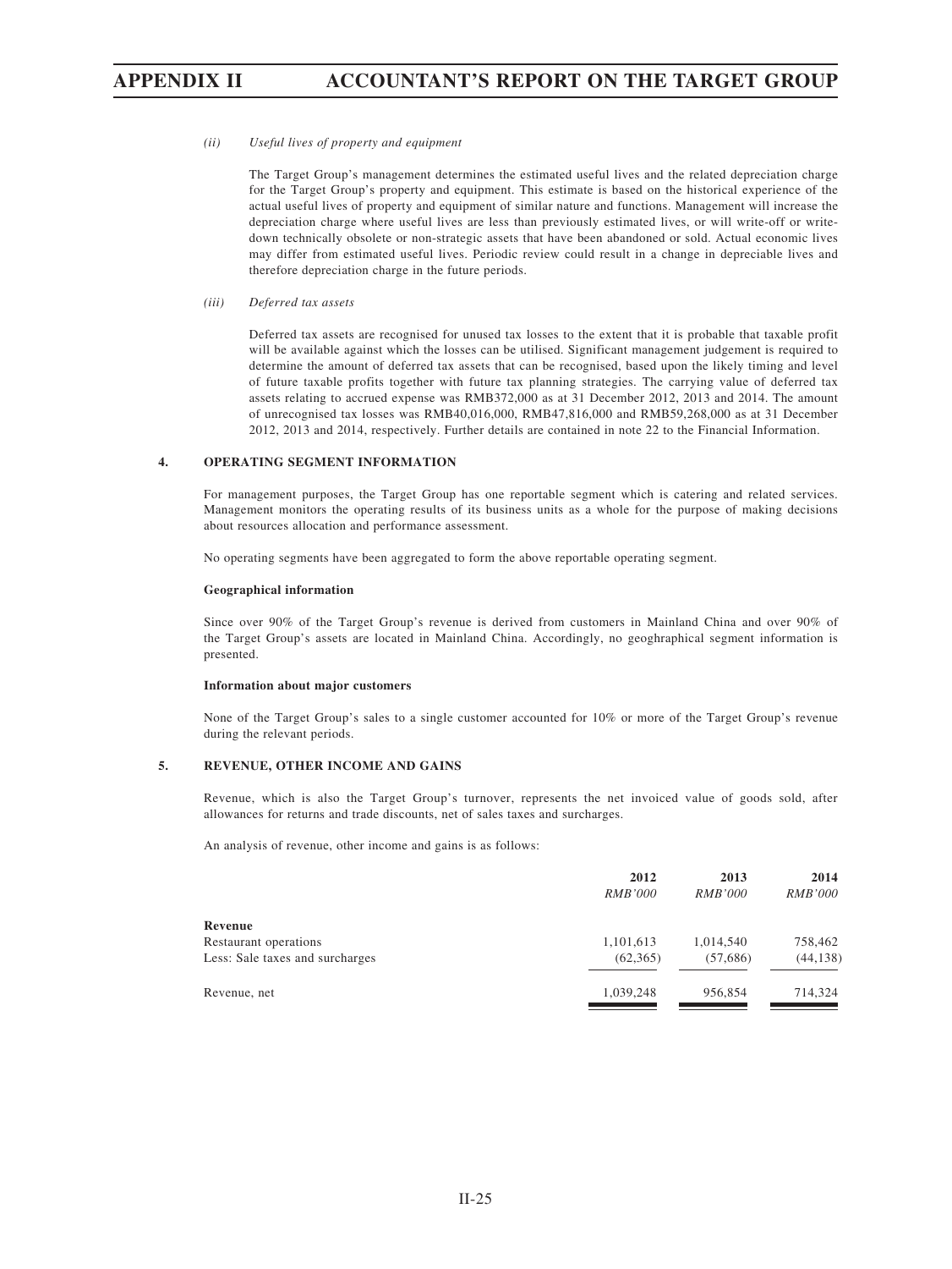*(ii) Useful lives of property and equipment*

The Target Group's management determines the estimated useful lives and the related depreciation charge for the Target Group's property and equipment. This estimate is based on the historical experience of the actual useful lives of property and equipment of similar nature and functions. Management will increase the depreciation charge where useful lives are less than previously estimated lives, or will write-off or write-down technically obsolete or non-strategic assets that have been abandoned or sold. Actual economic lives may differ from estimated useful lives. Periodic review could result in a change in depreciable lives and therefore depreciation charge in the future periods.

*(iii) Deferred tax assets*

Deferred tax assets are recognised for unused tax losses to the extent that it is probable that taxable profit will be available against which the losses can be utilised. Significant management judgement is required to determine the amount of deferred tax assets that can be recognised, based upon the likely timing and level of future taxable profits together with future tax planning strategies. The carrying value of deferred tax assets relating to accrued expense was RMB372,000 as at 31 December 2012, 2013 and 2014. The amount of unrecognised tax losses was RMB40,016,000, RMB47,816,000 and RMB59,268,000 as at 31 December 2012, 2013 and 2014, respectively. Further details are contained in note 22 to the Financial Information.

## 4. OPERATING SEGMENT INFORMATION

For management purposes, the Target Group has one reportable segment which is catering and related services. Management monitors the operating results of its business units as a whole for the purpose of making decisions about resources allocation and performance assessment.

No operating segments have been aggregated to form the above reportable operating segment.

**Geographical information**

Since over 90% of the Target Group's revenue is derived from customers in Mainland China and over 90% of the Target Group's assets are located in Mainland China. Accordingly, no geoghraphical segment information is presented.

**Information about major customers**

None of the Target Group's sales to a single customer accounted for 10% or more of the Target Group's revenue during the relevant periods.

## 5. REVENUE, OTHER INCOME AND GAINS

Revenue, which is also the Target Group's turnover, represents the net invoiced value of goods sold, after allowances for returns and trade discounts, net of sales taxes and surcharges.

An analysis of revenue, other income and gains is as follows:

| | 2012 | 2013 | 2014 |
|---|---|---|---|
| | *RMB'000* | *RMB'000* | *RMB'000* |
| **Revenue** | | | |
| Restaurant operations | 1,101,613 | 1,014,540 | 758,462 |
| Less: Sale taxes and surcharges | (62,365) | (57,686) | (44,138) |
| Revenue, net | 1,039,248 | 956,854 | 714,324 |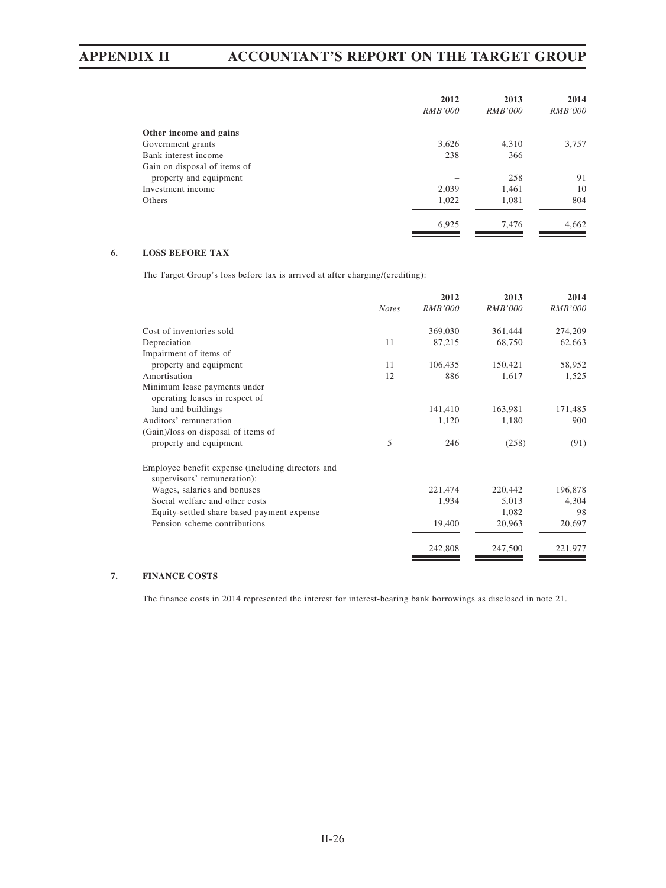| | 2012 | 2013 | 2014 |
|---|---|---|---|
| | *RMB'000* | *RMB'000* | *RMB'000* |
| **Other income and gains** | | | |
| Government grants | 3,626 | 4,310 | 3,757 |
| Bank interest income | 238 | 366 | – |
| Gain on disposal of items of property and equipment | – | 258 | 91 |
| Investment income | 2,039 | 1,461 | 10 |
| Others | 1,022 | 1,081 | 804 |
| | 6,925 | 7,476 | 4,662 |

## 6. LOSS BEFORE TAX

The Target Group's loss before tax is arrived at after charging/(crediting):

| | *Notes* | 2012 | 2013 | 2014 |
|---|---|---|---|---|
| | | *RMB'000* | *RMB'000* | *RMB'000* |
| Cost of inventories sold | | 369,030 | 361,444 | 274,209 |
| Depreciation | 11 | 87,215 | 68,750 | 62,663 |
| Impairment of items of property and equipment | 11 | 106,435 | 150,421 | 58,952 |
| Amortisation | 12 | 886 | 1,617 | 1,525 |
| Minimum lease payments under operating leases in respect of land and buildings | | 141,410 | 163,981 | 171,485 |
| Auditors' remuneration | | 1,120 | 1,180 | 900 |
| (Gain)/loss on disposal of items of property and equipment | 5 | 246 | (258) | (91) |
| Employee benefit expense (including directors and supervisors' remuneration): | | | | |
| Wages, salaries and bonuses | | 221,474 | 220,442 | 196,878 |
| Social welfare and other costs | | 1,934 | 5,013 | 4,304 |
| Equity-settled share based payment expense | | – | 1,082 | 98 |
| Pension scheme contributions | | 19,400 | 20,963 | 20,697 |
| | | 242,808 | 247,500 | 221,977 |

## 7. FINANCE COSTS

The finance costs in 2014 represented the interest for interest-bearing bank borrowings as disclosed in note 21.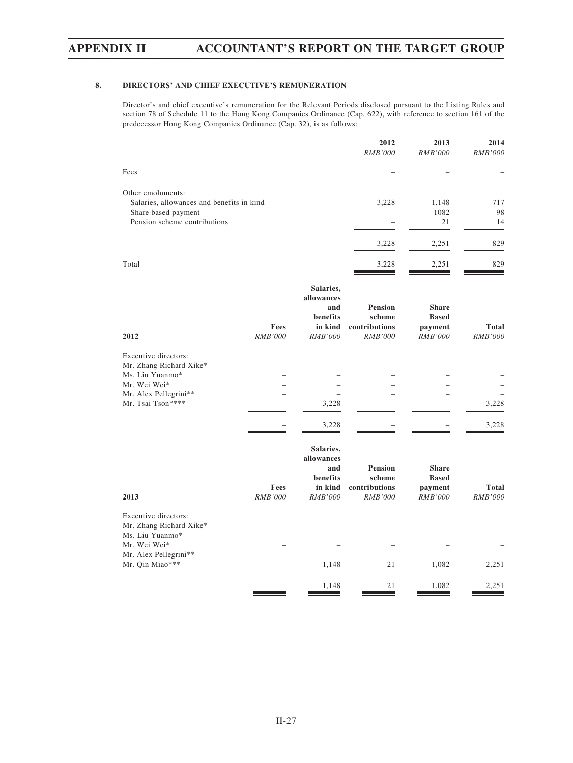## 8. DIRECTORS' AND CHIEF EXECUTIVE'S REMUNERATION

Director's and chief executive's remuneration for the Relevant Periods disclosed pursuant to the Listing Rules and section 78 of Schedule 11 to the Hong Kong Companies Ordinance (Cap. 622), with reference to section 161 of the predecessor Hong Kong Companies Ordinance (Cap. 32), is as follows:

| | 2012<br>*RMB'000* | 2013<br>*RMB'000* | 2014<br>*RMB'000* |
|---|---|---|---|
| Fees | – | – | – |
| Other emoluments: | | | |
| Salaries, allowances and benefits in kind | 3,228 | 1,148 | 717 |
| Share based payment | – | 1082 | 98 |
| Pension scheme contributions | – | 21 | 14 |
| | 3,228 | 2,251 | 829 |
| Total | 3,228 | 2,251 | 829 |

| 2012 | Fees<br>*RMB'000* | Salaries, allowances and benefits in kind<br>*RMB'000* | Pension scheme contributions<br>*RMB'000* | Share Based payment<br>*RMB'000* | Total<br>*RMB'000* |
|---|---|---|---|---|---|
| Executive directors: | | | | | |
| Mr. Zhang Richard Xike* | – | – | – | – | – |
| Ms. Liu Yuanmo* | – | – | – | – | – |
| Mr. Wei Wei* | – | – | – | – | – |
| Mr. Alex Pellegrini** | – | – | – | – | – |
| Mr. Tsai Tson**** | – | 3,228 | – | – | 3,228 |
| | – | 3,228 | – | – | 3,228 |

| 2013 | Fees<br>*RMB'000* | Salaries, allowances and benefits in kind<br>*RMB'000* | Pension scheme contributions<br>*RMB'000* | Share Based payment<br>*RMB'000* | Total<br>*RMB'000* |
|---|---|---|---|---|---|
| Executive directors: | | | | | |
| Mr. Zhang Richard Xike* | – | – | – | – | – |
| Ms. Liu Yuanmo* | – | – | – | – | – |
| Mr. Wei Wei* | – | – | – | – | – |
| Mr. Alex Pellegrini** | – | – | – | – | – |
| Mr. Qin Miao*** | – | 1,148 | 21 | 1,082 | 2,251 |
| | – | 1,148 | 21 | 1,082 | 2,251 |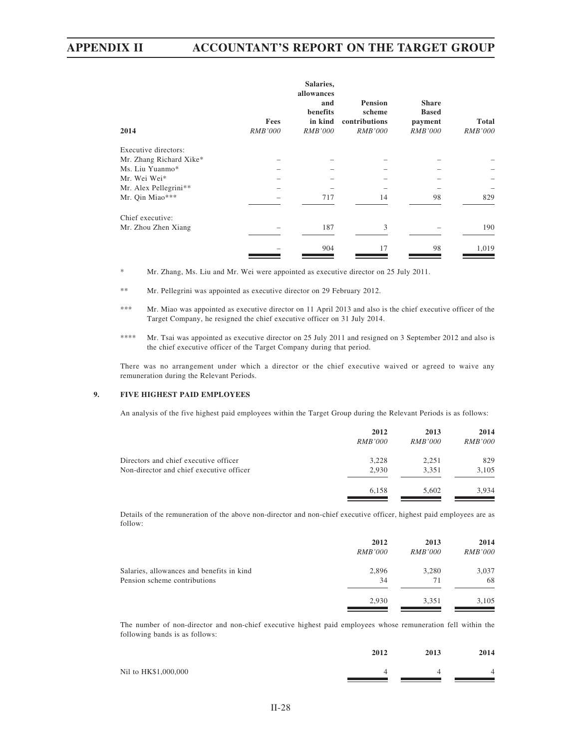| 2014 | Fees<br>*RMB'000* | Salaries, allowances and benefits in kind<br>*RMB'000* | Pension scheme contributions<br>*RMB'000* | Share Based payment<br>*RMB'000* | Total<br>*RMB'000* |
|---|---|---|---|---|---|
| Executive directors: | | | | | |
| Mr. Zhang Richard Xike* | – | – | – | – | – |
| Ms. Liu Yuanmo* | – | – | – | – | – |
| Mr. Wei Wei* | – | – | – | – | – |
| Mr. Alex Pellegrini** | – | – | – | – | – |
| Mr. Qin Miao*** | – | 717 | 14 | 98 | 829 |
| Chief executive: | | | | | |
| Mr. Zhou Zhen Xiang | – | 187 | 3 | – | 190 |
| | – | 904 | 17 | 98 | 1,019 |

\* Mr. Zhang, Ms. Liu and Mr. Wei were appointed as executive director on 25 July 2011.

** Mr. Pellegrini was appointed as executive director on 29 February 2012.

*** Mr. Miao was appointed as executive director on 11 April 2013 and also is the chief executive officer of the Target Company, he resigned the chief executive officer on 31 July 2014.

**** Mr. Tsai was appointed as executive director on 25 July 2011 and resigned on 3 September 2012 and also is the chief executive officer of the Target Company during that period.

There was no arrangement under which a director or the chief executive waived or agreed to waive any remuneration during the Relevant Periods.

## 9. FIVE HIGHEST PAID EMPLOYEES

An analysis of the five highest paid employees within the Target Group during the Relevant Periods is as follows:

| | 2012<br>*RMB'000* | 2013<br>*RMB'000* | 2014<br>*RMB'000* |
|---|---|---|---|
| Directors and chief executive officer | 3,228 | 2,251 | 829 |
| Non-director and chief executive officer | 2,930 | 3,351 | 3,105 |
| | 6,158 | 5,602 | 3,934 |

Details of the remuneration of the above non-director and non-chief executive officer, highest paid employees are as follow:

| | 2012<br>*RMB'000* | 2013<br>*RMB'000* | 2014<br>*RMB'000* |
|---|---|---|---|
| Salaries, allowances and benefits in kind | 2,896 | 3,280 | 3,037 |
| Pension scheme contributions | 34 | 71 | 68 |
| | 2,930 | 3,351 | 3,105 |

The number of non-director and non-chief executive highest paid employees whose remuneration fell within the following bands is as follows:

| | 2012 | 2013 | 2014 |
|---|---|---|---|
| Nil to HK$1,000,000 | 4 | 4 | 4 |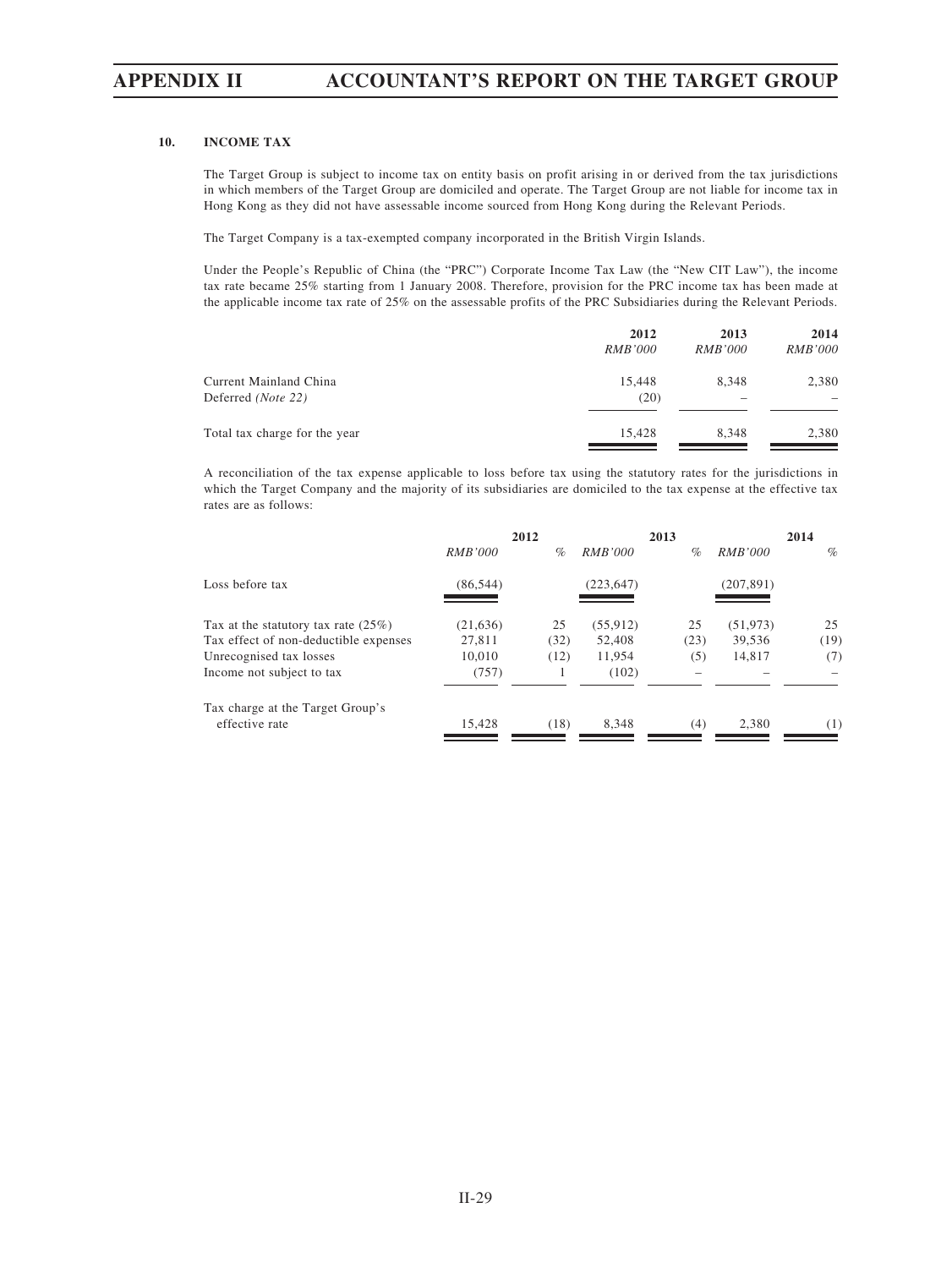## 10. INCOME TAX

The Target Group is subject to income tax on entity basis on profit arising in or derived from the tax jurisdictions in which members of the Target Group are domiciled and operate. The Target Group are not liable for income tax in Hong Kong as they did not have assessable income sourced from Hong Kong during the Relevant Periods.

The Target Company is a tax-exempted company incorporated in the British Virgin Islands.

Under the People's Republic of China (the "PRC") Corporate Income Tax Law (the "New CIT Law"), the income tax rate became 25% starting from 1 January 2008. Therefore, provision for the PRC income tax has been made at the applicable income tax rate of 25% on the assessable profits of the PRC Subsidiaries during the Relevant Periods.

| | 2012 | 2013 | 2014 |
|---|---|---|---|
| | *RMB'000* | *RMB'000* | *RMB'000* |
| Current Mainland China | 15,448 | 8,348 | 2,380 |
| Deferred *(Note 22)* | (20) | – | – |
| Total tax charge for the year | 15,428 | 8,348 | 2,380 |

A reconciliation of the tax expense applicable to loss before tax using the statutory rates for the jurisdictions in which the Target Company and the majority of its subsidiaries are domiciled to the tax expense at the effective tax rates are as follows:

| | 2012 | | 2013 | | 2014 | |
|---|---|---|---|---|---|---|
| | *RMB'000* | *%* | *RMB'000* | *%* | *RMB'000* | *%* |
| Loss before tax | (86,544) | | (223,647) | | (207,891) | |
| Tax at the statutory tax rate (25%) | (21,636) | 25 | (55,912) | 25 | (51,973) | 25 |
| Tax effect of non-deductible expenses | 27,811 | (32) | 52,408 | (23) | 39,536 | (19) |
| Unrecognised tax losses | 10,010 | (12) | 11,954 | (5) | 14,817 | (7) |
| Income not subject to tax | (757) | 1 | (102) | – | – | – |
| Tax charge at the Target Group's effective rate | 15,428 | (18) | 8,348 | (4) | 2,380 | (1) |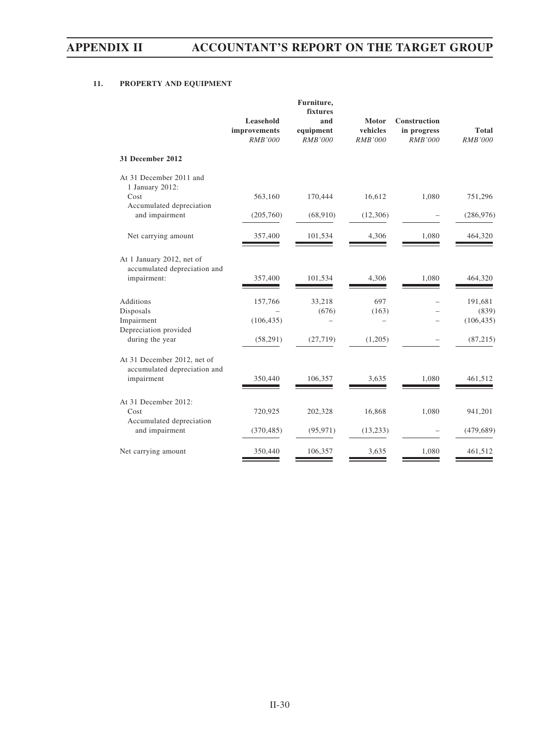## 11. PROPERTY AND EQUIPMENT

| | Leasehold improvements RMB'000 | Furniture, fixtures and equipment RMB'000 | Motor vehicles RMB'000 | Construction in progress RMB'000 | Total RMB'000 |
|---|---|---|---|---|---|
| **31 December 2012** | | | | | |
| At 31 December 2011 and 1 January 2012: | | | | | |
| Cost | 563,160 | 170,444 | 16,612 | 1,080 | 751,296 |
| Accumulated depreciation and impairment | (205,760) | (68,910) | (12,306) | – | (286,976) |
| Net carrying amount | 357,400 | 101,534 | 4,306 | 1,080 | 464,320 |
| At 1 January 2012, net of accumulated depreciation and impairment: | 357,400 | 101,534 | 4,306 | 1,080 | 464,320 |
| Additions | 157,766 | 33,218 | 697 | – | 191,681 |
| Disposals | – | (676) | (163) | – | (839) |
| Impairment | (106,435) | – | – | – | (106,435) |
| Depreciation provided during the year | (58,291) | (27,719) | (1,205) | – | (87,215) |
| At 31 December 2012, net of accumulated depreciation and impairment | 350,440 | 106,357 | 3,635 | 1,080 | 461,512 |
| At 31 December 2012: | | | | | |
| Cost | 720,925 | 202,328 | 16,868 | 1,080 | 941,201 |
| Accumulated depreciation and impairment | (370,485) | (95,971) | (13,233) | – | (479,689) |
| Net carrying amount | 350,440 | 106,357 | 3,635 | 1,080 | 461,512 |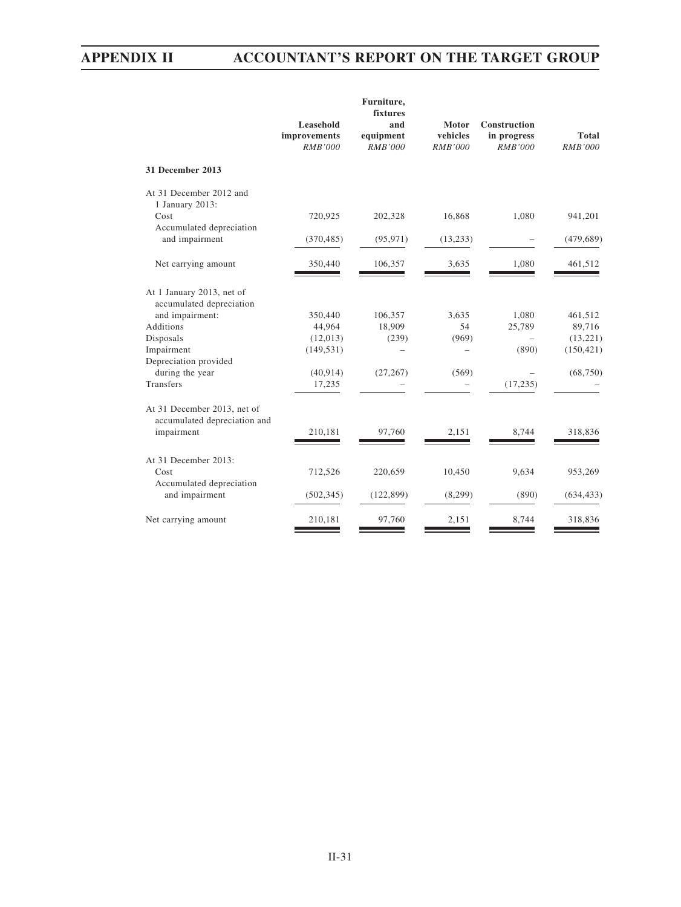| | Leasehold improvements | Furniture, fixtures and equipment | Motor vehicles | Construction in progress | Total |
|---|---|---|---|---|---|
| | *RMB'000* | *RMB'000* | *RMB'000* | *RMB'000* | *RMB'000* |
| **31 December 2013** | | | | | |
| At 31 December 2012 and 1 January 2013: | | | | | |
| Cost | 720,925 | 202,328 | 16,868 | 1,080 | 941,201 |
| Accumulated depreciation and impairment | (370,485) | (95,971) | (13,233) | – | (479,689) |
| Net carrying amount | 350,440 | 106,357 | 3,635 | 1,080 | 461,512 |
| At 1 January 2013, net of accumulated depreciation and impairment: | 350,440 | 106,357 | 3,635 | 1,080 | 461,512 |
| Additions | 44,964 | 18,909 | 54 | 25,789 | 89,716 |
| Disposals | (12,013) | (239) | (969) | – | (13,221) |
| Impairment | (149,531) | – | – | (890) | (150,421) |
| Depreciation provided during the year | (40,914) | (27,267) | (569) | – | (68,750) |
| Transfers | 17,235 | – | – | (17,235) | – |
| At 31 December 2013, net of accumulated depreciation and impairment | 210,181 | 97,760 | 2,151 | 8,744 | 318,836 |
| At 31 December 2013: | | | | | |
| Cost | 712,526 | 220,659 | 10,450 | 9,634 | 953,269 |
| Accumulated depreciation and impairment | (502,345) | (122,899) | (8,299) | (890) | (634,433) |
| Net carrying amount | 210,181 | 97,760 | 2,151 | 8,744 | 318,836 |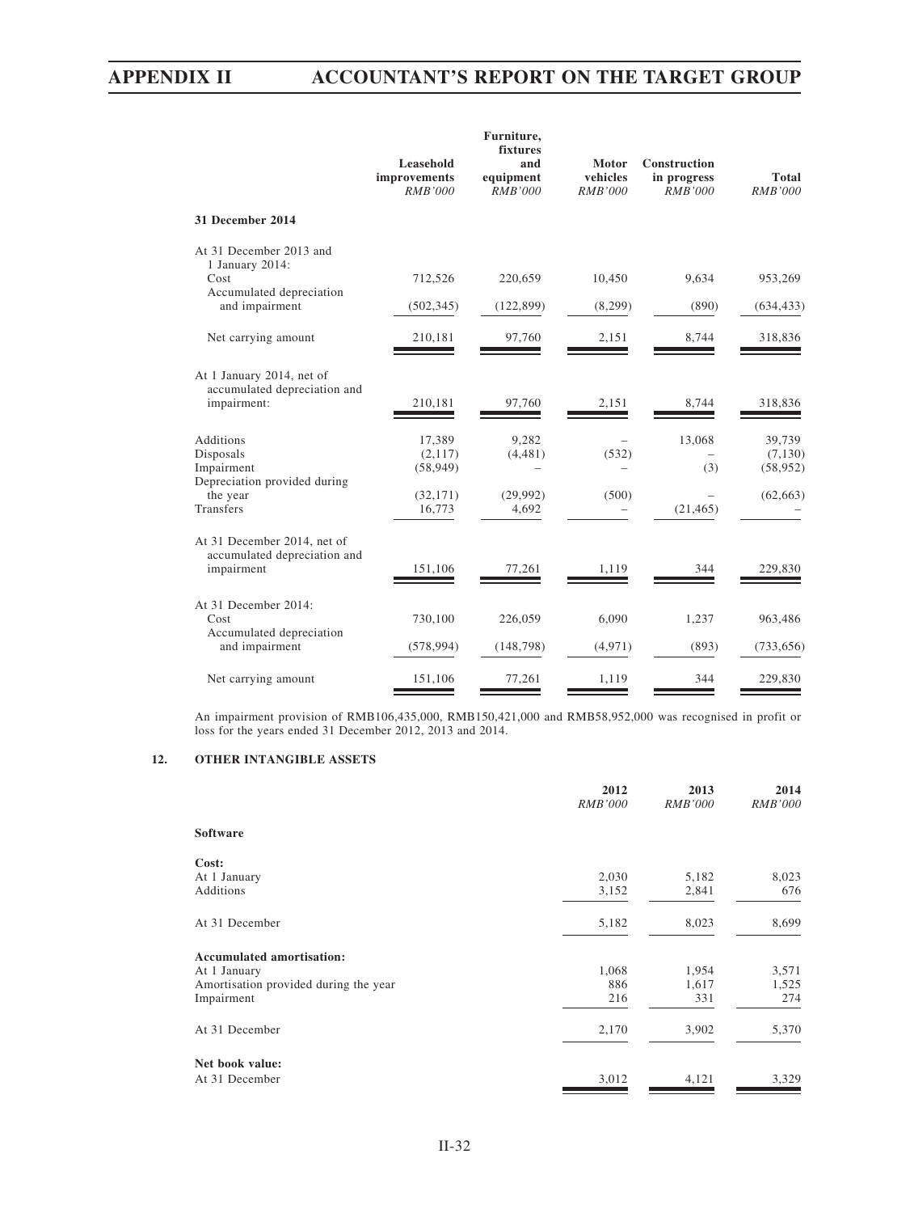| | Leasehold improvements *RMB'000* | Furniture, fixtures and equipment *RMB'000* | Motor vehicles *RMB'000* | Construction in progress *RMB'000* | Total *RMB'000* |
|---|---|---|---|---|---|
| **31 December 2014** | | | | | |
| At 31 December 2013 and 1 January 2014: | | | | | |
| Cost | 712,526 | 220,659 | 10,450 | 9,634 | 953,269 |
| Accumulated depreciation and impairment | (502,345) | (122,899) | (8,299) | (890) | (634,433) |
| Net carrying amount | 210,181 | 97,760 | 2,151 | 8,744 | 318,836 |
| At 1 January 2014, net of accumulated depreciation and impairment: | 210,181 | 97,760 | 2,151 | 8,744 | 318,836 |
| Additions | 17,389 | 9,282 | – | 13,068 | 39,739 |
| Disposals | (2,117) | (4,481) | (532) | – | (7,130) |
| Impairment | (58,949) | – | – | (3) | (58,952) |
| Depreciation provided during the year | (32,171) | (29,992) | (500) | – | (62,663) |
| Transfers | 16,773 | 4,692 | – | (21,465) | – |
| At 31 December 2014, net of accumulated depreciation and impairment | 151,106 | 77,261 | 1,119 | 344 | 229,830 |
| At 31 December 2014: | | | | | |
| Cost | 730,100 | 226,059 | 6,090 | 1,237 | 963,486 |
| Accumulated depreciation and impairment | (578,994) | (148,798) | (4,971) | (893) | (733,656) |
| Net carrying amount | 151,106 | 77,261 | 1,119 | 344 | 229,830 |

An impairment provision of RMB106,435,000, RMB150,421,000 and RMB58,952,000 was recognised in profit or loss for the years ended 31 December 2012, 2013 and 2014.

## 12. OTHER INTANGIBLE ASSETS

| | 2012 *RMB'000* | 2013 *RMB'000* | 2014 *RMB'000* |
|---|---|---|---|
| **Software** | | | |
| **Cost:** | | | |
| At 1 January | 2,030 | 5,182 | 8,023 |
| Additions | 3,152 | 2,841 | 676 |
| At 31 December | 5,182 | 8,023 | 8,699 |
| **Accumulated amortisation:** | | | |
| At 1 January | 1,068 | 1,954 | 3,571 |
| Amortisation provided during the year | 886 | 1,617 | 1,525 |
| Impairment | 216 | 331 | 274 |
| At 31 December | 2,170 | 3,902 | 5,370 |
| **Net book value:** | | | |
| At 31 December | 3,012 | 4,121 | 3,329 |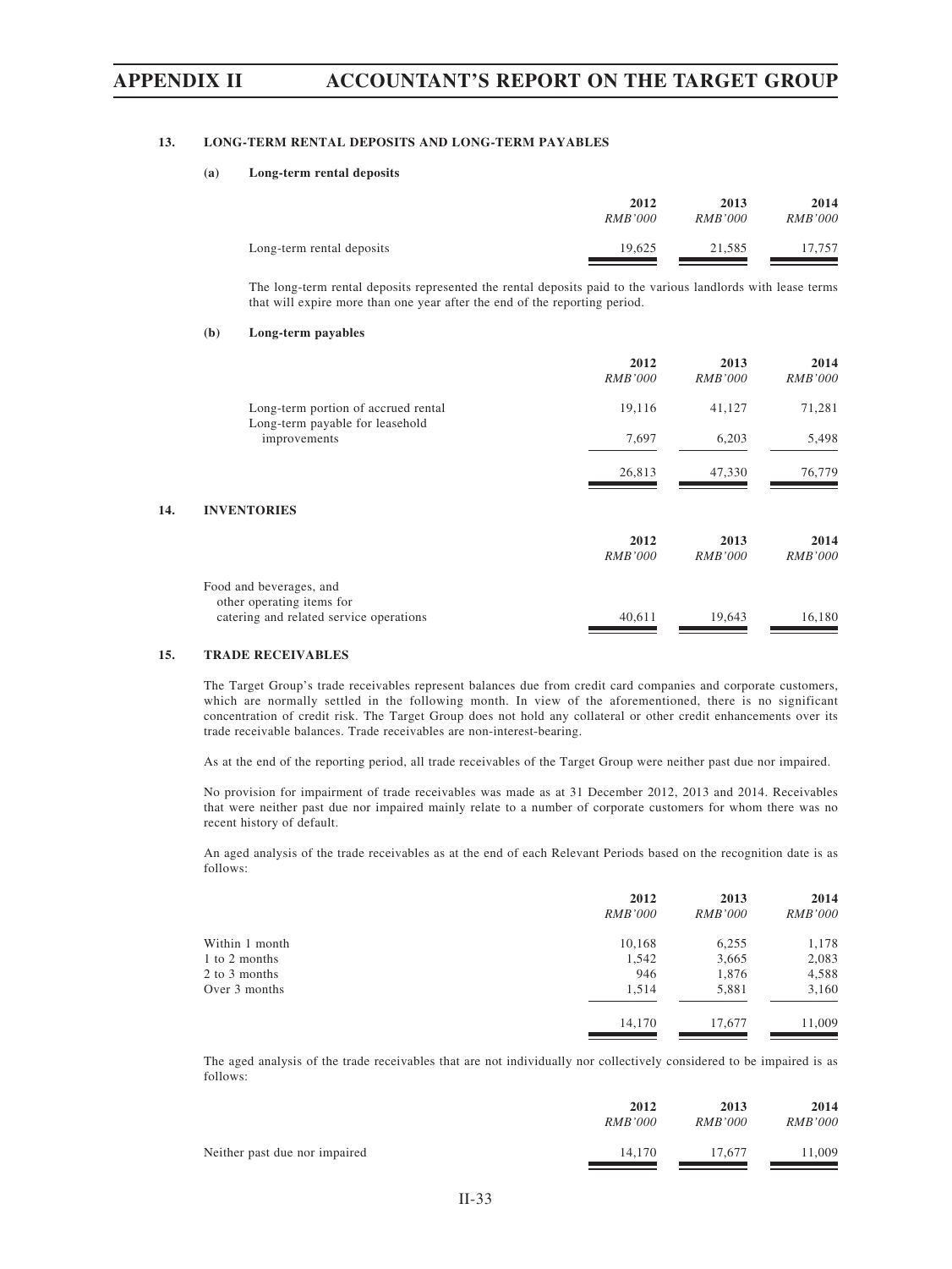### 13. LONG-TERM RENTAL DEPOSITS AND LONG-TERM PAYABLES

#### (a) Long-term rental deposits

| | 2012 | 2013 | 2014 |
|---|---|---|---|
| | *RMB'000* | *RMB'000* | *RMB'000* |
| Long-term rental deposits | 19,625 | 21,585 | 17,757 |

The long-term rental deposits represented the rental deposits paid to the various landlords with lease terms that will expire more than one year after the end of the reporting period.

#### (b) Long-term payables

| | 2012 | 2013 | 2014 |
|---|---|---|---|
| | *RMB'000* | *RMB'000* | *RMB'000* |
| Long-term portion of accrued rental | 19,116 | 41,127 | 71,281 |
| Long-term payable for leasehold improvements | 7,697 | 6,203 | 5,498 |
| | 26,813 | 47,330 | 76,779 |

### 14. INVENTORIES

| | 2012 | 2013 | 2014 |
|---|---|---|---|
| | *RMB'000* | *RMB'000* | *RMB'000* |
| Food and beverages, and other operating items for catering and related service operations | 40,611 | 19,643 | 16,180 |

### 15. TRADE RECEIVABLES

The Target Group's trade receivables represent balances due from credit card companies and corporate customers, which are normally settled in the following month. In view of the aforementioned, there is no significant concentration of credit risk. The Target Group does not hold any collateral or other credit enhancements over its trade receivable balances. Trade receivables are non-interest-bearing.

As at the end of the reporting period, all trade receivables of the Target Group were neither past due nor impaired.

No provision for impairment of trade receivables was made as at 31 December 2012, 2013 and 2014. Receivables that were neither past due nor impaired mainly relate to a number of corporate customers for whom there was no recent history of default.

An aged analysis of the trade receivables as at the end of each Relevant Periods based on the recognition date is as follows:

| | 2012 | 2013 | 2014 |
|---|---|---|---|
| | *RMB'000* | *RMB'000* | *RMB'000* |
| Within 1 month | 10,168 | 6,255 | 1,178 |
| 1 to 2 months | 1,542 | 3,665 | 2,083 |
| 2 to 3 months | 946 | 1,876 | 4,588 |
| Over 3 months | 1,514 | 5,881 | 3,160 |
| | 14,170 | 17,677 | 11,009 |

The aged analysis of the trade receivables that are not individually nor collectively considered to be impaired is as follows:

| | 2012 | 2013 | 2014 |
|---|---|---|---|
| | *RMB'000* | *RMB'000* | *RMB'000* |
| Neither past due nor impaired | 14,170 | 17,677 | 11,009 |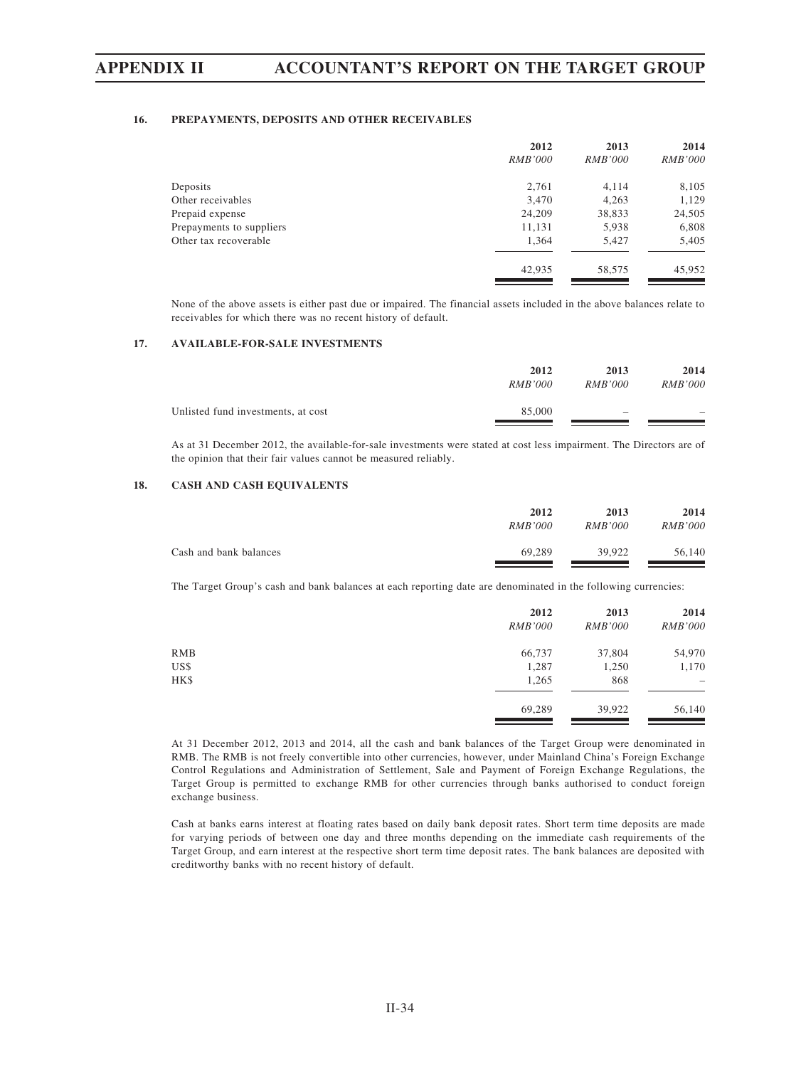### 16. PREPAYMENTS, DEPOSITS AND OTHER RECEIVABLES

| | 2012 | 2013 | 2014 |
|---|---|---|---|
| | *RMB'000* | *RMB'000* | *RMB'000* |
| Deposits | 2,761 | 4,114 | 8,105 |
| Other receivables | 3,470 | 4,263 | 1,129 |
| Prepaid expense | 24,209 | 38,833 | 24,505 |
| Prepayments to suppliers | 11,131 | 5,938 | 6,808 |
| Other tax recoverable | 1,364 | 5,427 | 5,405 |
| | 42,935 | 58,575 | 45,952 |

None of the above assets is either past due or impaired. The financial assets included in the above balances relate to receivables for which there was no recent history of default.

### 17. AVAILABLE-FOR-SALE INVESTMENTS

| | 2012 | 2013 | 2014 |
|---|---|---|---|
| | *RMB'000* | *RMB'000* | *RMB'000* |
| Unlisted fund investments, at cost | 85,000 | – | – |

As at 31 December 2012, the available-for-sale investments were stated at cost less impairment. The Directors are of the opinion that their fair values cannot be measured reliably.

### 18. CASH AND CASH EQUIVALENTS

| | 2012 | 2013 | 2014 |
|---|---|---|---|
| | *RMB'000* | *RMB'000* | *RMB'000* |
| Cash and bank balances | 69,289 | 39,922 | 56,140 |

The Target Group's cash and bank balances at each reporting date are denominated in the following currencies:

| | 2012 | 2013 | 2014 |
|---|---|---|---|
| | *RMB'000* | *RMB'000* | *RMB'000* |
| RMB | 66,737 | 37,804 | 54,970 |
| US$ | 1,287 | 1,250 | 1,170 |
| HK$ | 1,265 | 868 | – |
| | 69,289 | 39,922 | 56,140 |

At 31 December 2012, 2013 and 2014, all the cash and bank balances of the Target Group were denominated in RMB. The RMB is not freely convertible into other currencies, however, under Mainland China's Foreign Exchange Control Regulations and Administration of Settlement, Sale and Payment of Foreign Exchange Regulations, the Target Group is permitted to exchange RMB for other currencies through banks authorised to conduct foreign exchange business.

Cash at banks earns interest at floating rates based on daily bank deposit rates. Short term time deposits are made for varying periods of between one day and three months depending on the immediate cash requirements of the Target Group, and earn interest at the respective short term time deposit rates. The bank balances are deposited with creditworthy banks with no recent history of default.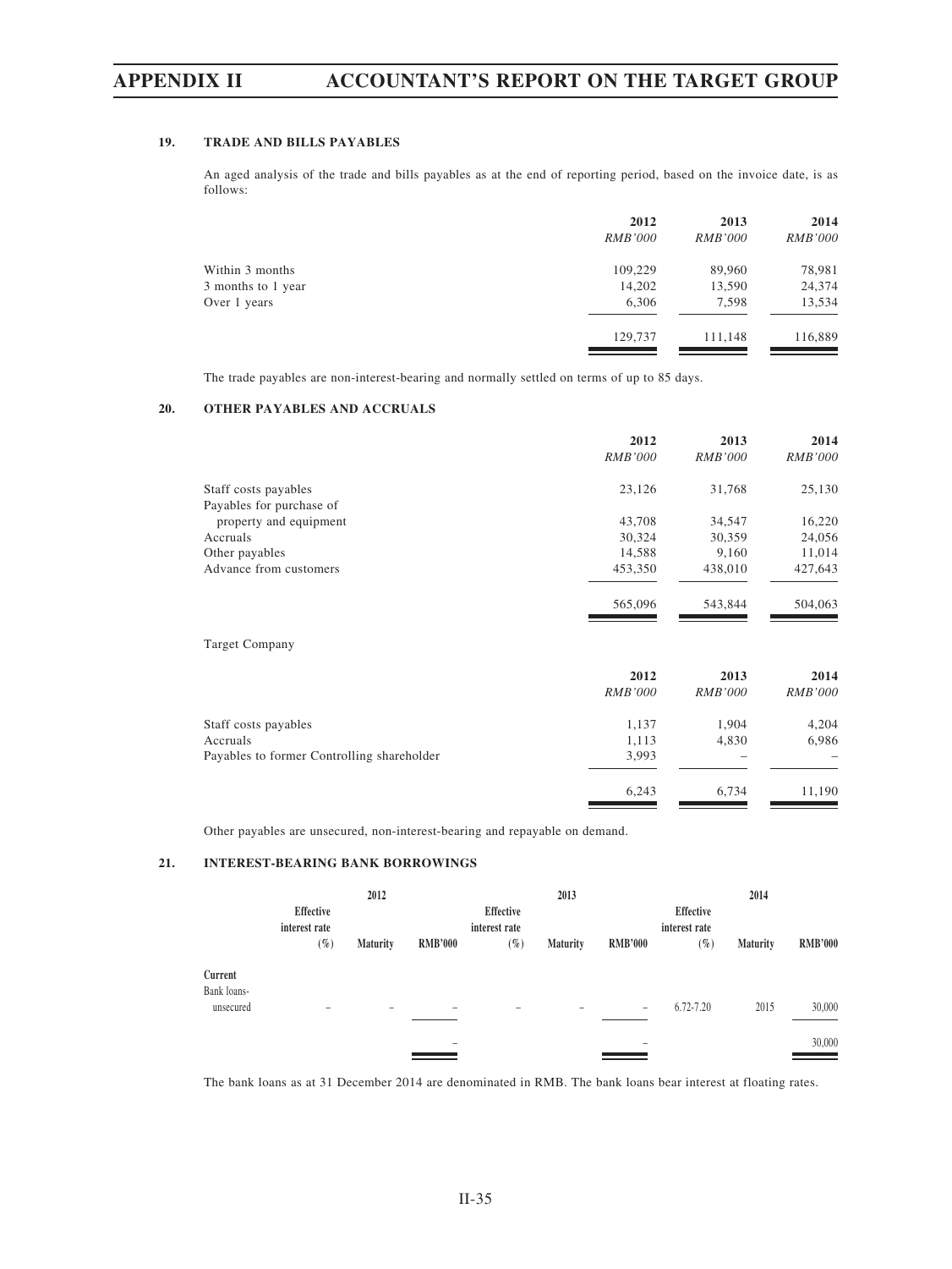### 19. TRADE AND BILLS PAYABLES

An aged analysis of the trade and bills payables as at the end of reporting period, based on the invoice date, is as follows:

| | 2012 | 2013 | 2014 |
|---|---|---|---|
| | *RMB'000* | *RMB'000* | *RMB'000* |
| Within 3 months | 109,229 | 89,960 | 78,981 |
| 3 months to 1 year | 14,202 | 13,590 | 24,374 |
| Over 1 years | 6,306 | 7,598 | 13,534 |
| | 129,737 | 111,148 | 116,889 |

The trade payables are non-interest-bearing and normally settled on terms of up to 85 days.

### 20. OTHER PAYABLES AND ACCRUALS

| | 2012 | 2013 | 2014 |
|---|---|---|---|
| | *RMB'000* | *RMB'000* | *RMB'000* |
| Staff costs payables | 23,126 | 31,768 | 25,130 |
| Payables for purchase of property and equipment | 43,708 | 34,547 | 16,220 |
| Accruals | 30,324 | 30,359 | 24,056 |
| Other payables | 14,588 | 9,160 | 11,014 |
| Advance from customers | 453,350 | 438,010 | 427,643 |
| | 565,096 | 543,844 | 504,063 |

Target Company

| | 2012 | 2013 | 2014 |
|---|---|---|---|
| | *RMB'000* | *RMB'000* | *RMB'000* |
| Staff costs payables | 1,137 | 1,904 | 4,204 |
| Accruals | 1,113 | 4,830 | 6,986 |
| Payables to former Controlling shareholder | 3,993 | – | – |
| | 6,243 | 6,734 | 11,190 |

Other payables are unsecured, non-interest-bearing and repayable on demand.

### 21. INTEREST-BEARING BANK BORROWINGS

| | 2012 | | | 2013 | | | 2014 | | |
|---|---|---|---|---|---|---|---|---|---|
| | Effective interest rate (%) | Maturity | RMB'000 | Effective interest rate (%) | Maturity | RMB'000 | Effective interest rate (%) | Maturity | RMB'000 |
| **Current** | | | | | | | | | |
| Bank loans-unsecured | – | – | – | – | – | – | 6.72-7.20 | 2015 | 30,000 |
| | | | – | | | – | | | 30,000 |

The bank loans as at 31 December 2014 are denominated in RMB. The bank loans bear interest at floating rates.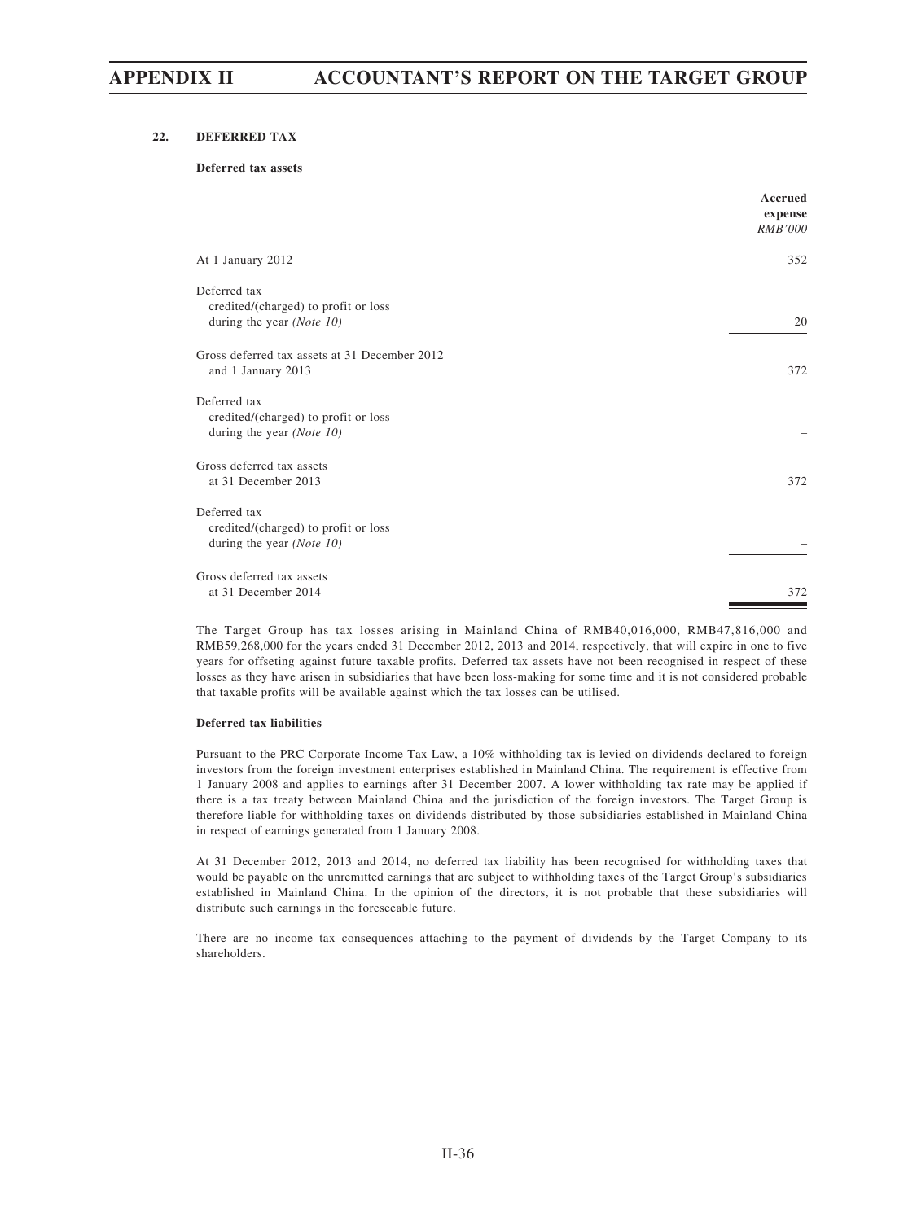## 22. DEFERRED TAX

### Deferred tax assets

| | Accrued expense |
|---|---|
| | *RMB'000* |
| At 1 January 2012 | 352 |
| Deferred tax credited/(charged) to profit or loss during the year *(Note 10)* | 20 |
| Gross deferred tax assets at 31 December 2012 and 1 January 2013 | 372 |
| Deferred tax credited/(charged) to profit or loss during the year *(Note 10)* | – |
| Gross deferred tax assets at 31 December 2013 | 372 |
| Deferred tax credited/(charged) to profit or loss during the year *(Note 10)* | – |
| Gross deferred tax assets at 31 December 2014 | 372 |

The Target Group has tax losses arising in Mainland China of RMB40,016,000, RMB47,816,000 and RMB59,268,000 for the years ended 31 December 2012, 2013 and 2014, respectively, that will expire in one to five years for offseting against future taxable profits. Deferred tax assets have not been recognised in respect of these losses as they have arisen in subsidiaries that have been loss-making for some time and it is not considered probable that taxable profits will be available against which the tax losses can be utilised.

### Deferred tax liabilities

Pursuant to the PRC Corporate Income Tax Law, a 10% withholding tax is levied on dividends declared to foreign investors from the foreign investment enterprises established in Mainland China. The requirement is effective from 1 January 2008 and applies to earnings after 31 December 2007. A lower withholding tax rate may be applied if there is a tax treaty between Mainland China and the jurisdiction of the foreign investors. The Target Group is therefore liable for withholding taxes on dividends distributed by those subsidiaries established in Mainland China in respect of earnings generated from 1 January 2008.

At 31 December 2012, 2013 and 2014, no deferred tax liability has been recognised for withholding taxes that would be payable on the unremitted earnings that are subject to withholding taxes of the Target Group's subsidiaries established in Mainland China. In the opinion of the directors, it is not probable that these subsidiaries will distribute such earnings in the foreseeable future.

There are no income tax consequences attaching to the payment of dividends by the Target Company to its shareholders.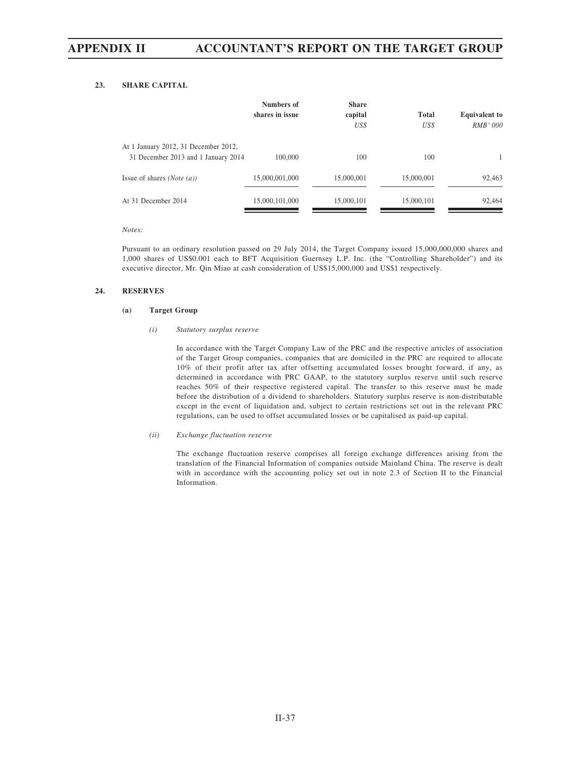### 23. SHARE CAPITAL

| | Numbers of shares in issue | Share capital *US$* | Total *US$* | Equivalent to *RMB' 000* |
|---|---|---|---|---|
| At 1 January 2012, 31 December 2012, 31 December 2013 and 1 January 2014 | 100,000 | 100 | 100 | 1 |
| Issue of shares *(Note (a))* | 15,000,001,000 | 15,000,001 | 15,000,001 | 92,463 |
| At 31 December 2014 | 15,000,101,000 | 15,000,101 | 15,000,101 | 92,464 |

*Notes:*

Pursuant to an ordinary resolution passed on 29 July 2014, the Target Company issued 15,000,000,000 shares and 1,000 shares of US$0.001 each to BFT Acquisition Guernsey L.P. Inc. (the "Controlling Shareholder") and its executive director, Mr. Qin Miao at cash consideration of US$15,000,000 and US$1 respectively.

### 24. RESERVES

#### (a) Target Group

*(i) Statutory surplus reserve*

In accordance with the Target Company Law of the PRC and the respective articles of association of the Target Group companies, companies that are domiciled in the PRC are required to allocate 10% of their profit after tax after offsetting accumulated losses brought forward, if any, as determined in accordance with PRC GAAP, to the statutory surplus reserve until such reserve reaches 50% of their respective registered capital. The transfer to this reserve must be made before the distribution of a dividend to shareholders. Statutory surplus reserve is non-distributable except in the event of liquidation and, subject to certain restrictions set out in the relevant PRC regulations, can be used to offset accumulated losses or be capitalised as paid-up capital.

*(ii) Exchange fluctuation reserve*

The exchange fluctuation reserve comprises all foreign exchange differences arising from the translation of the Financial Information of companies outside Mainland China. The reserve is dealt with in accordance with the accounting policy set out in note 2.3 of Section II to the Financial Information.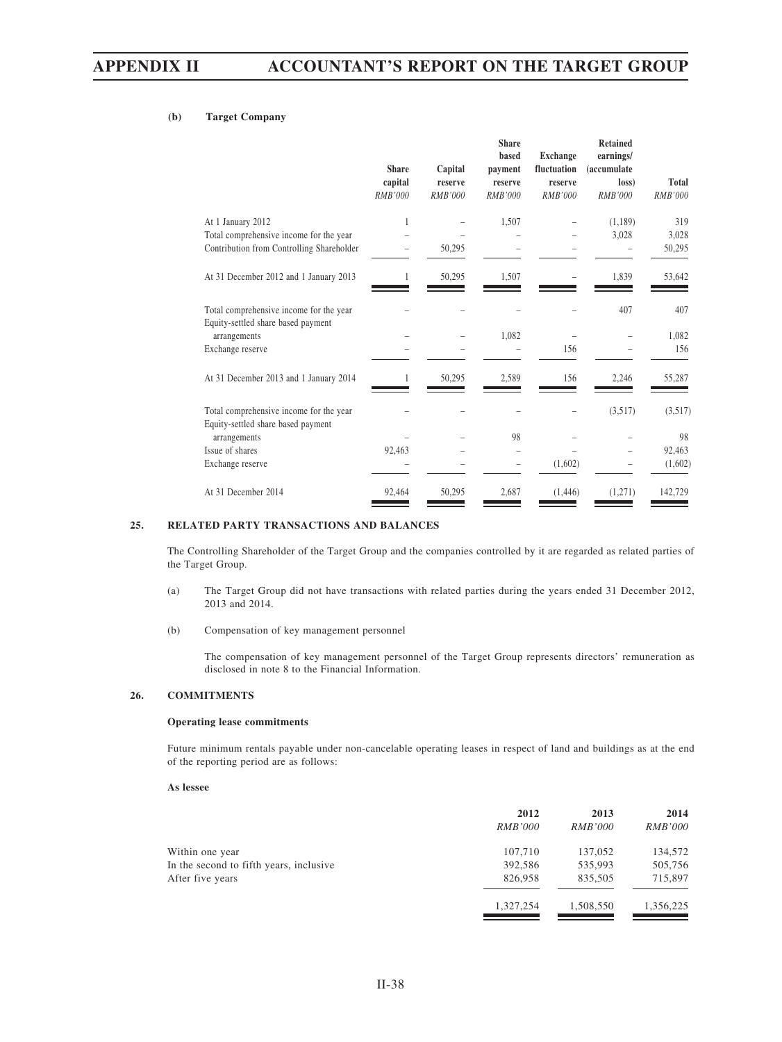**(b) Target Company**

| | Share capital | Capital reserve | Share based payment reserve | Exchange fluctuation reserve | Retained earnings/ (accumulate loss) | Total |
|---|---|---|---|---|---|---|
| | *RMB'000* | *RMB'000* | *RMB'000* | *RMB'000* | *RMB'000* | *RMB'000* |
| At 1 January 2012 | 1 | – | 1,507 | – | (1,189) | 319 |
| Total comprehensive income for the year | – | – | – | – | 3,028 | 3,028 |
| Contribution from Controlling Shareholder | – | 50,295 | – | – | – | 50,295 |
| At 31 December 2012 and 1 January 2013 | 1 | 50,295 | 1,507 | – | 1,839 | 53,642 |
| Total comprehensive income for the year | – | – | – | – | 407 | 407 |
| Equity-settled share based payment arrangements | – | – | 1,082 | – | – | 1,082 |
| Exchange reserve | – | – | – | 156 | – | 156 |
| At 31 December 2013 and 1 January 2014 | 1 | 50,295 | 2,589 | 156 | 2,246 | 55,287 |
| Total comprehensive income for the year | – | – | – | – | (3,517) | (3,517) |
| Equity-settled share based payment arrangements | – | – | 98 | – | – | 98 |
| Issue of shares | 92,463 | – | – | – | – | 92,463 |
| Exchange reserve | – | – | – | (1,602) | – | (1,602) |
| At 31 December 2014 | 92,464 | 50,295 | 2,687 | (1,446) | (1,271) | 142,729 |

## 25. RELATED PARTY TRANSACTIONS AND BALANCES

The Controlling Shareholder of the Target Group and the companies controlled by it are regarded as related parties of the Target Group.

(a) The Target Group did not have transactions with related parties during the years ended 31 December 2012, 2013 and 2014.

(b) Compensation of key management personnel

The compensation of key management personnel of the Target Group represents directors' remuneration as disclosed in note 8 to the Financial Information.

## 26. COMMITMENTS

**Operating lease commitments**

Future minimum rentals payable under non-cancelable operating leases in respect of land and buildings as at the end of the reporting period are as follows:

**As lessee**

| | 2012 | 2013 | 2014 |
|---|---|---|---|
| | *RMB'000* | *RMB'000* | *RMB'000* |
| Within one year | 107,710 | 137,052 | 134,572 |
| In the second to fifth years, inclusive | 392,586 | 535,993 | 505,756 |
| After five years | 826,958 | 835,505 | 715,897 |
| | 1,327,254 | 1,508,550 | 1,356,225 |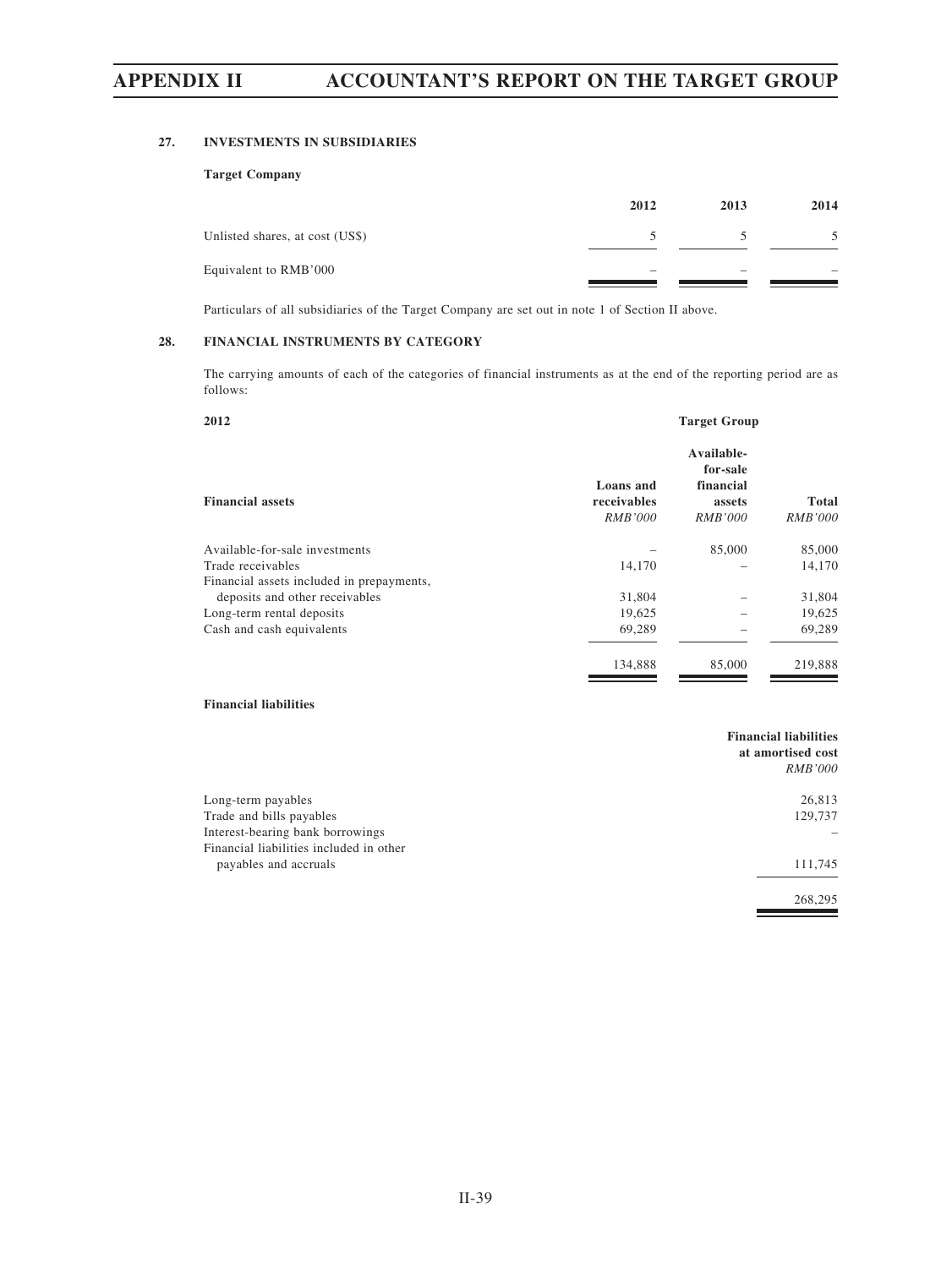### 27. INVESTMENTS IN SUBSIDIARIES

**Target Company**

| | 2012 | 2013 | 2014 |
|---|---|---|---|
| Unlisted shares, at cost (US$) | 5 | 5 | 5 |
| Equivalent to RMB'000 | – | – | – |

Particulars of all subsidiaries of the Target Company are set out in note 1 of Section II above.

### 28. FINANCIAL INSTRUMENTS BY CATEGORY

The carrying amounts of each of the categories of financial instruments as at the end of the reporting period are as follows:

**2012** **Target Group**

| Financial assets | Loans and receivables *RMB'000* | Available-for-sale financial assets *RMB'000* | Total *RMB'000* |
|---|---|---|---|
| Available-for-sale investments | – | 85,000 | 85,000 |
| Trade receivables | 14,170 | – | 14,170 |
| Financial assets included in prepayments, deposits and other receivables | 31,804 | – | 31,804 |
| Long-term rental deposits | 19,625 | – | 19,625 |
| Cash and cash equivalents | 69,289 | – | 69,289 |
| | 134,888 | 85,000 | 219,888 |

**Financial liabilities**

| | Financial liabilities at amortised cost *RMB'000* |
|---|---|
| Long-term payables | 26,813 |
| Trade and bills payables | 129,737 |
| Interest-bearing bank borrowings | – |
| Financial liabilities included in other payables and accruals | 111,745 |
| | 268,295 |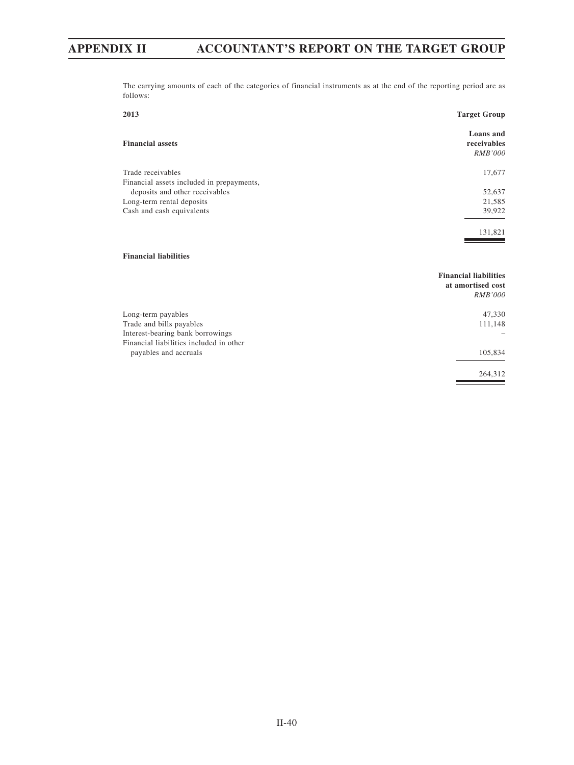The carrying amounts of each of the categories of financial instruments as at the end of the reporting period are as follows:

**2013**

| **Financial assets** | **Target Group** |
|---|---|
| | **Loans and receivables** |
| | *RMB'000* |
| Trade receivables | 17,677 |
| Financial assets included in prepayments, deposits and other receivables | 52,637 |
| Long-term rental deposits | 21,585 |
| Cash and cash equivalents | 39,922 |
| | 131,821 |

**Financial liabilities**

| | **Financial liabilities at amortised cost** |
|---|---|
| | *RMB'000* |
| Long-term payables | 47,330 |
| Trade and bills payables | 111,148 |
| Interest-bearing bank borrowings | – |
| Financial liabilities included in other payables and accruals | 105,834 |
| | 264,312 |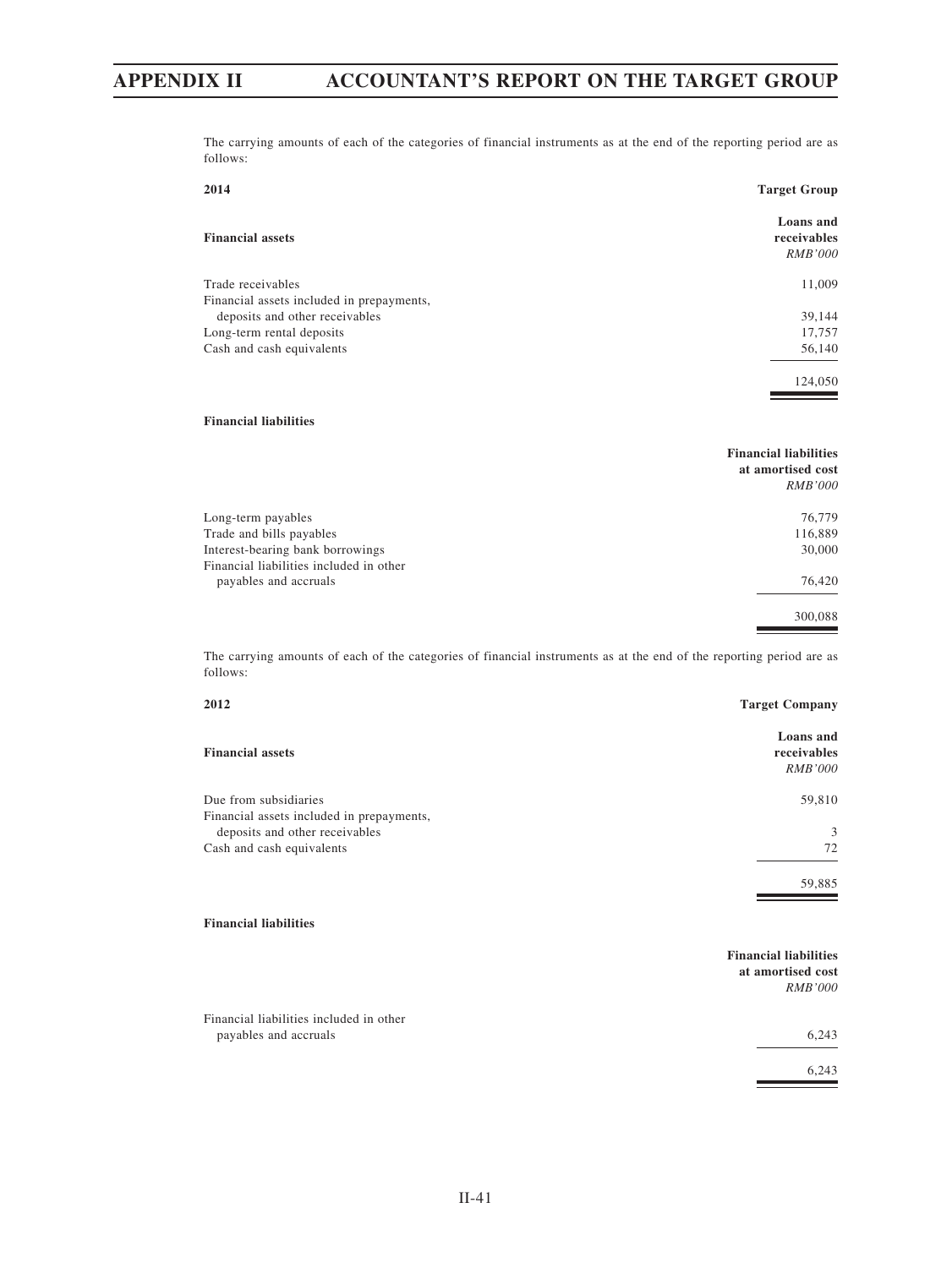The carrying amounts of each of the categories of financial instruments as at the end of the reporting period are as follows:

| **2014** | **Target Group** |
|---|---|
| **Financial assets** | **Loans and receivables** *RMB'000* |
| Trade receivables | 11,009 |
| Financial assets included in prepayments, deposits and other receivables | 39,144 |
| Long-term rental deposits | 17,757 |
| Cash and cash equivalents | 56,140 |
| | 124,050 |

**Financial liabilities**

| | **Financial liabilities at amortised cost** *RMB'000* |
|---|---|
| Long-term payables | 76,779 |
| Trade and bills payables | 116,889 |
| Interest-bearing bank borrowings | 30,000 |
| Financial liabilities included in other payables and accruals | 76,420 |
| | 300,088 |

The carrying amounts of each of the categories of financial instruments as at the end of the reporting period are as follows:

| **2012** | **Target Company** |
|---|---|
| **Financial assets** | **Loans and receivables** *RMB'000* |
| Due from subsidiaries | 59,810 |
| Financial assets included in prepayments, deposits and other receivables | 3 |
| Cash and cash equivalents | 72 |
| | 59,885 |

**Financial liabilities**

| | **Financial liabilities at amortised cost** *RMB'000* |
|---|---|
| Financial liabilities included in other payables and accruals | 6,243 |
| | 6,243 |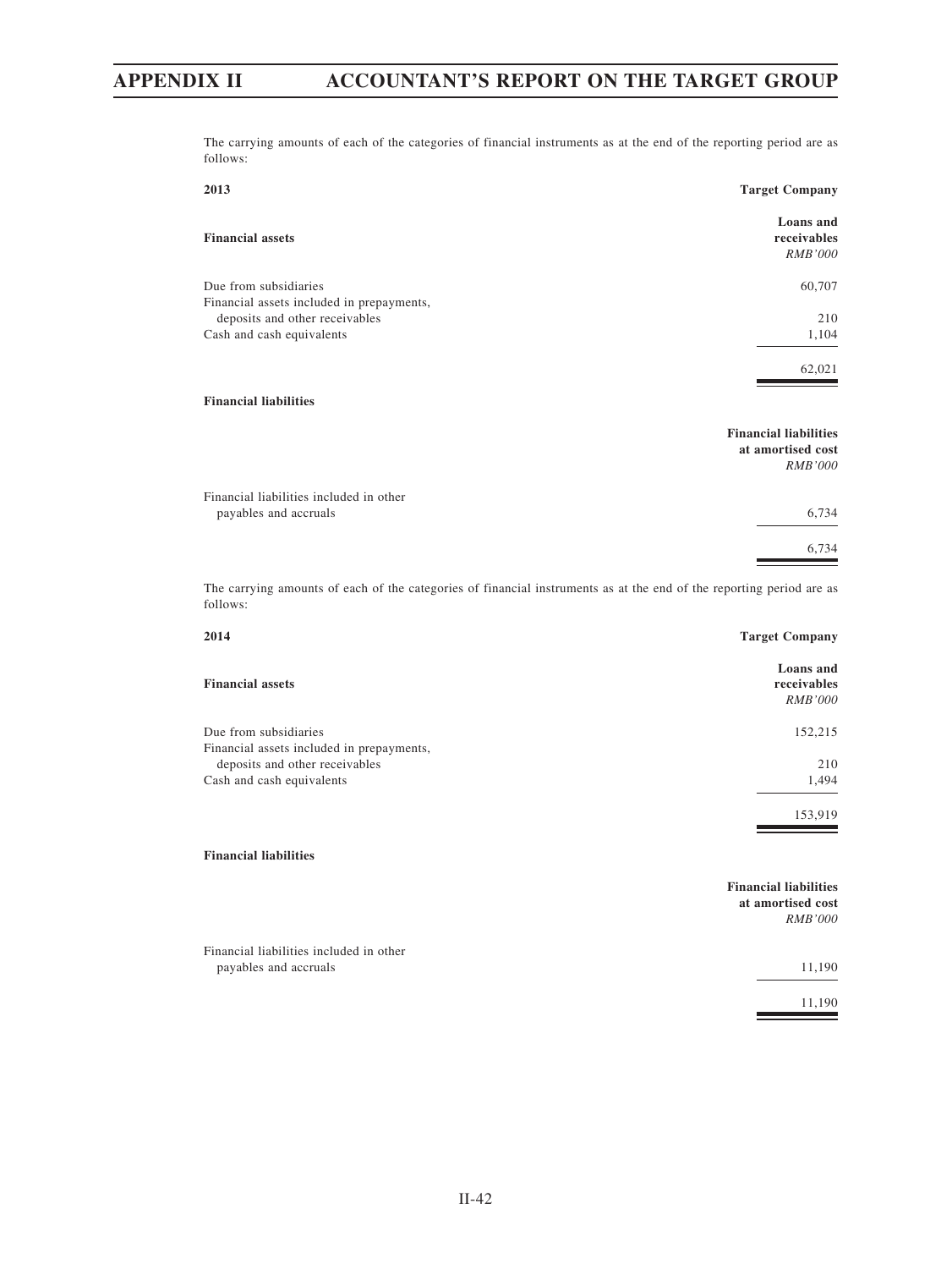The carrying amounts of each of the categories of financial instruments as at the end of the reporting period are as follows:

**2013**

| **Financial assets** | **Target Company** |
|---|---|
| | **Loans and receivables** |
| | *RMB'000* |
| Due from subsidiaries | 60,707 |
| Financial assets included in prepayments, deposits and other receivables | 210 |
| Cash and cash equivalents | 1,104 |
| | 62,021 |

| **Financial liabilities** | |
|---|---|
| | **Financial liabilities at amortised cost** |
| | *RMB'000* |
| Financial liabilities included in other payables and accruals | 6,734 |
| | 6,734 |

The carrying amounts of each of the categories of financial instruments as at the end of the reporting period are as follows:

**2014**

| **Financial assets** | **Target Company** |
|---|---|
| | **Loans and receivables** |
| | *RMB'000* |
| Due from subsidiaries | 152,215 |
| Financial assets included in prepayments, deposits and other receivables | 210 |
| Cash and cash equivalents | 1,494 |
| | 153,919 |

| **Financial liabilities** | |
|---|---|
| | **Financial liabilities at amortised cost** |
| | *RMB'000* |
| Financial liabilities included in other payables and accruals | 11,190 |
| | 11,190 |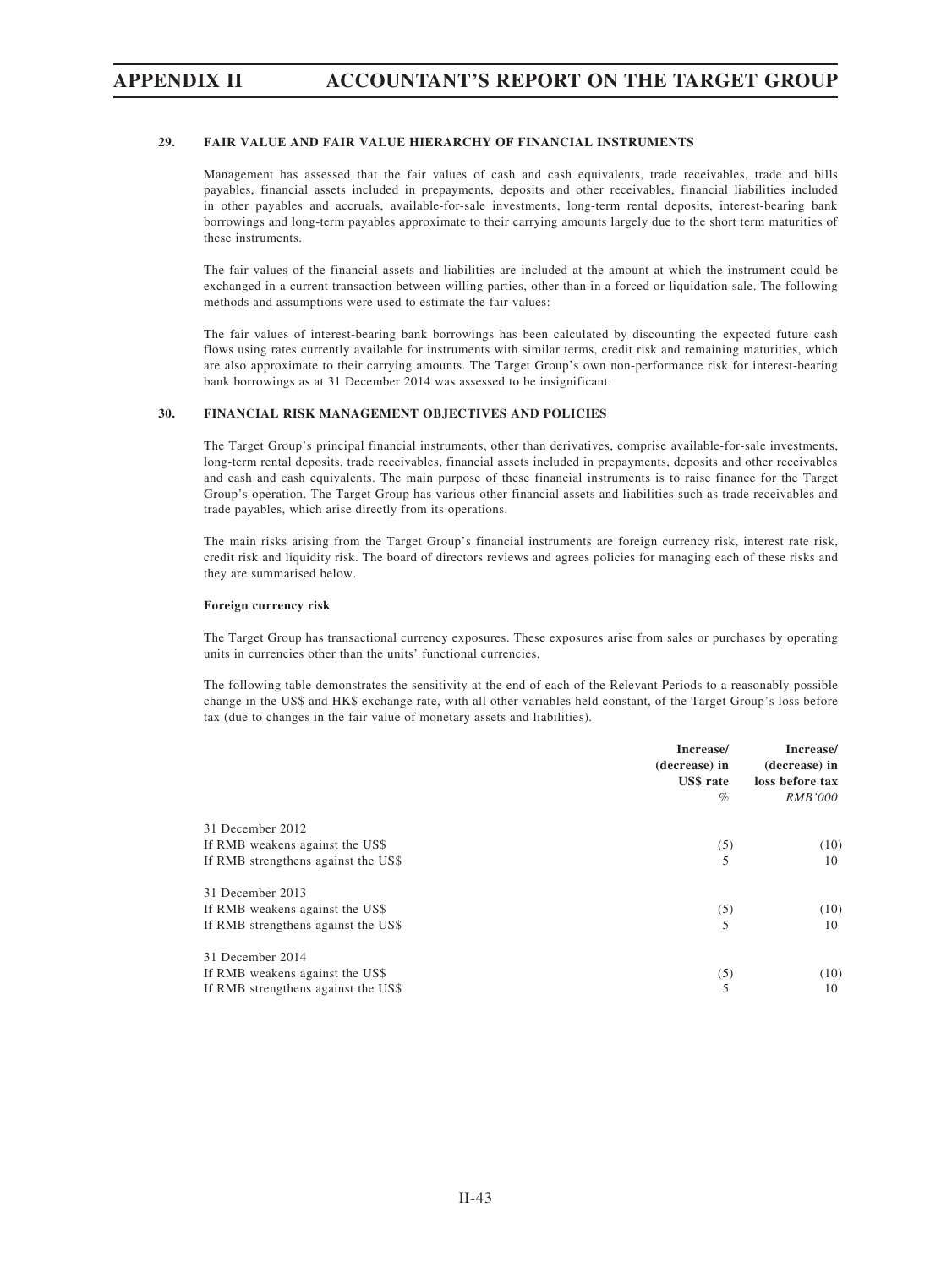## 29. FAIR VALUE AND FAIR VALUE HIERARCHY OF FINANCIAL INSTRUMENTS

Management has assessed that the fair values of cash and cash equivalents, trade receivables, trade and bills payables, financial assets included in prepayments, deposits and other receivables, financial liabilities included in other payables and accruals, available-for-sale investments, long-term rental deposits, interest-bearing bank borrowings and long-term payables approximate to their carrying amounts largely due to the short term maturities of these instruments.

The fair values of the financial assets and liabilities are included at the amount at which the instrument could be exchanged in a current transaction between willing parties, other than in a forced or liquidation sale. The following methods and assumptions were used to estimate the fair values:

The fair values of interest-bearing bank borrowings has been calculated by discounting the expected future cash flows using rates currently available for instruments with similar terms, credit risk and remaining maturities, which are also approximate to their carrying amounts. The Target Group's own non-performance risk for interest-bearing bank borrowings as at 31 December 2014 was assessed to be insignificant.

## 30. FINANCIAL RISK MANAGEMENT OBJECTIVES AND POLICIES

The Target Group's principal financial instruments, other than derivatives, comprise available-for-sale investments, long-term rental deposits, trade receivables, financial assets included in prepayments, deposits and other receivables and cash and cash equivalents. The main purpose of these financial instruments is to raise finance for the Target Group's operation. The Target Group has various other financial assets and liabilities such as trade receivables and trade payables, which arise directly from its operations.

The main risks arising from the Target Group's financial instruments are foreign currency risk, interest rate risk, credit risk and liquidity risk. The board of directors reviews and agrees policies for managing each of these risks and they are summarised below.

**Foreign currency risk**

The Target Group has transactional currency exposures. These exposures arise from sales or purchases by operating units in currencies other than the units' functional currencies.

The following table demonstrates the sensitivity at the end of each of the Relevant Periods to a reasonably possible change in the US$ and HK$ exchange rate, with all other variables held constant, of the Target Group's loss before tax (due to changes in the fair value of monetary assets and liabilities).

| | Increase/ (decrease) in US$ rate *%* | Increase/ (decrease) in loss before tax *RMB'000* |
|---|---|---|
| 31 December 2012 | | |
| If RMB weakens against the US$ | (5) | (10) |
| If RMB strengthens against the US$ | 5 | 10 |
| 31 December 2013 | | |
| If RMB weakens against the US$ | (5) | (10) |
| If RMB strengthens against the US$ | 5 | 10 |
| 31 December 2014 | | |
| If RMB weakens against the US$ | (5) | (10) |
| If RMB strengthens against the US$ | 5 | 10 |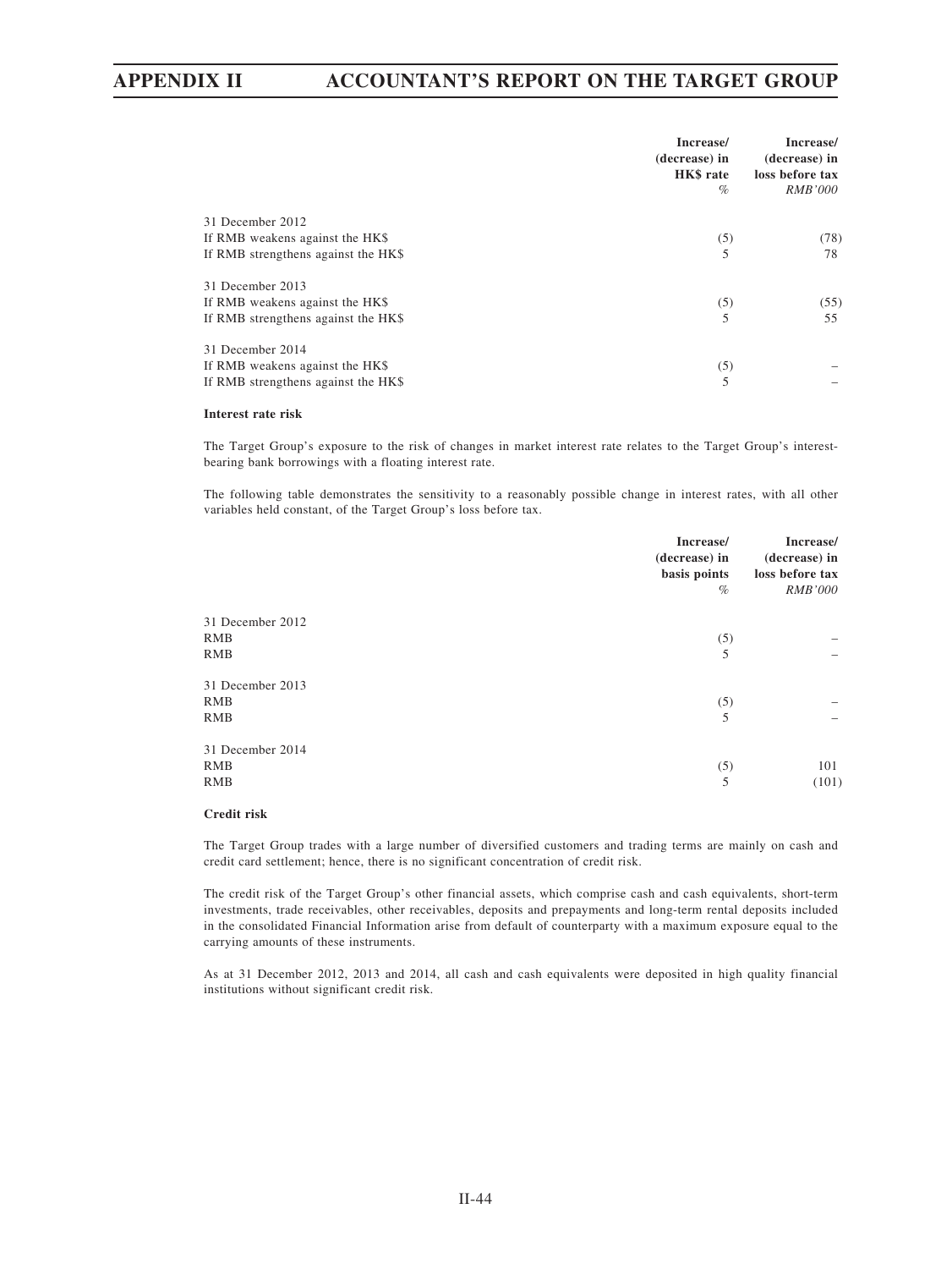| | Increase/ (decrease) in HK$ rate | Increase/ (decrease) in loss before tax |
|---|---|---|
| | *%* | *RMB'000* |
| 31 December 2012 | | |
| If RMB weakens against the HK$ | (5) | (78) |
| If RMB strengthens against the HK$ | 5 | 78 |
| 31 December 2013 | | |
| If RMB weakens against the HK$ | (5) | (55) |
| If RMB strengthens against the HK$ | 5 | 55 |
| 31 December 2014 | | |
| If RMB weakens against the HK$ | (5) | – |
| If RMB strengthens against the HK$ | 5 | – |

**Interest rate risk**

The Target Group's exposure to the risk of changes in market interest rate relates to the Target Group's interest-bearing bank borrowings with a floating interest rate.

The following table demonstrates the sensitivity to a reasonably possible change in interest rates, with all other variables held constant, of the Target Group's loss before tax.

| | Increase/ (decrease) in basis points | Increase/ (decrease) in loss before tax |
|---|---|---|
| | *%* | *RMB'000* |
| 31 December 2012 | | |
| RMB | (5) | – |
| RMB | 5 | – |
| 31 December 2013 | | |
| RMB | (5) | – |
| RMB | 5 | – |
| 31 December 2014 | | |
| RMB | (5) | 101 |
| RMB | 5 | (101) |

**Credit risk**

The Target Group trades with a large number of diversified customers and trading terms are mainly on cash and credit card settlement; hence, there is no significant concentration of credit risk.

The credit risk of the Target Group's other financial assets, which comprise cash and cash equivalents, short-term investments, trade receivables, other receivables, deposits and prepayments and long-term rental deposits included in the consolidated Financial Information arise from default of counterparty with a maximum exposure equal to the carrying amounts of these instruments.

As at 31 December 2012, 2013 and 2014, all cash and cash equivalents were deposited in high quality financial institutions without significant credit risk.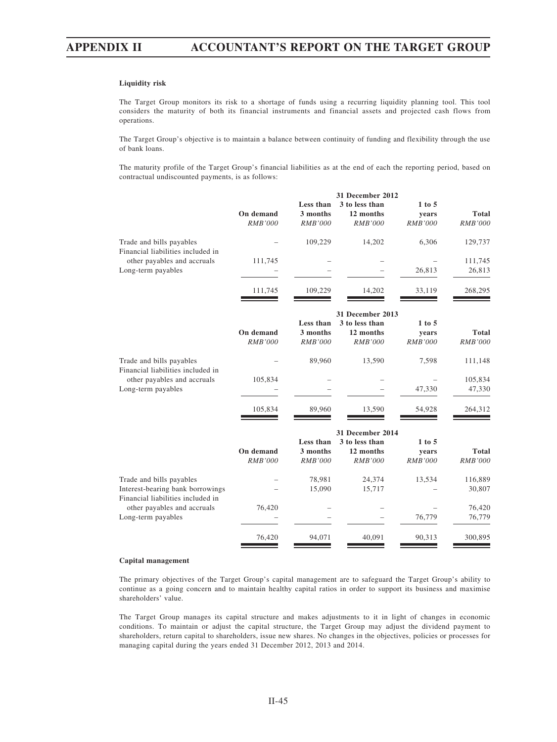#### Liquidity risk

The Target Group monitors its risk to a shortage of funds using a recurring liquidity planning tool. This tool considers the maturity of both its financial instruments and financial assets and projected cash flows from operations.

The Target Group's objective is to maintain a balance between continuity of funding and flexibility through the use of bank loans.

The maturity profile of the Target Group's financial liabilities as at the end of each the reporting period, based on contractual undiscounted payments, is as follows:

| | 31 December 2012 | | | | |
|---|---|---|---|---|---|
| | On demand | Less than 3 months | 3 to less than 12 months | 1 to 5 years | Total |
| | *RMB'000* | *RMB'000* | *RMB'000* | *RMB'000* | *RMB'000* |
| Trade and bills payables | – | 109,229 | 14,202 | 6,306 | 129,737 |
| Financial liabilities included in other payables and accruals | 111,745 | – | – | – | 111,745 |
| Long-term payables | – | – | – | 26,813 | 26,813 |
| | 111,745 | 109,229 | 14,202 | 33,119 | 268,295 |

| | 31 December 2013 | | | | |
|---|---|---|---|---|---|
| | On demand | Less than 3 months | 3 to less than 12 months | 1 to 5 years | Total |
| | *RMB'000* | *RMB'000* | *RMB'000* | *RMB'000* | *RMB'000* |
| Trade and bills payables | – | 89,960 | 13,590 | 7,598 | 111,148 |
| Financial liabilities included in other payables and accruals | 105,834 | – | – | – | 105,834 |
| Long-term payables | – | – | – | 47,330 | 47,330 |
| | 105,834 | 89,960 | 13,590 | 54,928 | 264,312 |

| | 31 December 2014 | | | | |
|---|---|---|---|---|---|
| | On demand | Less than 3 months | 3 to less than 12 months | 1 to 5 years | Total |
| | *RMB'000* | *RMB'000* | *RMB'000* | *RMB'000* | *RMB'000* |
| Trade and bills payables | – | 78,981 | 24,374 | 13,534 | 116,889 |
| Interest-bearing bank borrowings | – | 15,090 | 15,717 | – | 30,807 |
| Financial liabilities included in other payables and accruals | 76,420 | – | – | – | 76,420 |
| Long-term payables | – | – | – | 76,779 | 76,779 |
| | 76,420 | 94,071 | 40,091 | 90,313 | 300,895 |

#### Capital management

The primary objectives of the Target Group's capital management are to safeguard the Target Group's ability to continue as a going concern and to maintain healthy capital ratios in order to support its business and maximise shareholders' value.

The Target Group manages its capital structure and makes adjustments to it in light of changes in economic conditions. To maintain or adjust the capital structure, the Target Group may adjust the dividend payment to shareholders, return capital to shareholders, issue new shares. No changes in the objectives, policies or processes for managing capital during the years ended 31 December 2012, 2013 and 2014.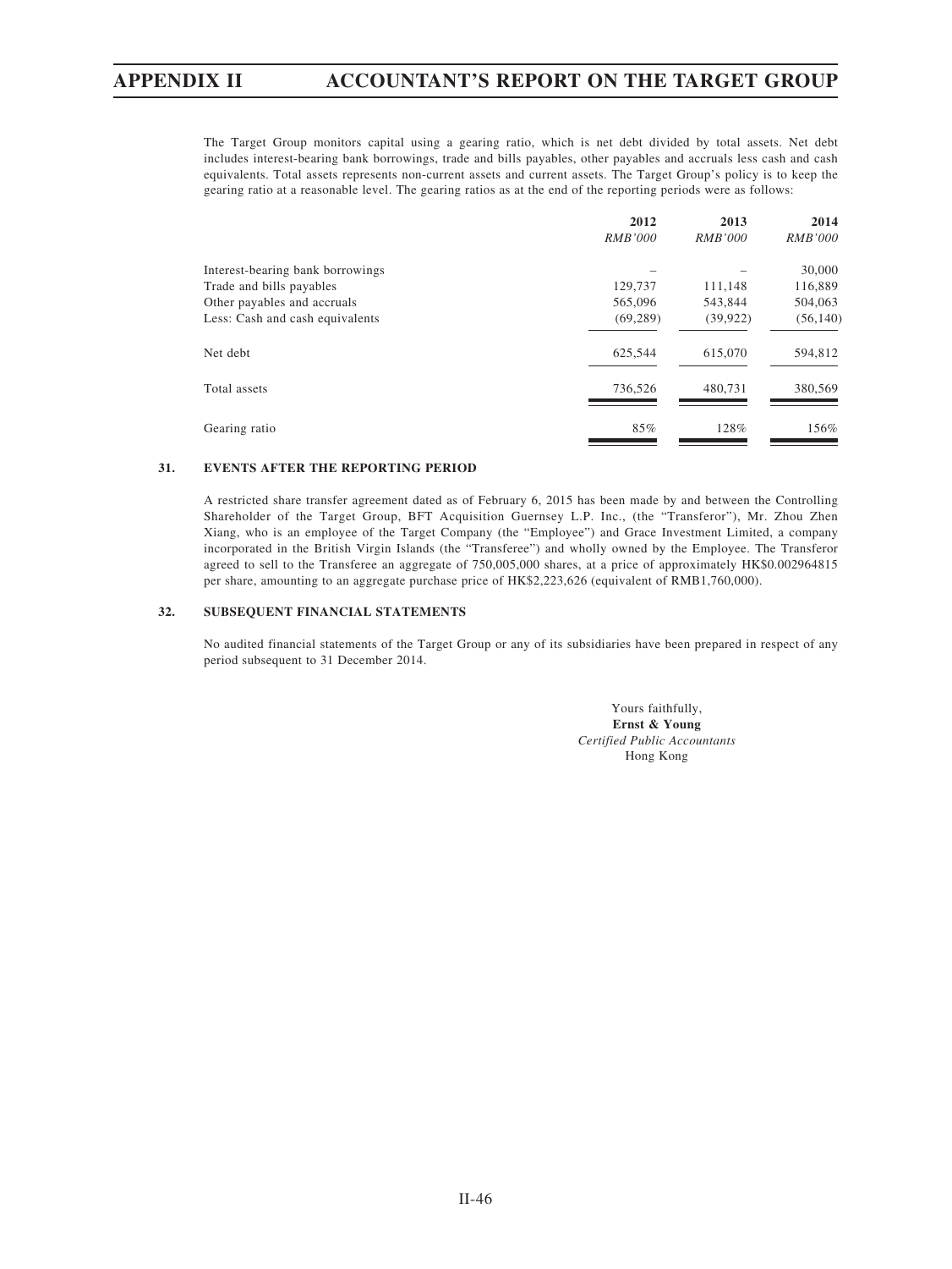The Target Group monitors capital using a gearing ratio, which is net debt divided by total assets. Net debt includes interest-bearing bank borrowings, trade and bills payables, other payables and accruals less cash and cash equivalents. Total assets represents non-current assets and current assets. The Target Group's policy is to keep the gearing ratio at a reasonable level. The gearing ratios as at the end of the reporting periods were as follows:

| | 2012 | 2013 | 2014 |
|---|---|---|---|
| | *RMB'000* | *RMB'000* | *RMB'000* |
| Interest-bearing bank borrowings | – | – | 30,000 |
| Trade and bills payables | 129,737 | 111,148 | 116,889 |
| Other payables and accruals | 565,096 | 543,844 | 504,063 |
| Less: Cash and cash equivalents | (69,289) | (39,922) | (56,140) |
| Net debt | 625,544 | 615,070 | 594,812 |
| Total assets | 736,526 | 480,731 | 380,569 |
| Gearing ratio | 85% | 128% | 156% |

## 31. EVENTS AFTER THE REPORTING PERIOD

A restricted share transfer agreement dated as of February 6, 2015 has been made by and between the Controlling Shareholder of the Target Group, BFT Acquisition Guernsey L.P. Inc., (the "Transferor"), Mr. Zhou Zhen Xiang, who is an employee of the Target Company (the "Employee") and Grace Investment Limited, a company incorporated in the British Virgin Islands (the "Transferee") and wholly owned by the Employee. The Transferor agreed to sell to the Transferee an aggregate of 750,005,000 shares, at a price of approximately HK$0.002964815 per share, amounting to an aggregate purchase price of HK$2,223,626 (equivalent of RMB1,760,000).

## 32. SUBSEQUENT FINANCIAL STATEMENTS

No audited financial statements of the Target Group or any of its subsidiaries have been prepared in respect of any period subsequent to 31 December 2014.

Yours faithfully,
**Ernst & Young**
*Certified Public Accountants*
Hong Kong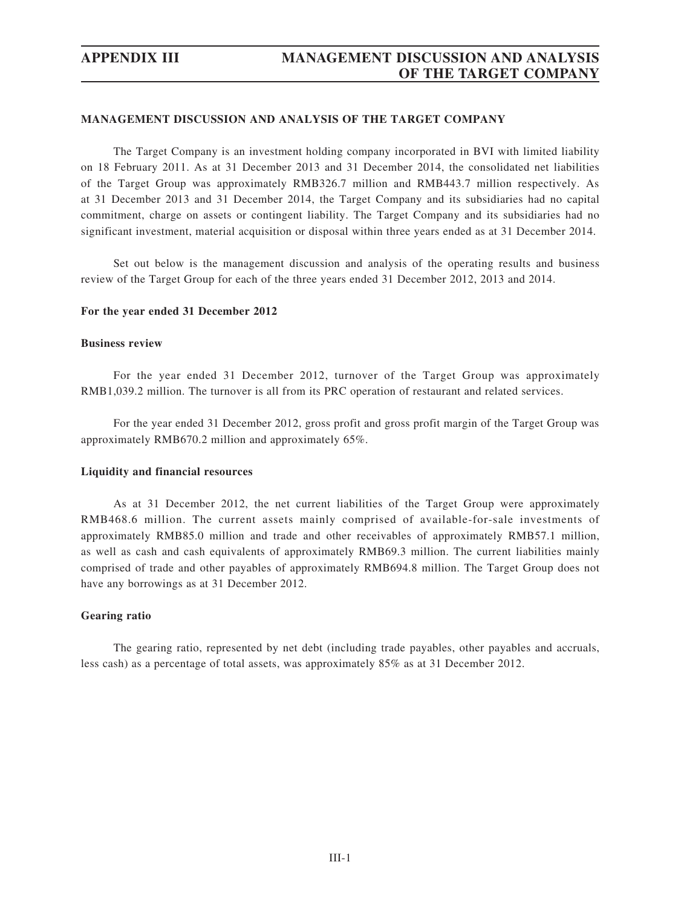## MANAGEMENT DISCUSSION AND ANALYSIS OF THE TARGET COMPANY

The Target Company is an investment holding company incorporated in BVI with limited liability on 18 February 2011. As at 31 December 2013 and 31 December 2014, the consolidated net liabilities of the Target Group was approximately RMB326.7 million and RMB443.7 million respectively. As at 31 December 2013 and 31 December 2014, the Target Company and its subsidiaries had no capital commitment, charge on assets or contingent liability. The Target Company and its subsidiaries had no significant investment, material acquisition or disposal within three years ended as at 31 December 2014.

Set out below is the management discussion and analysis of the operating results and business review of the Target Group for each of the three years ended 31 December 2012, 2013 and 2014.

### For the year ended 31 December 2012

#### Business review

For the year ended 31 December 2012, turnover of the Target Group was approximately RMB1,039.2 million. The turnover is all from its PRC operation of restaurant and related services.

For the year ended 31 December 2012, gross profit and gross profit margin of the Target Group was approximately RMB670.2 million and approximately 65%.

#### Liquidity and financial resources

As at 31 December 2012, the net current liabilities of the Target Group were approximately RMB468.6 million. The current assets mainly comprised of available-for-sale investments of approximately RMB85.0 million and trade and other receivables of approximately RMB57.1 million, as well as cash and cash equivalents of approximately RMB69.3 million. The current liabilities mainly comprised of trade and other payables of approximately RMB694.8 million. The Target Group does not have any borrowings as at 31 December 2012.

#### Gearing ratio

The gearing ratio, represented by net debt (including trade payables, other payables and accruals, less cash) as a percentage of total assets, was approximately 85% as at 31 December 2012.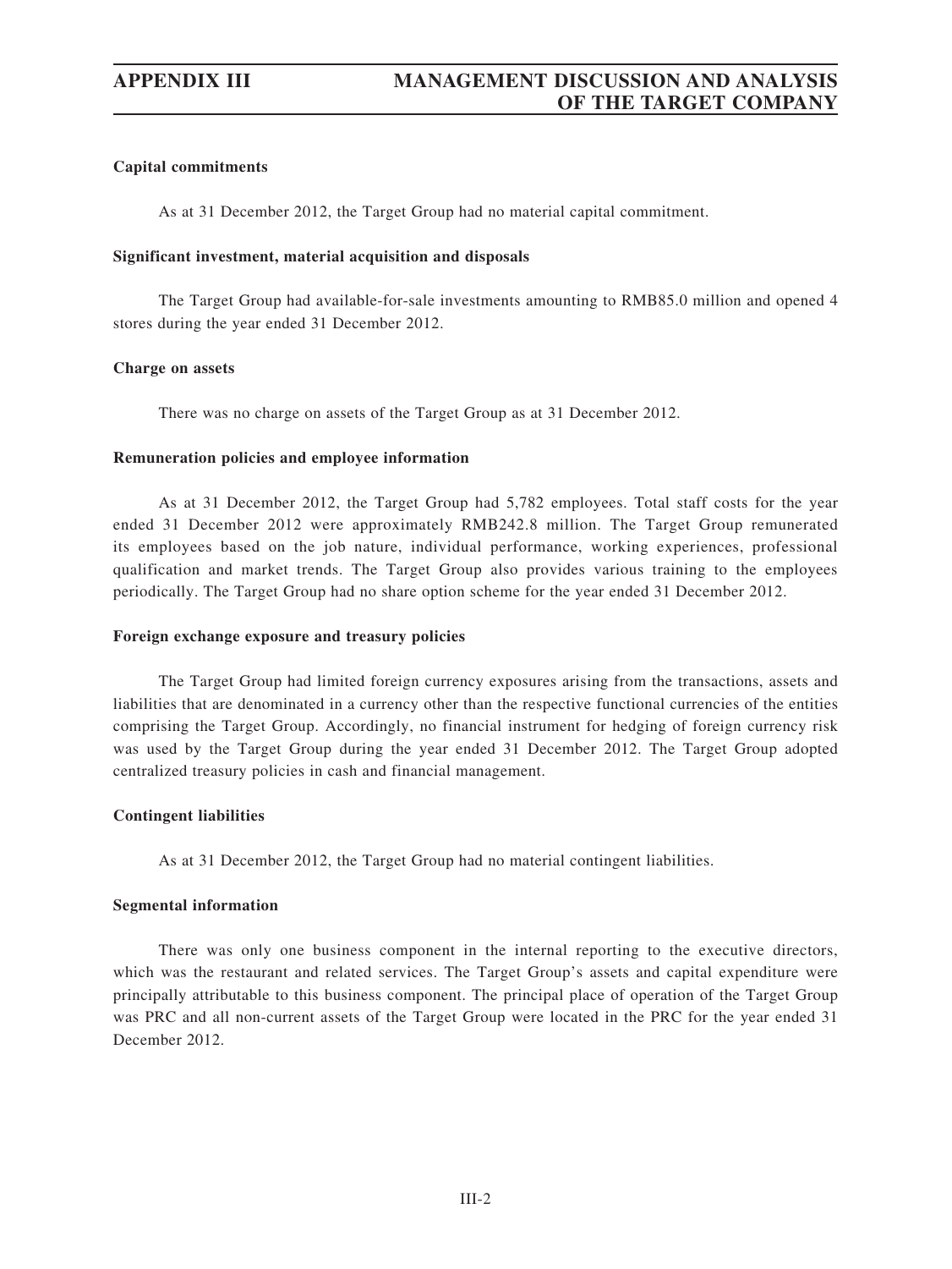**Capital commitments**

As at 31 December 2012, the Target Group had no material capital commitment.

**Significant investment, material acquisition and disposals**

The Target Group had available-for-sale investments amounting to RMB85.0 million and opened 4 stores during the year ended 31 December 2012.

**Charge on assets**

There was no charge on assets of the Target Group as at 31 December 2012.

**Remuneration policies and employee information**

As at 31 December 2012, the Target Group had 5,782 employees. Total staff costs for the year ended 31 December 2012 were approximately RMB242.8 million. The Target Group remunerated its employees based on the job nature, individual performance, working experiences, professional qualification and market trends. The Target Group also provides various training to the employees periodically. The Target Group had no share option scheme for the year ended 31 December 2012.

**Foreign exchange exposure and treasury policies**

The Target Group had limited foreign currency exposures arising from the transactions, assets and liabilities that are denominated in a currency other than the respective functional currencies of the entities comprising the Target Group. Accordingly, no financial instrument for hedging of foreign currency risk was used by the Target Group during the year ended 31 December 2012. The Target Group adopted centralized treasury policies in cash and financial management.

**Contingent liabilities**

As at 31 December 2012, the Target Group had no material contingent liabilities.

**Segmental information**

There was only one business component in the internal reporting to the executive directors, which was the restaurant and related services. The Target Group's assets and capital expenditure were principally attributable to this business component. The principal place of operation of the Target Group was PRC and all non-current assets of the Target Group were located in the PRC for the year ended 31 December 2012.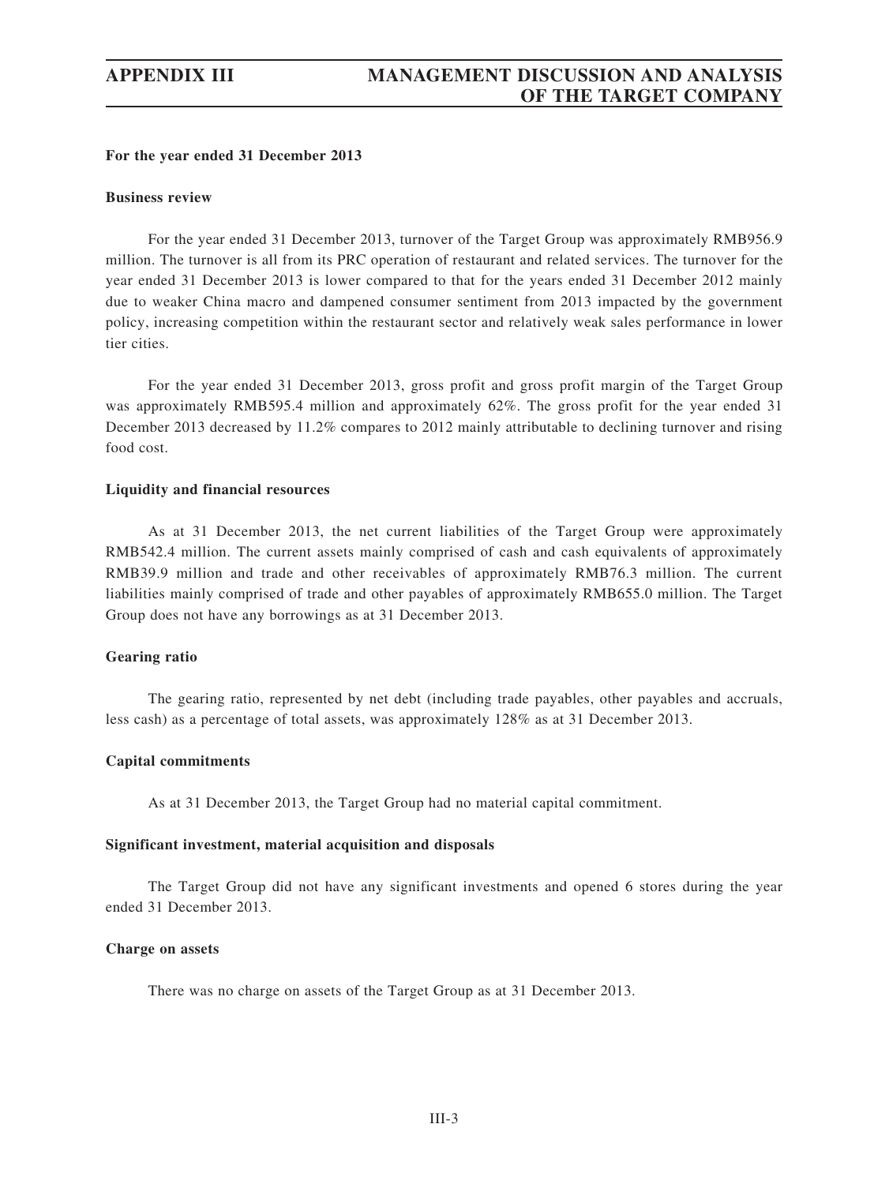**For the year ended 31 December 2013**

**Business review**

For the year ended 31 December 2013, turnover of the Target Group was approximately RMB956.9 million. The turnover is all from its PRC operation of restaurant and related services. The turnover for the year ended 31 December 2013 is lower compared to that for the years ended 31 December 2012 mainly due to weaker China macro and dampened consumer sentiment from 2013 impacted by the government policy, increasing competition within the restaurant sector and relatively weak sales performance in lower tier cities.

For the year ended 31 December 2013, gross profit and gross profit margin of the Target Group was approximately RMB595.4 million and approximately 62%. The gross profit for the year ended 31 December 2013 decreased by 11.2% compares to 2012 mainly attributable to declining turnover and rising food cost.

**Liquidity and financial resources**

As at 31 December 2013, the net current liabilities of the Target Group were approximately RMB542.4 million. The current assets mainly comprised of cash and cash equivalents of approximately RMB39.9 million and trade and other receivables of approximately RMB76.3 million. The current liabilities mainly comprised of trade and other payables of approximately RMB655.0 million. The Target Group does not have any borrowings as at 31 December 2013.

**Gearing ratio**

The gearing ratio, represented by net debt (including trade payables, other payables and accruals, less cash) as a percentage of total assets, was approximately 128% as at 31 December 2013.

**Capital commitments**

As at 31 December 2013, the Target Group had no material capital commitment.

**Significant investment, material acquisition and disposals**

The Target Group did not have any significant investments and opened 6 stores during the year ended 31 December 2013.

**Charge on assets**

There was no charge on assets of the Target Group as at 31 December 2013.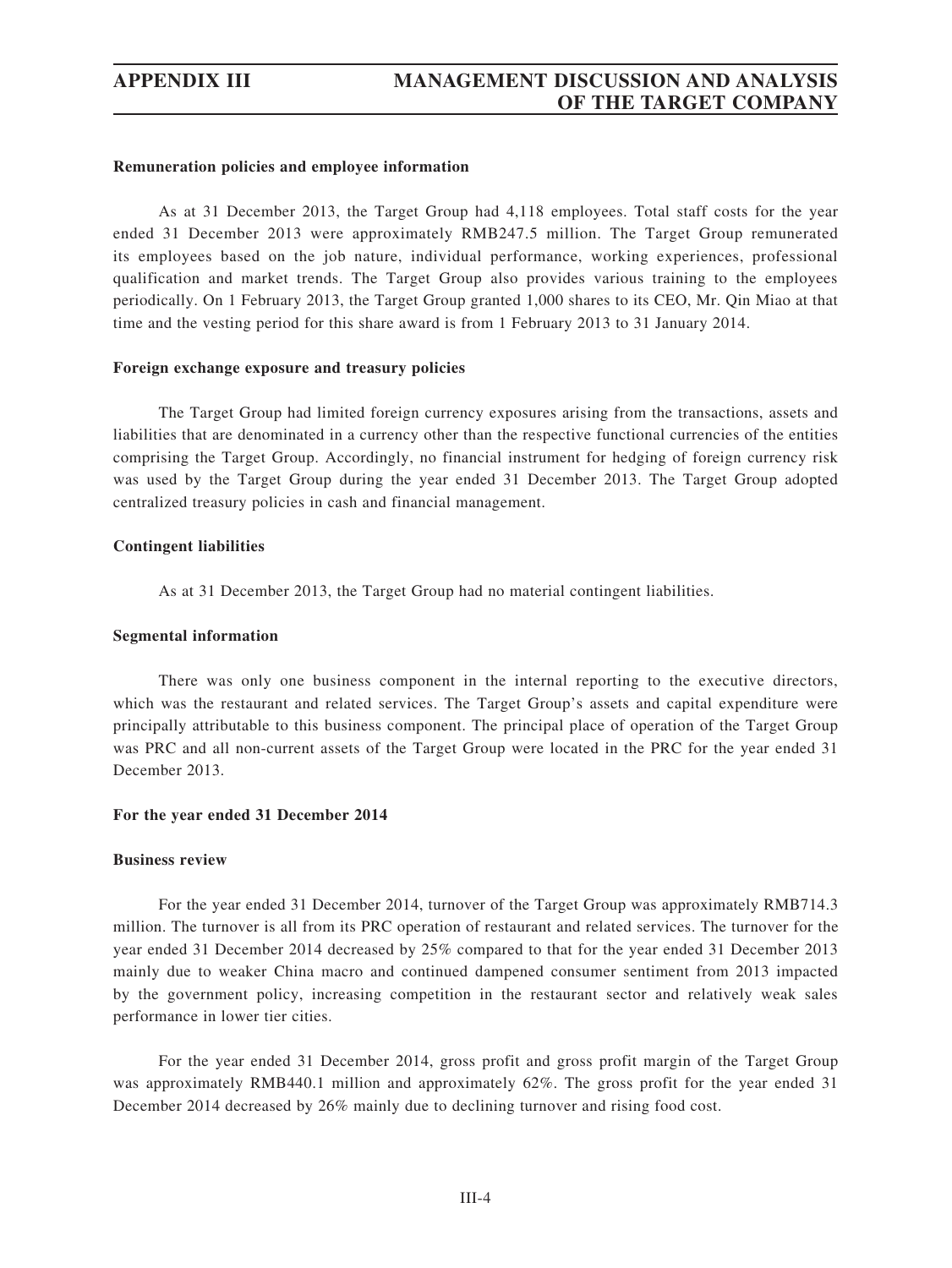**Remuneration policies and employee information**

As at 31 December 2013, the Target Group had 4,118 employees. Total staff costs for the year ended 31 December 2013 were approximately RMB247.5 million. The Target Group remunerated its employees based on the job nature, individual performance, working experiences, professional qualification and market trends. The Target Group also provides various training to the employees periodically. On 1 February 2013, the Target Group granted 1,000 shares to its CEO, Mr. Qin Miao at that time and the vesting period for this share award is from 1 February 2013 to 31 January 2014.

**Foreign exchange exposure and treasury policies**

The Target Group had limited foreign currency exposures arising from the transactions, assets and liabilities that are denominated in a currency other than the respective functional currencies of the entities comprising the Target Group. Accordingly, no financial instrument for hedging of foreign currency risk was used by the Target Group during the year ended 31 December 2013. The Target Group adopted centralized treasury policies in cash and financial management.

**Contingent liabilities**

As at 31 December 2013, the Target Group had no material contingent liabilities.

**Segmental information**

There was only one business component in the internal reporting to the executive directors, which was the restaurant and related services. The Target Group's assets and capital expenditure were principally attributable to this business component. The principal place of operation of the Target Group was PRC and all non-current assets of the Target Group were located in the PRC for the year ended 31 December 2013.

**For the year ended 31 December 2014**

**Business review**

For the year ended 31 December 2014, turnover of the Target Group was approximately RMB714.3 million. The turnover is all from its PRC operation of restaurant and related services. The turnover for the year ended 31 December 2014 decreased by 25% compared to that for the year ended 31 December 2013 mainly due to weaker China macro and continued dampened consumer sentiment from 2013 impacted by the government policy, increasing competition in the restaurant sector and relatively weak sales performance in lower tier cities.

For the year ended 31 December 2014, gross profit and gross profit margin of the Target Group was approximately RMB440.1 million and approximately 62%. The gross profit for the year ended 31 December 2014 decreased by 26% mainly due to declining turnover and rising food cost.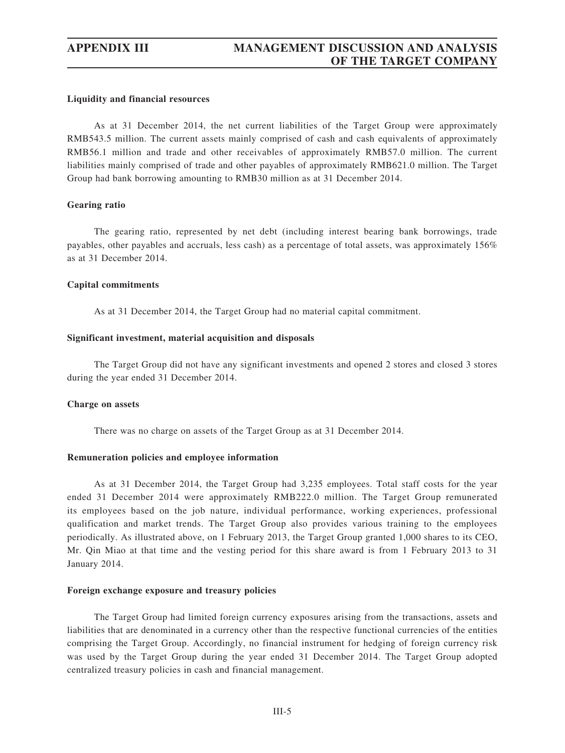#### Liquidity and financial resources

As at 31 December 2014, the net current liabilities of the Target Group were approximately RMB543.5 million. The current assets mainly comprised of cash and cash equivalents of approximately RMB56.1 million and trade and other receivables of approximately RMB57.0 million. The current liabilities mainly comprised of trade and other payables of approximately RMB621.0 million. The Target Group had bank borrowing amounting to RMB30 million as at 31 December 2014.

#### Gearing ratio

The gearing ratio, represented by net debt (including interest bearing bank borrowings, trade payables, other payables and accruals, less cash) as a percentage of total assets, was approximately 156% as at 31 December 2014.

#### Capital commitments

As at 31 December 2014, the Target Group had no material capital commitment.

#### Significant investment, material acquisition and disposals

The Target Group did not have any significant investments and opened 2 stores and closed 3 stores during the year ended 31 December 2014.

#### Charge on assets

There was no charge on assets of the Target Group as at 31 December 2014.

#### Remuneration policies and employee information

As at 31 December 2014, the Target Group had 3,235 employees. Total staff costs for the year ended 31 December 2014 were approximately RMB222.0 million. The Target Group remunerated its employees based on the job nature, individual performance, working experiences, professional qualification and market trends. The Target Group also provides various training to the employees periodically. As illustrated above, on 1 February 2013, the Target Group granted 1,000 shares to its CEO, Mr. Qin Miao at that time and the vesting period for this share award is from 1 February 2013 to 31 January 2014.

#### Foreign exchange exposure and treasury policies

The Target Group had limited foreign currency exposures arising from the transactions, assets and liabilities that are denominated in a currency other than the respective functional currencies of the entities comprising the Target Group. Accordingly, no financial instrument for hedging of foreign currency risk was used by the Target Group during the year ended 31 December 2014. The Target Group adopted centralized treasury policies in cash and financial management.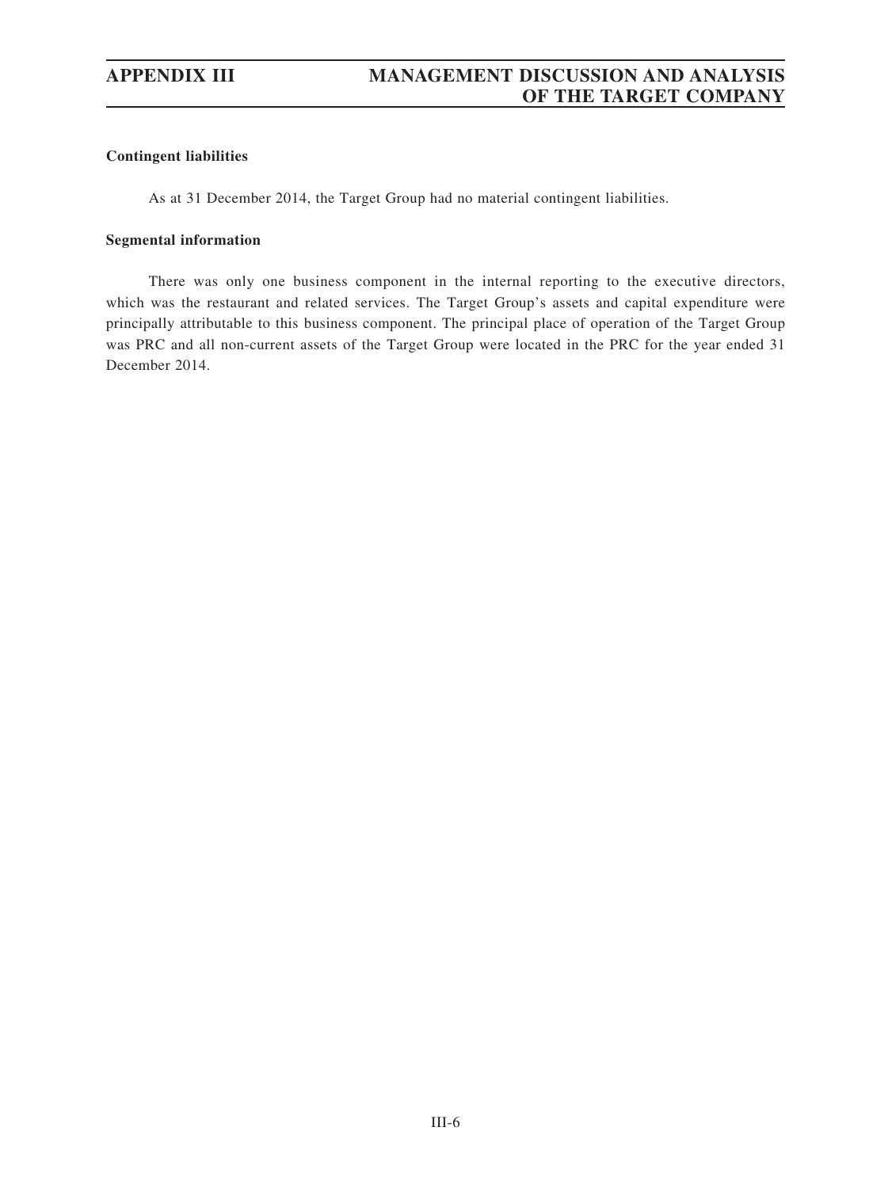**Contingent liabilities**

As at 31 December 2014, the Target Group had no material contingent liabilities.

**Segmental information**

There was only one business component in the internal reporting to the executive directors, which was the restaurant and related services. The Target Group's assets and capital expenditure were principally attributable to this business component. The principal place of operation of the Target Group was PRC and all non-current assets of the Target Group were located in the PRC for the year ended 31 December 2014.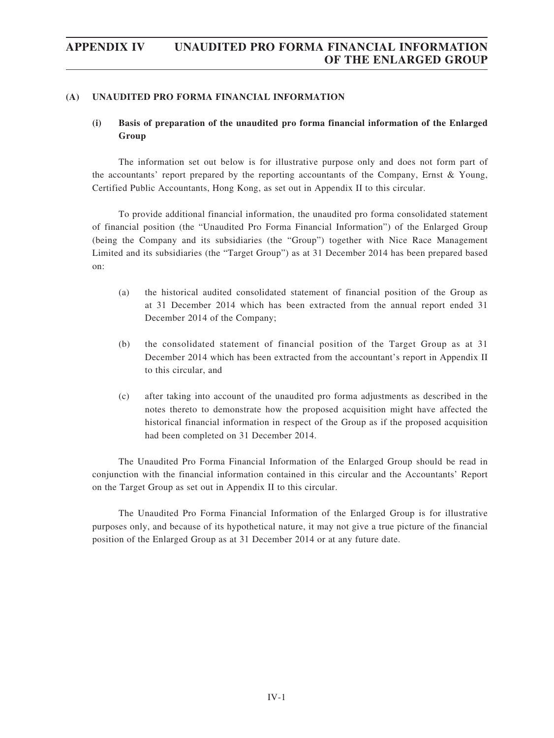## (A) UNAUDITED PRO FORMA FINANCIAL INFORMATION

### (i) Basis of preparation of the unaudited pro forma financial information of the Enlarged Group

The information set out below is for illustrative purpose only and does not form part of the accountants' report prepared by the reporting accountants of the Company, Ernst & Young, Certified Public Accountants, Hong Kong, as set out in Appendix II to this circular.

To provide additional financial information, the unaudited pro forma consolidated statement of financial position (the "Unaudited Pro Forma Financial Information") of the Enlarged Group (being the Company and its subsidiaries (the "Group") together with Nice Race Management Limited and its subsidiaries (the "Target Group") as at 31 December 2014 has been prepared based on:

(a) the historical audited consolidated statement of financial position of the Group as at 31 December 2014 which has been extracted from the annual report ended 31 December 2014 of the Company;

(b) the consolidated statement of financial position of the Target Group as at 31 December 2014 which has been extracted from the accountant's report in Appendix II to this circular, and

(c) after taking into account of the unaudited pro forma adjustments as described in the notes thereto to demonstrate how the proposed acquisition might have affected the historical financial information in respect of the Group as if the proposed acquisition had been completed on 31 December 2014.

The Unaudited Pro Forma Financial Information of the Enlarged Group should be read in conjunction with the financial information contained in this circular and the Accountants' Report on the Target Group as set out in Appendix II to this circular.

The Unaudited Pro Forma Financial Information of the Enlarged Group is for illustrative purposes only, and because of its hypothetical nature, it may not give a true picture of the financial position of the Enlarged Group as at 31 December 2014 or at any future date.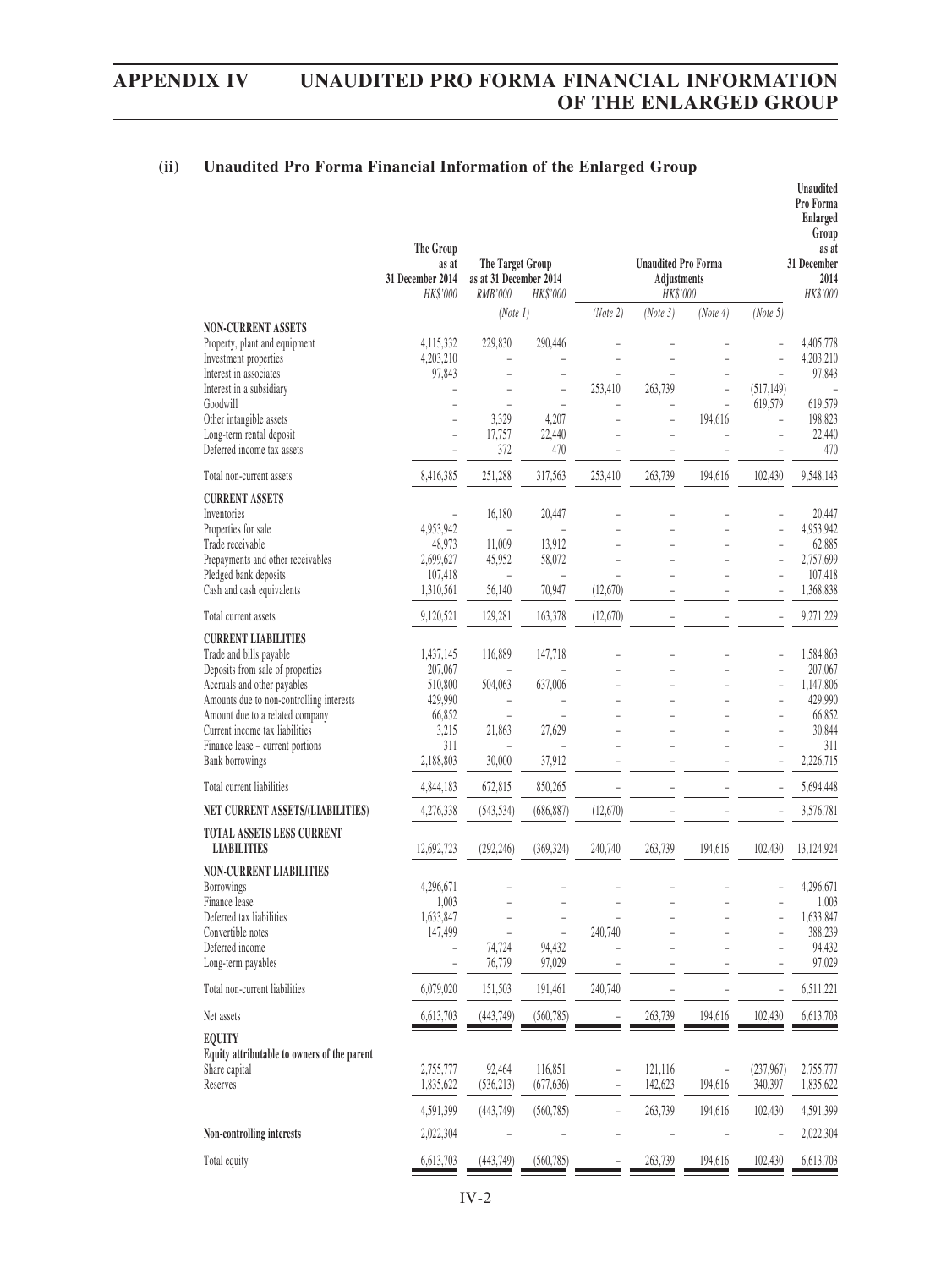### (ii) Unaudited Pro Forma Financial Information of the Enlarged Group

| | The Group as at 31 December 2014 | The Target Group as at 31 December 2014 | | Unaudited Pro Forma Adjustments | | | | Unaudited Pro Forma Enlarged Group as at 31 December 2014 |
|---|---|---|---|---|---|---|---|---|
| | *HK$'000* | *RMB'000* | *HK$'000* | *HK$'000* | | | | *HK$'000* |
| | | *(Note 1)* | | *(Note 2)* | *(Note 3)* | *(Note 4)* | *(Note 5)* | |
| **NON-CURRENT ASSETS** | | | | | | | | |
| Property, plant and equipment | 4,115,332 | 229,830 | 290,446 | – | – | – | – | 4,405,778 |
| Investment properties | 4,203,210 | – | – | – | – | – | – | 4,203,210 |
| Interest in associates | 97,843 | – | – | – | – | – | – | 97,843 |
| Interest in a subsidiary | – | – | – | 253,410 | 263,739 | – | (517,149) | – |
| Goodwill | – | – | – | – | – | – | 619,579 | 619,579 |
| Other intangible assets | – | 3,329 | 4,207 | – | – | 194,616 | – | 198,823 |
| Long-term rental deposit | – | 17,757 | 22,440 | – | – | – | – | 22,440 |
| Deferred income tax assets | – | 372 | 470 | – | – | – | – | 470 |
| Total non-current assets | 8,416,385 | 251,288 | 317,563 | 253,410 | 263,739 | 194,616 | 102,430 | 9,548,143 |
| **CURRENT ASSETS** | | | | | | | | |
| Inventories | – | 16,180 | 20,447 | – | – | – | – | 20,447 |
| Properties for sale | 4,953,942 | – | – | – | – | – | – | 4,953,942 |
| Trade receivable | 48,973 | 11,009 | 13,912 | – | – | – | – | 62,885 |
| Prepayments and other receivables | 2,699,627 | 45,952 | 58,072 | – | – | – | – | 2,757,699 |
| Pledged bank deposits | 107,418 | – | – | – | – | – | – | 107,418 |
| Cash and cash equivalents | 1,310,561 | 56,140 | 70,947 | (12,670) | – | – | – | 1,368,838 |
| Total current assets | 9,120,521 | 129,281 | 163,378 | (12,670) | – | – | – | 9,271,229 |
| **CURRENT LIABILITIES** | | | | | | | | |
| Trade and bills payable | 1,437,145 | 116,889 | 147,718 | – | – | – | – | 1,584,863 |
| Deposits from sale of properties | 207,067 | – | – | – | – | – | – | 207,067 |
| Accruals and other payables | 510,800 | 504,063 | 637,006 | – | – | – | – | 1,147,806 |
| Amounts due to non-controlling interests | 429,990 | – | – | – | – | – | – | 429,990 |
| Amount due to a related company | 66,852 | – | – | – | – | – | – | 66,852 |
| Current income tax liabilities | 3,215 | 21,863 | 27,629 | – | – | – | – | 30,844 |
| Finance lease – current portions | 311 | – | – | – | – | – | – | 311 |
| Bank borrowings | 2,188,803 | 30,000 | 37,912 | – | – | – | – | 2,226,715 |
| Total current liabilities | 4,844,183 | 672,815 | 850,265 | – | – | – | – | 5,694,448 |
| **NET CURRENT ASSETS/(LIABILITIES)** | 4,276,338 | (543,534) | (686,887) | (12,670) | – | – | – | 3,576,781 |
| **TOTAL ASSETS LESS CURRENT LIABILITIES** | 12,692,723 | (292,246) | (369,324) | 240,740 | 263,739 | 194,616 | 102,430 | 13,124,924 |
| **NON-CURRENT LIABILITIES** | | | | | | | | |
| Borrowings | 4,296,671 | – | – | – | – | – | – | 4,296,671 |
| Finance lease | 1,003 | – | – | – | – | – | – | 1,003 |
| Deferred tax liabilities | 1,633,847 | – | – | – | – | – | – | 1,633,847 |
| Convertible notes | 147,499 | – | – | 240,740 | – | – | – | 388,239 |
| Deferred income | – | 74,724 | 94,432 | – | – | – | – | 94,432 |
| Long-term payables | – | 76,779 | 97,029 | – | – | – | – | 97,029 |
| Total non-current liabilities | 6,079,020 | 151,503 | 191,461 | 240,740 | – | – | – | 6,511,221 |
| Net assets | 6,613,703 | (443,749) | (560,785) | – | 263,739 | 194,616 | 102,430 | 6,613,703 |
| **EQUITY** | | | | | | | | |
| **Equity attributable to owners of the parent** | | | | | | | | |
| Share capital | 2,755,777 | 92,464 | 116,851 | – | 121,116 | – | (237,967) | 2,755,777 |
| Reserves | 1,835,622 | (536,213) | (677,636) | – | 142,623 | 194,616 | 340,397 | 1,835,622 |
| | 4,591,399 | (443,749) | (560,785) | – | 263,739 | 194,616 | 102,430 | 4,591,399 |
| **Non-controlling interests** | 2,022,304 | – | – | – | – | – | – | 2,022,304 |
| Total equity | 6,613,703 | (443,749) | (560,785) | – | 263,739 | 194,616 | 102,430 | 6,613,703 |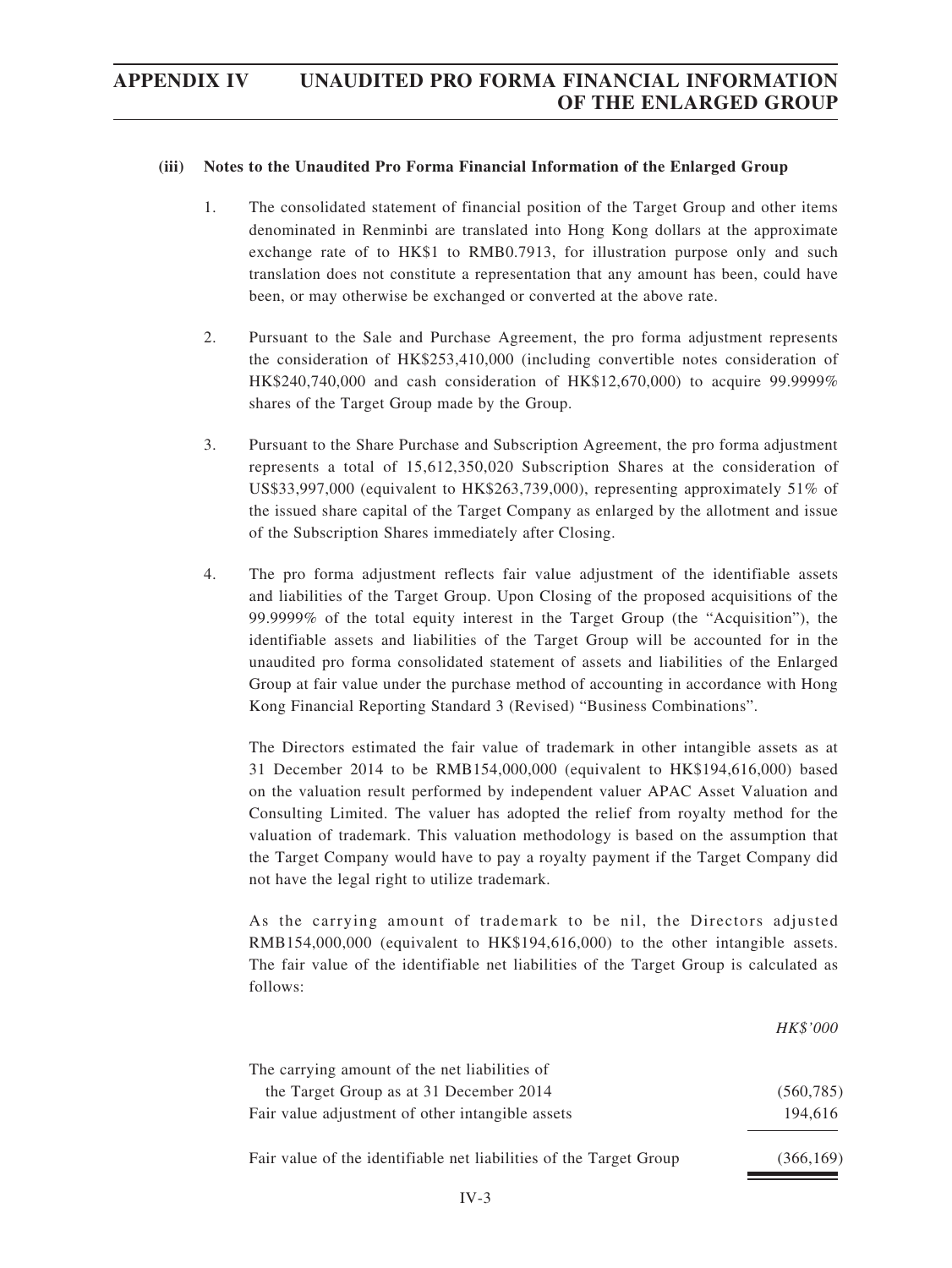### (iii) Notes to the Unaudited Pro Forma Financial Information of the Enlarged Group

1. The consolidated statement of financial position of the Target Group and other items denominated in Renminbi are translated into Hong Kong dollars at the approximate exchange rate of to HK$1 to RMB0.7913, for illustration purpose only and such translation does not constitute a representation that any amount has been, could have been, or may otherwise be exchanged or converted at the above rate.

2. Pursuant to the Sale and Purchase Agreement, the pro forma adjustment represents the consideration of HK$253,410,000 (including convertible notes consideration of HK$240,740,000 and cash consideration of HK$12,670,000) to acquire 99.9999% shares of the Target Group made by the Group.

3. Pursuant to the Share Purchase and Subscription Agreement, the pro forma adjustment represents a total of 15,612,350,020 Subscription Shares at the consideration of US$33,997,000 (equivalent to HK$263,739,000), representing approximately 51% of the issued share capital of the Target Company as enlarged by the allotment and issue of the Subscription Shares immediately after Closing.

4. The pro forma adjustment reflects fair value adjustment of the identifiable assets and liabilities of the Target Group. Upon Closing of the proposed acquisitions of the 99.9999% of the total equity interest in the Target Group (the "Acquisition"), the identifiable assets and liabilities of the Target Group will be accounted for in the unaudited pro forma consolidated statement of assets and liabilities of the Enlarged Group at fair value under the purchase method of accounting in accordance with Hong Kong Financial Reporting Standard 3 (Revised) "Business Combinations".

   The Directors estimated the fair value of trademark in other intangible assets as at 31 December 2014 to be RMB154,000,000 (equivalent to HK$194,616,000) based on the valuation result performed by independent valuer APAC Asset Valuation and Consulting Limited. The valuer has adopted the relief from royalty method for the valuation of trademark. This valuation methodology is based on the assumption that the Target Company would have to pay a royalty payment if the Target Company did not have the legal right to utilize trademark.

   As the carrying amount of trademark to be nil, the Directors adjusted RMB154,000,000 (equivalent to HK$194,616,000) to the other intangible assets. The fair value of the identifiable net liabilities of the Target Group is calculated as follows:

| | *HK$'000* |
|---|---|
| The carrying amount of the net liabilities of the Target Group as at 31 December 2014 | (560,785) |
| Fair value adjustment of other intangible assets | 194,616 |
| Fair value of the identifiable net liabilities of the Target Group | (366,169) |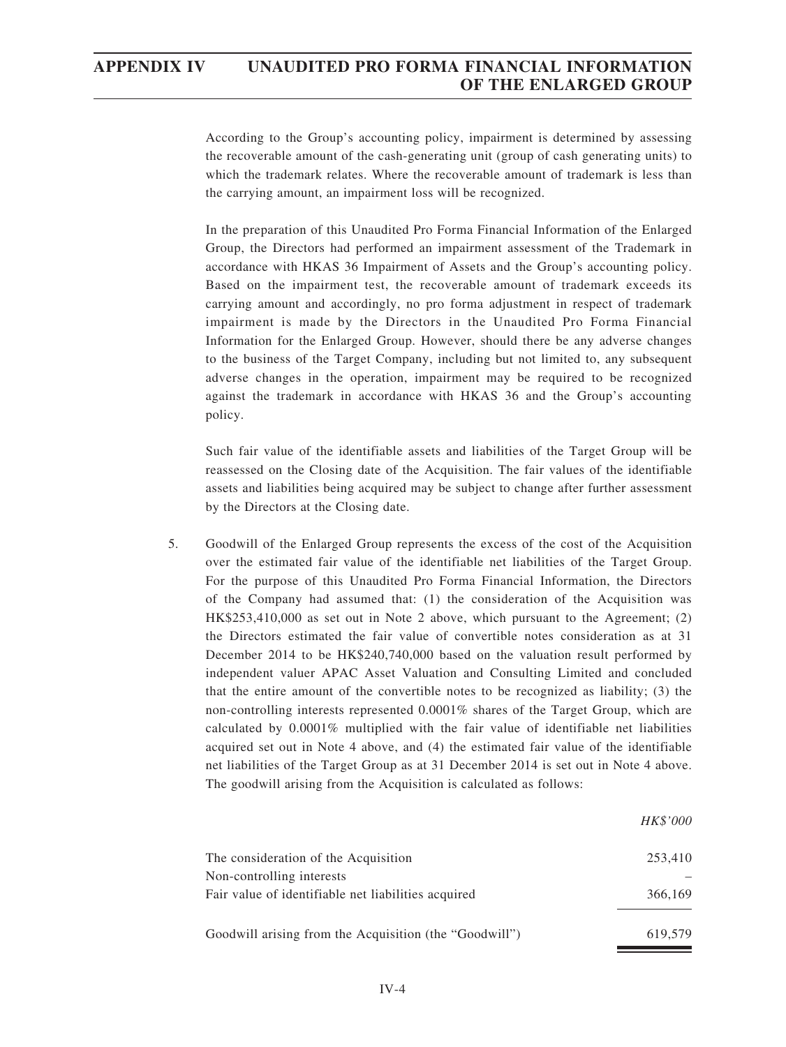According to the Group's accounting policy, impairment is determined by assessing the recoverable amount of the cash-generating unit (group of cash generating units) to which the trademark relates. Where the recoverable amount of trademark is less than the carrying amount, an impairment loss will be recognized.

In the preparation of this Unaudited Pro Forma Financial Information of the Enlarged Group, the Directors had performed an impairment assessment of the Trademark in accordance with HKAS 36 Impairment of Assets and the Group's accounting policy. Based on the impairment test, the recoverable amount of trademark exceeds its carrying amount and accordingly, no pro forma adjustment in respect of trademark impairment is made by the Directors in the Unaudited Pro Forma Financial Information for the Enlarged Group. However, should there be any adverse changes to the business of the Target Company, including but not limited to, any subsequent adverse changes in the operation, impairment may be required to be recognized against the trademark in accordance with HKAS 36 and the Group's accounting policy.

Such fair value of the identifiable assets and liabilities of the Target Group will be reassessed on the Closing date of the Acquisition. The fair values of the identifiable assets and liabilities being acquired may be subject to change after further assessment by the Directors at the Closing date.

5. Goodwill of the Enlarged Group represents the excess of the cost of the Acquisition over the estimated fair value of the identifiable net liabilities of the Target Group. For the purpose of this Unaudited Pro Forma Financial Information, the Directors of the Company had assumed that: (1) the consideration of the Acquisition was HK$253,410,000 as set out in Note 2 above, which pursuant to the Agreement; (2) the Directors estimated the fair value of convertible notes consideration as at 31 December 2014 to be HK$240,740,000 based on the valuation result performed by independent valuer APAC Asset Valuation and Consulting Limited and concluded that the entire amount of the convertible notes to be recognized as liability; (3) the non-controlling interests represented 0.0001% shares of the Target Group, which are calculated by 0.0001% multiplied with the fair value of identifiable net liabilities acquired set out in Note 4 above, and (4) the estimated fair value of the identifiable net liabilities of the Target Group as at 31 December 2014 is set out in Note 4 above. The goodwill arising from the Acquisition is calculated as follows:

| | *HK$'000* |
|---|---|
| The consideration of the Acquisition | 253,410 |
| Non-controlling interests | – |
| Fair value of identifiable net liabilities acquired | 366,169 |
| Goodwill arising from the Acquisition (the "Goodwill") | 619,579 |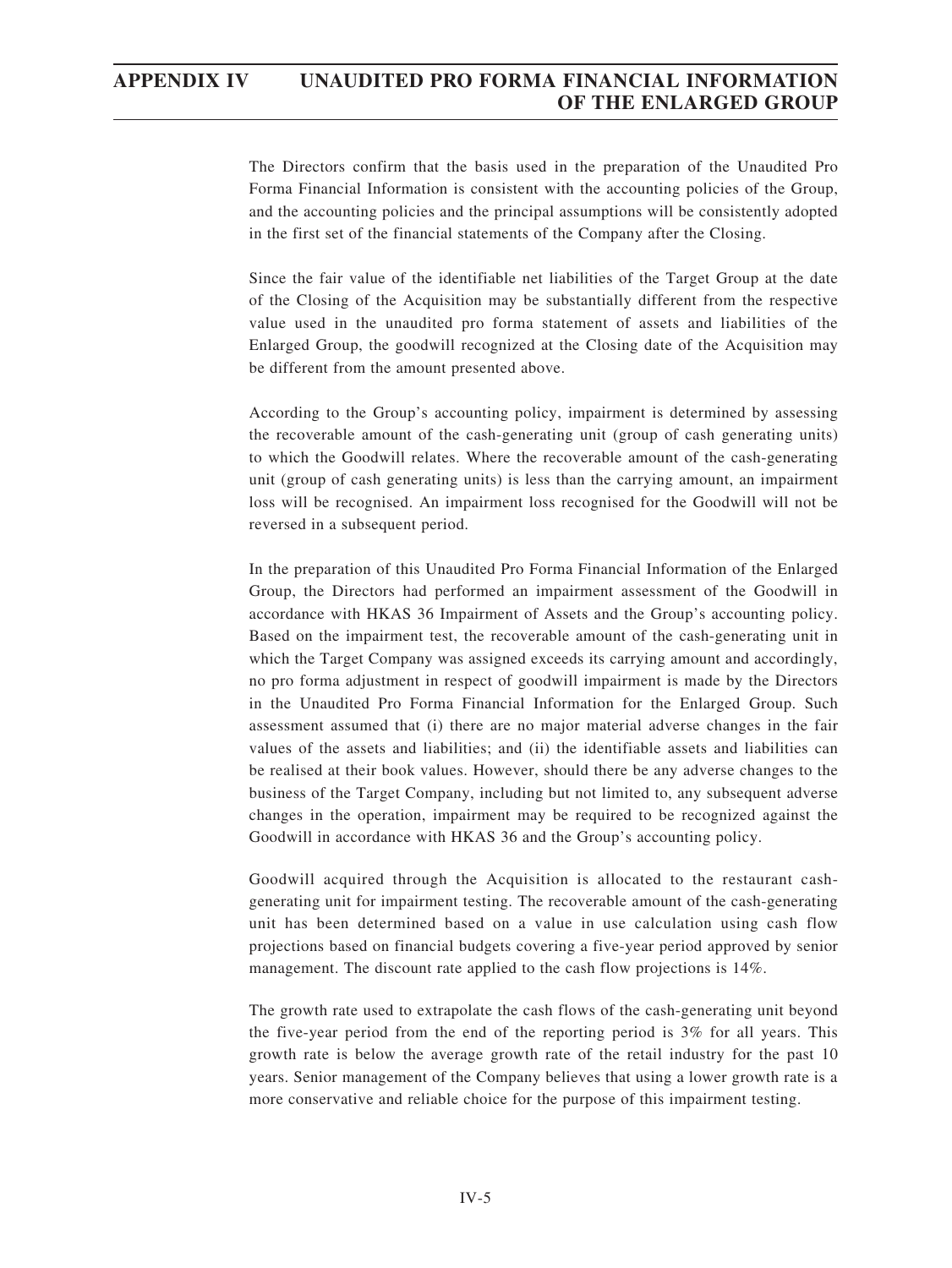The Directors confirm that the basis used in the preparation of the Unaudited Pro Forma Financial Information is consistent with the accounting policies of the Group, and the accounting policies and the principal assumptions will be consistently adopted in the first set of the financial statements of the Company after the Closing.

Since the fair value of the identifiable net liabilities of the Target Group at the date of the Closing of the Acquisition may be substantially different from the respective value used in the unaudited pro forma statement of assets and liabilities of the Enlarged Group, the goodwill recognized at the Closing date of the Acquisition may be different from the amount presented above.

According to the Group's accounting policy, impairment is determined by assessing the recoverable amount of the cash-generating unit (group of cash generating units) to which the Goodwill relates. Where the recoverable amount of the cash-generating unit (group of cash generating units) is less than the carrying amount, an impairment loss will be recognised. An impairment loss recognised for the Goodwill will not be reversed in a subsequent period.

In the preparation of this Unaudited Pro Forma Financial Information of the Enlarged Group, the Directors had performed an impairment assessment of the Goodwill in accordance with HKAS 36 Impairment of Assets and the Group's accounting policy. Based on the impairment test, the recoverable amount of the cash-generating unit in which the Target Company was assigned exceeds its carrying amount and accordingly, no pro forma adjustment in respect of goodwill impairment is made by the Directors in the Unaudited Pro Forma Financial Information for the Enlarged Group. Such assessment assumed that (i) there are no major material adverse changes in the fair values of the assets and liabilities; and (ii) the identifiable assets and liabilities can be realised at their book values. However, should there be any adverse changes to the business of the Target Company, including but not limited to, any subsequent adverse changes in the operation, impairment may be required to be recognized against the Goodwill in accordance with HKAS 36 and the Group's accounting policy.

Goodwill acquired through the Acquisition is allocated to the restaurant cash-generating unit for impairment testing. The recoverable amount of the cash-generating unit has been determined based on a value in use calculation using cash flow projections based on financial budgets covering a five-year period approved by senior management. The discount rate applied to the cash flow projections is 14%.

The growth rate used to extrapolate the cash flows of the cash-generating unit beyond the five-year period from the end of the reporting period is 3% for all years. This growth rate is below the average growth rate of the retail industry for the past 10 years. Senior management of the Company believes that using a lower growth rate is a more conservative and reliable choice for the purpose of this impairment testing.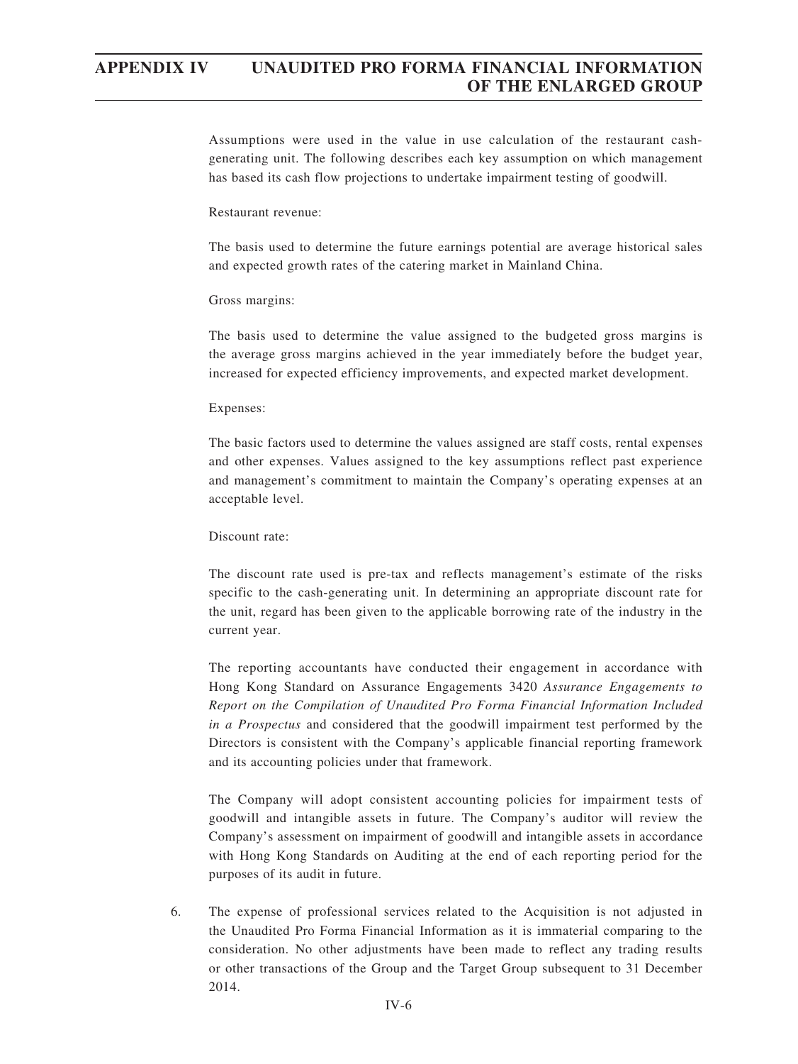Assumptions were used in the value in use calculation of the restaurant cash-generating unit. The following describes each key assumption on which management has based its cash flow projections to undertake impairment testing of goodwill.

Restaurant revenue:

The basis used to determine the future earnings potential are average historical sales and expected growth rates of the catering market in Mainland China.

Gross margins:

The basis used to determine the value assigned to the budgeted gross margins is the average gross margins achieved in the year immediately before the budget year, increased for expected efficiency improvements, and expected market development.

Expenses:

The basic factors used to determine the values assigned are staff costs, rental expenses and other expenses. Values assigned to the key assumptions reflect past experience and management's commitment to maintain the Company's operating expenses at an acceptable level.

Discount rate:

The discount rate used is pre-tax and reflects management's estimate of the risks specific to the cash-generating unit. In determining an appropriate discount rate for the unit, regard has been given to the applicable borrowing rate of the industry in the current year.

The reporting accountants have conducted their engagement in accordance with Hong Kong Standard on Assurance Engagements 3420 *Assurance Engagements to Report on the Compilation of Unaudited Pro Forma Financial Information Included in a Prospectus* and considered that the goodwill impairment test performed by the Directors is consistent with the Company's applicable financial reporting framework and its accounting policies under that framework.

The Company will adopt consistent accounting policies for impairment tests of goodwill and intangible assets in future. The Company's auditor will review the Company's assessment on impairment of goodwill and intangible assets in accordance with Hong Kong Standards on Auditing at the end of each reporting period for the purposes of its audit in future.

6. The expense of professional services related to the Acquisition is not adjusted in the Unaudited Pro Forma Financial Information as it is immaterial comparing to the consideration. No other adjustments have been made to reflect any trading results or other transactions of the Group and the Target Group subsequent to 31 December 2014.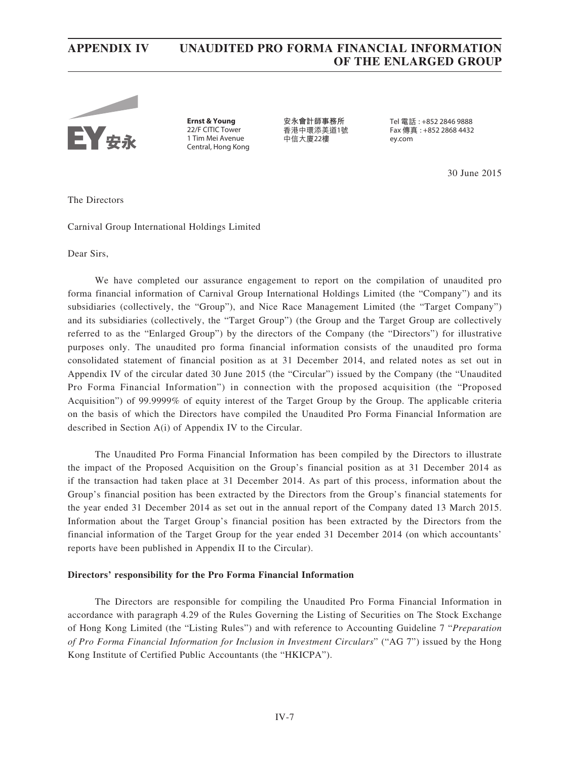**Ernst & Young**
22/F CITIC Tower
1 Tim Mei Avenue
Central, Hong Kong

安永會計師事務所
香港中環添美道1號
中信大廈22樓

Tel 電話 : +852 2846 9888
Fax 傳真 : +852 2868 4432
ey.com

30 June 2015

The Directors

Carnival Group International Holdings Limited

Dear Sirs,

We have completed our assurance engagement to report on the compilation of unaudited pro forma financial information of Carnival Group International Holdings Limited (the "Company") and its subsidiaries (collectively, the "Group"), and Nice Race Management Limited (the "Target Company") and its subsidiaries (collectively, the "Target Group") (the Group and the Target Group are collectively referred to as the "Enlarged Group") by the directors of the Company (the "Directors") for illustrative purposes only. The unaudited pro forma financial information consists of the unaudited pro forma consolidated statement of financial position as at 31 December 2014, and related notes as set out in Appendix IV of the circular dated 30 June 2015 (the "Circular") issued by the Company (the "Unaudited Pro Forma Financial Information") in connection with the proposed acquisition (the "Proposed Acquisition") of 99.9999% of equity interest of the Target Group by the Group. The applicable criteria on the basis of which the Directors have compiled the Unaudited Pro Forma Financial Information are described in Section A(i) of Appendix IV to the Circular.

The Unaudited Pro Forma Financial Information has been compiled by the Directors to illustrate the impact of the Proposed Acquisition on the Group's financial position as at 31 December 2014 as if the transaction had taken place at 31 December 2014. As part of this process, information about the Group's financial position has been extracted by the Directors from the Group's financial statements for the year ended 31 December 2014 as set out in the annual report of the Company dated 13 March 2015. Information about the Target Group's financial position has been extracted by the Directors from the financial information of the Target Group for the year ended 31 December 2014 (on which accountants' reports have been published in Appendix II to the Circular).

**Directors' responsibility for the Pro Forma Financial Information**

The Directors are responsible for compiling the Unaudited Pro Forma Financial Information in accordance with paragraph 4.29 of the Rules Governing the Listing of Securities on The Stock Exchange of Hong Kong Limited (the "Listing Rules") and with reference to Accounting Guideline 7 "*Preparation of Pro Forma Financial Information for Inclusion in Investment Circulars*" ("AG 7") issued by the Hong Kong Institute of Certified Public Accountants (the "HKICPA").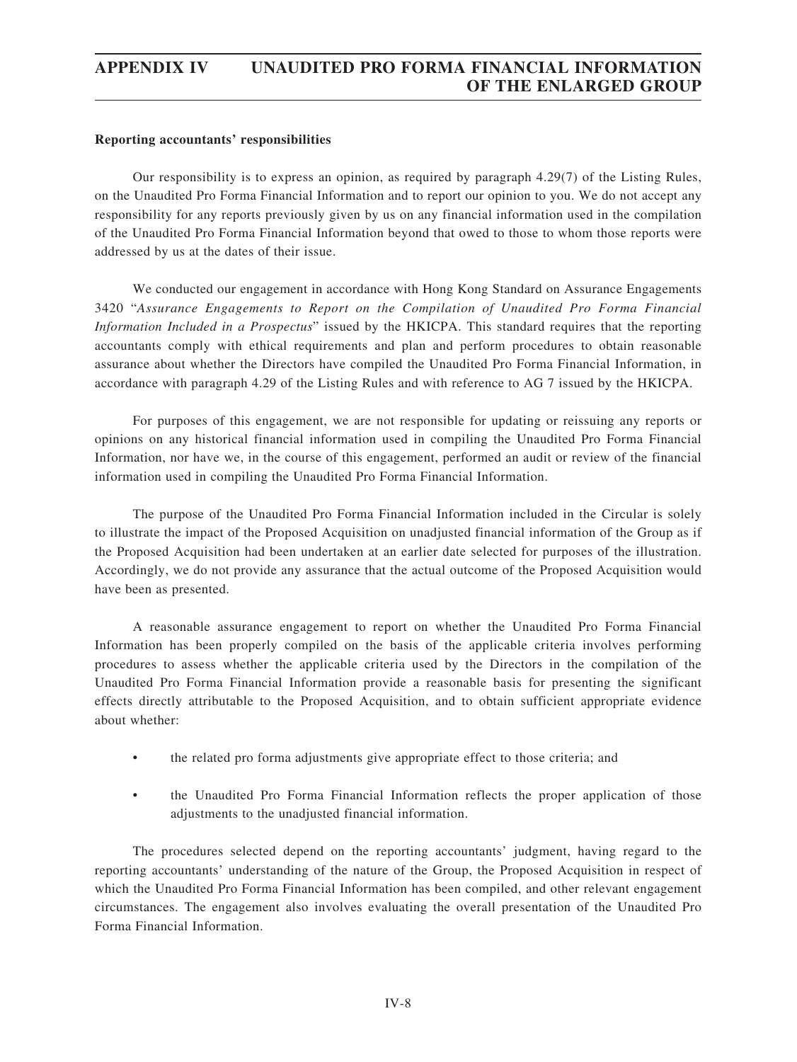**Reporting accountants' responsibilities**

Our responsibility is to express an opinion, as required by paragraph 4.29(7) of the Listing Rules, on the Unaudited Pro Forma Financial Information and to report our opinion to you. We do not accept any responsibility for any reports previously given by us on any financial information used in the compilation of the Unaudited Pro Forma Financial Information beyond that owed to those to whom those reports were addressed by us at the dates of their issue.

We conducted our engagement in accordance with Hong Kong Standard on Assurance Engagements 3420 "*Assurance Engagements to Report on the Compilation of Unaudited Pro Forma Financial Information Included in a Prospectus*" issued by the HKICPA. This standard requires that the reporting accountants comply with ethical requirements and plan and perform procedures to obtain reasonable assurance about whether the Directors have compiled the Unaudited Pro Forma Financial Information, in accordance with paragraph 4.29 of the Listing Rules and with reference to AG 7 issued by the HKICPA.

For purposes of this engagement, we are not responsible for updating or reissuing any reports or opinions on any historical financial information used in compiling the Unaudited Pro Forma Financial Information, nor have we, in the course of this engagement, performed an audit or review of the financial information used in compiling the Unaudited Pro Forma Financial Information.

The purpose of the Unaudited Pro Forma Financial Information included in the Circular is solely to illustrate the impact of the Proposed Acquisition on unadjusted financial information of the Group as if the Proposed Acquisition had been undertaken at an earlier date selected for purposes of the illustration. Accordingly, we do not provide any assurance that the actual outcome of the Proposed Acquisition would have been as presented.

A reasonable assurance engagement to report on whether the Unaudited Pro Forma Financial Information has been properly compiled on the basis of the applicable criteria involves performing procedures to assess whether the applicable criteria used by the Directors in the compilation of the Unaudited Pro Forma Financial Information provide a reasonable basis for presenting the significant effects directly attributable to the Proposed Acquisition, and to obtain sufficient appropriate evidence about whether:

- the related pro forma adjustments give appropriate effect to those criteria; and
- the Unaudited Pro Forma Financial Information reflects the proper application of those adjustments to the unadjusted financial information.

The procedures selected depend on the reporting accountants' judgment, having regard to the reporting accountants' understanding of the nature of the Group, the Proposed Acquisition in respect of which the Unaudited Pro Forma Financial Information has been compiled, and other relevant engagement circumstances. The engagement also involves evaluating the overall presentation of the Unaudited Pro Forma Financial Information.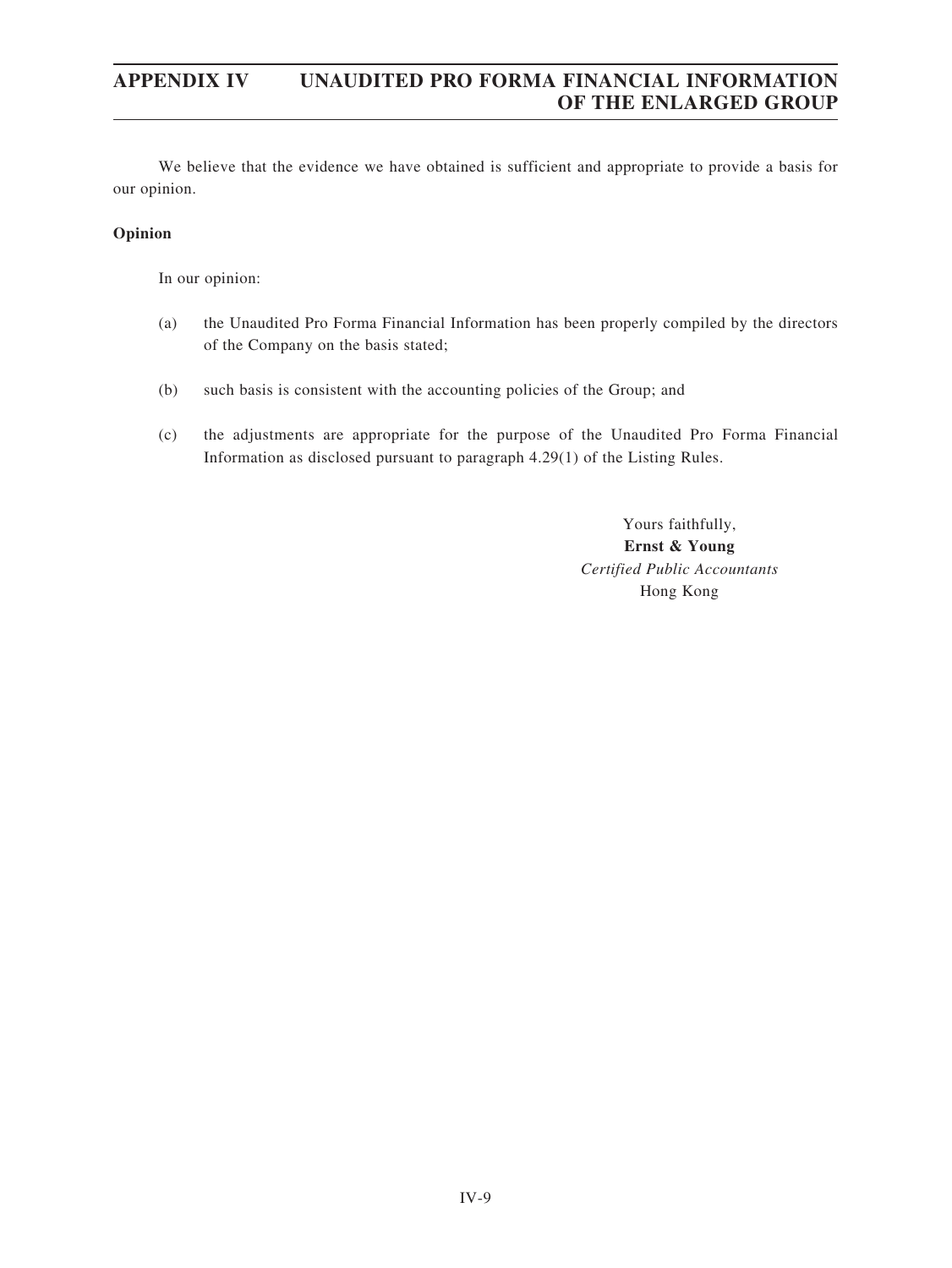We believe that the evidence we have obtained is sufficient and appropriate to provide a basis for our opinion.

**Opinion**

In our opinion:

(a) the Unaudited Pro Forma Financial Information has been properly compiled by the directors of the Company on the basis stated;

(b) such basis is consistent with the accounting policies of the Group; and

(c) the adjustments are appropriate for the purpose of the Unaudited Pro Forma Financial Information as disclosed pursuant to paragraph 4.29(1) of the Listing Rules.

Yours faithfully,
**Ernst & Young**
*Certified Public Accountants*
Hong Kong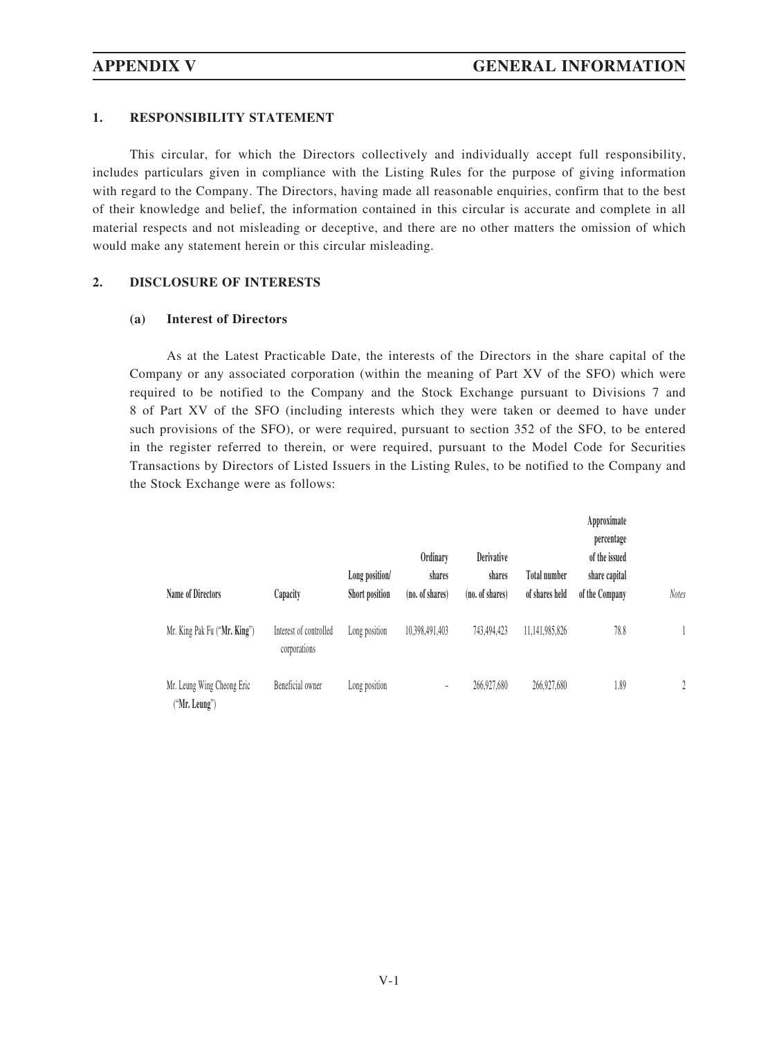## 1. RESPONSIBILITY STATEMENT

This circular, for which the Directors collectively and individually accept full responsibility, includes particulars given in compliance with the Listing Rules for the purpose of giving information with regard to the Company. The Directors, having made all reasonable enquiries, confirm that to the best of their knowledge and belief, the information contained in this circular is accurate and complete in all material respects and not misleading or deceptive, and there are no other matters the omission of which would make any statement herein or this circular misleading.

## 2. DISCLOSURE OF INTERESTS

### (a) Interest of Directors

As at the Latest Practicable Date, the interests of the Directors in the share capital of the Company or any associated corporation (within the meaning of Part XV of the SFO) which were required to be notified to the Company and the Stock Exchange pursuant to Divisions 7 and 8 of Part XV of the SFO (including interests which they were taken or deemed to have under such provisions of the SFO), or were required, pursuant to section 352 of the SFO, to be entered in the register referred to therein, or were required, pursuant to the Model Code for Securities Transactions by Directors of Listed Issuers in the Listing Rules, to be notified to the Company and the Stock Exchange were as follows:

| Name of Directors | Capacity | Long position/ Short position | Ordinary shares (no. of shares) | Derivative shares (no. of shares) | Total number of shares held | Approximate percentage of the issued share capital of the Company | *Notes* |
|---|---|---|---|---|---|---|---|
| Mr. King Pak Fu ("**Mr. King**") | Interest of controlled corporations | Long position | 10,398,491,403 | 743,494,423 | 11,141,985,826 | 78.8 | 1 |
| Mr. Leung Wing Cheong Eric ("**Mr. Leung**") | Beneficial owner | Long position | – | 266,927,680 | 266,927,680 | 1.89 | 2 |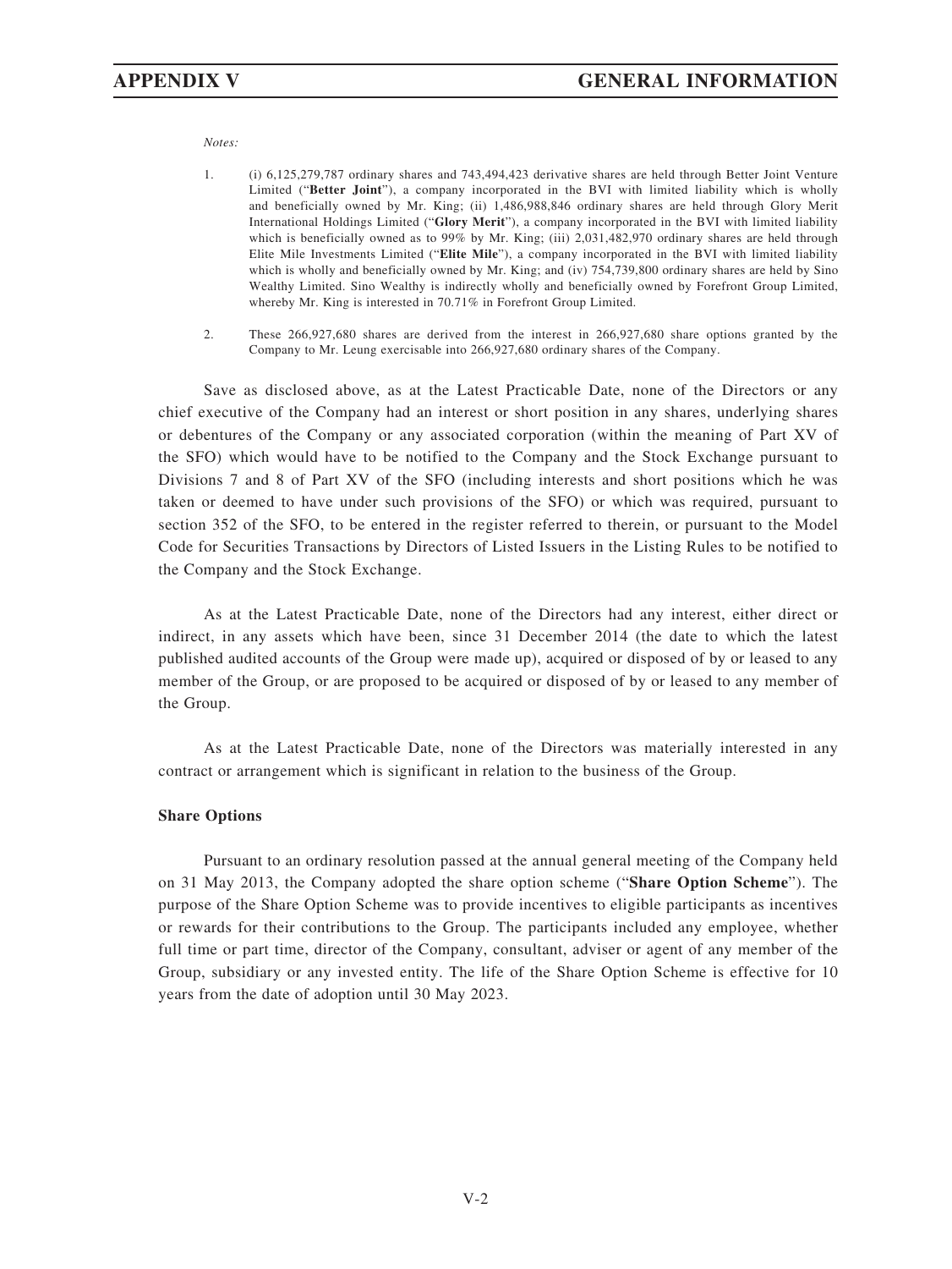*Notes:*

1. (i) 6,125,279,787 ordinary shares and 743,494,423 derivative shares are held through Better Joint Venture Limited ("**Better Joint**"), a company incorporated in the BVI with limited liability which is wholly and beneficially owned by Mr. King; (ii) 1,486,988,846 ordinary shares are held through Glory Merit International Holdings Limited ("**Glory Merit**"), a company incorporated in the BVI with limited liability which is beneficially owned as to 99% by Mr. King; (iii) 2,031,482,970 ordinary shares are held through Elite Mile Investments Limited ("**Elite Mile**"), a company incorporated in the BVI with limited liability which is wholly and beneficially owned by Mr. King; and (iv) 754,739,800 ordinary shares are held by Sino Wealthy Limited. Sino Wealthy is indirectly wholly and beneficially owned by Forefront Group Limited, whereby Mr. King is interested in 70.71% in Forefront Group Limited.

2. These 266,927,680 shares are derived from the interest in 266,927,680 share options granted by the Company to Mr. Leung exercisable into 266,927,680 ordinary shares of the Company.

Save as disclosed above, as at the Latest Practicable Date, none of the Directors or any chief executive of the Company had an interest or short position in any shares, underlying shares or debentures of the Company or any associated corporation (within the meaning of Part XV of the SFO) which would have to be notified to the Company and the Stock Exchange pursuant to Divisions 7 and 8 of Part XV of the SFO (including interests and short positions which he was taken or deemed to have under such provisions of the SFO) or which was required, pursuant to section 352 of the SFO, to be entered in the register referred to therein, or pursuant to the Model Code for Securities Transactions by Directors of Listed Issuers in the Listing Rules to be notified to the Company and the Stock Exchange.

As at the Latest Practicable Date, none of the Directors had any interest, either direct or indirect, in any assets which have been, since 31 December 2014 (the date to which the latest published audited accounts of the Group were made up), acquired or disposed of by or leased to any member of the Group, or are proposed to be acquired or disposed of by or leased to any member of the Group.

As at the Latest Practicable Date, none of the Directors was materially interested in any contract or arrangement which is significant in relation to the business of the Group.

**Share Options**

Pursuant to an ordinary resolution passed at the annual general meeting of the Company held on 31 May 2013, the Company adopted the share option scheme ("**Share Option Scheme**"). The purpose of the Share Option Scheme was to provide incentives to eligible participants as incentives or rewards for their contributions to the Group. The participants included any employee, whether full time or part time, director of the Company, consultant, adviser or agent of any member of the Group, subsidiary or any invested entity. The life of the Share Option Scheme is effective for 10 years from the date of adoption until 30 May 2023.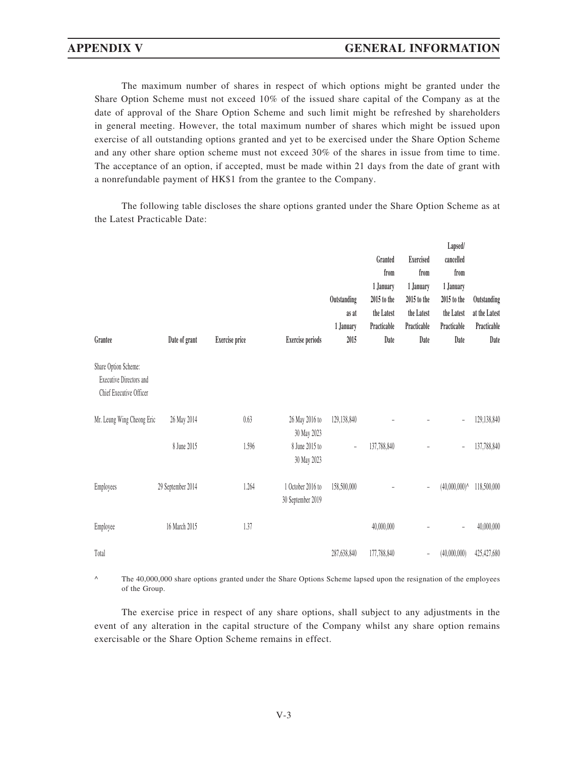The maximum number of shares in respect of which options might be granted under the Share Option Scheme must not exceed 10% of the issued share capital of the Company as at the date of approval of the Share Option Scheme and such limit might be refreshed by shareholders in general meeting. However, the total maximum number of shares which might be issued upon exercise of all outstanding options granted and yet to be exercised under the Share Option Scheme and any other share option scheme must not exceed 30% of the shares in issue from time to time. The acceptance of an option, if accepted, must be made within 21 days from the date of grant with a nonrefundable payment of HK$1 from the grantee to the Company.

The following table discloses the share options granted under the Share Option Scheme as at the Latest Practicable Date:

| Grantee | Date of grant | Exercise price | Exercise periods | Outstanding as at 1 January 2015 | Granted from 1 January 2015 to the Latest Practicable Date | Exercised from 1 January 2015 to the Latest Practicable Date | Lapsed/ cancelled from 1 January 2015 to the Latest Practicable Date | Outstanding at the Latest Practicable Date |
|---|---|---|---|---|---|---|---|---|
| Share Option Scheme: Executive Directors and Chief Executive Officer | | | | | | | | |
| Mr. Leung Wing Cheong Eric | 26 May 2014 | 0.63 | 26 May 2016 to 30 May 2023 | 129,138,840 | – | – | – | 129,138,840 |
| | 8 June 2015 | 1.596 | 8 June 2015 to 30 May 2023 | – | 137,788,840 | – | – | 137,788,840 |
| Employees | 29 September 2014 | 1.264 | 1 October 2016 to 30 September 2019 | 158,500,000 | – | – | (40,000,000)^ | 118,500,000 |
| Employee | 16 March 2015 | 1.37 | | | 40,000,000 | – | – | 40,000,000 |
| Total | | | | 287,638,840 | 177,788,840 | – | (40,000,000) | 425,427,680 |

^ The 40,000,000 share options granted under the Share Options Scheme lapsed upon the resignation of the employees of the Group.

The exercise price in respect of any share options, shall subject to any adjustments in the event of any alteration in the capital structure of the Company whilst any share option remains exercisable or the Share Option Scheme remains in effect.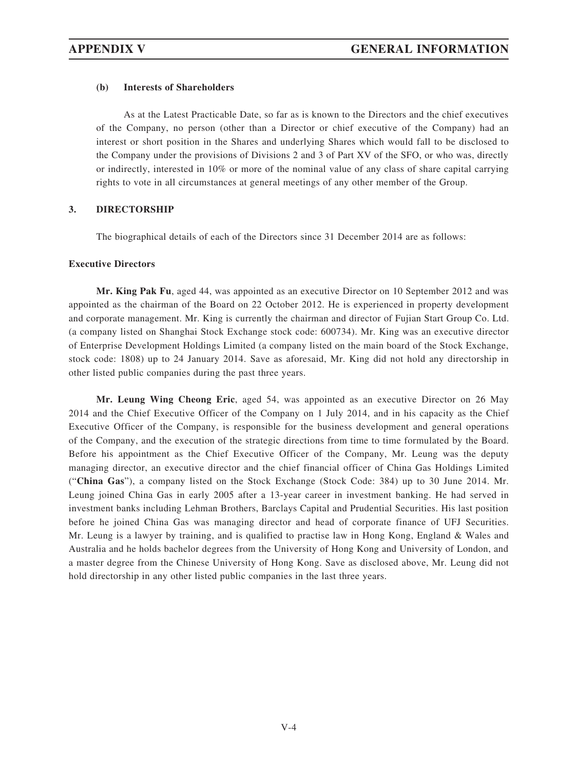#### (b) Interests of Shareholders

As at the Latest Practicable Date, so far as is known to the Directors and the chief executives of the Company, no person (other than a Director or chief executive of the Company) had an interest or short position in the Shares and underlying Shares which would fall to be disclosed to the Company under the provisions of Divisions 2 and 3 of Part XV of the SFO, or who was, directly or indirectly, interested in 10% or more of the nominal value of any class of share capital carrying rights to vote in all circumstances at general meetings of any other member of the Group.

### 3. DIRECTORSHIP

The biographical details of each of the Directors since 31 December 2014 are as follows:

**Executive Directors**

**Mr. King Pak Fu**, aged 44, was appointed as an executive Director on 10 September 2012 and was appointed as the chairman of the Board on 22 October 2012. He is experienced in property development and corporate management. Mr. King is currently the chairman and director of Fujian Start Group Co. Ltd. (a company listed on Shanghai Stock Exchange stock code: 600734). Mr. King was an executive director of Enterprise Development Holdings Limited (a company listed on the main board of the Stock Exchange, stock code: 1808) up to 24 January 2014. Save as aforesaid, Mr. King did not hold any directorship in other listed public companies during the past three years.

**Mr. Leung Wing Cheong Eric**, aged 54, was appointed as an executive Director on 26 May 2014 and the Chief Executive Officer of the Company on 1 July 2014, and in his capacity as the Chief Executive Officer of the Company, is responsible for the business development and general operations of the Company, and the execution of the strategic directions from time to time formulated by the Board. Before his appointment as the Chief Executive Officer of the Company, Mr. Leung was the deputy managing director, an executive director and the chief financial officer of China Gas Holdings Limited ("**China Gas**"), a company listed on the Stock Exchange (Stock Code: 384) up to 30 June 2014. Mr. Leung joined China Gas in early 2005 after a 13-year career in investment banking. He had served in investment banks including Lehman Brothers, Barclays Capital and Prudential Securities. His last position before he joined China Gas was managing director and head of corporate finance of UFJ Securities. Mr. Leung is a lawyer by training, and is qualified to practise law in Hong Kong, England & Wales and Australia and he holds bachelor degrees from the University of Hong Kong and University of London, and a master degree from the Chinese University of Hong Kong. Save as disclosed above, Mr. Leung did not hold directorship in any other listed public companies in the last three years.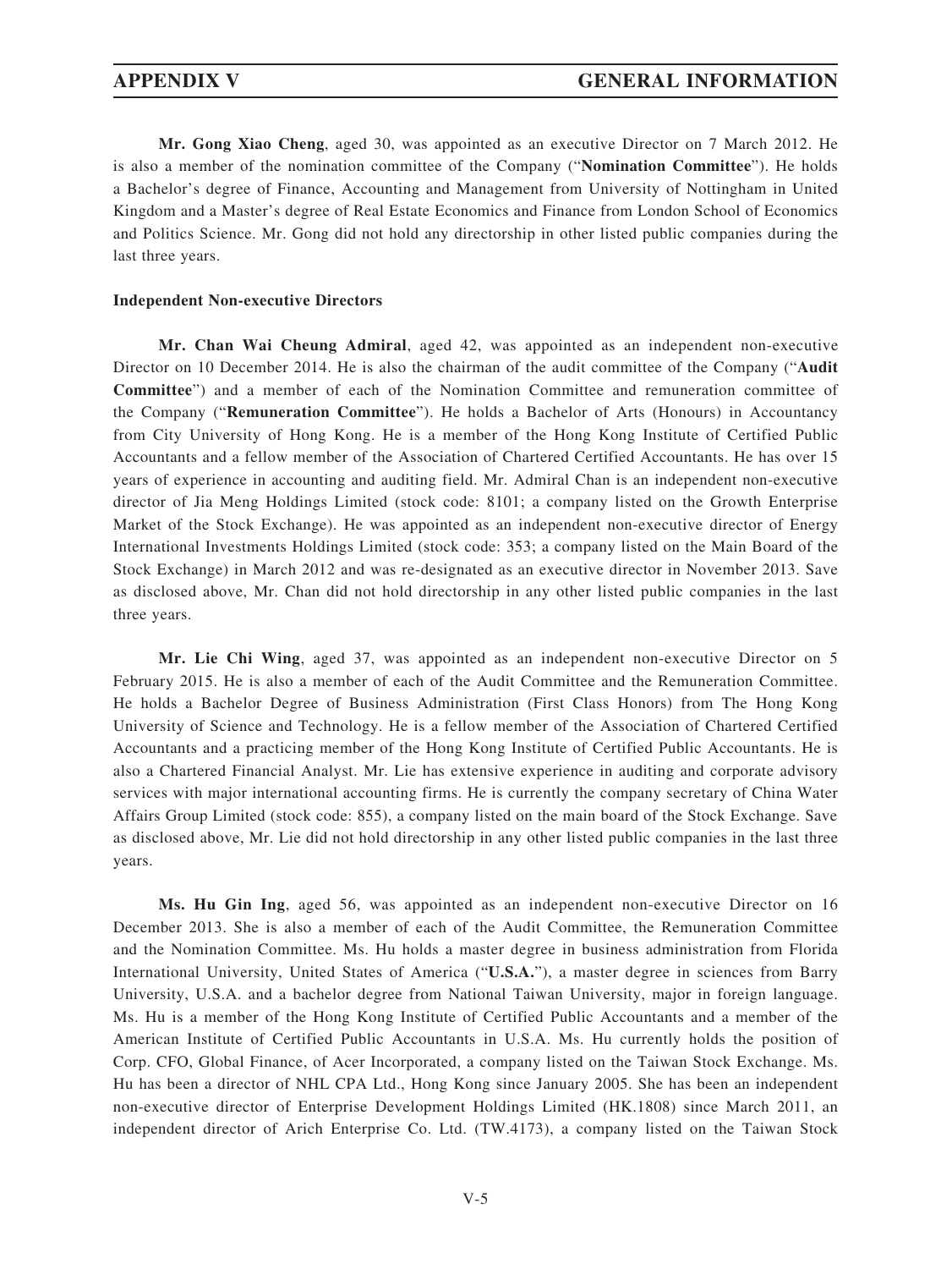**Mr. Gong Xiao Cheng**, aged 30, was appointed as an executive Director on 7 March 2012. He is also a member of the nomination committee of the Company ("**Nomination Committee**"). He holds a Bachelor's degree of Finance, Accounting and Management from University of Nottingham in United Kingdom and a Master's degree of Real Estate Economics and Finance from London School of Economics and Politics Science. Mr. Gong did not hold any directorship in other listed public companies during the last three years.

**Independent Non-executive Directors**

**Mr. Chan Wai Cheung Admiral**, aged 42, was appointed as an independent non-executive Director on 10 December 2014. He is also the chairman of the audit committee of the Company ("**Audit Committee**") and a member of each of the Nomination Committee and remuneration committee of the Company ("**Remuneration Committee**"). He holds a Bachelor of Arts (Honours) in Accountancy from City University of Hong Kong. He is a member of the Hong Kong Institute of Certified Public Accountants and a fellow member of the Association of Chartered Certified Accountants. He has over 15 years of experience in accounting and auditing field. Mr. Admiral Chan is an independent non-executive director of Jia Meng Holdings Limited (stock code: 8101; a company listed on the Growth Enterprise Market of the Stock Exchange). He was appointed as an independent non-executive director of Energy International Investments Holdings Limited (stock code: 353; a company listed on the Main Board of the Stock Exchange) in March 2012 and was re-designated as an executive director in November 2013. Save as disclosed above, Mr. Chan did not hold directorship in any other listed public companies in the last three years.

**Mr. Lie Chi Wing**, aged 37, was appointed as an independent non-executive Director on 5 February 2015. He is also a member of each of the Audit Committee and the Remuneration Committee. He holds a Bachelor Degree of Business Administration (First Class Honors) from The Hong Kong University of Science and Technology. He is a fellow member of the Association of Chartered Certified Accountants and a practicing member of the Hong Kong Institute of Certified Public Accountants. He is also a Chartered Financial Analyst. Mr. Lie has extensive experience in auditing and corporate advisory services with major international accounting firms. He is currently the company secretary of China Water Affairs Group Limited (stock code: 855), a company listed on the main board of the Stock Exchange. Save as disclosed above, Mr. Lie did not hold directorship in any other listed public companies in the last three years.

**Ms. Hu Gin Ing**, aged 56, was appointed as an independent non-executive Director on 16 December 2013. She is also a member of each of the Audit Committee, the Remuneration Committee and the Nomination Committee. Ms. Hu holds a master degree in business administration from Florida International University, United States of America ("**U.S.A.**"), a master degree in sciences from Barry University, U.S.A. and a bachelor degree from National Taiwan University, major in foreign language. Ms. Hu is a member of the Hong Kong Institute of Certified Public Accountants and a member of the American Institute of Certified Public Accountants in U.S.A. Ms. Hu currently holds the position of Corp. CFO, Global Finance, of Acer Incorporated, a company listed on the Taiwan Stock Exchange. Ms. Hu has been a director of NHL CPA Ltd., Hong Kong since January 2005. She has been an independent non-executive director of Enterprise Development Holdings Limited (HK.1808) since March 2011, an independent director of Arich Enterprise Co. Ltd. (TW.4173), a company listed on the Taiwan Stock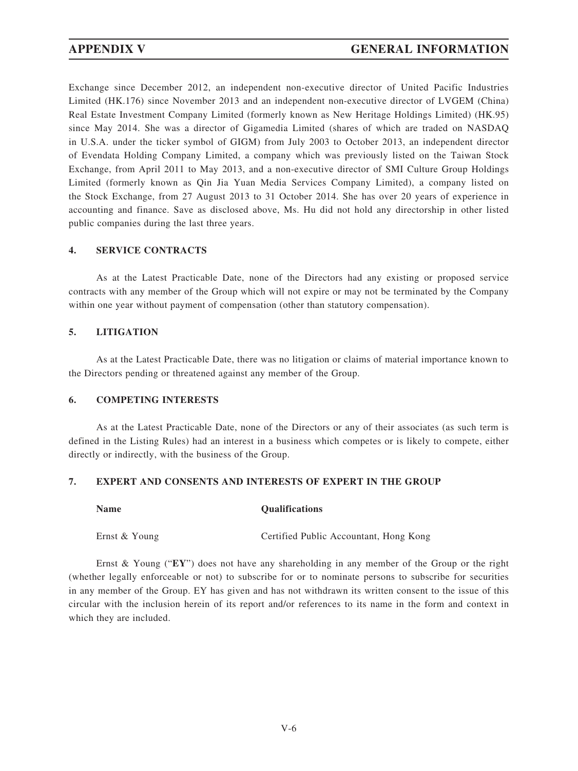Exchange since December 2012, an independent non-executive director of United Pacific Industries Limited (HK.176) since November 2013 and an independent non-executive director of LVGEM (China) Real Estate Investment Company Limited (formerly known as New Heritage Holdings Limited) (HK.95) since May 2014. She was a director of Gigamedia Limited (shares of which are traded on NASDAQ in U.S.A. under the ticker symbol of GIGM) from July 2003 to October 2013, an independent director of Evendata Holding Company Limited, a company which was previously listed on the Taiwan Stock Exchange, from April 2011 to May 2013, and a non-executive director of SMI Culture Group Holdings Limited (formerly known as Qin Jia Yuan Media Services Company Limited), a company listed on the Stock Exchange, from 27 August 2013 to 31 October 2014. She has over 20 years of experience in accounting and finance. Save as disclosed above, Ms. Hu did not hold any directorship in other listed public companies during the last three years.

## 4. SERVICE CONTRACTS

As at the Latest Practicable Date, none of the Directors had any existing or proposed service contracts with any member of the Group which will not expire or may not be terminated by the Company within one year without payment of compensation (other than statutory compensation).

## 5. LITIGATION

As at the Latest Practicable Date, there was no litigation or claims of material importance known to the Directors pending or threatened against any member of the Group.

## 6. COMPETING INTERESTS

As at the Latest Practicable Date, none of the Directors or any of their associates (as such term is defined in the Listing Rules) had an interest in a business which competes or is likely to compete, either directly or indirectly, with the business of the Group.

## 7. EXPERT AND CONSENTS AND INTERESTS OF EXPERT IN THE GROUP

| Name | Qualifications |
|---|---|
| Ernst & Young | Certified Public Accountant, Hong Kong |

Ernst & Young ("**EY**") does not have any shareholding in any member of the Group or the right (whether legally enforceable or not) to subscribe for or to nominate persons to subscribe for securities in any member of the Group. EY has given and has not withdrawn its written consent to the issue of this circular with the inclusion herein of its report and/or references to its name in the form and context in which they are included.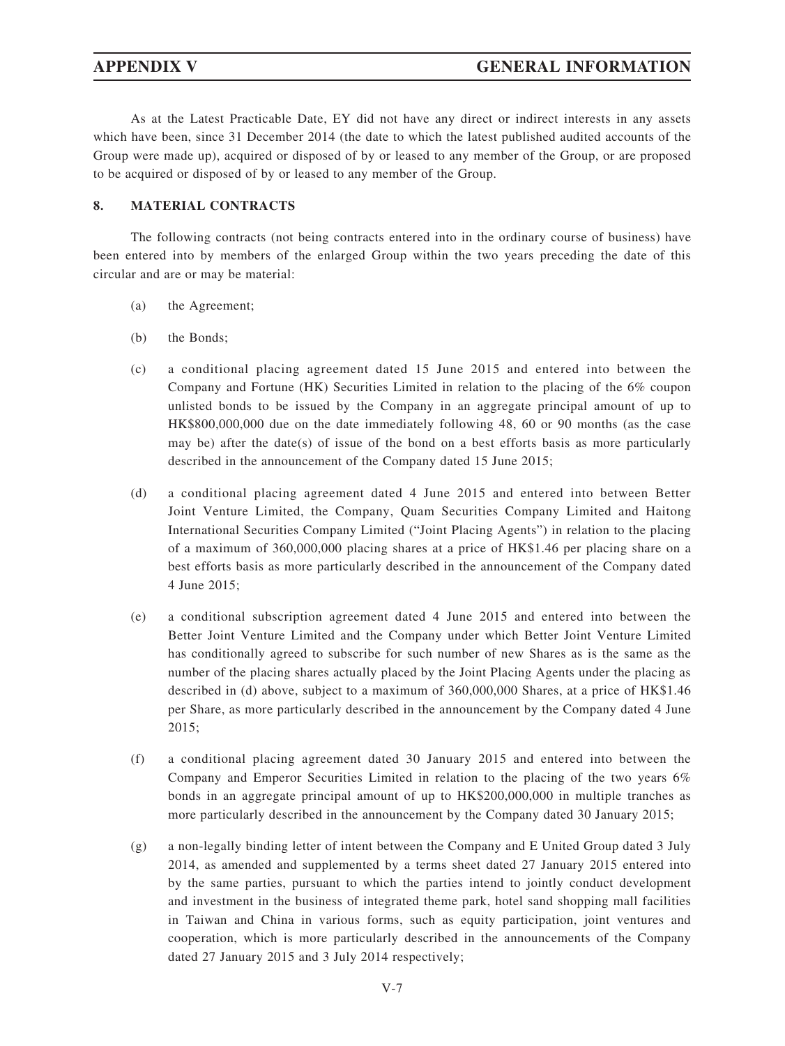As at the Latest Practicable Date, EY did not have any direct or indirect interests in any assets which have been, since 31 December 2014 (the date to which the latest published audited accounts of the Group were made up), acquired or disposed of by or leased to any member of the Group, or are proposed to be acquired or disposed of by or leased to any member of the Group.

## 8. MATERIAL CONTRACTS

The following contracts (not being contracts entered into in the ordinary course of business) have been entered into by members of the enlarged Group within the two years preceding the date of this circular and are or may be material:

(a) the Agreement;

(b) the Bonds;

(c) a conditional placing agreement dated 15 June 2015 and entered into between the Company and Fortune (HK) Securities Limited in relation to the placing of the 6% coupon unlisted bonds to be issued by the Company in an aggregate principal amount of up to HK$800,000,000 due on the date immediately following 48, 60 or 90 months (as the case may be) after the date(s) of issue of the bond on a best efforts basis as more particularly described in the announcement of the Company dated 15 June 2015;

(d) a conditional placing agreement dated 4 June 2015 and entered into between Better Joint Venture Limited, the Company, Quam Securities Company Limited and Haitong International Securities Company Limited ("Joint Placing Agents") in relation to the placing of a maximum of 360,000,000 placing shares at a price of HK$1.46 per placing share on a best efforts basis as more particularly described in the announcement of the Company dated 4 June 2015;

(e) a conditional subscription agreement dated 4 June 2015 and entered into between the Better Joint Venture Limited and the Company under which Better Joint Venture Limited has conditionally agreed to subscribe for such number of new Shares as is the same as the number of the placing shares actually placed by the Joint Placing Agents under the placing as described in (d) above, subject to a maximum of 360,000,000 Shares, at a price of HK$1.46 per Share, as more particularly described in the announcement by the Company dated 4 June 2015;

(f) a conditional placing agreement dated 30 January 2015 and entered into between the Company and Emperor Securities Limited in relation to the placing of the two years 6% bonds in an aggregate principal amount of up to HK$200,000,000 in multiple tranches as more particularly described in the announcement by the Company dated 30 January 2015;

(g) a non-legally binding letter of intent between the Company and E United Group dated 3 July 2014, as amended and supplemented by a terms sheet dated 27 January 2015 entered into by the same parties, pursuant to which the parties intend to jointly conduct development and investment in the business of integrated theme park, hotel sand shopping mall facilities in Taiwan and China in various forms, such as equity participation, joint ventures and cooperation, which is more particularly described in the announcements of the Company dated 27 January 2015 and 3 July 2014 respectively;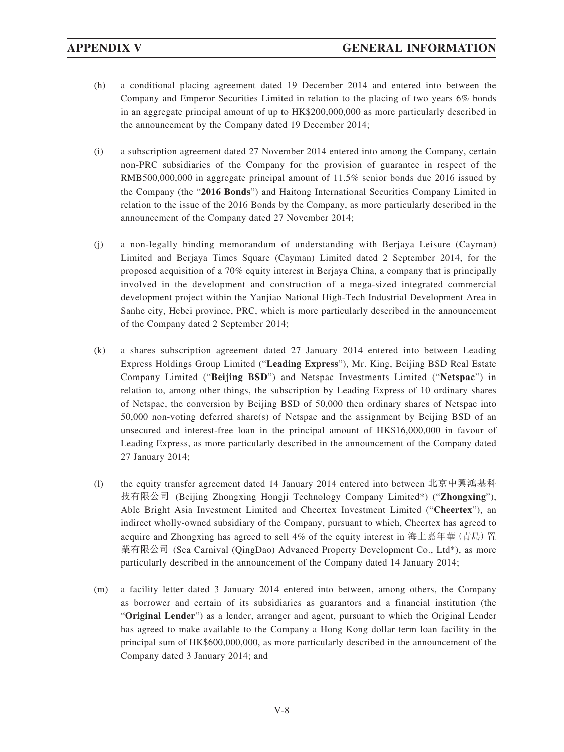(h) a conditional placing agreement dated 19 December 2014 and entered into between the Company and Emperor Securities Limited in relation to the placing of two years 6% bonds in an aggregate principal amount of up to HK$200,000,000 as more particularly described in the announcement by the Company dated 19 December 2014;

(i) a subscription agreement dated 27 November 2014 entered into among the Company, certain non-PRC subsidiaries of the Company for the provision of guarantee in respect of the RMB500,000,000 in aggregate principal amount of 11.5% senior bonds due 2016 issued by the Company (the "**2016 Bonds**") and Haitong International Securities Company Limited in relation to the issue of the 2016 Bonds by the Company, as more particularly described in the announcement of the Company dated 27 November 2014;

(j) a non-legally binding memorandum of understanding with Berjaya Leisure (Cayman) Limited and Berjaya Times Square (Cayman) Limited dated 2 September 2014, for the proposed acquisition of a 70% equity interest in Berjaya China, a company that is principally involved in the development and construction of a mega-sized integrated commercial development project within the Yanjiao National High-Tech Industrial Development Area in Sanhe city, Hebei province, PRC, which is more particularly described in the announcement of the Company dated 2 September 2014;

(k) a shares subscription agreement dated 27 January 2014 entered into between Leading Express Holdings Group Limited ("**Leading Express**"), Mr. King, Beijing BSD Real Estate Company Limited ("**Beijing BSD**") and Netspac Investments Limited ("**Netspac**") in relation to, among other things, the subscription by Leading Express of 10 ordinary shares of Netspac, the conversion by Beijing BSD of 50,000 then ordinary shares of Netspac into 50,000 non-voting deferred share(s) of Netspac and the assignment by Beijing BSD of an unsecured and interest-free loan in the principal amount of HK$16,000,000 in favour of Leading Express, as more particularly described in the announcement of the Company dated 27 January 2014;

(l) the equity transfer agreement dated 14 January 2014 entered into between 北京中興鴻基科技有限公司 (Beijing Zhongxing Hongji Technology Company Limited*) ("**Zhongxing**"), Able Bright Asia Investment Limited and Cheertex Investment Limited ("**Cheertex**"), an indirect wholly-owned subsidiary of the Company, pursuant to which, Cheertex has agreed to acquire and Zhongxing has agreed to sell 4% of the equity interest in 海上嘉年華(青島)置業有限公司 (Sea Carnival (QingDao) Advanced Property Development Co., Ltd*), as more particularly described in the announcement of the Company dated 14 January 2014;

(m) a facility letter dated 3 January 2014 entered into between, among others, the Company as borrower and certain of its subsidiaries as guarantors and a financial institution (the "**Original Lender**") as a lender, arranger and agent, pursuant to which the Original Lender has agreed to make available to the Company a Hong Kong dollar term loan facility in the principal sum of HK$600,000,000, as more particularly described in the announcement of the Company dated 3 January 2014; and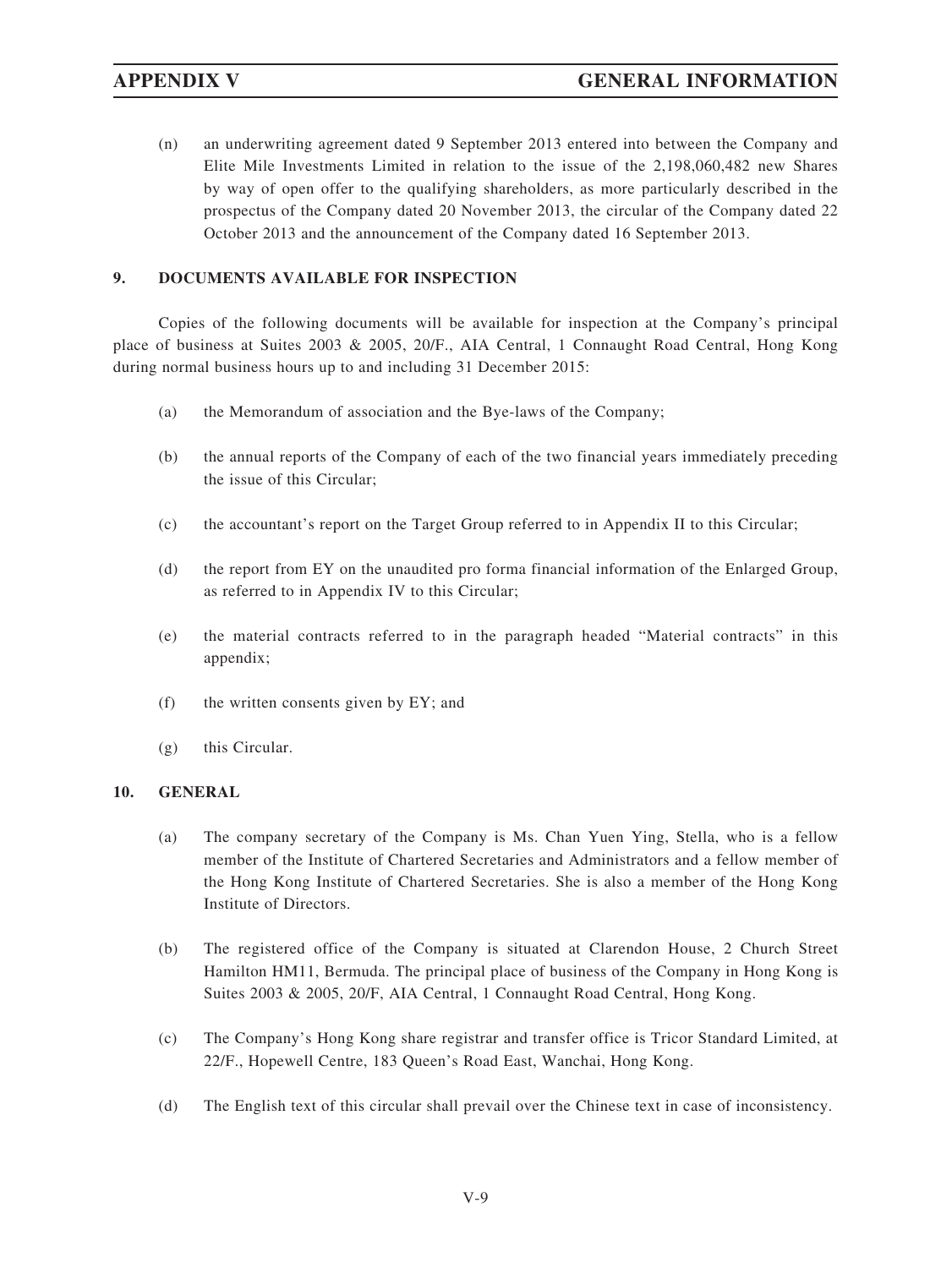(n) an underwriting agreement dated 9 September 2013 entered into between the Company and Elite Mile Investments Limited in relation to the issue of the 2,198,060,482 new Shares by way of open offer to the qualifying shareholders, as more particularly described in the prospectus of the Company dated 20 November 2013, the circular of the Company dated 22 October 2013 and the announcement of the Company dated 16 September 2013.

## 9. DOCUMENTS AVAILABLE FOR INSPECTION

Copies of the following documents will be available for inspection at the Company's principal place of business at Suites 2003 & 2005, 20/F., AIA Central, 1 Connaught Road Central, Hong Kong during normal business hours up to and including 31 December 2015:

(a) the Memorandum of association and the Bye-laws of the Company;

(b) the annual reports of the Company of each of the two financial years immediately preceding the issue of this Circular;

(c) the accountant's report on the Target Group referred to in Appendix II to this Circular;

(d) the report from EY on the unaudited pro forma financial information of the Enlarged Group, as referred to in Appendix IV to this Circular;

(e) the material contracts referred to in the paragraph headed "Material contracts" in this appendix;

(f) the written consents given by EY; and

(g) this Circular.

## 10. GENERAL

(a) The company secretary of the Company is Ms. Chan Yuen Ying, Stella, who is a fellow member of the Institute of Chartered Secretaries and Administrators and a fellow member of the Hong Kong Institute of Chartered Secretaries. She is also a member of the Hong Kong Institute of Directors.

(b) The registered office of the Company is situated at Clarendon House, 2 Church Street Hamilton HM11, Bermuda. The principal place of business of the Company in Hong Kong is Suites 2003 & 2005, 20/F, AIA Central, 1 Connaught Road Central, Hong Kong.

(c) The Company's Hong Kong share registrar and transfer office is Tricor Standard Limited, at 22/F., Hopewell Centre, 183 Queen's Road East, Wanchai, Hong Kong.

(d) The English text of this circular shall prevail over the Chinese text in case of inconsistency.